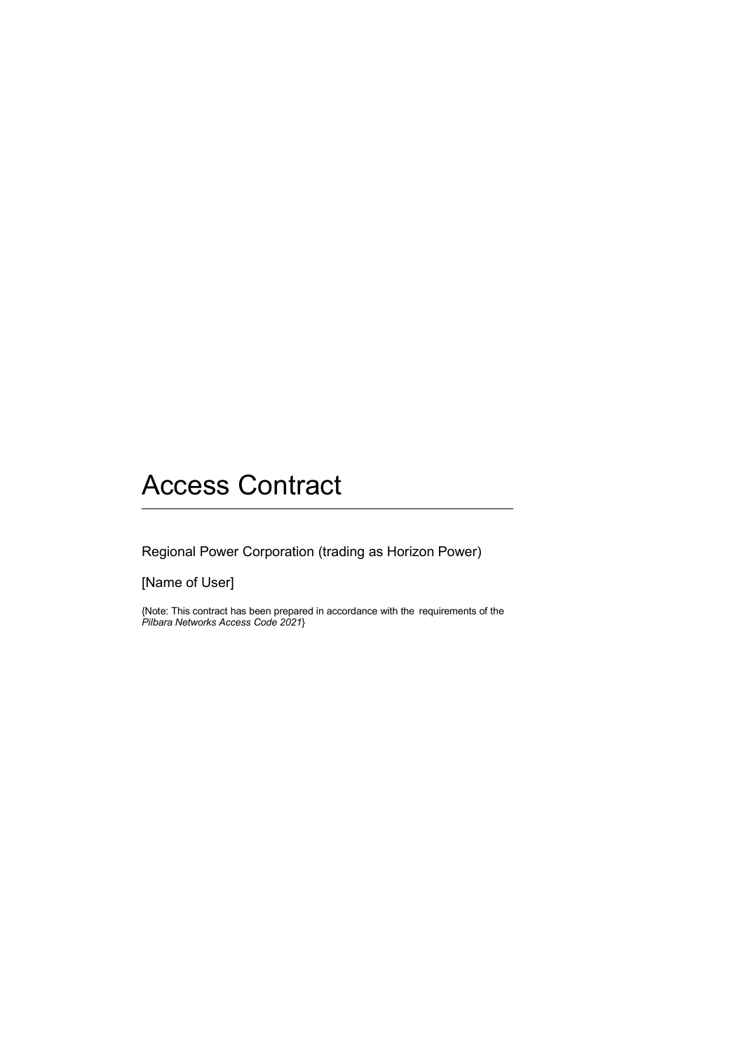# Access Contract

---

Regional Power Corporation (trading as Horizon Power)

[Name of User]

{Note: This contract has been prepared in accordance with the requirements of the *Pilbara Networks Access Code 2021*}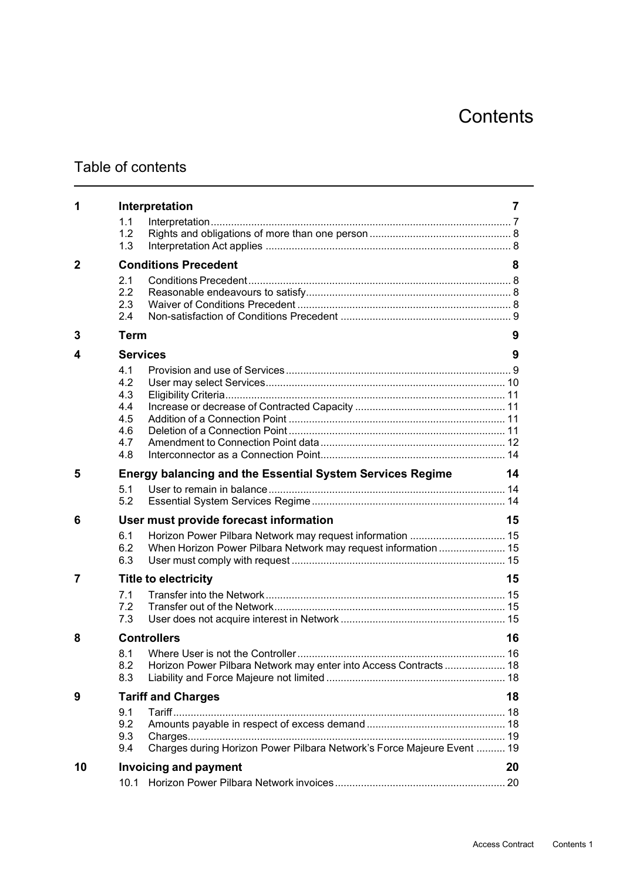# Contents

## Table of contents

| | | | |
|---|---|---|---|
| **1** | **Interpretation** | | **7** |
| | 1.1 | Interpretation | 7 |
| | 1.2 | Rights and obligations of more than one person | 8 |
| | 1.3 | Interpretation Act applies | 8 |
| **2** | **Conditions Precedent** | | **8** |
| | 2.1 | Conditions Precedent | 8 |
| | 2.2 | Reasonable endeavours to satisfy | 8 |
| | 2.3 | Waiver of Conditions Precedent | 8 |
| | 2.4 | Non-satisfaction of Conditions Precedent | 9 |
| **3** | **Term** | | **9** |
| **4** | **Services** | | **9** |
| | 4.1 | Provision and use of Services | 9 |
| | 4.2 | User may select Services | 10 |
| | 4.3 | Eligibility Criteria | 11 |
| | 4.4 | Increase or decrease of Contracted Capacity | 11 |
| | 4.5 | Addition of a Connection Point | 11 |
| | 4.6 | Deletion of a Connection Point | 11 |
| | 4.7 | Amendment to Connection Point data | 12 |
| | 4.8 | Interconnector as a Connection Point | 14 |
| **5** | **Energy balancing and the Essential System Services Regime** | | **14** |
| | 5.1 | User to remain in balance | 14 |
| | 5.2 | Essential System Services Regime | 14 |
| **6** | **User must provide forecast information** | | **15** |
| | 6.1 | Horizon Power Pilbara Network may request information | 15 |
| | 6.2 | When Horizon Power Pilbara Network may request information | 15 |
| | 6.3 | User must comply with request | 15 |
| **7** | **Title to electricity** | | **15** |
| | 7.1 | Transfer into the Network | 15 |
| | 7.2 | Transfer out of the Network | 15 |
| | 7.3 | User does not acquire interest in Network | 15 |
| **8** | **Controllers** | | **16** |
| | 8.1 | Where User is not the Controller | 16 |
| | 8.2 | Horizon Power Pilbara Network may enter into Access Contracts | 18 |
| | 8.3 | Liability and Force Majeure not limited | 18 |
| **9** | **Tariff and Charges** | | **18** |
| | 9.1 | Tariff | 18 |
| | 9.2 | Amounts payable in respect of excess demand | 18 |
| | 9.3 | Charges | 19 |
| | 9.4 | Charges during Horizon Power Pilbara Network's Force Majeure Event | 19 |
| **10** | **Invoicing and payment** | | **20** |
| | 10.1 | Horizon Power Pilbara Network invoices | 20 |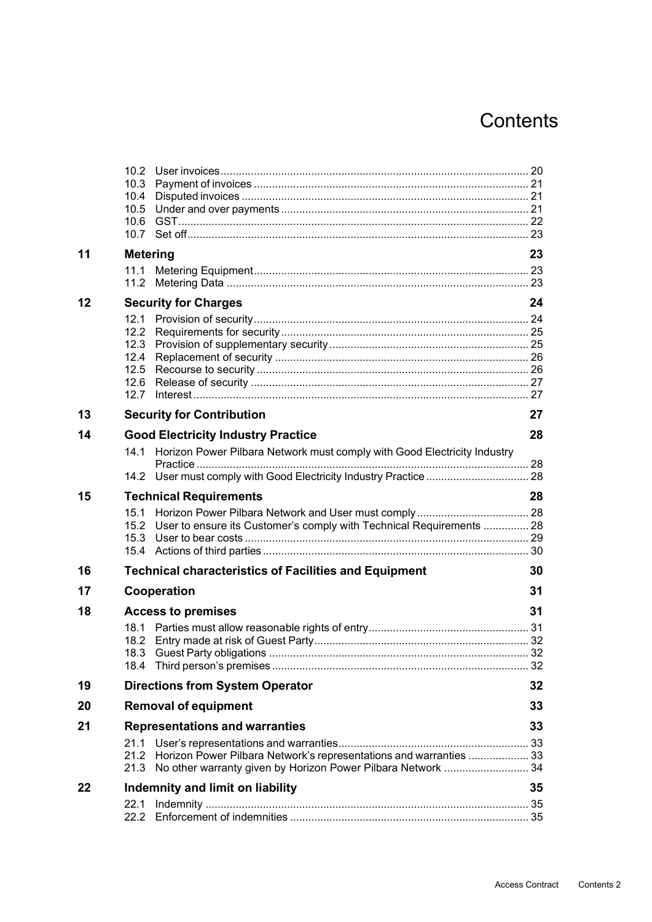# Contents

| | | |
|---|---|---|
| | 10.2 User invoices | 20 |
| | 10.3 Payment of invoices | 21 |
| | 10.4 Disputed invoices | 21 |
| | 10.5 Under and over payments | 21 |
| | 10.6 GST | 22 |
| | 10.7 Set off | 23 |
| **11** | **Metering** | **23** |
| | 11.1 Metering Equipment | 23 |
| | 11.2 Metering Data | 23 |
| **12** | **Security for Charges** | **24** |
| | 12.1 Provision of security | 24 |
| | 12.2 Requirements for security | 25 |
| | 12.3 Provision of supplementary security | 25 |
| | 12.4 Replacement of security | 26 |
| | 12.5 Recourse to security | 26 |
| | 12.6 Release of security | 27 |
| | 12.7 Interest | 27 |
| **13** | **Security for Contribution** | **27** |
| **14** | **Good Electricity Industry Practice** | **28** |
| | 14.1 Horizon Power Pilbara Network must comply with Good Electricity Industry Practice | 28 |
| | 14.2 User must comply with Good Electricity Industry Practice | 28 |
| **15** | **Technical Requirements** | **28** |
| | 15.1 Horizon Power Pilbara Network and User must comply | 28 |
| | 15.2 User to ensure its Customer's comply with Technical Requirements | 28 |
| | 15.3 User to bear costs | 29 |
| | 15.4 Actions of third parties | 30 |
| **16** | **Technical characteristics of Facilities and Equipment** | **30** |
| **17** | **Cooperation** | **31** |
| **18** | **Access to premises** | **31** |
| | 18.1 Parties must allow reasonable rights of entry | 31 |
| | 18.2 Entry made at risk of Guest Party | 32 |
| | 18.3 Guest Party obligations | 32 |
| | 18.4 Third person's premises | 32 |
| **19** | **Directions from System Operator** | **32** |
| **20** | **Removal of equipment** | **33** |
| **21** | **Representations and warranties** | **33** |
| | 21.1 User's representations and warranties | 33 |
| | 21.2 Horizon Power Pilbara Network's representations and warranties | 33 |
| | 21.3 No other warranty given by Horizon Power Pilbara Network | 34 |
| **22** | **Indemnity and limit on liability** | **35** |
| | 22.1 Indemnity | 35 |
| | 22.2 Enforcement of indemnities | 35 |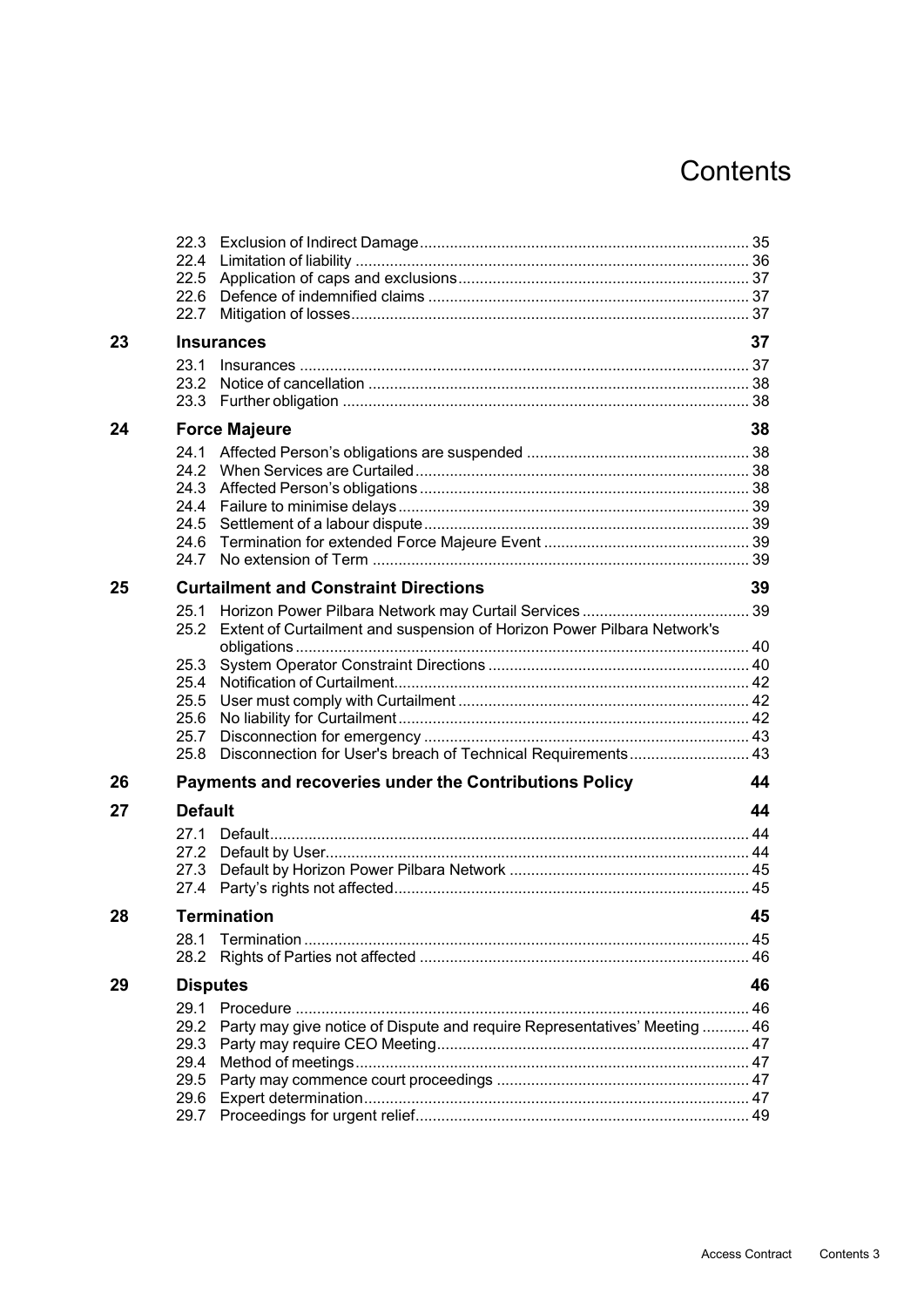# Contents

| | | |
|---|---|---|
| 22.3 | Exclusion of Indirect Damage | 35 |
| 22.4 | Limitation of liability | 36 |
| 22.5 | Application of caps and exclusions | 37 |
| 22.6 | Defence of indemnified claims | 37 |
| 22.7 | Mitigation of losses | 37 |
| **23** | **Insurances** | **37** |
| 23.1 | Insurances | 37 |
| 23.2 | Notice of cancellation | 38 |
| 23.3 | Further obligation | 38 |
| **24** | **Force Majeure** | **38** |
| 24.1 | Affected Person's obligations are suspended | 38 |
| 24.2 | When Services are Curtailed | 38 |
| 24.3 | Affected Person's obligations | 38 |
| 24.4 | Failure to minimise delays | 39 |
| 24.5 | Settlement of a labour dispute | 39 |
| 24.6 | Termination for extended Force Majeure Event | 39 |
| 24.7 | No extension of Term | 39 |
| **25** | **Curtailment and Constraint Directions** | **39** |
| 25.1 | Horizon Power Pilbara Network may Curtail Services | 39 |
| 25.2 | Extent of Curtailment and suspension of Horizon Power Pilbara Network's obligations | 40 |
| 25.3 | System Operator Constraint Directions | 40 |
| 25.4 | Notification of Curtailment | 42 |
| 25.5 | User must comply with Curtailment | 42 |
| 25.6 | No liability for Curtailment | 42 |
| 25.7 | Disconnection for emergency | 43 |
| 25.8 | Disconnection for User's breach of Technical Requirements | 43 |
| **26** | **Payments and recoveries under the Contributions Policy** | **44** |
| **27** | **Default** | **44** |
| 27.1 | Default | 44 |
| 27.2 | Default by User | 44 |
| 27.3 | Default by Horizon Power Pilbara Network | 45 |
| 27.4 | Party's rights not affected | 45 |
| **28** | **Termination** | **45** |
| 28.1 | Termination | 45 |
| 28.2 | Rights of Parties not affected | 46 |
| **29** | **Disputes** | **46** |
| 29.1 | Procedure | 46 |
| 29.2 | Party may give notice of Dispute and require Representatives' Meeting | 46 |
| 29.3 | Party may require CEO Meeting | 47 |
| 29.4 | Method of meetings | 47 |
| 29.5 | Party may commence court proceedings | 47 |
| 29.6 | Expert determination | 47 |
| 29.7 | Proceedings for urgent relief | 49 |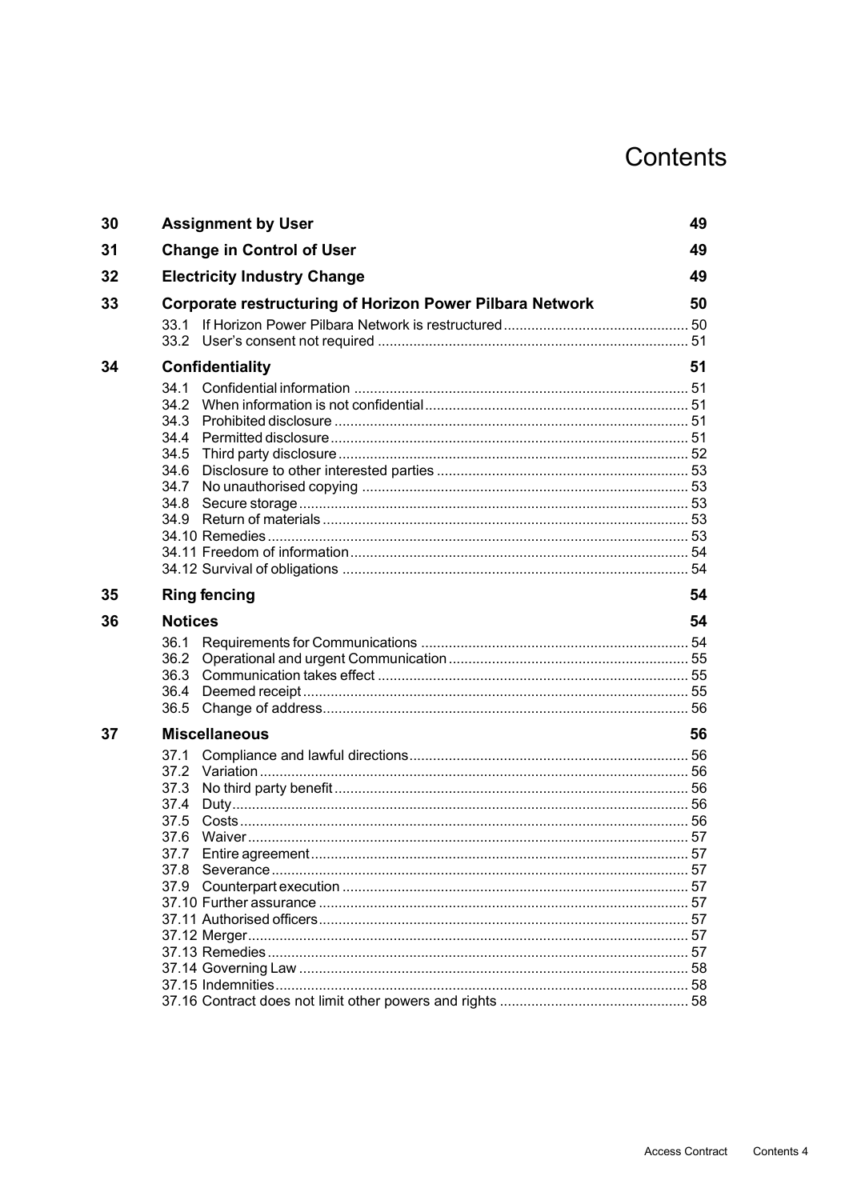# Contents

| | | |
|---|---|---|
| **30** | **Assignment by User** | **49** |
| **31** | **Change in Control of User** | **49** |
| **32** | **Electricity Industry Change** | **49** |
| **33** | **Corporate restructuring of Horizon Power Pilbara Network** | **50** |
| | 33.1 If Horizon Power Pilbara Network is restructured | 50 |
| | 33.2 User's consent not required | 51 |
| **34** | **Confidentiality** | **51** |
| | 34.1 Confidential information | 51 |
| | 34.2 When information is not confidential | 51 |
| | 34.3 Prohibited disclosure | 51 |
| | 34.4 Permitted disclosure | 51 |
| | 34.5 Third party disclosure | 52 |
| | 34.6 Disclosure to other interested parties | 53 |
| | 34.7 No unauthorised copying | 53 |
| | 34.8 Secure storage | 53 |
| | 34.9 Return of materials | 53 |
| | 34.10 Remedies | 53 |
| | 34.11 Freedom of information | 54 |
| | 34.12 Survival of obligations | 54 |
| **35** | **Ring fencing** | **54** |
| **36** | **Notices** | **54** |
| | 36.1 Requirements for Communications | 54 |
| | 36.2 Operational and urgent Communication | 55 |
| | 36.3 Communication takes effect | 55 |
| | 36.4 Deemed receipt | 55 |
| | 36.5 Change of address | 56 |
| **37** | **Miscellaneous** | **56** |
| | 37.1 Compliance and lawful directions | 56 |
| | 37.2 Variation | 56 |
| | 37.3 No third party benefit | 56 |
| | 37.4 Duty | 56 |
| | 37.5 Costs | 56 |
| | 37.6 Waiver | 57 |
| | 37.7 Entire agreement | 57 |
| | 37.8 Severance | 57 |
| | 37.9 Counterpart execution | 57 |
| | 37.10 Further assurance | 57 |
| | 37.11 Authorised officers | 57 |
| | 37.12 Merger | 57 |
| | 37.13 Remedies | 57 |
| | 37.14 Governing Law | 58 |
| | 37.15 Indemnities | 58 |
| | 37.16 Contract does not limit other powers and rights | 58 |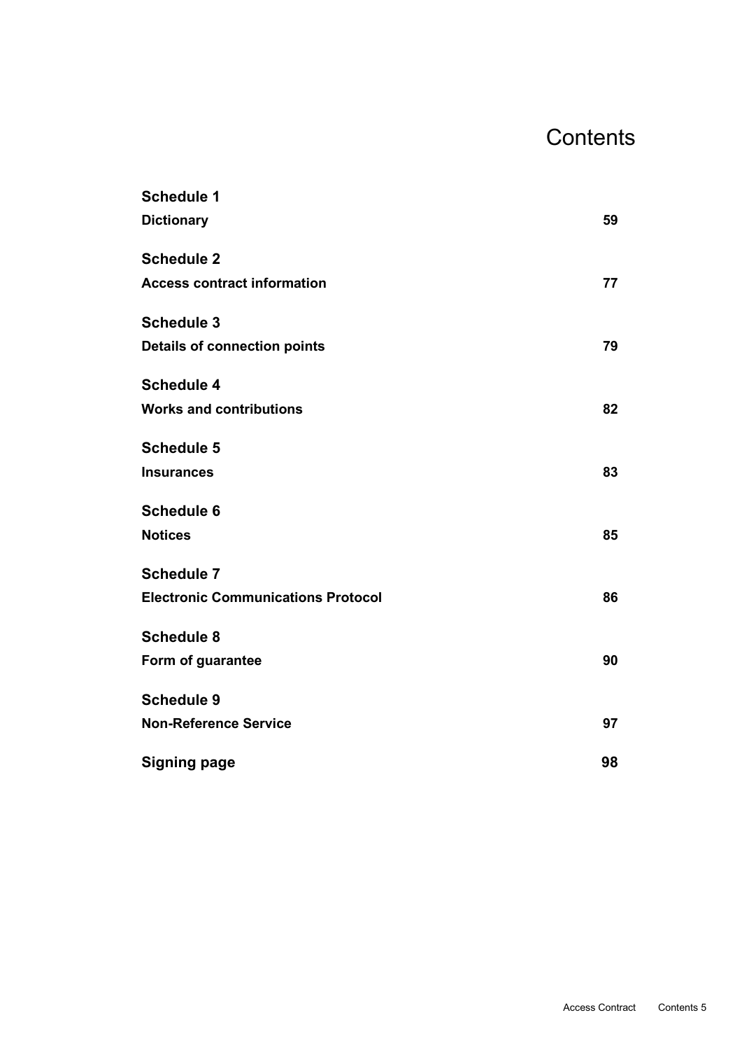# Contents

| | |
|---|---|
| **Schedule 1** | |
| **Dictionary** | **59** |
| **Schedule 2** | |
| **Access contract information** | **77** |
| **Schedule 3** | |
| **Details of connection points** | **79** |
| **Schedule 4** | |
| **Works and contributions** | **82** |
| **Schedule 5** | |
| **Insurances** | **83** |
| **Schedule 6** | |
| **Notices** | **85** |
| **Schedule 7** | |
| **Electronic Communications Protocol** | **86** |
| **Schedule 8** | |
| **Form of guarantee** | **90** |
| **Schedule 9** | |
| **Non-Reference Service** | **97** |
| **Signing page** | **98** |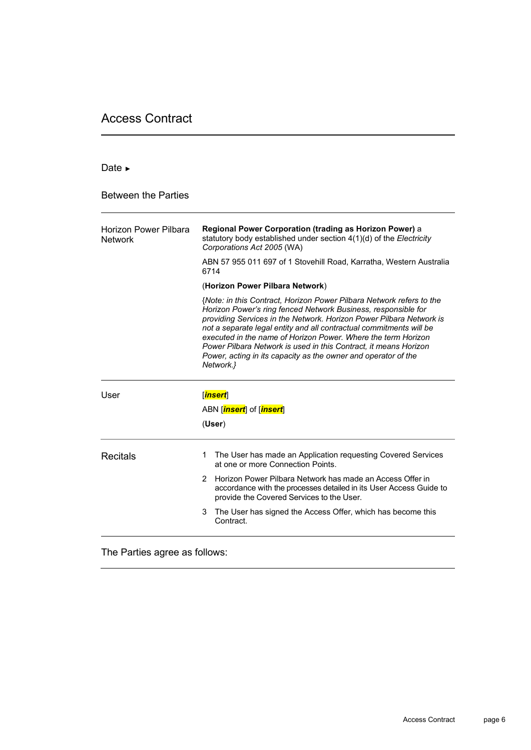# Access Contract

Date ►

Between the Parties

| | |
|---|---|
| Horizon Power Pilbara Network | **Regional Power Corporation (trading as Horizon Power)** a statutory body established under section 4(1)(d) of the *Electricity Corporations Act 2005* (WA)<br><br>ABN 57 955 011 697 of 1 Stovehill Road, Karratha, Western Australia 6714<br><br>(**Horizon Power Pilbara Network**)<br><br>{*Note: in this Contract, Horizon Power Pilbara Network refers to the Horizon Power's ring fenced Network Business, responsible for providing Services in the Network. Horizon Power Pilbara Network is not a separate legal entity and all contractual commitments will be executed in the name of Horizon Power. Where the term Horizon Power Pilbara Network is used in this Contract, it means Horizon Power, acting in its capacity as the owner and operator of the Network.*} |
| User | [***insert***]<br><br>ABN [***insert***] of [***insert***]<br><br>(**User**) |
| Recitals | 1 The User has made an Application requesting Covered Services at one or more Connection Points.<br><br>2 Horizon Power Pilbara Network has made an Access Offer in accordance with the processes detailed in its User Access Guide to provide the Covered Services to the User.<br><br>3 The User has signed the Access Offer, which has become this Contract. |

The Parties agree as follows: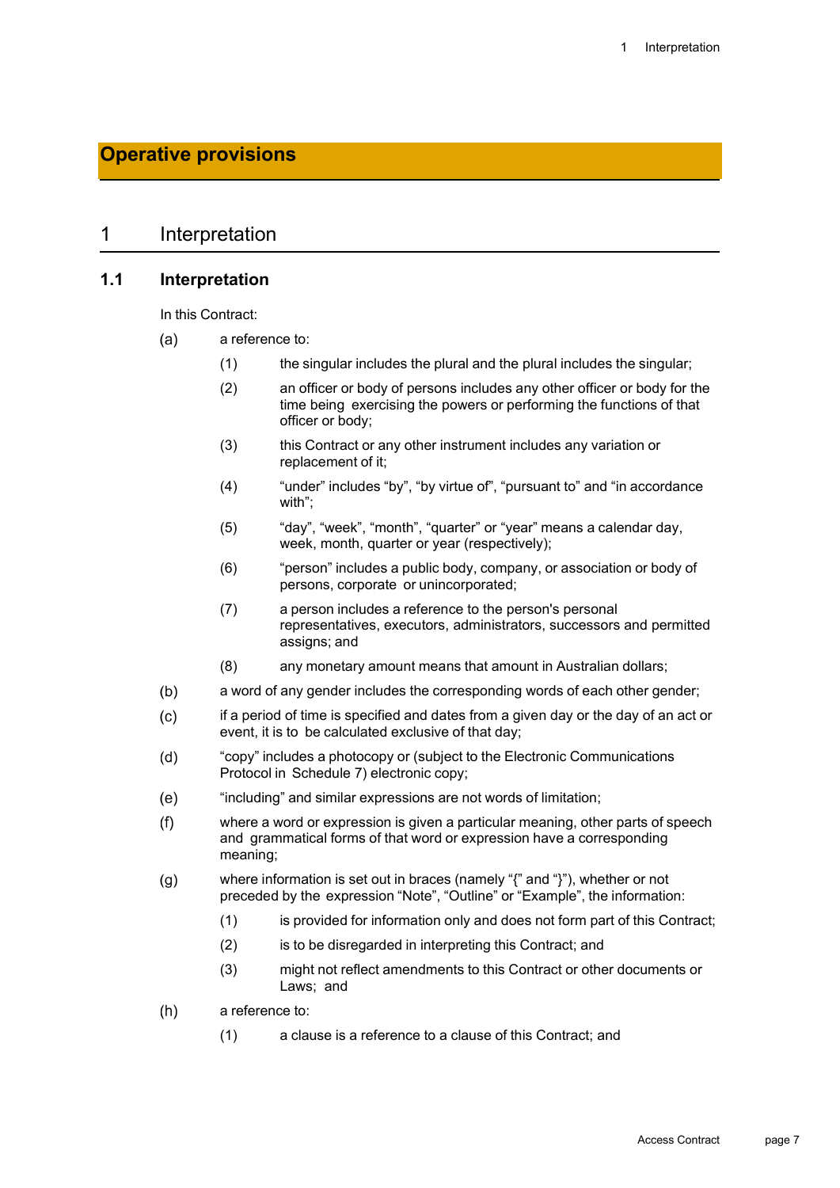# Operative provisions

## 1 Interpretation

### 1.1 Interpretation

In this Contract:

(a) a reference to:

  (1) the singular includes the plural and the plural includes the singular;

  (2) an officer or body of persons includes any other officer or body for the time being exercising the powers or performing the functions of that officer or body;

  (3) this Contract or any other instrument includes any variation or replacement of it;

  (4) "under" includes "by", "by virtue of", "pursuant to" and "in accordance with";

  (5) "day", "week", "month", "quarter" or "year" means a calendar day, week, month, quarter or year (respectively);

  (6) "person" includes a public body, company, or association or body of persons, corporate or unincorporated;

  (7) a person includes a reference to the person's personal representatives, executors, administrators, successors and permitted assigns; and

  (8) any monetary amount means that amount in Australian dollars;

(b) a word of any gender includes the corresponding words of each other gender;

(c) if a period of time is specified and dates from a given day or the day of an act or event, it is to be calculated exclusive of that day;

(d) "copy" includes a photocopy or (subject to the Electronic Communications Protocol in Schedule 7) electronic copy;

(e) "including" and similar expressions are not words of limitation;

(f) where a word or expression is given a particular meaning, other parts of speech and grammatical forms of that word or expression have a corresponding meaning;

(g) where information is set out in braces (namely "{" and "}"), whether or not preceded by the expression "Note", "Outline" or "Example", the information:

  (1) is provided for information only and does not form part of this Contract;

  (2) is to be disregarded in interpreting this Contract; and

  (3) might not reflect amendments to this Contract or other documents or Laws; and

(h) a reference to:

  (1) a clause is a reference to a clause of this Contract; and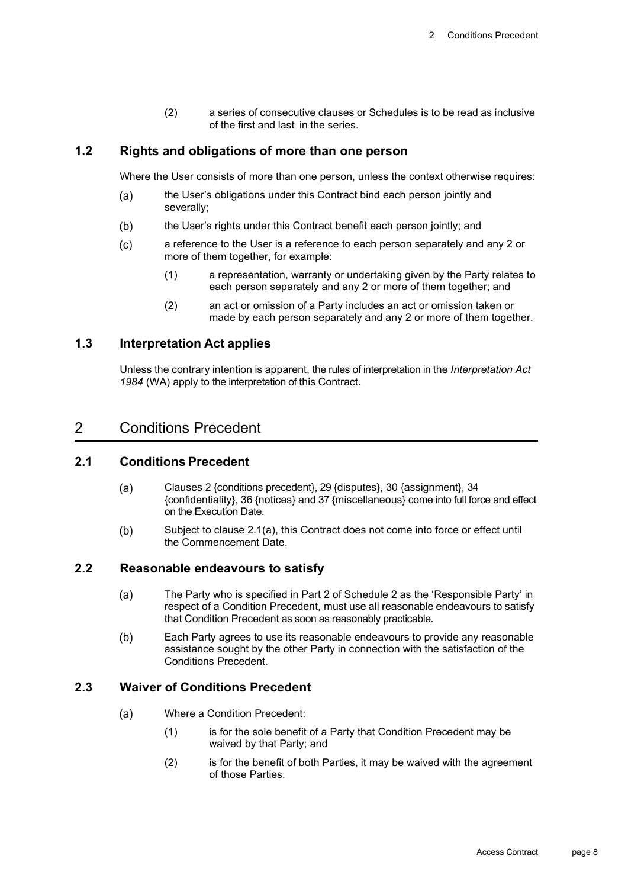(2) a series of consecutive clauses or Schedules is to be read as inclusive of the first and last in the series.

### 1.2 Rights and obligations of more than one person

Where the User consists of more than one person, unless the context otherwise requires:

(a) the User's obligations under this Contract bind each person jointly and severally;

(b) the User's rights under this Contract benefit each person jointly; and

(c) a reference to the User is a reference to each person separately and any 2 or more of them together, for example:

(1) a representation, warranty or undertaking given by the Party relates to each person separately and any 2 or more of them together; and

(2) an act or omission of a Party includes an act or omission taken or made by each person separately and any 2 or more of them together.

### 1.3 Interpretation Act applies

Unless the contrary intention is apparent, the rules of interpretation in the *Interpretation Act 1984* (WA) apply to the interpretation of this Contract.

## 2 Conditions Precedent

### 2.1 Conditions Precedent

(a) Clauses 2 {conditions precedent}, 29 {disputes}, 30 {assignment}, 34 {confidentiality}, 36 {notices} and 37 {miscellaneous} come into full force and effect on the Execution Date.

(b) Subject to clause 2.1(a), this Contract does not come into force or effect until the Commencement Date.

### 2.2 Reasonable endeavours to satisfy

(a) The Party who is specified in Part 2 of Schedule 2 as the 'Responsible Party' in respect of a Condition Precedent, must use all reasonable endeavours to satisfy that Condition Precedent as soon as reasonably practicable.

(b) Each Party agrees to use its reasonable endeavours to provide any reasonable assistance sought by the other Party in connection with the satisfaction of the Conditions Precedent.

### 2.3 Waiver of Conditions Precedent

(a) Where a Condition Precedent:

(1) is for the sole benefit of a Party that Condition Precedent may be waived by that Party; and

(2) is for the benefit of both Parties, it may be waived with the agreement of those Parties.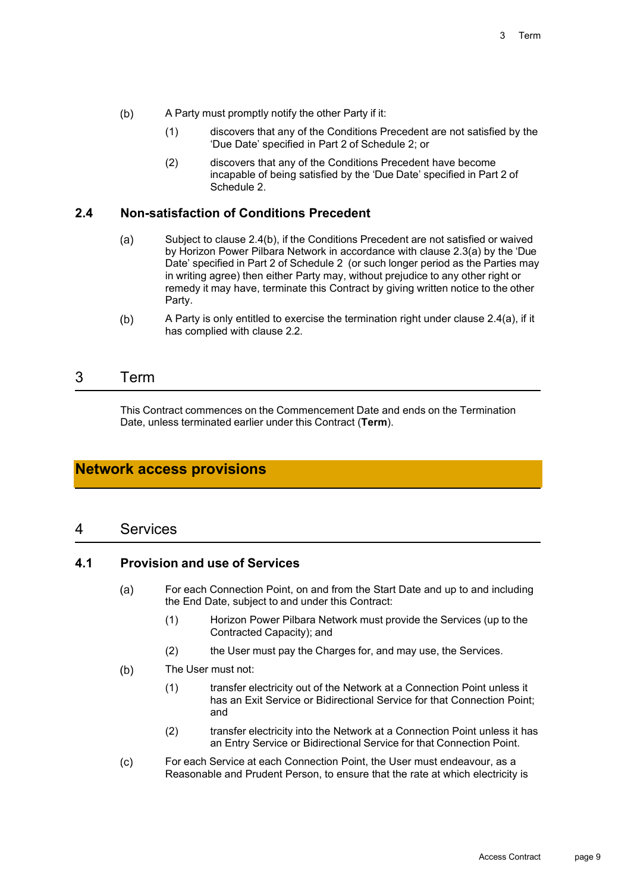(b) A Party must promptly notify the other Party if it:

(1) discovers that any of the Conditions Precedent are not satisfied by the 'Due Date' specified in Part 2 of Schedule 2; or

(2) discovers that any of the Conditions Precedent have become incapable of being satisfied by the 'Due Date' specified in Part 2 of Schedule 2.

### 2.4 Non-satisfaction of Conditions Precedent

(a) Subject to clause 2.4(b), if the Conditions Precedent are not satisfied or waived by Horizon Power Pilbara Network in accordance with clause 2.3(a) by the 'Due Date' specified in Part 2 of Schedule 2 (or such longer period as the Parties may in writing agree) then either Party may, without prejudice to any other right or remedy it may have, terminate this Contract by giving written notice to the other Party.

(b) A Party is only entitled to exercise the termination right under clause 2.4(a), if it has complied with clause 2.2.

## 3 Term

This Contract commences on the Commencement Date and ends on the Termination Date, unless terminated earlier under this Contract (**Term**).

# Network access provisions

## 4 Services

### 4.1 Provision and use of Services

(a) For each Connection Point, on and from the Start Date and up to and including the End Date, subject to and under this Contract:

(1) Horizon Power Pilbara Network must provide the Services (up to the Contracted Capacity); and

(2) the User must pay the Charges for, and may use, the Services.

(b) The User must not:

(1) transfer electricity out of the Network at a Connection Point unless it has an Exit Service or Bidirectional Service for that Connection Point; and

(2) transfer electricity into the Network at a Connection Point unless it has an Entry Service or Bidirectional Service for that Connection Point.

(c) For each Service at each Connection Point, the User must endeavour, as a Reasonable and Prudent Person, to ensure that the rate at which electricity is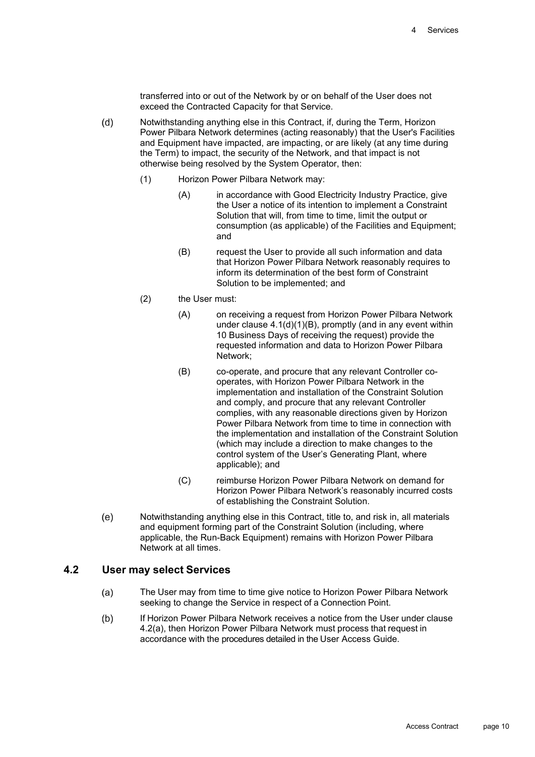transferred into or out of the Network by or on behalf of the User does not exceed the Contracted Capacity for that Service.

(d) Notwithstanding anything else in this Contract, if, during the Term, Horizon Power Pilbara Network determines (acting reasonably) that the User's Facilities and Equipment have impacted, are impacting, or are likely (at any time during the Term) to impact, the security of the Network, and that impact is not otherwise being resolved by the System Operator, then:

   (1) Horizon Power Pilbara Network may:

      (A) in accordance with Good Electricity Industry Practice, give the User a notice of its intention to implement a Constraint Solution that will, from time to time, limit the output or consumption (as applicable) of the Facilities and Equipment; and

      (B) request the User to provide all such information and data that Horizon Power Pilbara Network reasonably requires to inform its determination of the best form of Constraint Solution to be implemented; and

   (2) the User must:

      (A) on receiving a request from Horizon Power Pilbara Network under clause 4.1(d)(1)(B), promptly (and in any event within 10 Business Days of receiving the request) provide the requested information and data to Horizon Power Pilbara Network;

      (B) co-operate, and procure that any relevant Controller co-operates, with Horizon Power Pilbara Network in the implementation and installation of the Constraint Solution and comply, and procure that any relevant Controller complies, with any reasonable directions given by Horizon Power Pilbara Network from time to time in connection with the implementation and installation of the Constraint Solution (which may include a direction to make changes to the control system of the User's Generating Plant, where applicable); and

      (C) reimburse Horizon Power Pilbara Network on demand for Horizon Power Pilbara Network's reasonably incurred costs of establishing the Constraint Solution.

(e) Notwithstanding anything else in this Contract, title to, and risk in, all materials and equipment forming part of the Constraint Solution (including, where applicable, the Run-Back Equipment) remains with Horizon Power Pilbara Network at all times.

## 4.2 User may select Services

(a) The User may from time to time give notice to Horizon Power Pilbara Network seeking to change the Service in respect of a Connection Point.

(b) If Horizon Power Pilbara Network receives a notice from the User under clause 4.2(a), then Horizon Power Pilbara Network must process that request in accordance with the procedures detailed in the User Access Guide.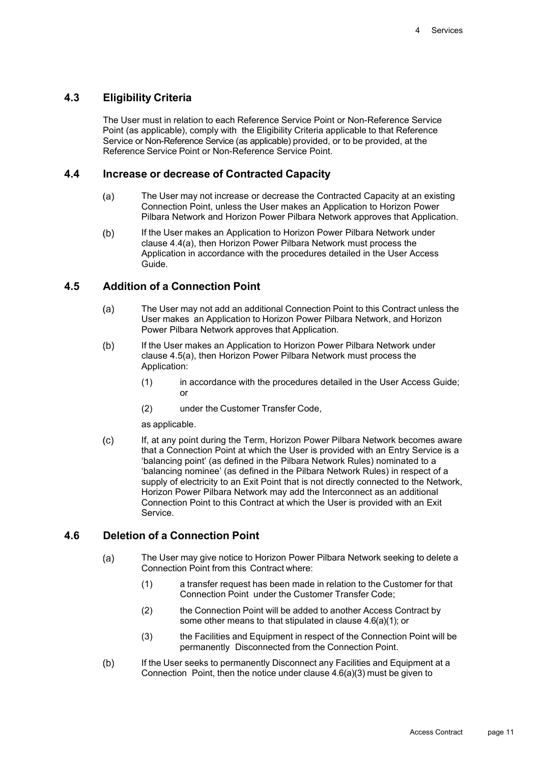## 4.3 Eligibility Criteria

The User must in relation to each Reference Service Point or Non-Reference Service Point (as applicable), comply with the Eligibility Criteria applicable to that Reference Service or Non-Reference Service (as applicable) provided, or to be provided, at the Reference Service Point or Non-Reference Service Point.

## 4.4 Increase or decrease of Contracted Capacity

(a) The User may not increase or decrease the Contracted Capacity at an existing Connection Point, unless the User makes an Application to Horizon Power Pilbara Network and Horizon Power Pilbara Network approves that Application.

(b) If the User makes an Application to Horizon Power Pilbara Network under clause 4.4(a), then Horizon Power Pilbara Network must process the Application in accordance with the procedures detailed in the User Access Guide.

## 4.5 Addition of a Connection Point

(a) The User may not add an additional Connection Point to this Contract unless the User makes an Application to Horizon Power Pilbara Network, and Horizon Power Pilbara Network approves that Application.

(b) If the User makes an Application to Horizon Power Pilbara Network under clause 4.5(a), then Horizon Power Pilbara Network must process the Application:

(1) in accordance with the procedures detailed in the User Access Guide; or

(2) under the Customer Transfer Code,

as applicable.

(c) If, at any point during the Term, Horizon Power Pilbara Network becomes aware that a Connection Point at which the User is provided with an Entry Service is a 'balancing point' (as defined in the Pilbara Network Rules) nominated to a 'balancing nominee' (as defined in the Pilbara Network Rules) in respect of a supply of electricity to an Exit Point that is not directly connected to the Network, Horizon Power Pilbara Network may add the Interconnect as an additional Connection Point to this Contract at which the User is provided with an Exit Service.

## 4.6 Deletion of a Connection Point

(a) The User may give notice to Horizon Power Pilbara Network seeking to delete a Connection Point from this Contract where:

(1) a transfer request has been made in relation to the Customer for that Connection Point under the Customer Transfer Code;

(2) the Connection Point will be added to another Access Contract by some other means to that stipulated in clause 4.6(a)(1); or

(3) the Facilities and Equipment in respect of the Connection Point will be permanently Disconnected from the Connection Point.

(b) If the User seeks to permanently Disconnect any Facilities and Equipment at a Connection Point, then the notice under clause 4.6(a)(3) must be given to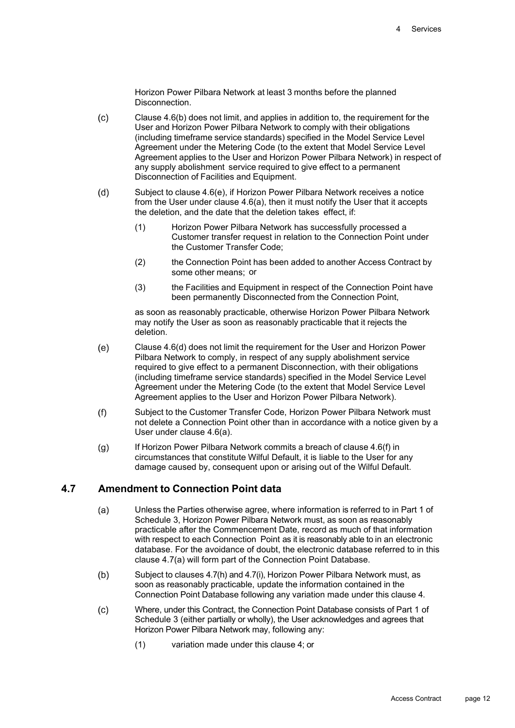Horizon Power Pilbara Network at least 3 months before the planned Disconnection.

(c) Clause 4.6(b) does not limit, and applies in addition to, the requirement for the User and Horizon Power Pilbara Network to comply with their obligations (including timeframe service standards) specified in the Model Service Level Agreement under the Metering Code (to the extent that Model Service Level Agreement applies to the User and Horizon Power Pilbara Network) in respect of any supply abolishment service required to give effect to a permanent Disconnection of Facilities and Equipment.

(d) Subject to clause 4.6(e), if Horizon Power Pilbara Network receives a notice from the User under clause 4.6(a), then it must notify the User that it accepts the deletion, and the date that the deletion takes effect, if:

(1) Horizon Power Pilbara Network has successfully processed a Customer transfer request in relation to the Connection Point under the Customer Transfer Code;

(2) the Connection Point has been added to another Access Contract by some other means; or

(3) the Facilities and Equipment in respect of the Connection Point have been permanently Disconnected from the Connection Point,

as soon as reasonably practicable, otherwise Horizon Power Pilbara Network may notify the User as soon as reasonably practicable that it rejects the deletion.

(e) Clause 4.6(d) does not limit the requirement for the User and Horizon Power Pilbara Network to comply, in respect of any supply abolishment service required to give effect to a permanent Disconnection, with their obligations (including timeframe service standards) specified in the Model Service Level Agreement under the Metering Code (to the extent that Model Service Level Agreement applies to the User and Horizon Power Pilbara Network).

(f) Subject to the Customer Transfer Code, Horizon Power Pilbara Network must not delete a Connection Point other than in accordance with a notice given by a User under clause 4.6(a).

(g) If Horizon Power Pilbara Network commits a breach of clause 4.6(f) in circumstances that constitute Wilful Default, it is liable to the User for any damage caused by, consequent upon or arising out of the Wilful Default.

## 4.7 Amendment to Connection Point data

(a) Unless the Parties otherwise agree, where information is referred to in Part 1 of Schedule 3, Horizon Power Pilbara Network must, as soon as reasonably practicable after the Commencement Date, record as much of that information with respect to each Connection Point as it is reasonably able to in an electronic database. For the avoidance of doubt, the electronic database referred to in this clause 4.7(a) will form part of the Connection Point Database.

(b) Subject to clauses 4.7(h) and 4.7(i), Horizon Power Pilbara Network must, as soon as reasonably practicable, update the information contained in the Connection Point Database following any variation made under this clause 4.

(c) Where, under this Contract, the Connection Point Database consists of Part 1 of Schedule 3 (either partially or wholly), the User acknowledges and agrees that Horizon Power Pilbara Network may, following any:

(1) variation made under this clause 4; or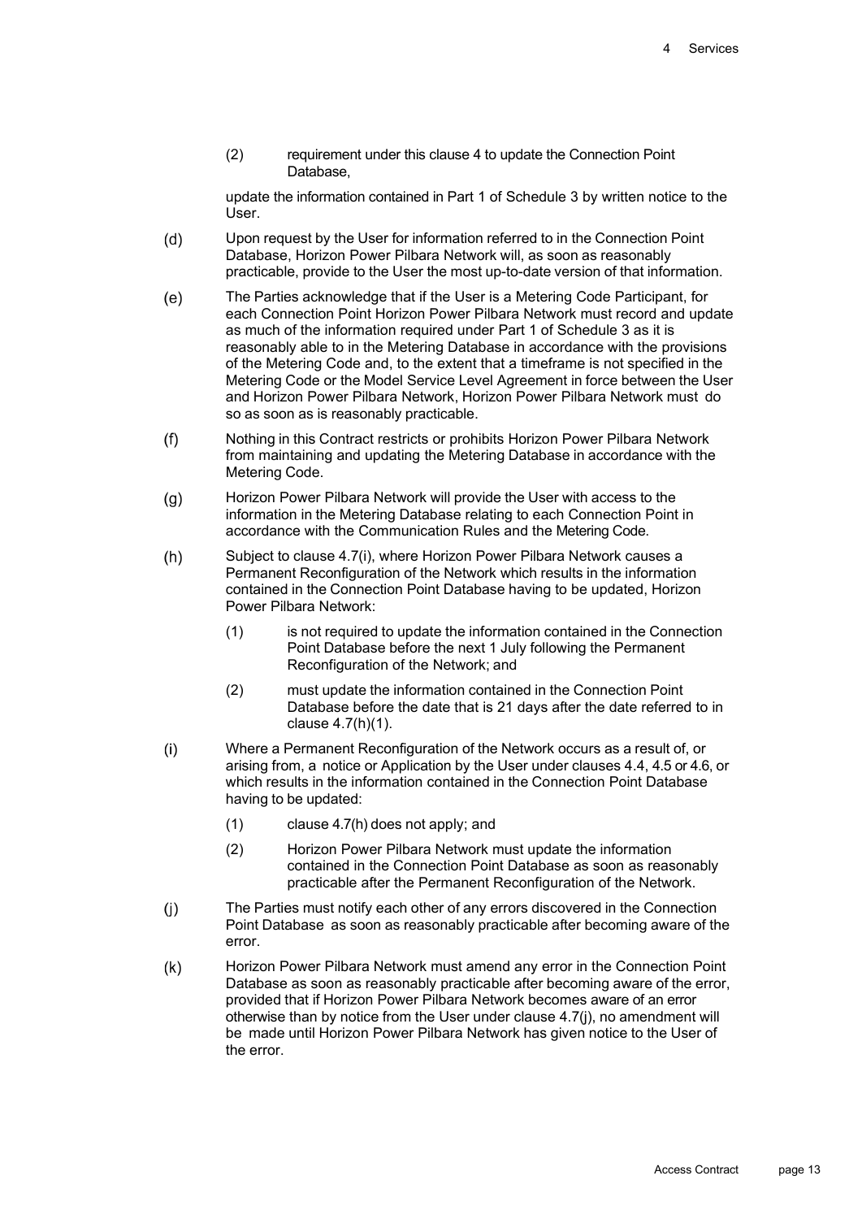(2) requirement under this clause 4 to update the Connection Point Database,

update the information contained in Part 1 of Schedule 3 by written notice to the User.

(d) Upon request by the User for information referred to in the Connection Point Database, Horizon Power Pilbara Network will, as soon as reasonably practicable, provide to the User the most up-to-date version of that information.

(e) The Parties acknowledge that if the User is a Metering Code Participant, for each Connection Point Horizon Power Pilbara Network must record and update as much of the information required under Part 1 of Schedule 3 as it is reasonably able to in the Metering Database in accordance with the provisions of the Metering Code and, to the extent that a timeframe is not specified in the Metering Code or the Model Service Level Agreement in force between the User and Horizon Power Pilbara Network, Horizon Power Pilbara Network must do so as soon as is reasonably practicable.

(f) Nothing in this Contract restricts or prohibits Horizon Power Pilbara Network from maintaining and updating the Metering Database in accordance with the Metering Code.

(g) Horizon Power Pilbara Network will provide the User with access to the information in the Metering Database relating to each Connection Point in accordance with the Communication Rules and the Metering Code.

(h) Subject to clause 4.7(i), where Horizon Power Pilbara Network causes a Permanent Reconfiguration of the Network which results in the information contained in the Connection Point Database having to be updated, Horizon Power Pilbara Network:

(1) is not required to update the information contained in the Connection Point Database before the next 1 July following the Permanent Reconfiguration of the Network; and

(2) must update the information contained in the Connection Point Database before the date that is 21 days after the date referred to in clause 4.7(h)(1).

(i) Where a Permanent Reconfiguration of the Network occurs as a result of, or arising from, a notice or Application by the User under clauses 4.4, 4.5 or 4.6, or which results in the information contained in the Connection Point Database having to be updated:

(1) clause 4.7(h) does not apply; and

(2) Horizon Power Pilbara Network must update the information contained in the Connection Point Database as soon as reasonably practicable after the Permanent Reconfiguration of the Network.

(j) The Parties must notify each other of any errors discovered in the Connection Point Database as soon as reasonably practicable after becoming aware of the error.

(k) Horizon Power Pilbara Network must amend any error in the Connection Point Database as soon as reasonably practicable after becoming aware of the error, provided that if Horizon Power Pilbara Network becomes aware of an error otherwise than by notice from the User under clause 4.7(j), no amendment will be made until Horizon Power Pilbara Network has given notice to the User of the error.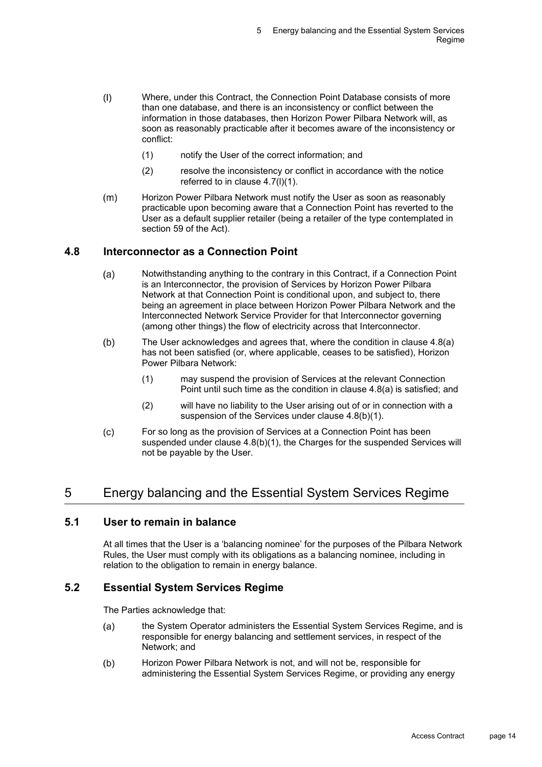(l) Where, under this Contract, the Connection Point Database consists of more than one database, and there is an inconsistency or conflict between the information in those databases, then Horizon Power Pilbara Network will, as soon as reasonably practicable after it becomes aware of the inconsistency or conflict:

(1) notify the User of the correct information; and

(2) resolve the inconsistency or conflict in accordance with the notice referred to in clause 4.7(l)(1).

(m) Horizon Power Pilbara Network must notify the User as soon as reasonably practicable upon becoming aware that a Connection Point has reverted to the User as a default supplier retailer (being a retailer of the type contemplated in section 59 of the Act).

### 4.8 Interconnector as a Connection Point

(a) Notwithstanding anything to the contrary in this Contract, if a Connection Point is an Interconnector, the provision of Services by Horizon Power Pilbara Network at that Connection Point is conditional upon, and subject to, there being an agreement in place between Horizon Power Pilbara Network and the Interconnected Network Service Provider for that Interconnector governing (among other things) the flow of electricity across that Interconnector.

(b) The User acknowledges and agrees that, where the condition in clause 4.8(a) has not been satisfied (or, where applicable, ceases to be satisfied), Horizon Power Pilbara Network:

(1) may suspend the provision of Services at the relevant Connection Point until such time as the condition in clause 4.8(a) is satisfied; and

(2) will have no liability to the User arising out of or in connection with a suspension of the Services under clause 4.8(b)(1).

(c) For so long as the provision of Services at a Connection Point has been suspended under clause 4.8(b)(1), the Charges for the suspended Services will not be payable by the User.

## 5 Energy balancing and the Essential System Services Regime

### 5.1 User to remain in balance

At all times that the User is a 'balancing nominee' for the purposes of the Pilbara Network Rules, the User must comply with its obligations as a balancing nominee, including in relation to the obligation to remain in energy balance.

### 5.2 Essential System Services Regime

The Parties acknowledge that:

(a) the System Operator administers the Essential System Services Regime, and is responsible for energy balancing and settlement services, in respect of the Network; and

(b) Horizon Power Pilbara Network is not, and will not be, responsible for administering the Essential System Services Regime, or providing any energy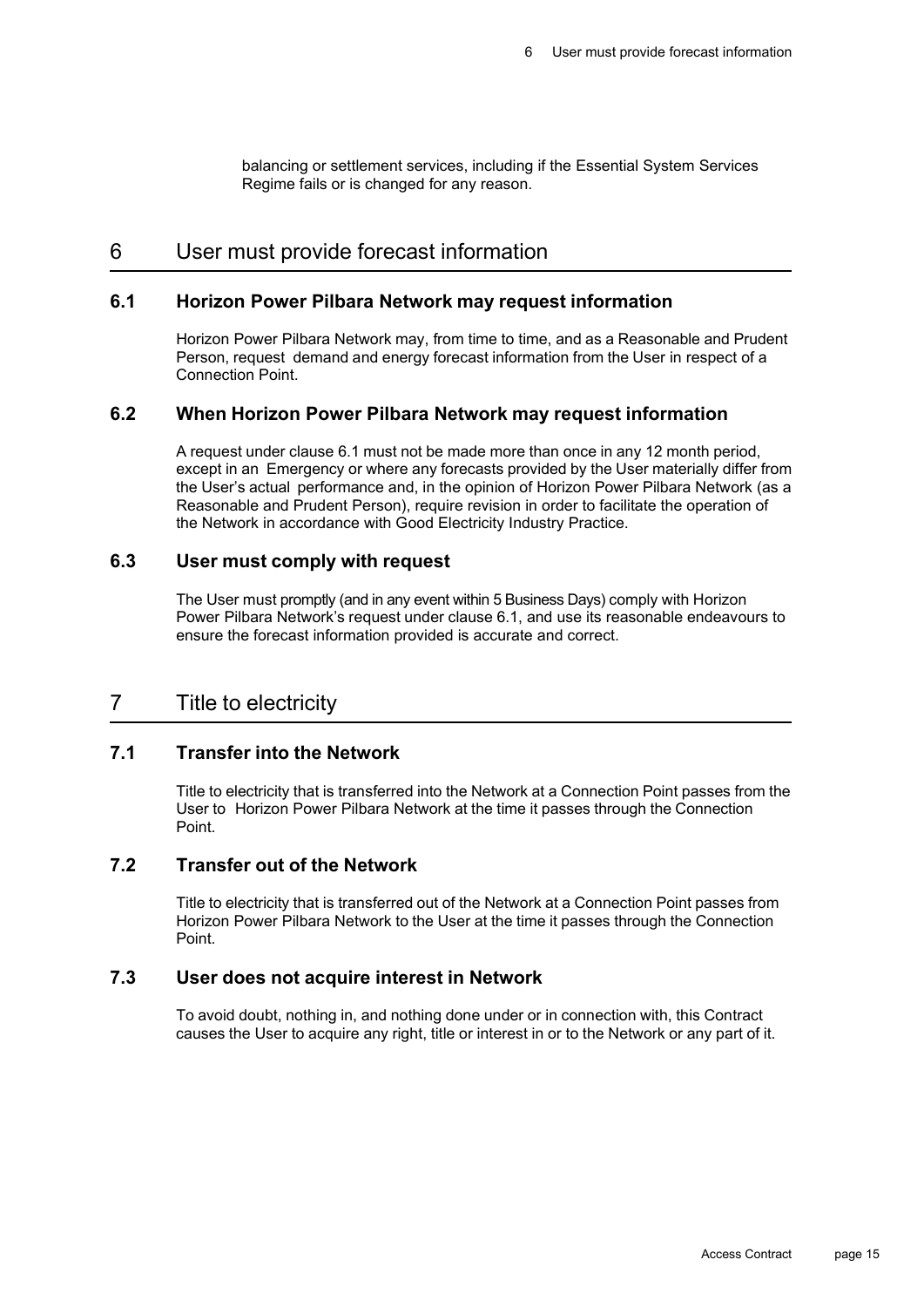balancing or settlement services, including if the Essential System Services Regime fails or is changed for any reason.

# 6 User must provide forecast information

## 6.1 Horizon Power Pilbara Network may request information

Horizon Power Pilbara Network may, from time to time, and as a Reasonable and Prudent Person, request demand and energy forecast information from the User in respect of a Connection Point.

## 6.2 When Horizon Power Pilbara Network may request information

A request under clause 6.1 must not be made more than once in any 12 month period, except in an Emergency or where any forecasts provided by the User materially differ from the User's actual performance and, in the opinion of Horizon Power Pilbara Network (as a Reasonable and Prudent Person), require revision in order to facilitate the operation of the Network in accordance with Good Electricity Industry Practice.

## 6.3 User must comply with request

The User must promptly (and in any event within 5 Business Days) comply with Horizon Power Pilbara Network's request under clause 6.1, and use its reasonable endeavours to ensure the forecast information provided is accurate and correct.

# 7 Title to electricity

## 7.1 Transfer into the Network

Title to electricity that is transferred into the Network at a Connection Point passes from the User to Horizon Power Pilbara Network at the time it passes through the Connection Point.

## 7.2 Transfer out of the Network

Title to electricity that is transferred out of the Network at a Connection Point passes from Horizon Power Pilbara Network to the User at the time it passes through the Connection Point.

## 7.3 User does not acquire interest in Network

To avoid doubt, nothing in, and nothing done under or in connection with, this Contract causes the User to acquire any right, title or interest in or to the Network or any part of it.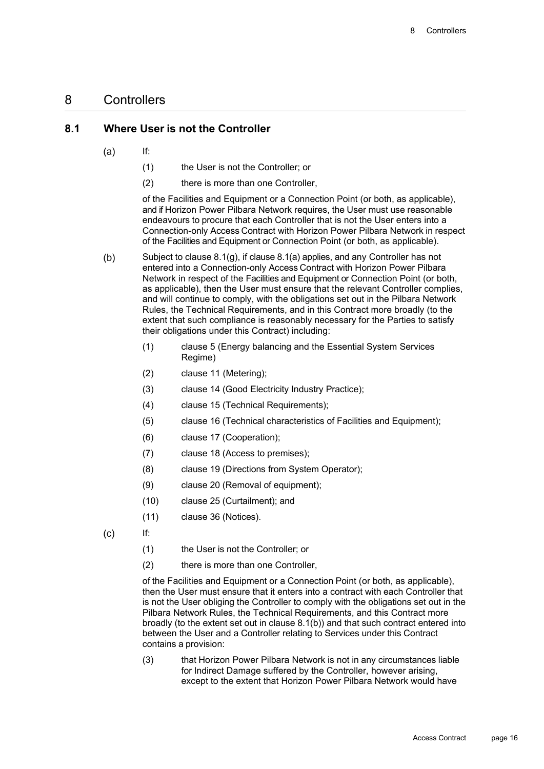# 8 Controllers

## 8.1 Where User is not the Controller

(a) If:

(1) the User is not the Controller; or

(2) there is more than one Controller,

of the Facilities and Equipment or a Connection Point (or both, as applicable), and if Horizon Power Pilbara Network requires, the User must use reasonable endeavours to procure that each Controller that is not the User enters into a Connection-only Access Contract with Horizon Power Pilbara Network in respect of the Facilities and Equipment or Connection Point (or both, as applicable).

(b) Subject to clause 8.1(g), if clause 8.1(a) applies, and any Controller has not entered into a Connection-only Access Contract with Horizon Power Pilbara Network in respect of the Facilities and Equipment or Connection Point (or both, as applicable), then the User must ensure that the relevant Controller complies, and will continue to comply, with the obligations set out in the Pilbara Network Rules, the Technical Requirements, and in this Contract more broadly (to the extent that such compliance is reasonably necessary for the Parties to satisfy their obligations under this Contract) including:

(1) clause 5 (Energy balancing and the Essential System Services Regime)

(2) clause 11 (Metering);

(3) clause 14 (Good Electricity Industry Practice);

(4) clause 15 (Technical Requirements);

(5) clause 16 (Technical characteristics of Facilities and Equipment);

(6) clause 17 (Cooperation);

(7) clause 18 (Access to premises);

(8) clause 19 (Directions from System Operator);

(9) clause 20 (Removal of equipment);

(10) clause 25 (Curtailment); and

(11) clause 36 (Notices).

(c) If:

(1) the User is not the Controller; or

(2) there is more than one Controller,

of the Facilities and Equipment or a Connection Point (or both, as applicable), then the User must ensure that it enters into a contract with each Controller that is not the User obliging the Controller to comply with the obligations set out in the Pilbara Network Rules, the Technical Requirements, and this Contract more broadly (to the extent set out in clause 8.1(b)) and that such contract entered into between the User and a Controller relating to Services under this Contract contains a provision:

(3) that Horizon Power Pilbara Network is not in any circumstances liable for Indirect Damage suffered by the Controller, however arising, except to the extent that Horizon Power Pilbara Network would have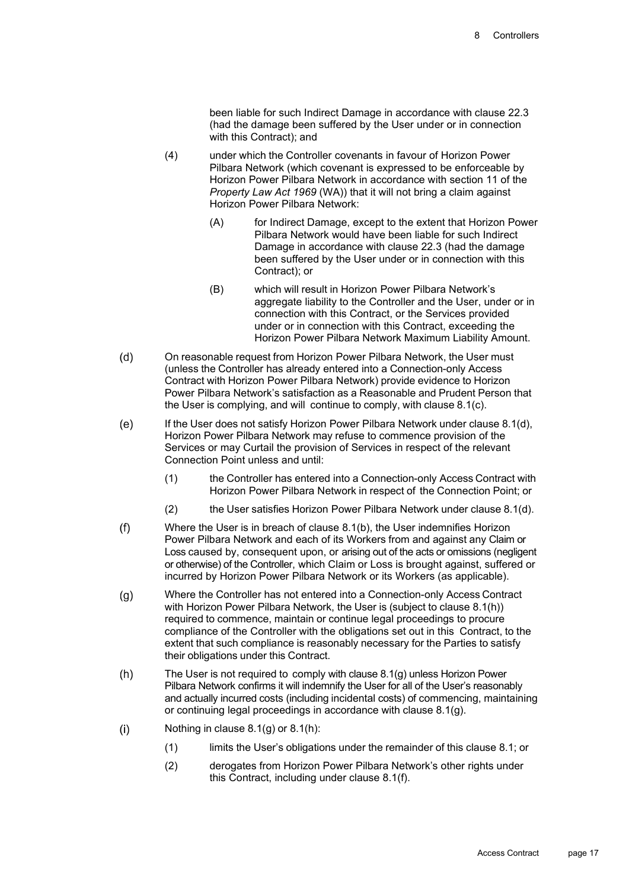been liable for such Indirect Damage in accordance with clause 22.3 (had the damage been suffered by the User under or in connection with this Contract); and

(4) under which the Controller covenants in favour of Horizon Power Pilbara Network (which covenant is expressed to be enforceable by Horizon Power Pilbara Network in accordance with section 11 of the *Property Law Act 1969* (WA)) that it will not bring a claim against Horizon Power Pilbara Network:

(A) for Indirect Damage, except to the extent that Horizon Power Pilbara Network would have been liable for such Indirect Damage in accordance with clause 22.3 (had the damage been suffered by the User under or in connection with this Contract); or

(B) which will result in Horizon Power Pilbara Network's aggregate liability to the Controller and the User, under or in connection with this Contract, or the Services provided under or in connection with this Contract, exceeding the Horizon Power Pilbara Network Maximum Liability Amount.

(d) On reasonable request from Horizon Power Pilbara Network, the User must (unless the Controller has already entered into a Connection-only Access Contract with Horizon Power Pilbara Network) provide evidence to Horizon Power Pilbara Network's satisfaction as a Reasonable and Prudent Person that the User is complying, and will continue to comply, with clause 8.1(c).

(e) If the User does not satisfy Horizon Power Pilbara Network under clause 8.1(d), Horizon Power Pilbara Network may refuse to commence provision of the Services or may Curtail the provision of Services in respect of the relevant Connection Point unless and until:

(1) the Controller has entered into a Connection-only Access Contract with Horizon Power Pilbara Network in respect of the Connection Point; or

(2) the User satisfies Horizon Power Pilbara Network under clause 8.1(d).

(f) Where the User is in breach of clause 8.1(b), the User indemnifies Horizon Power Pilbara Network and each of its Workers from and against any Claim or Loss caused by, consequent upon, or arising out of the acts or omissions (negligent or otherwise) of the Controller, which Claim or Loss is brought against, suffered or incurred by Horizon Power Pilbara Network or its Workers (as applicable).

(g) Where the Controller has not entered into a Connection-only Access Contract with Horizon Power Pilbara Network, the User is (subject to clause 8.1(h)) required to commence, maintain or continue legal proceedings to procure compliance of the Controller with the obligations set out in this Contract, to the extent that such compliance is reasonably necessary for the Parties to satisfy their obligations under this Contract.

(h) The User is not required to comply with clause 8.1(g) unless Horizon Power Pilbara Network confirms it will indemnify the User for all of the User's reasonably and actually incurred costs (including incidental costs) of commencing, maintaining or continuing legal proceedings in accordance with clause 8.1(g).

(i) Nothing in clause 8.1(g) or 8.1(h):

(1) limits the User's obligations under the remainder of this clause 8.1; or

(2) derogates from Horizon Power Pilbara Network's other rights under this Contract, including under clause 8.1(f).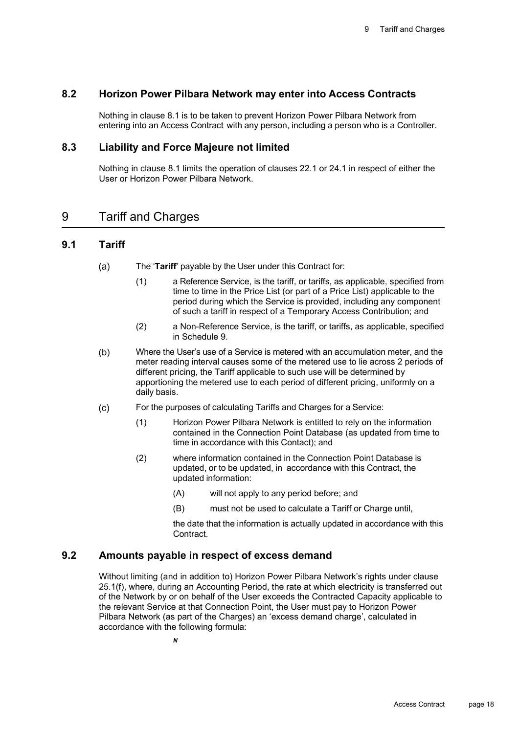## 8.2 Horizon Power Pilbara Network may enter into Access Contracts

Nothing in clause 8.1 is to be taken to prevent Horizon Power Pilbara Network from entering into an Access Contract with any person, including a person who is a Controller.

## 8.3 Liability and Force Majeure not limited

Nothing in clause 8.1 limits the operation of clauses 22.1 or 24.1 in respect of either the User or Horizon Power Pilbara Network.

# 9 Tariff and Charges

## 9.1 Tariff

(a) The '**Tariff**' payable by the User under this Contract for:

(1) a Reference Service, is the tariff, or tariffs, as applicable, specified from time to time in the Price List (or part of a Price List) applicable to the period during which the Service is provided, including any component of such a tariff in respect of a Temporary Access Contribution; and

(2) a Non-Reference Service, is the tariff, or tariffs, as applicable, specified in Schedule 9.

(b) Where the User's use of a Service is metered with an accumulation meter, and the meter reading interval causes some of the metered use to lie across 2 periods of different pricing, the Tariff applicable to such use will be determined by apportioning the metered use to each period of different pricing, uniformly on a daily basis.

(c) For the purposes of calculating Tariffs and Charges for a Service:

(1) Horizon Power Pilbara Network is entitled to rely on the information contained in the Connection Point Database (as updated from time to time in accordance with this Contact); and

(2) where information contained in the Connection Point Database is updated, or to be updated, in accordance with this Contract, the updated information:

(A) will not apply to any period before; and

(B) must not be used to calculate a Tariff or Charge until,

the date that the information is actually updated in accordance with this Contract.

## 9.2 Amounts payable in respect of excess demand

Without limiting (and in addition to) Horizon Power Pilbara Network's rights under clause 25.1(f), where, during an Accounting Period, the rate at which electricity is transferred out of the Network by or on behalf of the User exceeds the Contracted Capacity applicable to the relevant Service at that Connection Point, the User must pay to Horizon Power Pilbara Network (as part of the Charges) an 'excess demand charge', calculated in accordance with the following formula:

$N$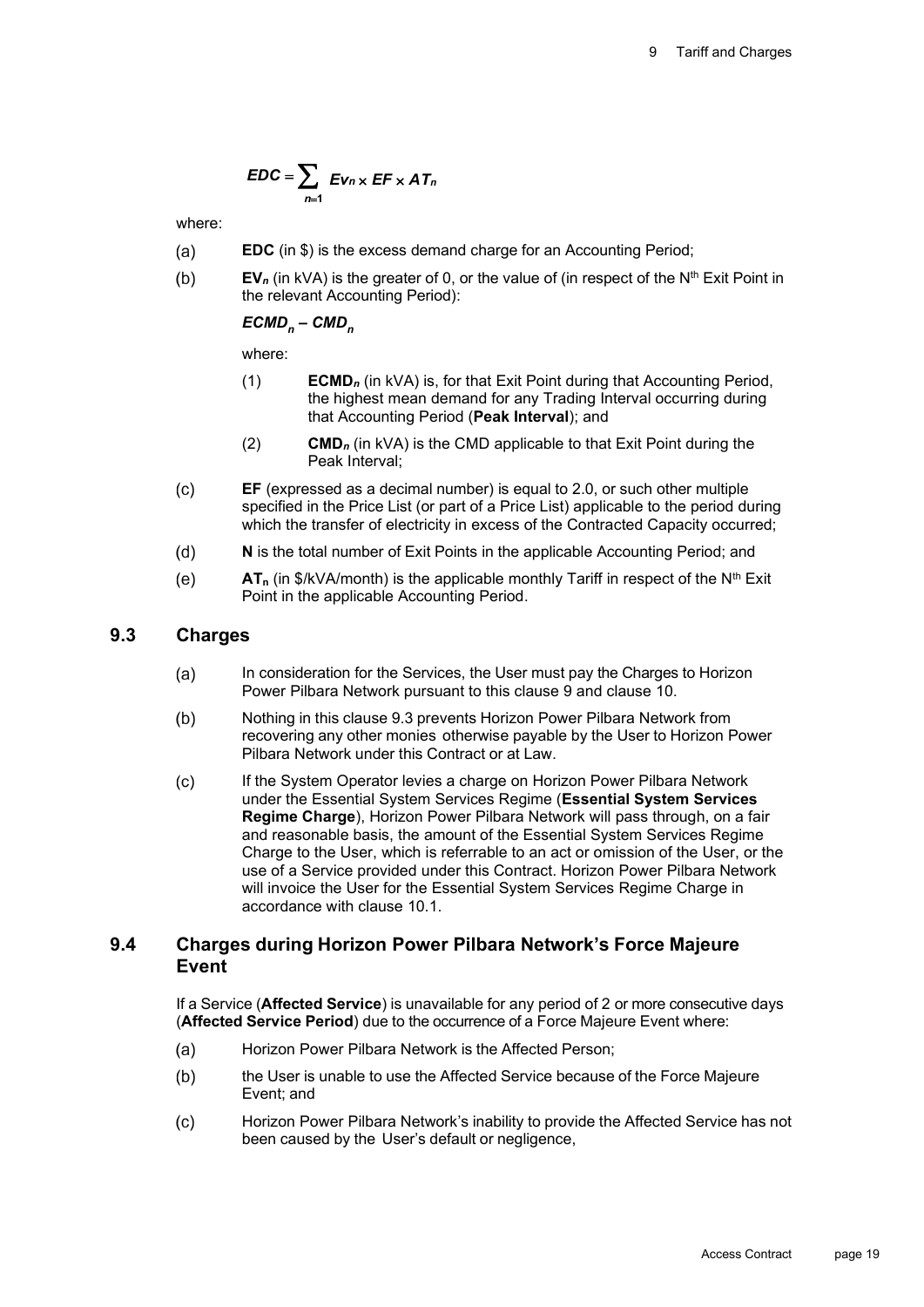$$EDC = \sum_{n=1} Ev_n \times EF \times AT_n$$

where:

(a) **EDC** (in $) is the excess demand charge for an Accounting Period;

(b) $\mathbf{EV_n}$ (in kVA) is the greater of 0, or the value of (in respect of the N[th] Exit Point in the relevant Accounting Period):

$$ECMD_n - CMD_n$$

where:

(1) $\mathbf{ECMD_n}$ (in kVA) is, for that Exit Point during that Accounting Period, the highest mean demand for any Trading Interval occurring during that Accounting Period (**Peak Interval**); and

(2) $\mathbf{CMD_n}$ (in kVA) is the CMD applicable to that Exit Point during the Peak Interval;

(c) **EF** (expressed as a decimal number) is equal to 2.0, or such other multiple specified in the Price List (or part of a Price List) applicable to the period during which the transfer of electricity in excess of the Contracted Capacity occurred;

(d) **N** is the total number of Exit Points in the applicable Accounting Period; and

(e) $\mathbf{AT_n}$ (in $/kVA/month) is the applicable monthly Tariff in respect of the N[th] Exit Point in the applicable Accounting Period.

## 9.3 Charges

(a) In consideration for the Services, the User must pay the Charges to Horizon Power Pilbara Network pursuant to this clause 9 and clause 10.

(b) Nothing in this clause 9.3 prevents Horizon Power Pilbara Network from recovering any other monies otherwise payable by the User to Horizon Power Pilbara Network under this Contract or at Law.

(c) If the System Operator levies a charge on Horizon Power Pilbara Network under the Essential System Services Regime (**Essential System Services Regime Charge**), Horizon Power Pilbara Network will pass through, on a fair and reasonable basis, the amount of the Essential System Services Regime Charge to the User, which is referrable to an act or omission of the User, or the use of a Service provided under this Contract. Horizon Power Pilbara Network will invoice the User for the Essential System Services Regime Charge in accordance with clause 10.1.

## 9.4 Charges during Horizon Power Pilbara Network's Force Majeure Event

If a Service (**Affected Service**) is unavailable for any period of 2 or more consecutive days (**Affected Service Period**) due to the occurrence of a Force Majeure Event where:

(a) Horizon Power Pilbara Network is the Affected Person;

(b) the User is unable to use the Affected Service because of the Force Majeure Event; and

(c) Horizon Power Pilbara Network's inability to provide the Affected Service has not been caused by the User's default or negligence,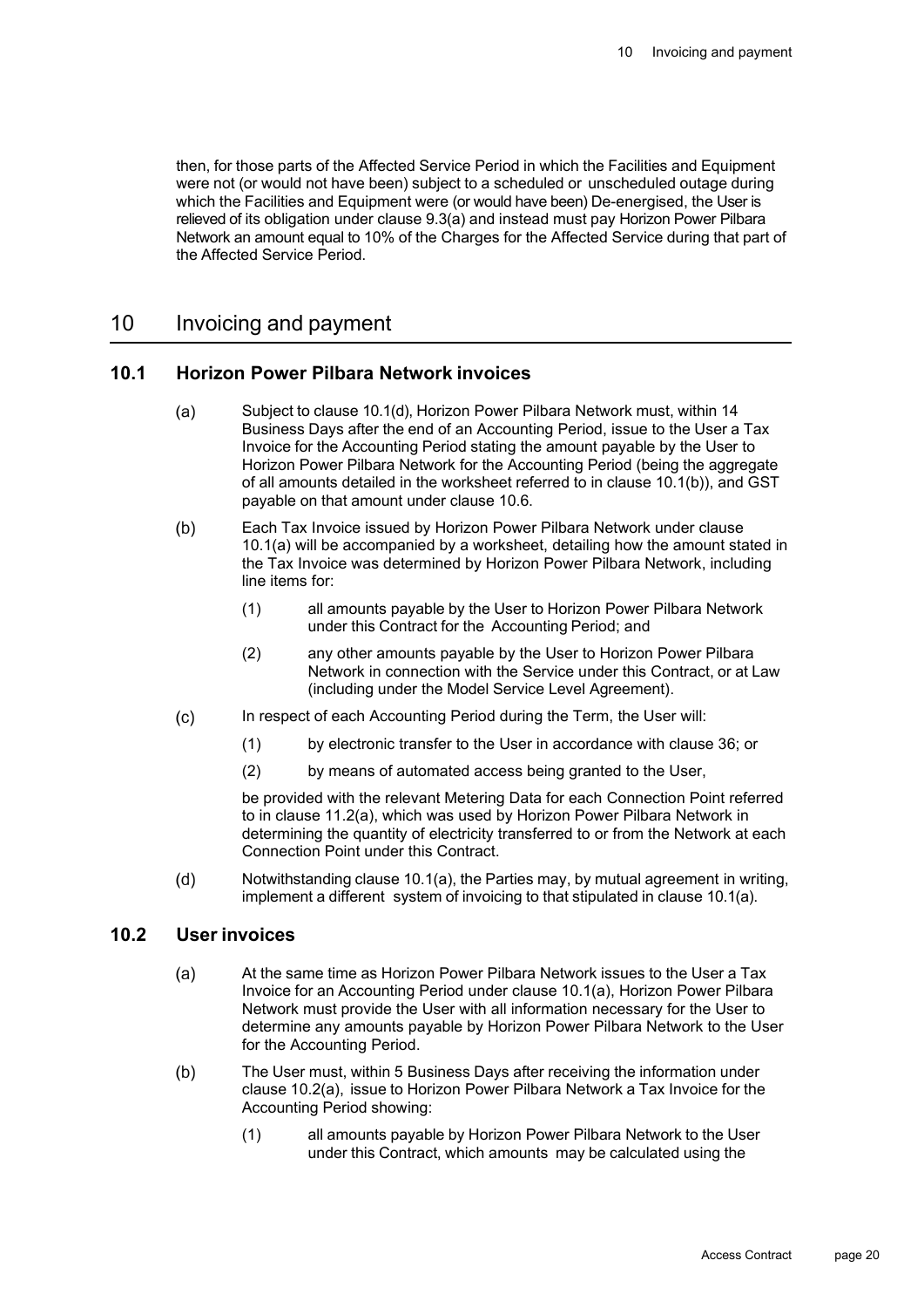then, for those parts of the Affected Service Period in which the Facilities and Equipment were not (or would not have been) subject to a scheduled or unscheduled outage during which the Facilities and Equipment were (or would have been) De-energised, the User is relieved of its obligation under clause 9.3(a) and instead must pay Horizon Power Pilbara Network an amount equal to 10% of the Charges for the Affected Service during that part of the Affected Service Period.

# 10 Invoicing and payment

## 10.1 Horizon Power Pilbara Network invoices

(a) Subject to clause 10.1(d), Horizon Power Pilbara Network must, within 14 Business Days after the end of an Accounting Period, issue to the User a Tax Invoice for the Accounting Period stating the amount payable by the User to Horizon Power Pilbara Network for the Accounting Period (being the aggregate of all amounts detailed in the worksheet referred to in clause 10.1(b)), and GST payable on that amount under clause 10.6.

(b) Each Tax Invoice issued by Horizon Power Pilbara Network under clause 10.1(a) will be accompanied by a worksheet, detailing how the amount stated in the Tax Invoice was determined by Horizon Power Pilbara Network, including line items for:

(1) all amounts payable by the User to Horizon Power Pilbara Network under this Contract for the Accounting Period; and

(2) any other amounts payable by the User to Horizon Power Pilbara Network in connection with the Service under this Contract, or at Law (including under the Model Service Level Agreement).

(c) In respect of each Accounting Period during the Term, the User will:

(1) by electronic transfer to the User in accordance with clause 36; or

(2) by means of automated access being granted to the User,

be provided with the relevant Metering Data for each Connection Point referred to in clause 11.2(a), which was used by Horizon Power Pilbara Network in determining the quantity of electricity transferred to or from the Network at each Connection Point under this Contract.

(d) Notwithstanding clause 10.1(a), the Parties may, by mutual agreement in writing, implement a different system of invoicing to that stipulated in clause 10.1(a).

## 10.2 User invoices

(a) At the same time as Horizon Power Pilbara Network issues to the User a Tax Invoice for an Accounting Period under clause 10.1(a), Horizon Power Pilbara Network must provide the User with all information necessary for the User to determine any amounts payable by Horizon Power Pilbara Network to the User for the Accounting Period.

(b) The User must, within 5 Business Days after receiving the information under clause 10.2(a), issue to Horizon Power Pilbara Network a Tax Invoice for the Accounting Period showing:

(1) all amounts payable by Horizon Power Pilbara Network to the User under this Contract, which amounts may be calculated using the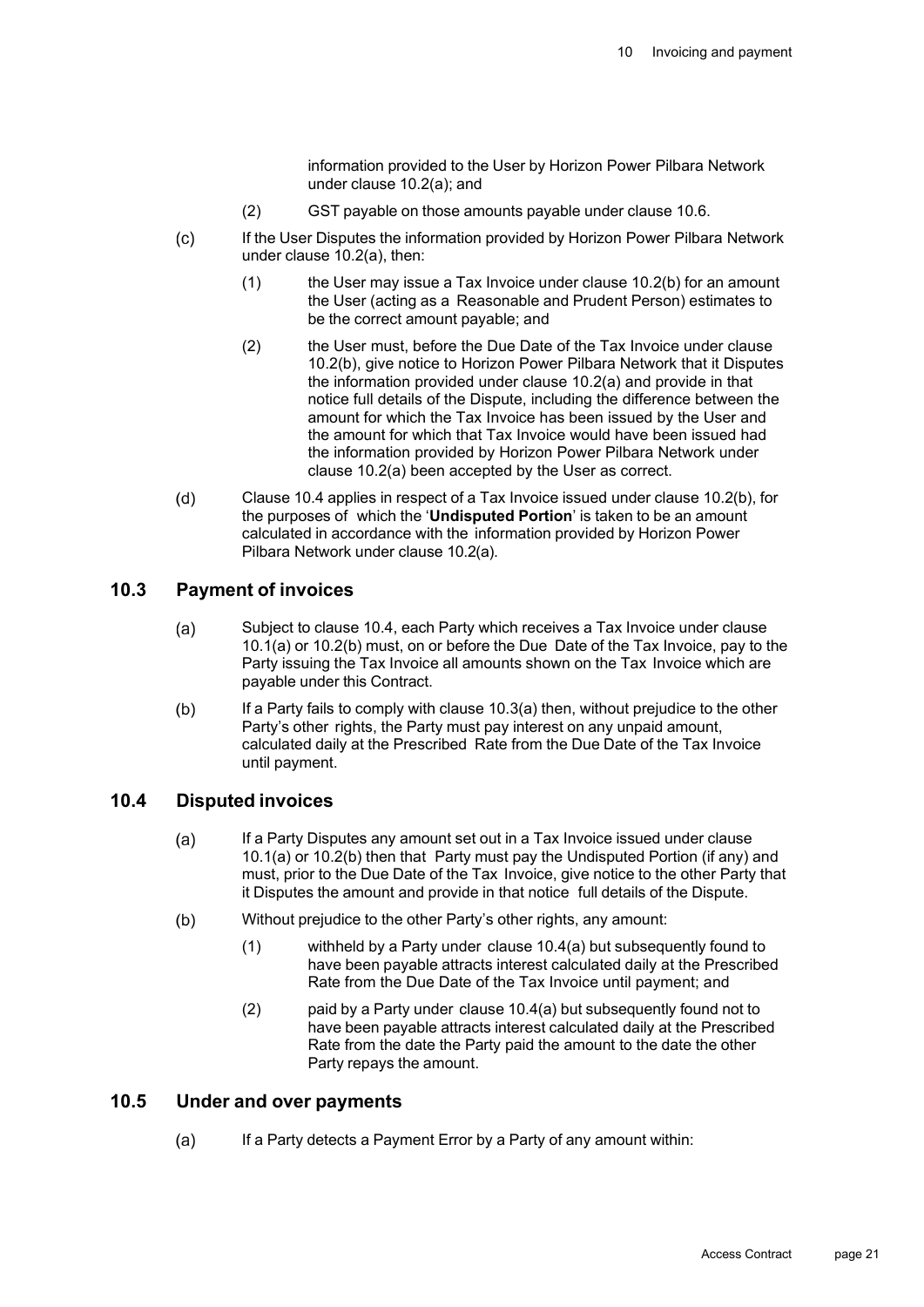information provided to the User by Horizon Power Pilbara Network under clause 10.2(a); and

(2) GST payable on those amounts payable under clause 10.6.

(c) If the User Disputes the information provided by Horizon Power Pilbara Network under clause 10.2(a), then:

(1) the User may issue a Tax Invoice under clause 10.2(b) for an amount the User (acting as a Reasonable and Prudent Person) estimates to be the correct amount payable; and

(2) the User must, before the Due Date of the Tax Invoice under clause 10.2(b), give notice to Horizon Power Pilbara Network that it Disputes the information provided under clause 10.2(a) and provide in that notice full details of the Dispute, including the difference between the amount for which the Tax Invoice has been issued by the User and the amount for which that Tax Invoice would have been issued had the information provided by Horizon Power Pilbara Network under clause 10.2(a) been accepted by the User as correct.

(d) Clause 10.4 applies in respect of a Tax Invoice issued under clause 10.2(b), for the purposes of which the '**Undisputed Portion**' is taken to be an amount calculated in accordance with the information provided by Horizon Power Pilbara Network under clause 10.2(a).

## 10.3 Payment of invoices

(a) Subject to clause 10.4, each Party which receives a Tax Invoice under clause 10.1(a) or 10.2(b) must, on or before the Due Date of the Tax Invoice, pay to the Party issuing the Tax Invoice all amounts shown on the Tax Invoice which are payable under this Contract.

(b) If a Party fails to comply with clause 10.3(a) then, without prejudice to the other Party's other rights, the Party must pay interest on any unpaid amount, calculated daily at the Prescribed Rate from the Due Date of the Tax Invoice until payment.

## 10.4 Disputed invoices

(a) If a Party Disputes any amount set out in a Tax Invoice issued under clause 10.1(a) or 10.2(b) then that Party must pay the Undisputed Portion (if any) and must, prior to the Due Date of the Tax Invoice, give notice to the other Party that it Disputes the amount and provide in that notice full details of the Dispute.

(b) Without prejudice to the other Party's other rights, any amount:

(1) withheld by a Party under clause 10.4(a) but subsequently found to have been payable attracts interest calculated daily at the Prescribed Rate from the Due Date of the Tax Invoice until payment; and

(2) paid by a Party under clause 10.4(a) but subsequently found not to have been payable attracts interest calculated daily at the Prescribed Rate from the date the Party paid the amount to the date the other Party repays the amount.

## 10.5 Under and over payments

(a) If a Party detects a Payment Error by a Party of any amount within: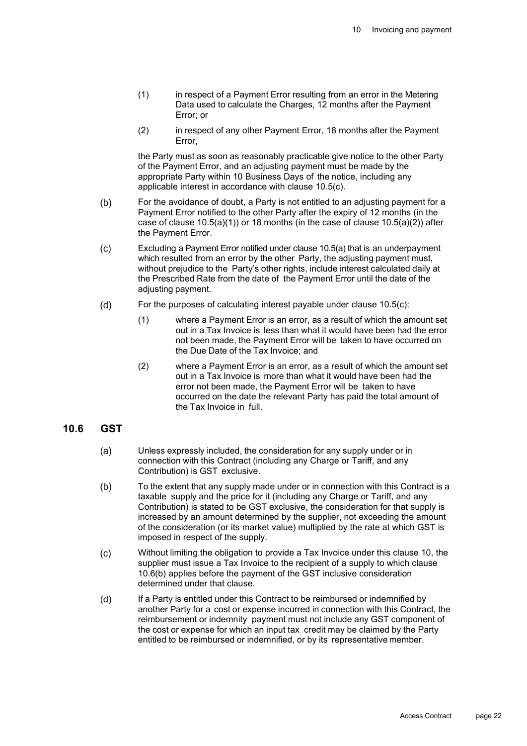(1) in respect of a Payment Error resulting from an error in the Metering Data used to calculate the Charges, 12 months after the Payment Error; or

(2) in respect of any other Payment Error, 18 months after the Payment Error,

the Party must as soon as reasonably practicable give notice to the other Party of the Payment Error, and an adjusting payment must be made by the appropriate Party within 10 Business Days of the notice, including any applicable interest in accordance with clause 10.5(c).

(b) For the avoidance of doubt, a Party is not entitled to an adjusting payment for a Payment Error notified to the other Party after the expiry of 12 months (in the case of clause 10.5(a)(1)) or 18 months (in the case of clause 10.5(a)(2)) after the Payment Error.

(c) Excluding a Payment Error notified under clause 10.5(a) that is an underpayment which resulted from an error by the other Party, the adjusting payment must, without prejudice to the Party's other rights, include interest calculated daily at the Prescribed Rate from the date of the Payment Error until the date of the adjusting payment.

(d) For the purposes of calculating interest payable under clause 10.5(c):

(1) where a Payment Error is an error, as a result of which the amount set out in a Tax Invoice is less than what it would have been had the error not been made, the Payment Error will be taken to have occurred on the Due Date of the Tax Invoice; and

(2) where a Payment Error is an error, as a result of which the amount set out in a Tax Invoice is more than what it would have been had the error not been made, the Payment Error will be taken to have occurred on the date the relevant Party has paid the total amount of the Tax Invoice in full.

## 10.6 GST

(a) Unless expressly included, the consideration for any supply under or in connection with this Contract (including any Charge or Tariff, and any Contribution) is GST exclusive.

(b) To the extent that any supply made under or in connection with this Contract is a taxable supply and the price for it (including any Charge or Tariff, and any Contribution) is stated to be GST exclusive, the consideration for that supply is increased by an amount determined by the supplier, not exceeding the amount of the consideration (or its market value) multiplied by the rate at which GST is imposed in respect of the supply.

(c) Without limiting the obligation to provide a Tax Invoice under this clause 10, the supplier must issue a Tax Invoice to the recipient of a supply to which clause 10.6(b) applies before the payment of the GST inclusive consideration determined under that clause.

(d) If a Party is entitled under this Contract to be reimbursed or indemnified by another Party for a cost or expense incurred in connection with this Contract, the reimbursement or indemnity payment must not include any GST component of the cost or expense for which an input tax credit may be claimed by the Party entitled to be reimbursed or indemnified, or by its representative member.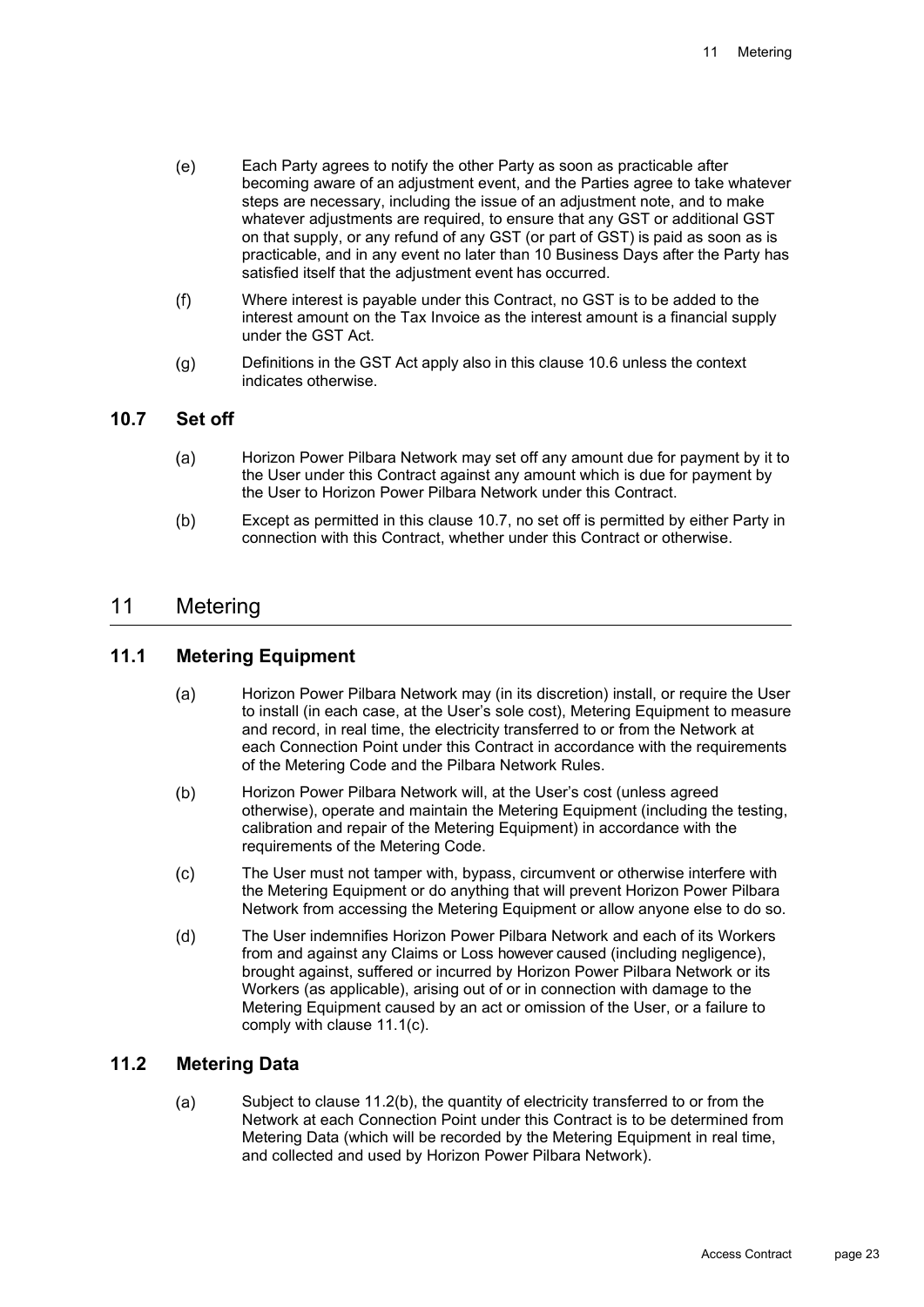(e) Each Party agrees to notify the other Party as soon as practicable after becoming aware of an adjustment event, and the Parties agree to take whatever steps are necessary, including the issue of an adjustment note, and to make whatever adjustments are required, to ensure that any GST or additional GST on that supply, or any refund of any GST (or part of GST) is paid as soon as is practicable, and in any event no later than 10 Business Days after the Party has satisfied itself that the adjustment event has occurred.

(f) Where interest is payable under this Contract, no GST is to be added to the interest amount on the Tax Invoice as the interest amount is a financial supply under the GST Act.

(g) Definitions in the GST Act apply also in this clause 10.6 unless the context indicates otherwise.

### 10.7 Set off

(a) Horizon Power Pilbara Network may set off any amount due for payment by it to the User under this Contract against any amount which is due for payment by the User to Horizon Power Pilbara Network under this Contract.

(b) Except as permitted in this clause 10.7, no set off is permitted by either Party in connection with this Contract, whether under this Contract or otherwise.

## 11 Metering

### 11.1 Metering Equipment

(a) Horizon Power Pilbara Network may (in its discretion) install, or require the User to install (in each case, at the User's sole cost), Metering Equipment to measure and record, in real time, the electricity transferred to or from the Network at each Connection Point under this Contract in accordance with the requirements of the Metering Code and the Pilbara Network Rules.

(b) Horizon Power Pilbara Network will, at the User's cost (unless agreed otherwise), operate and maintain the Metering Equipment (including the testing, calibration and repair of the Metering Equipment) in accordance with the requirements of the Metering Code.

(c) The User must not tamper with, bypass, circumvent or otherwise interfere with the Metering Equipment or do anything that will prevent Horizon Power Pilbara Network from accessing the Metering Equipment or allow anyone else to do so.

(d) The User indemnifies Horizon Power Pilbara Network and each of its Workers from and against any Claims or Loss however caused (including negligence), brought against, suffered or incurred by Horizon Power Pilbara Network or its Workers (as applicable), arising out of or in connection with damage to the Metering Equipment caused by an act or omission of the User, or a failure to comply with clause 11.1(c).

### 11.2 Metering Data

(a) Subject to clause 11.2(b), the quantity of electricity transferred to or from the Network at each Connection Point under this Contract is to be determined from Metering Data (which will be recorded by the Metering Equipment in real time, and collected and used by Horizon Power Pilbara Network).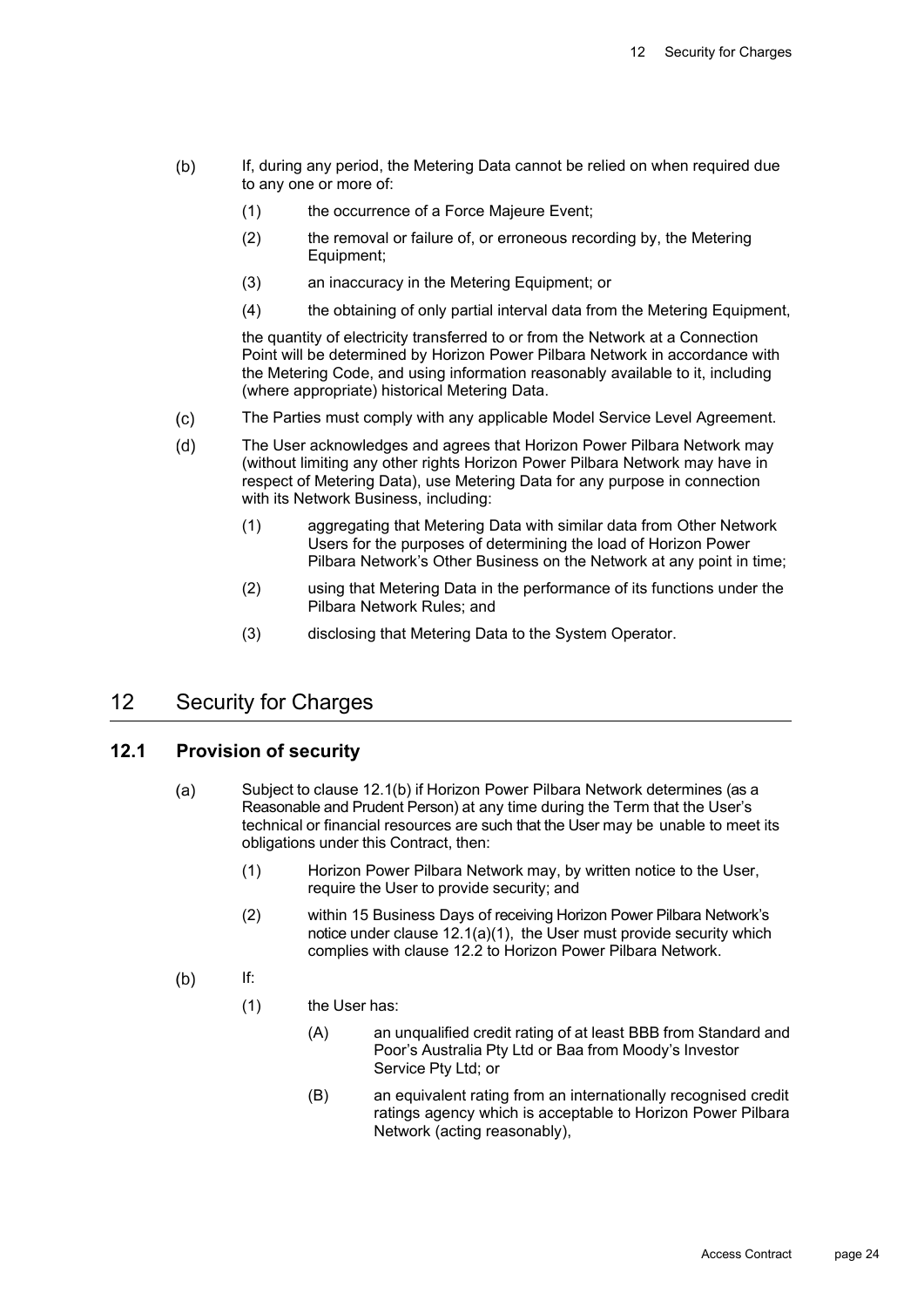(b) If, during any period, the Metering Data cannot be relied on when required due to any one or more of:

(1) the occurrence of a Force Majeure Event;

(2) the removal or failure of, or erroneous recording by, the Metering Equipment;

(3) an inaccuracy in the Metering Equipment; or

(4) the obtaining of only partial interval data from the Metering Equipment,

the quantity of electricity transferred to or from the Network at a Connection Point will be determined by Horizon Power Pilbara Network in accordance with the Metering Code, and using information reasonably available to it, including (where appropriate) historical Metering Data.

(c) The Parties must comply with any applicable Model Service Level Agreement.

(d) The User acknowledges and agrees that Horizon Power Pilbara Network may (without limiting any other rights Horizon Power Pilbara Network may have in respect of Metering Data), use Metering Data for any purpose in connection with its Network Business, including:

(1) aggregating that Metering Data with similar data from Other Network Users for the purposes of determining the load of Horizon Power Pilbara Network's Other Business on the Network at any point in time;

(2) using that Metering Data in the performance of its functions under the Pilbara Network Rules; and

(3) disclosing that Metering Data to the System Operator.

# 12 Security for Charges

## 12.1 Provision of security

(a) Subject to clause 12.1(b) if Horizon Power Pilbara Network determines (as a Reasonable and Prudent Person) at any time during the Term that the User's technical or financial resources are such that the User may be unable to meet its obligations under this Contract, then:

(1) Horizon Power Pilbara Network may, by written notice to the User, require the User to provide security; and

(2) within 15 Business Days of receiving Horizon Power Pilbara Network's notice under clause 12.1(a)(1), the User must provide security which complies with clause 12.2 to Horizon Power Pilbara Network.

(b) If:

(1) the User has:

(A) an unqualified credit rating of at least BBB from Standard and Poor's Australia Pty Ltd or Baa from Moody's Investor Service Pty Ltd; or

(B) an equivalent rating from an internationally recognised credit ratings agency which is acceptable to Horizon Power Pilbara Network (acting reasonably),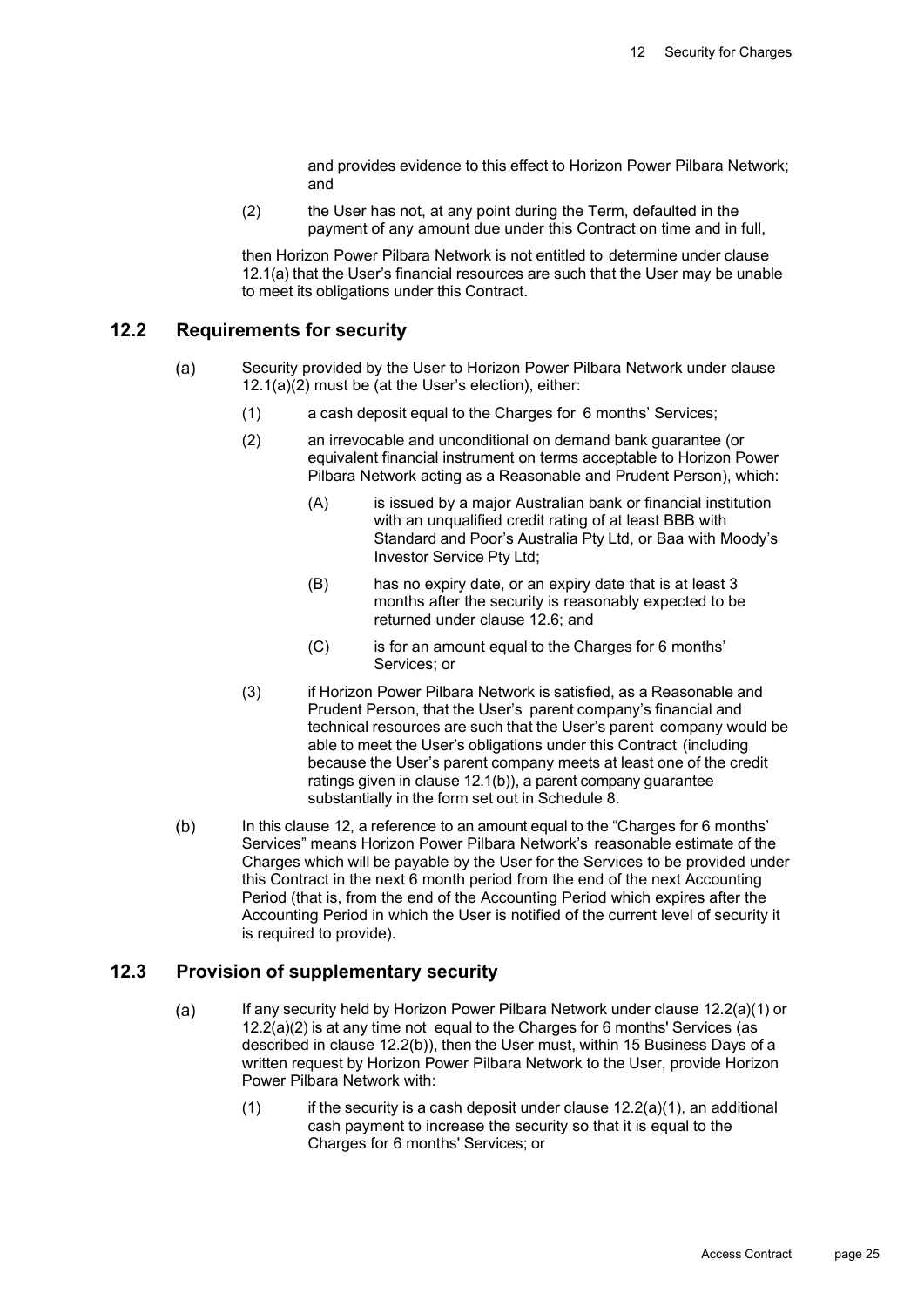and provides evidence to this effect to Horizon Power Pilbara Network; and

(2) the User has not, at any point during the Term, defaulted in the payment of any amount due under this Contract on time and in full,

then Horizon Power Pilbara Network is not entitled to determine under clause 12.1(a) that the User's financial resources are such that the User may be unable to meet its obligations under this Contract.

## 12.2 Requirements for security

(a) Security provided by the User to Horizon Power Pilbara Network under clause 12.1(a)(2) must be (at the User's election), either:

   (1) a cash deposit equal to the Charges for 6 months' Services;

   (2) an irrevocable and unconditional on demand bank guarantee (or equivalent financial instrument on terms acceptable to Horizon Power Pilbara Network acting as a Reasonable and Prudent Person), which:

      (A) is issued by a major Australian bank or financial institution with an unqualified credit rating of at least BBB with Standard and Poor's Australia Pty Ltd, or Baa with Moody's Investor Service Pty Ltd;

      (B) has no expiry date, or an expiry date that is at least 3 months after the security is reasonably expected to be returned under clause 12.6; and

      (C) is for an amount equal to the Charges for 6 months' Services; or

   (3) if Horizon Power Pilbara Network is satisfied, as a Reasonable and Prudent Person, that the User's parent company's financial and technical resources are such that the User's parent company would be able to meet the User's obligations under this Contract (including because the User's parent company meets at least one of the credit ratings given in clause 12.1(b)), a parent company guarantee substantially in the form set out in Schedule 8.

(b) In this clause 12, a reference to an amount equal to the "Charges for 6 months' Services" means Horizon Power Pilbara Network's reasonable estimate of the Charges which will be payable by the User for the Services to be provided under this Contract in the next 6 month period from the end of the next Accounting Period (that is, from the end of the Accounting Period which expires after the Accounting Period in which the User is notified of the current level of security it is required to provide).

## 12.3 Provision of supplementary security

(a) If any security held by Horizon Power Pilbara Network under clause 12.2(a)(1) or 12.2(a)(2) is at any time not equal to the Charges for 6 months' Services (as described in clause 12.2(b)), then the User must, within 15 Business Days of a written request by Horizon Power Pilbara Network to the User, provide Horizon Power Pilbara Network with:

   (1) if the security is a cash deposit under clause 12.2(a)(1), an additional cash payment to increase the security so that it is equal to the Charges for 6 months' Services; or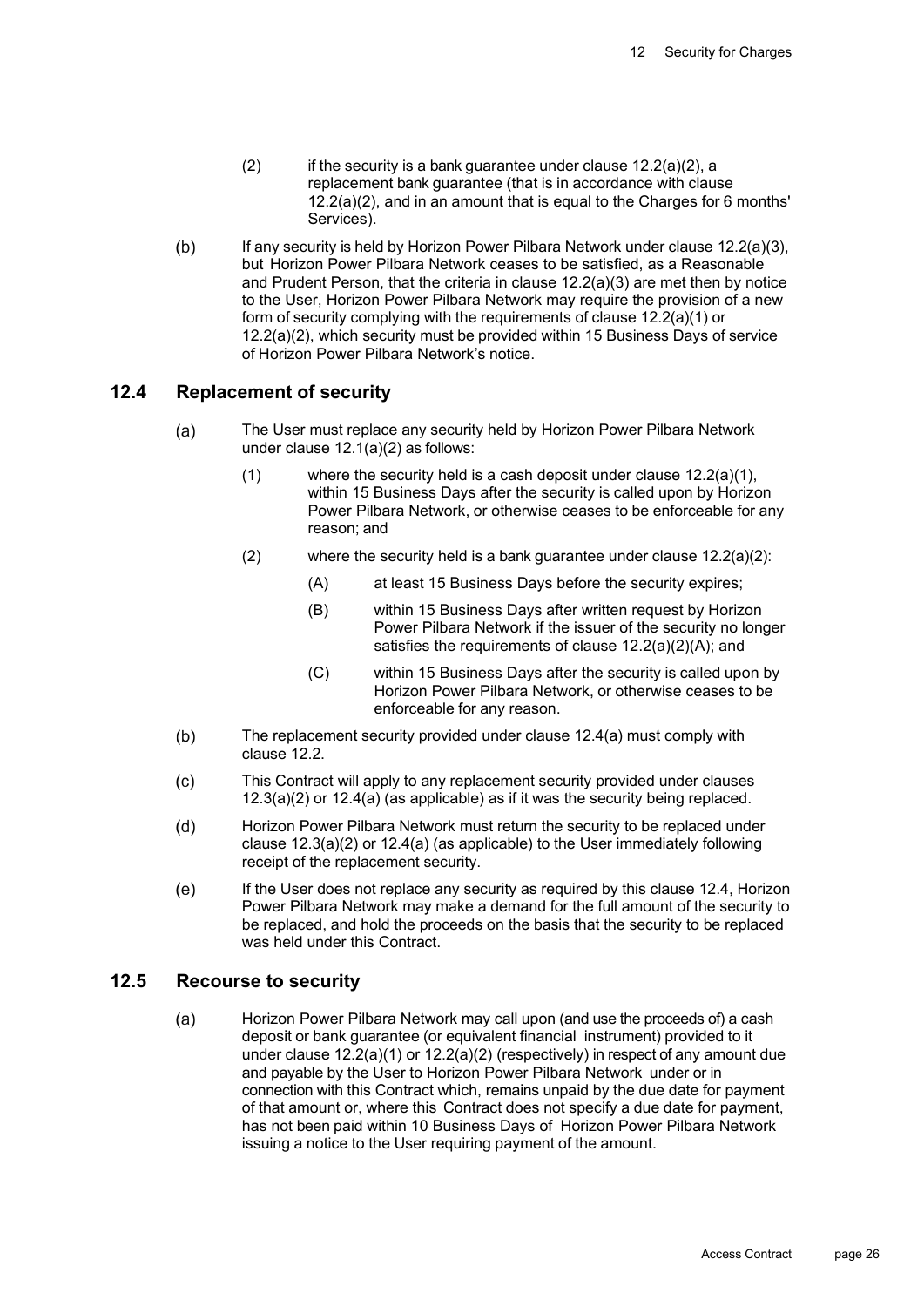(2) if the security is a bank guarantee under clause 12.2(a)(2), a replacement bank guarantee (that is in accordance with clause 12.2(a)(2), and in an amount that is equal to the Charges for 6 months' Services).

(b) If any security is held by Horizon Power Pilbara Network under clause 12.2(a)(3), but Horizon Power Pilbara Network ceases to be satisfied, as a Reasonable and Prudent Person, that the criteria in clause 12.2(a)(3) are met then by notice to the User, Horizon Power Pilbara Network may require the provision of a new form of security complying with the requirements of clause 12.2(a)(1) or 12.2(a)(2), which security must be provided within 15 Business Days of service of Horizon Power Pilbara Network's notice.

## 12.4 Replacement of security

(a) The User must replace any security held by Horizon Power Pilbara Network under clause 12.1(a)(2) as follows:

  (1) where the security held is a cash deposit under clause 12.2(a)(1), within 15 Business Days after the security is called upon by Horizon Power Pilbara Network, or otherwise ceases to be enforceable for any reason; and

  (2) where the security held is a bank guarantee under clause 12.2(a)(2):

    (A) at least 15 Business Days before the security expires;

    (B) within 15 Business Days after written request by Horizon Power Pilbara Network if the issuer of the security no longer satisfies the requirements of clause 12.2(a)(2)(A); and

    (C) within 15 Business Days after the security is called upon by Horizon Power Pilbara Network, or otherwise ceases to be enforceable for any reason.

(b) The replacement security provided under clause 12.4(a) must comply with clause 12.2.

(c) This Contract will apply to any replacement security provided under clauses 12.3(a)(2) or 12.4(a) (as applicable) as if it was the security being replaced.

(d) Horizon Power Pilbara Network must return the security to be replaced under clause 12.3(a)(2) or 12.4(a) (as applicable) to the User immediately following receipt of the replacement security.

(e) If the User does not replace any security as required by this clause 12.4, Horizon Power Pilbara Network may make a demand for the full amount of the security to be replaced, and hold the proceeds on the basis that the security to be replaced was held under this Contract.

## 12.5 Recourse to security

(a) Horizon Power Pilbara Network may call upon (and use the proceeds of) a cash deposit or bank guarantee (or equivalent financial instrument) provided to it under clause 12.2(a)(1) or 12.2(a)(2) (respectively) in respect of any amount due and payable by the User to Horizon Power Pilbara Network under or in connection with this Contract which, remains unpaid by the due date for payment of that amount or, where this Contract does not specify a due date for payment, has not been paid within 10 Business Days of Horizon Power Pilbara Network issuing a notice to the User requiring payment of the amount.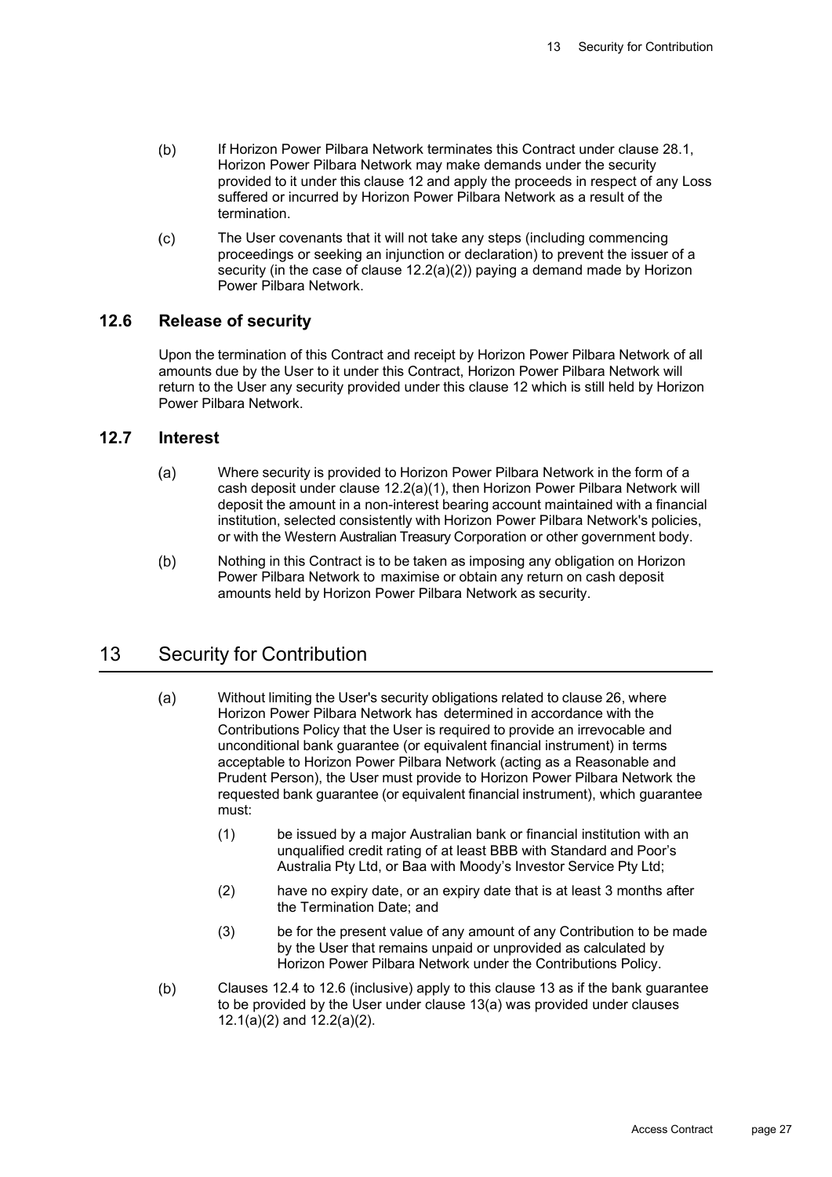(b) If Horizon Power Pilbara Network terminates this Contract under clause 28.1, Horizon Power Pilbara Network may make demands under the security provided to it under this clause 12 and apply the proceeds in respect of any Loss suffered or incurred by Horizon Power Pilbara Network as a result of the termination.

(c) The User covenants that it will not take any steps (including commencing proceedings or seeking an injunction or declaration) to prevent the issuer of a security (in the case of clause 12.2(a)(2)) paying a demand made by Horizon Power Pilbara Network.

### 12.6 Release of security

Upon the termination of this Contract and receipt by Horizon Power Pilbara Network of all amounts due by the User to it under this Contract, Horizon Power Pilbara Network will return to the User any security provided under this clause 12 which is still held by Horizon Power Pilbara Network.

### 12.7 Interest

(a) Where security is provided to Horizon Power Pilbara Network in the form of a cash deposit under clause 12.2(a)(1), then Horizon Power Pilbara Network will deposit the amount in a non-interest bearing account maintained with a financial institution, selected consistently with Horizon Power Pilbara Network's policies, or with the Western Australian Treasury Corporation or other government body.

(b) Nothing in this Contract is to be taken as imposing any obligation on Horizon Power Pilbara Network to maximise or obtain any return on cash deposit amounts held by Horizon Power Pilbara Network as security.

## 13 Security for Contribution

(a) Without limiting the User's security obligations related to clause 26, where Horizon Power Pilbara Network has determined in accordance with the Contributions Policy that the User is required to provide an irrevocable and unconditional bank guarantee (or equivalent financial instrument) in terms acceptable to Horizon Power Pilbara Network (acting as a Reasonable and Prudent Person), the User must provide to Horizon Power Pilbara Network the requested bank guarantee (or equivalent financial instrument), which guarantee must:

  (1) be issued by a major Australian bank or financial institution with an unqualified credit rating of at least BBB with Standard and Poor's Australia Pty Ltd, or Baa with Moody's Investor Service Pty Ltd;

  (2) have no expiry date, or an expiry date that is at least 3 months after the Termination Date; and

  (3) be for the present value of any amount of any Contribution to be made by the User that remains unpaid or unprovided as calculated by Horizon Power Pilbara Network under the Contributions Policy.

(b) Clauses 12.4 to 12.6 (inclusive) apply to this clause 13 as if the bank guarantee to be provided by the User under clause 13(a) was provided under clauses 12.1(a)(2) and 12.2(a)(2).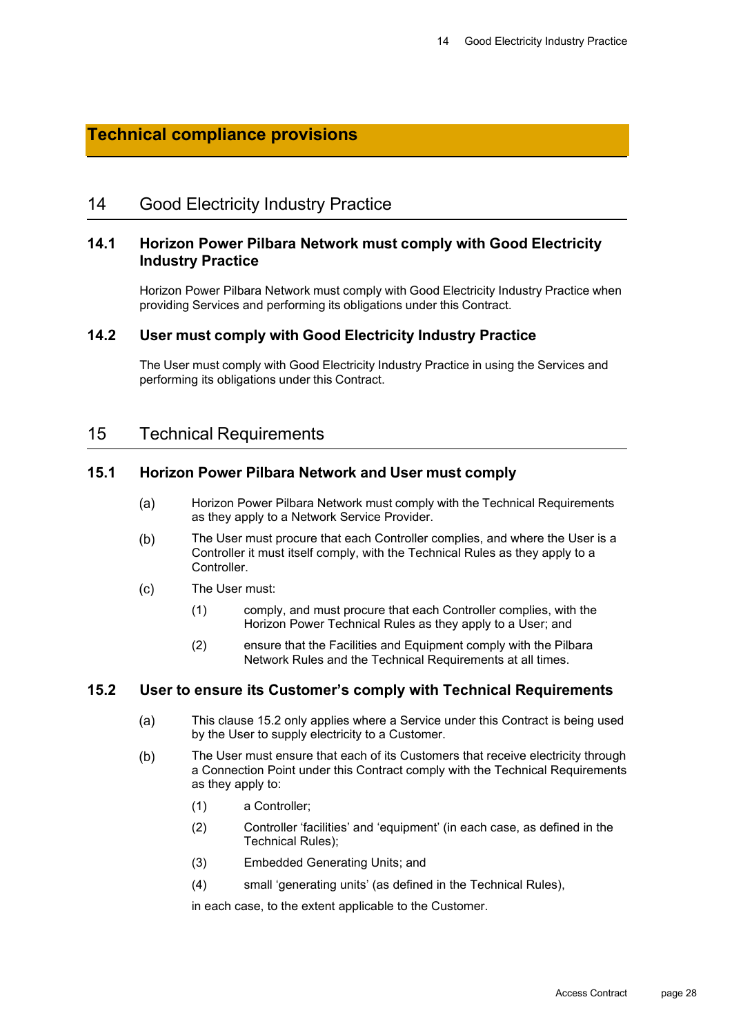# Technical compliance provisions

## 14 Good Electricity Industry Practice

### 14.1 Horizon Power Pilbara Network must comply with Good Electricity Industry Practice

Horizon Power Pilbara Network must comply with Good Electricity Industry Practice when providing Services and performing its obligations under this Contract.

### 14.2 User must comply with Good Electricity Industry Practice

The User must comply with Good Electricity Industry Practice in using the Services and performing its obligations under this Contract.

## 15 Technical Requirements

### 15.1 Horizon Power Pilbara Network and User must comply

(a) Horizon Power Pilbara Network must comply with the Technical Requirements as they apply to a Network Service Provider.

(b) The User must procure that each Controller complies, and where the User is a Controller it must itself comply, with the Technical Rules as they apply to a Controller.

(c) The User must:

(1) comply, and must procure that each Controller complies, with the Horizon Power Technical Rules as they apply to a User; and

(2) ensure that the Facilities and Equipment comply with the Pilbara Network Rules and the Technical Requirements at all times.

### 15.2 User to ensure its Customer's comply with Technical Requirements

(a) This clause 15.2 only applies where a Service under this Contract is being used by the User to supply electricity to a Customer.

(b) The User must ensure that each of its Customers that receive electricity through a Connection Point under this Contract comply with the Technical Requirements as they apply to:

(1) a Controller;

(2) Controller 'facilities' and 'equipment' (in each case, as defined in the Technical Rules);

(3) Embedded Generating Units; and

(4) small 'generating units' (as defined in the Technical Rules),

in each case, to the extent applicable to the Customer.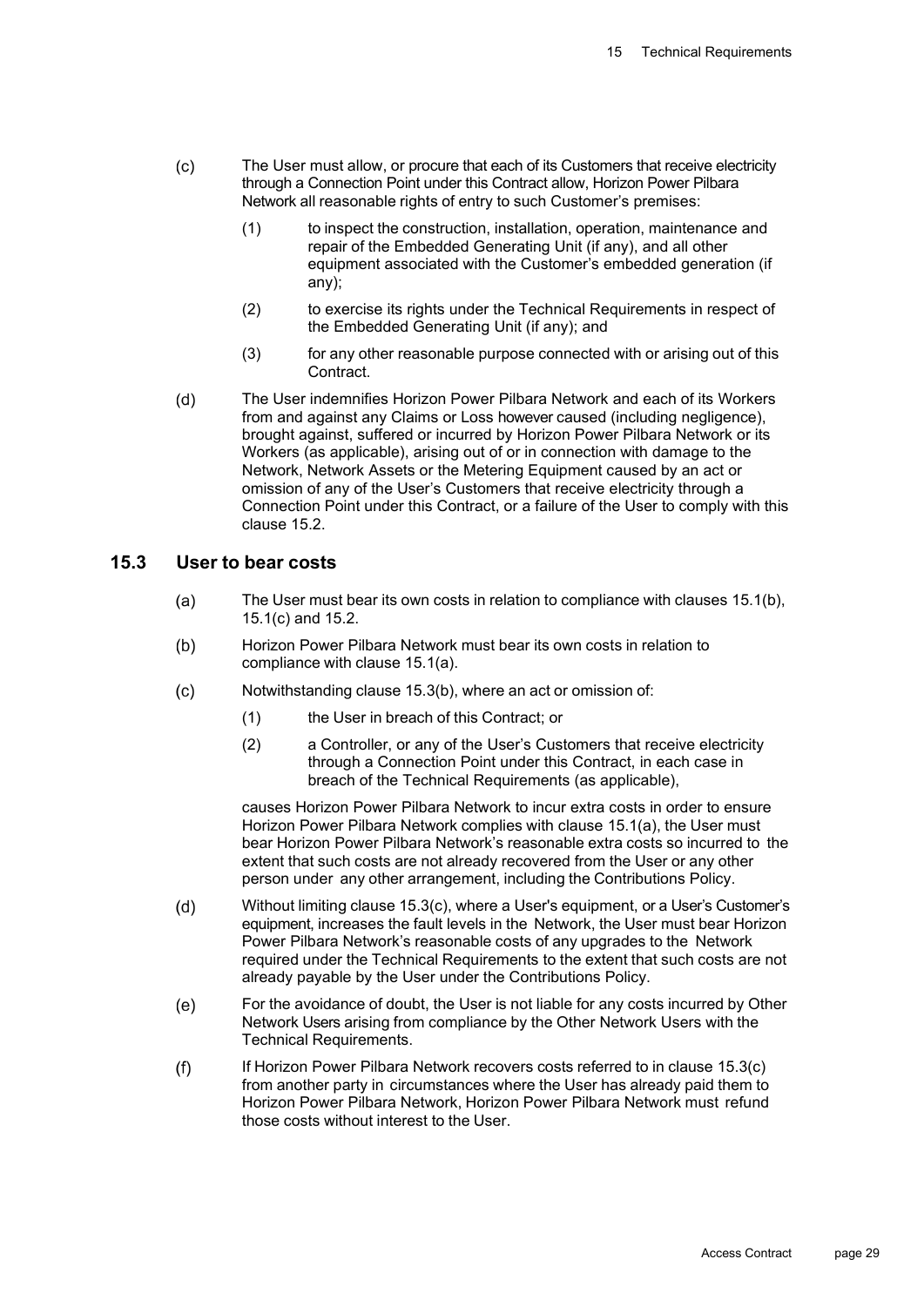(c) The User must allow, or procure that each of its Customers that receive electricity through a Connection Point under this Contract allow, Horizon Power Pilbara Network all reasonable rights of entry to such Customer's premises:

(1) to inspect the construction, installation, operation, maintenance and repair of the Embedded Generating Unit (if any), and all other equipment associated with the Customer's embedded generation (if any);

(2) to exercise its rights under the Technical Requirements in respect of the Embedded Generating Unit (if any); and

(3) for any other reasonable purpose connected with or arising out of this Contract.

(d) The User indemnifies Horizon Power Pilbara Network and each of its Workers from and against any Claims or Loss however caused (including negligence), brought against, suffered or incurred by Horizon Power Pilbara Network or its Workers (as applicable), arising out of or in connection with damage to the Network, Network Assets or the Metering Equipment caused by an act or omission of any of the User's Customers that receive electricity through a Connection Point under this Contract, or a failure of the User to comply with this clause 15.2.

## 15.3 User to bear costs

(a) The User must bear its own costs in relation to compliance with clauses 15.1(b), 15.1(c) and 15.2.

(b) Horizon Power Pilbara Network must bear its own costs in relation to compliance with clause 15.1(a).

(c) Notwithstanding clause 15.3(b), where an act or omission of:

(1) the User in breach of this Contract; or

(2) a Controller, or any of the User's Customers that receive electricity through a Connection Point under this Contract, in each case in breach of the Technical Requirements (as applicable),

causes Horizon Power Pilbara Network to incur extra costs in order to ensure Horizon Power Pilbara Network complies with clause 15.1(a), the User must bear Horizon Power Pilbara Network's reasonable extra costs so incurred to the extent that such costs are not already recovered from the User or any other person under any other arrangement, including the Contributions Policy.

(d) Without limiting clause 15.3(c), where a User's equipment, or a User's Customer's equipment, increases the fault levels in the Network, the User must bear Horizon Power Pilbara Network's reasonable costs of any upgrades to the Network required under the Technical Requirements to the extent that such costs are not already payable by the User under the Contributions Policy.

(e) For the avoidance of doubt, the User is not liable for any costs incurred by Other Network Users arising from compliance by the Other Network Users with the Technical Requirements.

(f) If Horizon Power Pilbara Network recovers costs referred to in clause 15.3(c) from another party in circumstances where the User has already paid them to Horizon Power Pilbara Network, Horizon Power Pilbara Network must refund those costs without interest to the User.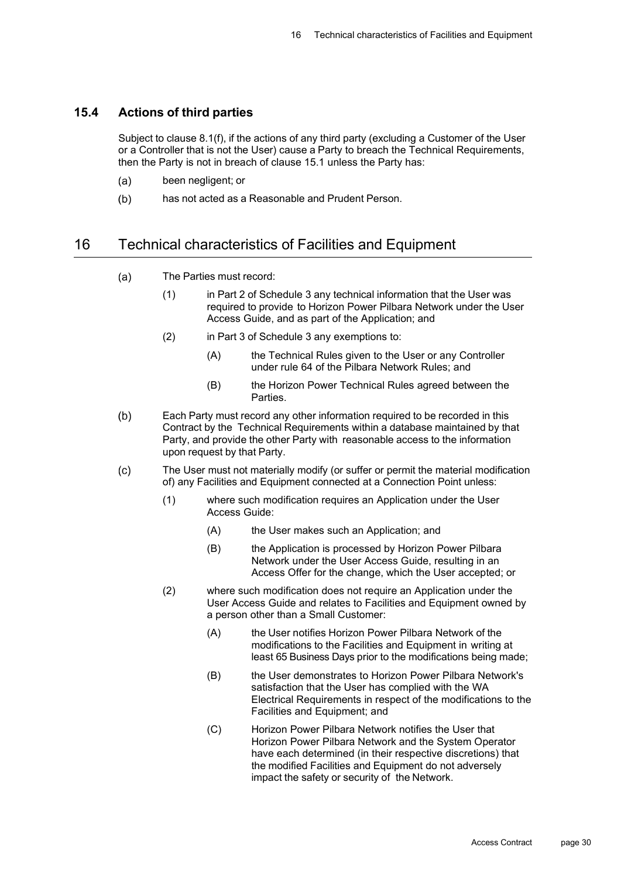### 15.4 Actions of third parties

Subject to clause 8.1(f), if the actions of any third party (excluding a Customer of the User or a Controller that is not the User) cause a Party to breach the Technical Requirements, then the Party is not in breach of clause 15.1 unless the Party has:

(a) been negligent; or

(b) has not acted as a Reasonable and Prudent Person.

## 16 Technical characteristics of Facilities and Equipment

(a) The Parties must record:

  (1) in Part 2 of Schedule 3 any technical information that the User was required to provide to Horizon Power Pilbara Network under the User Access Guide, and as part of the Application; and

  (2) in Part 3 of Schedule 3 any exemptions to:

    (A) the Technical Rules given to the User or any Controller under rule 64 of the Pilbara Network Rules; and

    (B) the Horizon Power Technical Rules agreed between the Parties.

(b) Each Party must record any other information required to be recorded in this Contract by the Technical Requirements within a database maintained by that Party, and provide the other Party with reasonable access to the information upon request by that Party.

(c) The User must not materially modify (or suffer or permit the material modification of) any Facilities and Equipment connected at a Connection Point unless:

  (1) where such modification requires an Application under the User Access Guide:

    (A) the User makes such an Application; and

    (B) the Application is processed by Horizon Power Pilbara Network under the User Access Guide, resulting in an Access Offer for the change, which the User accepted; or

  (2) where such modification does not require an Application under the User Access Guide and relates to Facilities and Equipment owned by a person other than a Small Customer:

    (A) the User notifies Horizon Power Pilbara Network of the modifications to the Facilities and Equipment in writing at least 65 Business Days prior to the modifications being made;

    (B) the User demonstrates to Horizon Power Pilbara Network's satisfaction that the User has complied with the WA Electrical Requirements in respect of the modifications to the Facilities and Equipment; and

    (C) Horizon Power Pilbara Network notifies the User that Horizon Power Pilbara Network and the System Operator have each determined (in their respective discretions) that the modified Facilities and Equipment do not adversely impact the safety or security of the Network.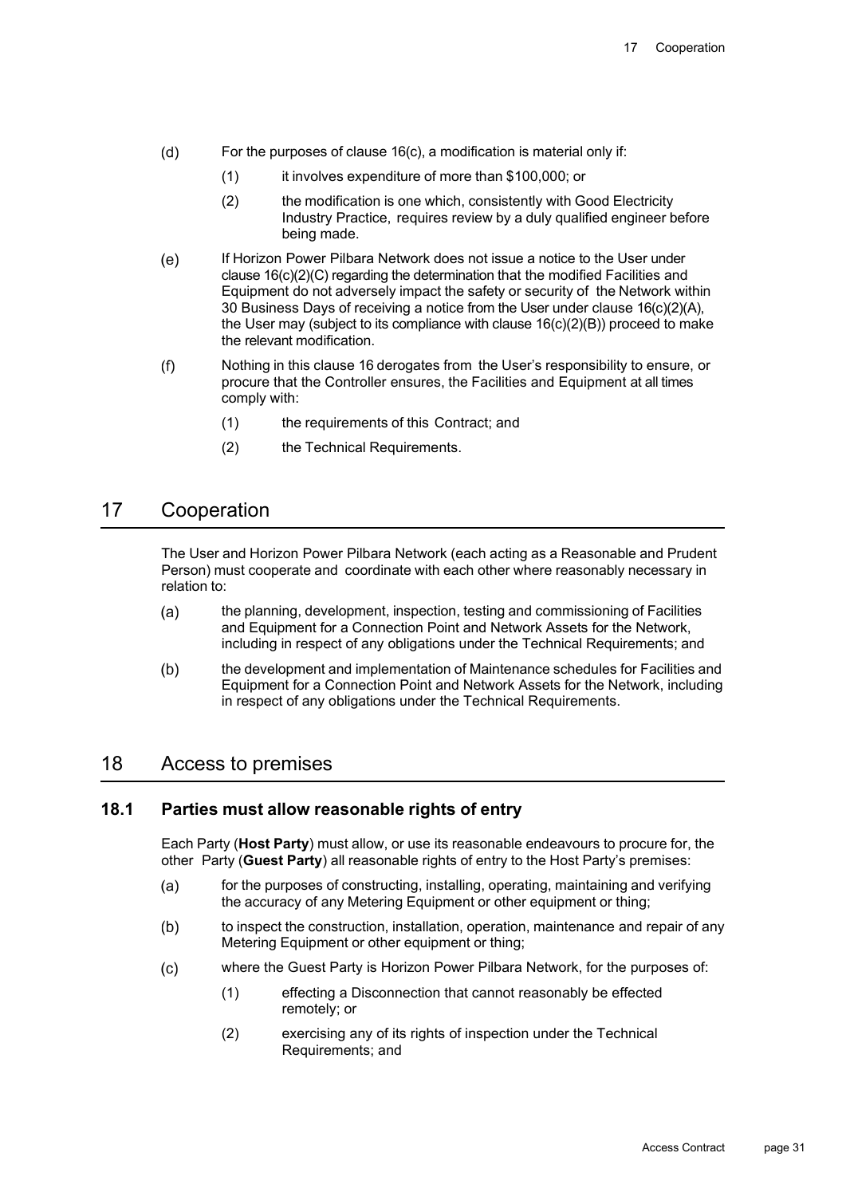(d) For the purposes of clause 16(c), a modification is material only if:

   (1) it involves expenditure of more than $100,000; or

   (2) the modification is one which, consistently with Good Electricity Industry Practice, requires review by a duly qualified engineer before being made.

(e) If Horizon Power Pilbara Network does not issue a notice to the User under clause 16(c)(2)(C) regarding the determination that the modified Facilities and Equipment do not adversely impact the safety or security of the Network within 30 Business Days of receiving a notice from the User under clause 16(c)(2)(A), the User may (subject to its compliance with clause 16(c)(2)(B)) proceed to make the relevant modification.

(f) Nothing in this clause 16 derogates from the User's responsibility to ensure, or procure that the Controller ensures, the Facilities and Equipment at all times comply with:

   (1) the requirements of this Contract; and

   (2) the Technical Requirements.

# 17 Cooperation

The User and Horizon Power Pilbara Network (each acting as a Reasonable and Prudent Person) must cooperate and coordinate with each other where reasonably necessary in relation to:

(a) the planning, development, inspection, testing and commissioning of Facilities and Equipment for a Connection Point and Network Assets for the Network, including in respect of any obligations under the Technical Requirements; and

(b) the development and implementation of Maintenance schedules for Facilities and Equipment for a Connection Point and Network Assets for the Network, including in respect of any obligations under the Technical Requirements.

# 18 Access to premises

## 18.1 Parties must allow reasonable rights of entry

Each Party (**Host Party**) must allow, or use its reasonable endeavours to procure for, the other Party (**Guest Party**) all reasonable rights of entry to the Host Party's premises:

(a) for the purposes of constructing, installing, operating, maintaining and verifying the accuracy of any Metering Equipment or other equipment or thing;

(b) to inspect the construction, installation, operation, maintenance and repair of any Metering Equipment or other equipment or thing;

(c) where the Guest Party is Horizon Power Pilbara Network, for the purposes of:

   (1) effecting a Disconnection that cannot reasonably be effected remotely; or

   (2) exercising any of its rights of inspection under the Technical Requirements; and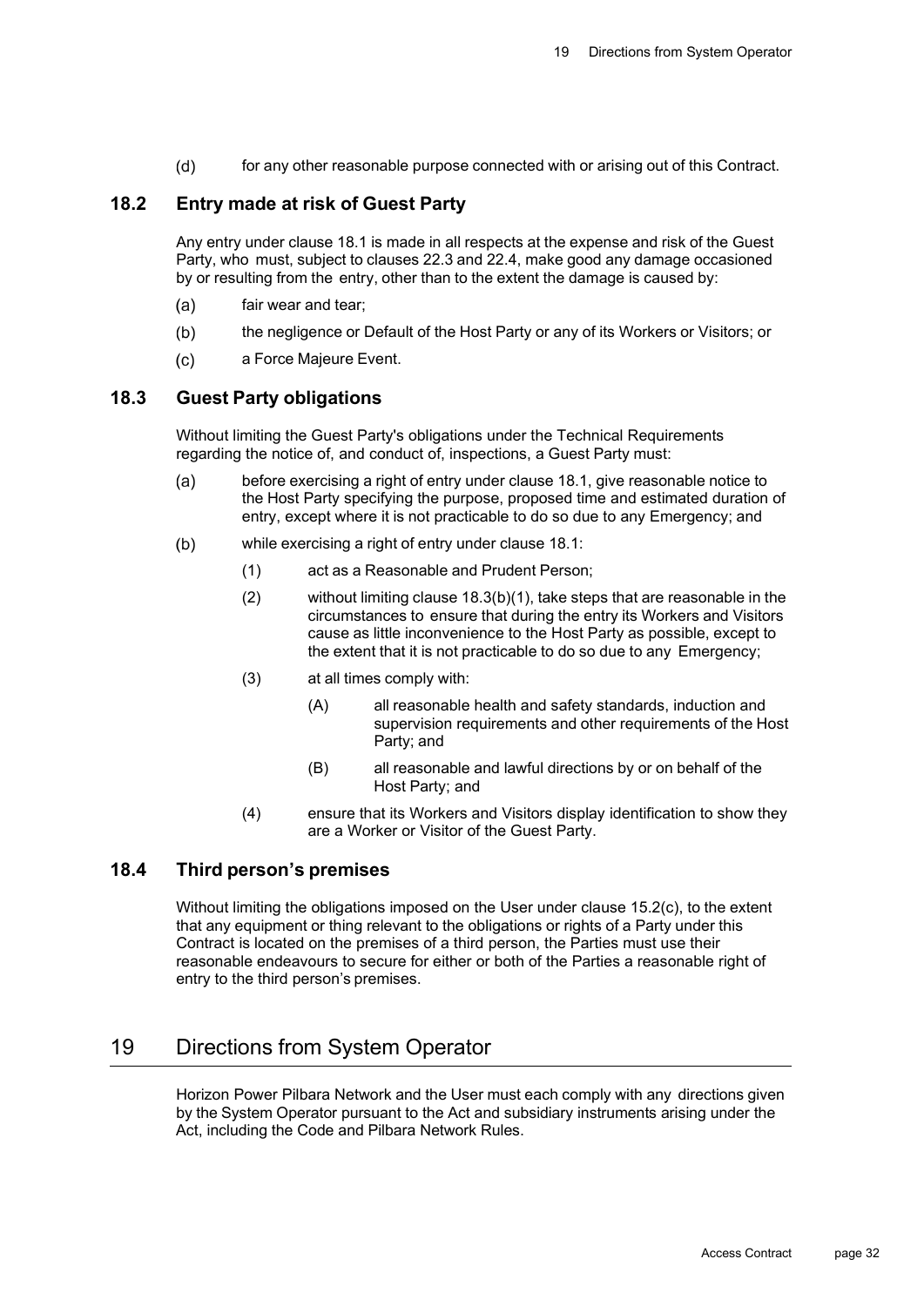(d) for any other reasonable purpose connected with or arising out of this Contract.

### 18.2 Entry made at risk of Guest Party

Any entry under clause 18.1 is made in all respects at the expense and risk of the Guest Party, who must, subject to clauses 22.3 and 22.4, make good any damage occasioned by or resulting from the entry, other than to the extent the damage is caused by:

(a) fair wear and tear;

(b) the negligence or Default of the Host Party or any of its Workers or Visitors; or

(c) a Force Majeure Event.

### 18.3 Guest Party obligations

Without limiting the Guest Party's obligations under the Technical Requirements regarding the notice of, and conduct of, inspections, a Guest Party must:

(a) before exercising a right of entry under clause 18.1, give reasonable notice to the Host Party specifying the purpose, proposed time and estimated duration of entry, except where it is not practicable to do so due to any Emergency; and

(b) while exercising a right of entry under clause 18.1:

  (1) act as a Reasonable and Prudent Person;

  (2) without limiting clause 18.3(b)(1), take steps that are reasonable in the circumstances to ensure that during the entry its Workers and Visitors cause as little inconvenience to the Host Party as possible, except to the extent that it is not practicable to do so due to any Emergency;

  (3) at all times comply with:

    (A) all reasonable health and safety standards, induction and supervision requirements and other requirements of the Host Party; and

    (B) all reasonable and lawful directions by or on behalf of the Host Party; and

  (4) ensure that its Workers and Visitors display identification to show they are a Worker or Visitor of the Guest Party.

### 18.4 Third person's premises

Without limiting the obligations imposed on the User under clause 15.2(c), to the extent that any equipment or thing relevant to the obligations or rights of a Party under this Contract is located on the premises of a third person, the Parties must use their reasonable endeavours to secure for either or both of the Parties a reasonable right of entry to the third person's premises.

## 19 Directions from System Operator

Horizon Power Pilbara Network and the User must each comply with any directions given by the System Operator pursuant to the Act and subsidiary instruments arising under the Act, including the Code and Pilbara Network Rules.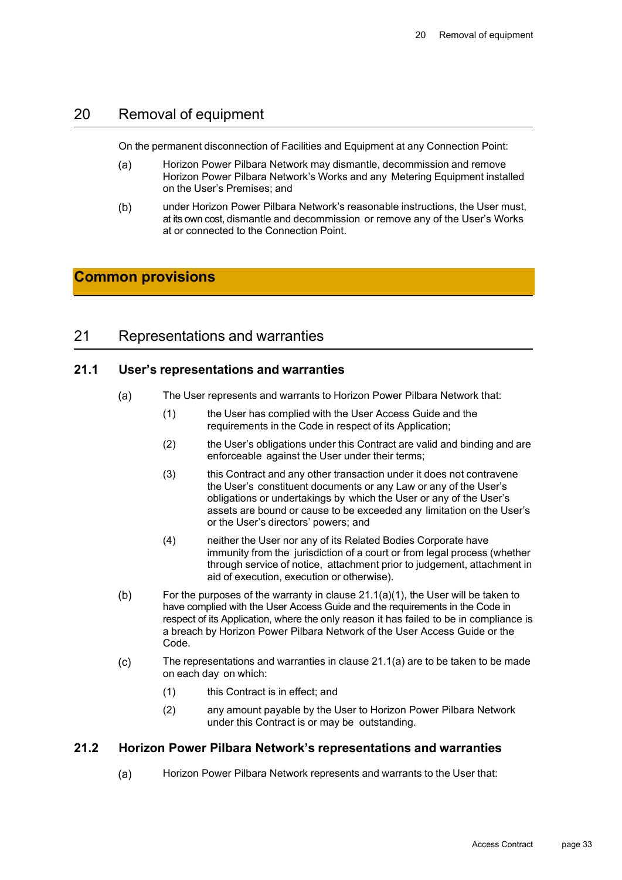# 20 Removal of equipment

On the permanent disconnection of Facilities and Equipment at any Connection Point:

(a) Horizon Power Pilbara Network may dismantle, decommission and remove Horizon Power Pilbara Network's Works and any Metering Equipment installed on the User's Premises; and

(b) under Horizon Power Pilbara Network's reasonable instructions, the User must, at its own cost, dismantle and decommission or remove any of the User's Works at or connected to the Connection Point.

# Common provisions

# 21 Representations and warranties

## 21.1 User's representations and warranties

(a) The User represents and warrants to Horizon Power Pilbara Network that:

(1) the User has complied with the User Access Guide and the requirements in the Code in respect of its Application;

(2) the User's obligations under this Contract are valid and binding and are enforceable against the User under their terms;

(3) this Contract and any other transaction under it does not contravene the User's constituent documents or any Law or any of the User's obligations or undertakings by which the User or any of the User's assets are bound or cause to be exceeded any limitation on the User's or the User's directors' powers; and

(4) neither the User nor any of its Related Bodies Corporate have immunity from the jurisdiction of a court or from legal process (whether through service of notice, attachment prior to judgement, attachment in aid of execution, execution or otherwise).

(b) For the purposes of the warranty in clause 21.1(a)(1), the User will be taken to have complied with the User Access Guide and the requirements in the Code in respect of its Application, where the only reason it has failed to be in compliance is a breach by Horizon Power Pilbara Network of the User Access Guide or the Code.

(c) The representations and warranties in clause 21.1(a) are to be taken to be made on each day on which:

(1) this Contract is in effect; and

(2) any amount payable by the User to Horizon Power Pilbara Network under this Contract is or may be outstanding.

## 21.2 Horizon Power Pilbara Network's representations and warranties

(a) Horizon Power Pilbara Network represents and warrants to the User that: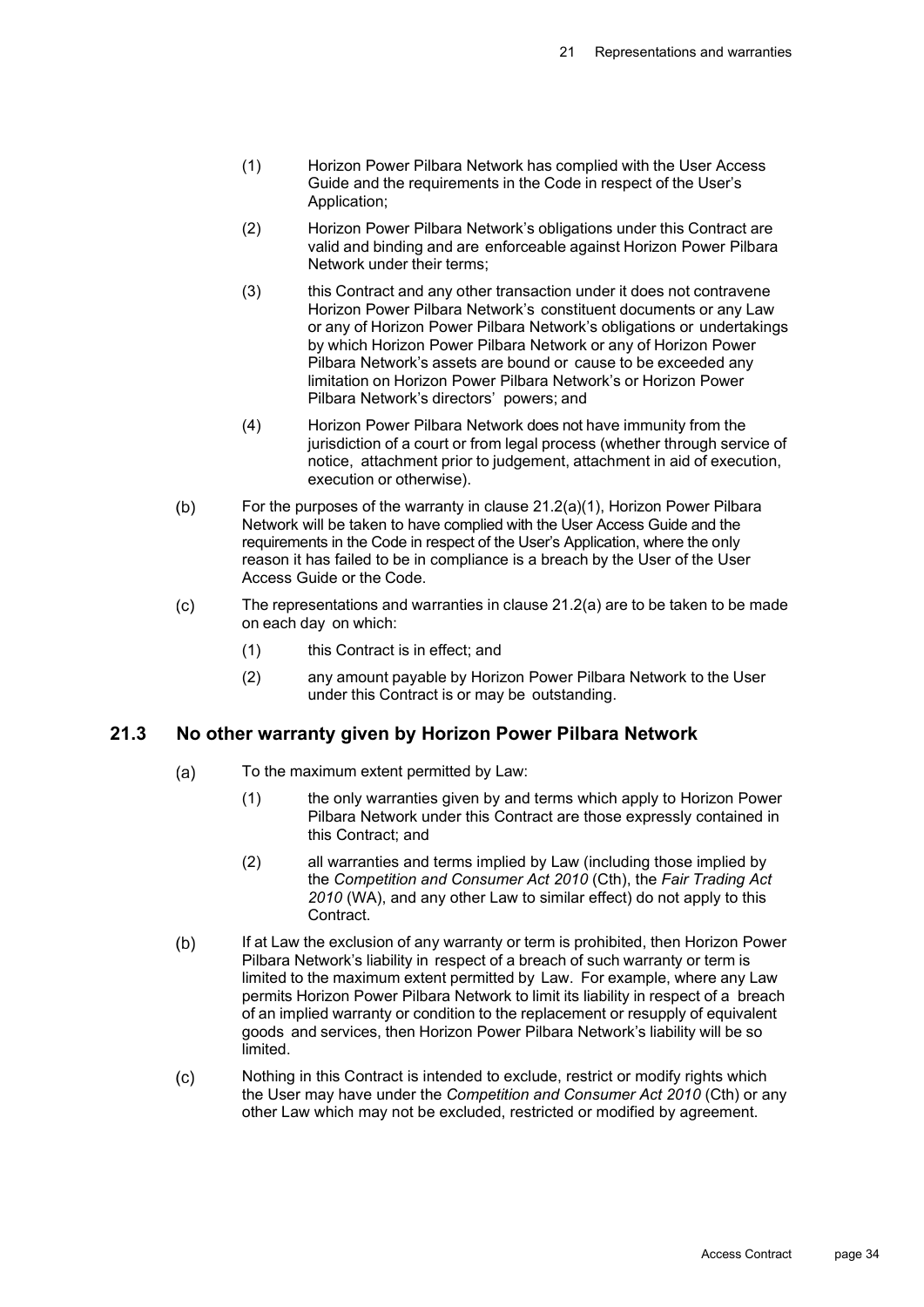(1) Horizon Power Pilbara Network has complied with the User Access Guide and the requirements in the Code in respect of the User's Application;

(2) Horizon Power Pilbara Network's obligations under this Contract are valid and binding and are enforceable against Horizon Power Pilbara Network under their terms;

(3) this Contract and any other transaction under it does not contravene Horizon Power Pilbara Network's constituent documents or any Law or any of Horizon Power Pilbara Network's obligations or undertakings by which Horizon Power Pilbara Network or any of Horizon Power Pilbara Network's assets are bound or cause to be exceeded any limitation on Horizon Power Pilbara Network's or Horizon Power Pilbara Network's directors' powers; and

(4) Horizon Power Pilbara Network does not have immunity from the jurisdiction of a court or from legal process (whether through service of notice, attachment prior to judgement, attachment in aid of execution, execution or otherwise).

(b) For the purposes of the warranty in clause 21.2(a)(1), Horizon Power Pilbara Network will be taken to have complied with the User Access Guide and the requirements in the Code in respect of the User's Application, where the only reason it has failed to be in compliance is a breach by the User of the User Access Guide or the Code.

(c) The representations and warranties in clause 21.2(a) are to be taken to be made on each day on which:

(1) this Contract is in effect; and

(2) any amount payable by Horizon Power Pilbara Network to the User under this Contract is or may be outstanding.

## 21.3 No other warranty given by Horizon Power Pilbara Network

(a) To the maximum extent permitted by Law:

(1) the only warranties given by and terms which apply to Horizon Power Pilbara Network under this Contract are those expressly contained in this Contract; and

(2) all warranties and terms implied by Law (including those implied by the *Competition and Consumer Act 2010* (Cth), the *Fair Trading Act 2010* (WA), and any other Law to similar effect) do not apply to this Contract.

(b) If at Law the exclusion of any warranty or term is prohibited, then Horizon Power Pilbara Network's liability in respect of a breach of such warranty or term is limited to the maximum extent permitted by Law. For example, where any Law permits Horizon Power Pilbara Network to limit its liability in respect of a breach of an implied warranty or condition to the replacement or resupply of equivalent goods and services, then Horizon Power Pilbara Network's liability will be so limited.

(c) Nothing in this Contract is intended to exclude, restrict or modify rights which the User may have under the *Competition and Consumer Act 2010* (Cth) or any other Law which may not be excluded, restricted or modified by agreement.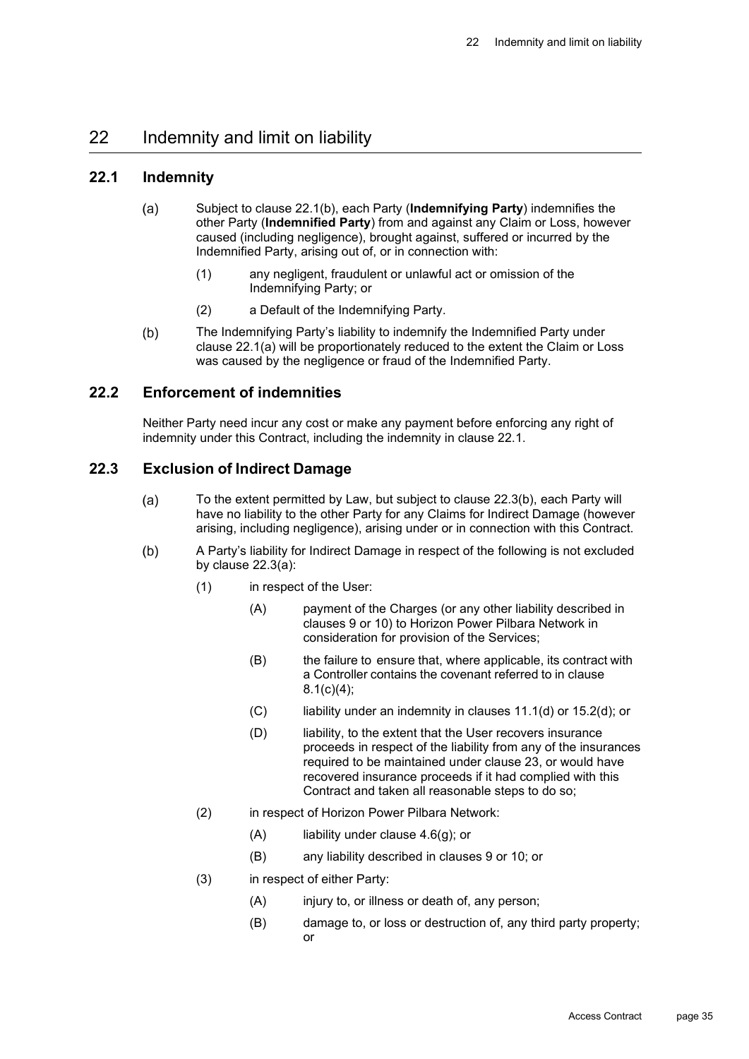# 22 Indemnity and limit on liability

## 22.1 Indemnity

(a) Subject to clause 22.1(b), each Party (**Indemnifying Party**) indemnifies the other Party (**Indemnified Party**) from and against any Claim or Loss, however caused (including negligence), brought against, suffered or incurred by the Indemnified Party, arising out of, or in connection with:

(1) any negligent, fraudulent or unlawful act or omission of the Indemnifying Party; or

(2) a Default of the Indemnifying Party.

(b) The Indemnifying Party's liability to indemnify the Indemnified Party under clause 22.1(a) will be proportionately reduced to the extent the Claim or Loss was caused by the negligence or fraud of the Indemnified Party.

## 22.2 Enforcement of indemnities

Neither Party need incur any cost or make any payment before enforcing any right of indemnity under this Contract, including the indemnity in clause 22.1.

## 22.3 Exclusion of Indirect Damage

(a) To the extent permitted by Law, but subject to clause 22.3(b), each Party will have no liability to the other Party for any Claims for Indirect Damage (however arising, including negligence), arising under or in connection with this Contract.

(b) A Party's liability for Indirect Damage in respect of the following is not excluded by clause 22.3(a):

(1) in respect of the User:

(A) payment of the Charges (or any other liability described in clauses 9 or 10) to Horizon Power Pilbara Network in consideration for provision of the Services;

(B) the failure to ensure that, where applicable, its contract with a Controller contains the covenant referred to in clause 8.1(c)(4);

(C) liability under an indemnity in clauses 11.1(d) or 15.2(d); or

(D) liability, to the extent that the User recovers insurance proceeds in respect of the liability from any of the insurances required to be maintained under clause 23, or would have recovered insurance proceeds if it had complied with this Contract and taken all reasonable steps to do so;

(2) in respect of Horizon Power Pilbara Network:

(A) liability under clause 4.6(g); or

(B) any liability described in clauses 9 or 10; or

(3) in respect of either Party:

(A) injury to, or illness or death of, any person;

(B) damage to, or loss or destruction of, any third party property; or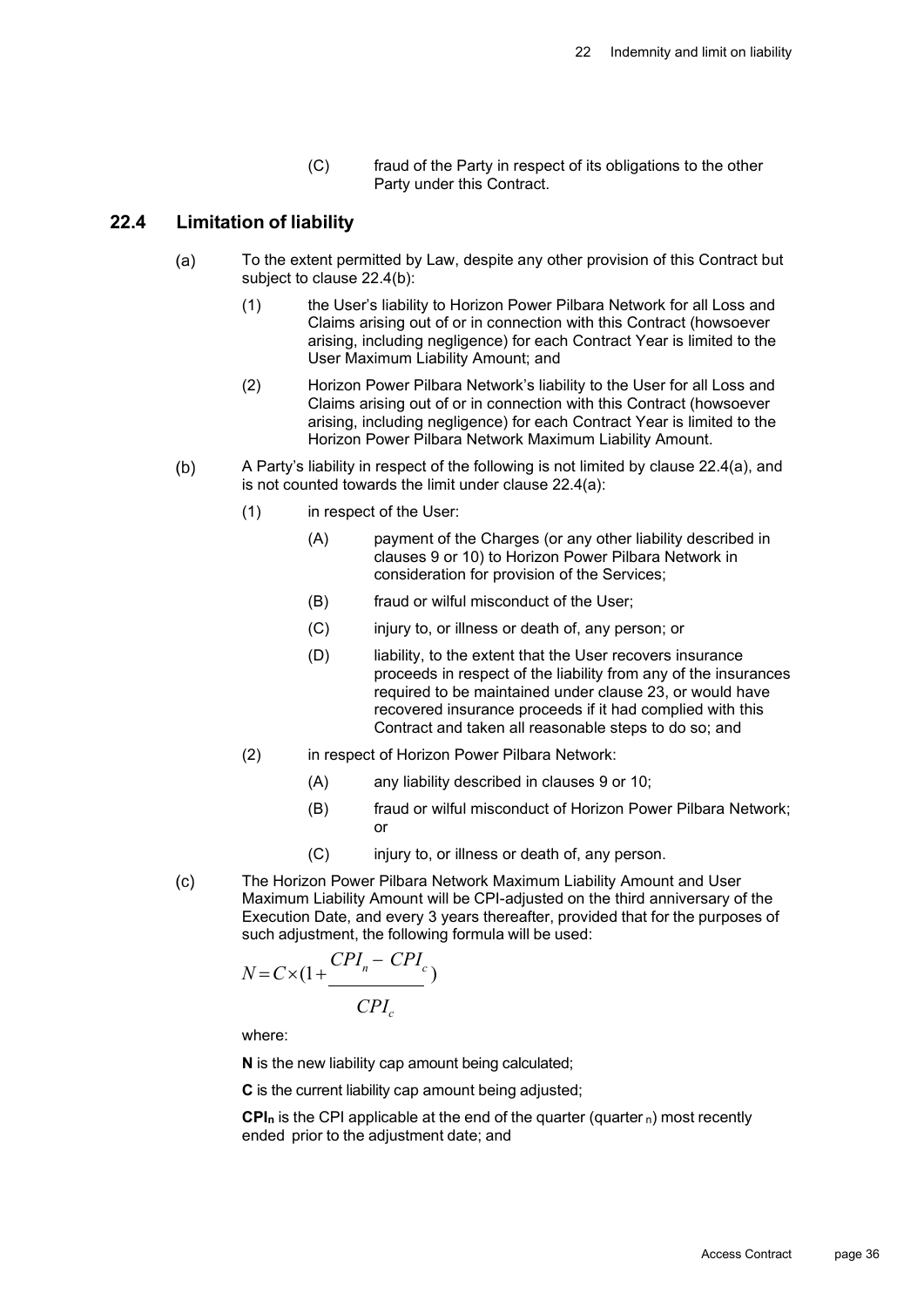(C) fraud of the Party in respect of its obligations to the other Party under this Contract.

## 22.4 Limitation of liability

(a) To the extent permitted by Law, despite any other provision of this Contract but subject to clause 22.4(b):

(1) the User's liability to Horizon Power Pilbara Network for all Loss and Claims arising out of or in connection with this Contract (howsoever arising, including negligence) for each Contract Year is limited to the User Maximum Liability Amount; and

(2) Horizon Power Pilbara Network's liability to the User for all Loss and Claims arising out of or in connection with this Contract (howsoever arising, including negligence) for each Contract Year is limited to the Horizon Power Pilbara Network Maximum Liability Amount.

(b) A Party's liability in respect of the following is not limited by clause 22.4(a), and is not counted towards the limit under clause 22.4(a):

(1) in respect of the User:

(A) payment of the Charges (or any other liability described in clauses 9 or 10) to Horizon Power Pilbara Network in consideration for provision of the Services;

(B) fraud or wilful misconduct of the User;

(C) injury to, or illness or death of, any person; or

(D) liability, to the extent that the User recovers insurance proceeds in respect of the liability from any of the insurances required to be maintained under clause 23, or would have recovered insurance proceeds if it had complied with this Contract and taken all reasonable steps to do so; and

(2) in respect of Horizon Power Pilbara Network:

(A) any liability described in clauses 9 or 10;

(B) fraud or wilful misconduct of Horizon Power Pilbara Network; or

(C) injury to, or illness or death of, any person.

(c) The Horizon Power Pilbara Network Maximum Liability Amount and User Maximum Liability Amount will be CPI-adjusted on the third anniversary of the Execution Date, and every 3 years thereafter, provided that for the purposes of such adjustment, the following formula will be used:

$$N = C \times \left(1 + \frac{CPI_n - CPI_c}{CPI_c}\right)$$

where:

**N** is the new liability cap amount being calculated;

**C** is the current liability cap amount being adjusted;

**$CPI_n$** is the CPI applicable at the end of the quarter (quarter $_n$) most recently ended prior to the adjustment date; and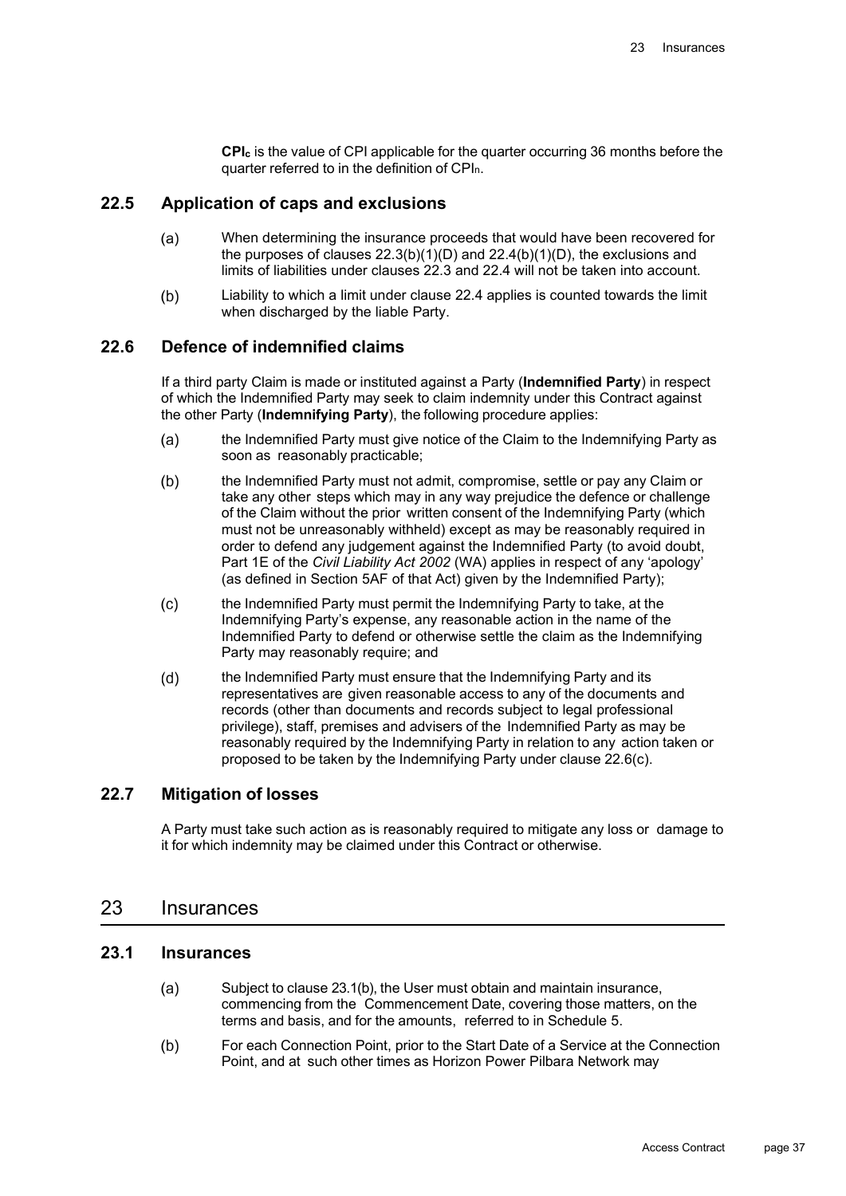**$CPI_c$** is the value of CPI applicable for the quarter occurring 36 months before the quarter referred to in the definition of $CPI_n$.

### 22.5 Application of caps and exclusions

(a) When determining the insurance proceeds that would have been recovered for the purposes of clauses 22.3(b)(1)(D) and 22.4(b)(1)(D), the exclusions and limits of liabilities under clauses 22.3 and 22.4 will not be taken into account.

(b) Liability to which a limit under clause 22.4 applies is counted towards the limit when discharged by the liable Party.

### 22.6 Defence of indemnified claims

If a third party Claim is made or instituted against a Party (**Indemnified Party**) in respect of which the Indemnified Party may seek to claim indemnity under this Contract against the other Party (**Indemnifying Party**), the following procedure applies:

(a) the Indemnified Party must give notice of the Claim to the Indemnifying Party as soon as reasonably practicable;

(b) the Indemnified Party must not admit, compromise, settle or pay any Claim or take any other steps which may in any way prejudice the defence or challenge of the Claim without the prior written consent of the Indemnifying Party (which must not be unreasonably withheld) except as may be reasonably required in order to defend any judgement against the Indemnified Party (to avoid doubt, Part 1E of the *Civil Liability Act 2002* (WA) applies in respect of any 'apology' (as defined in Section 5AF of that Act) given by the Indemnified Party);

(c) the Indemnified Party must permit the Indemnifying Party to take, at the Indemnifying Party's expense, any reasonable action in the name of the Indemnified Party to defend or otherwise settle the claim as the Indemnifying Party may reasonably require; and

(d) the Indemnified Party must ensure that the Indemnifying Party and its representatives are given reasonable access to any of the documents and records (other than documents and records subject to legal professional privilege), staff, premises and advisers of the Indemnified Party as may be reasonably required by the Indemnifying Party in relation to any action taken or proposed to be taken by the Indemnifying Party under clause 22.6(c).

### 22.7 Mitigation of losses

A Party must take such action as is reasonably required to mitigate any loss or damage to it for which indemnity may be claimed under this Contract or otherwise.

## 23 Insurances

### 23.1 Insurances

(a) Subject to clause 23.1(b), the User must obtain and maintain insurance, commencing from the Commencement Date, covering those matters, on the terms and basis, and for the amounts, referred to in Schedule 5.

(b) For each Connection Point, prior to the Start Date of a Service at the Connection Point, and at such other times as Horizon Power Pilbara Network may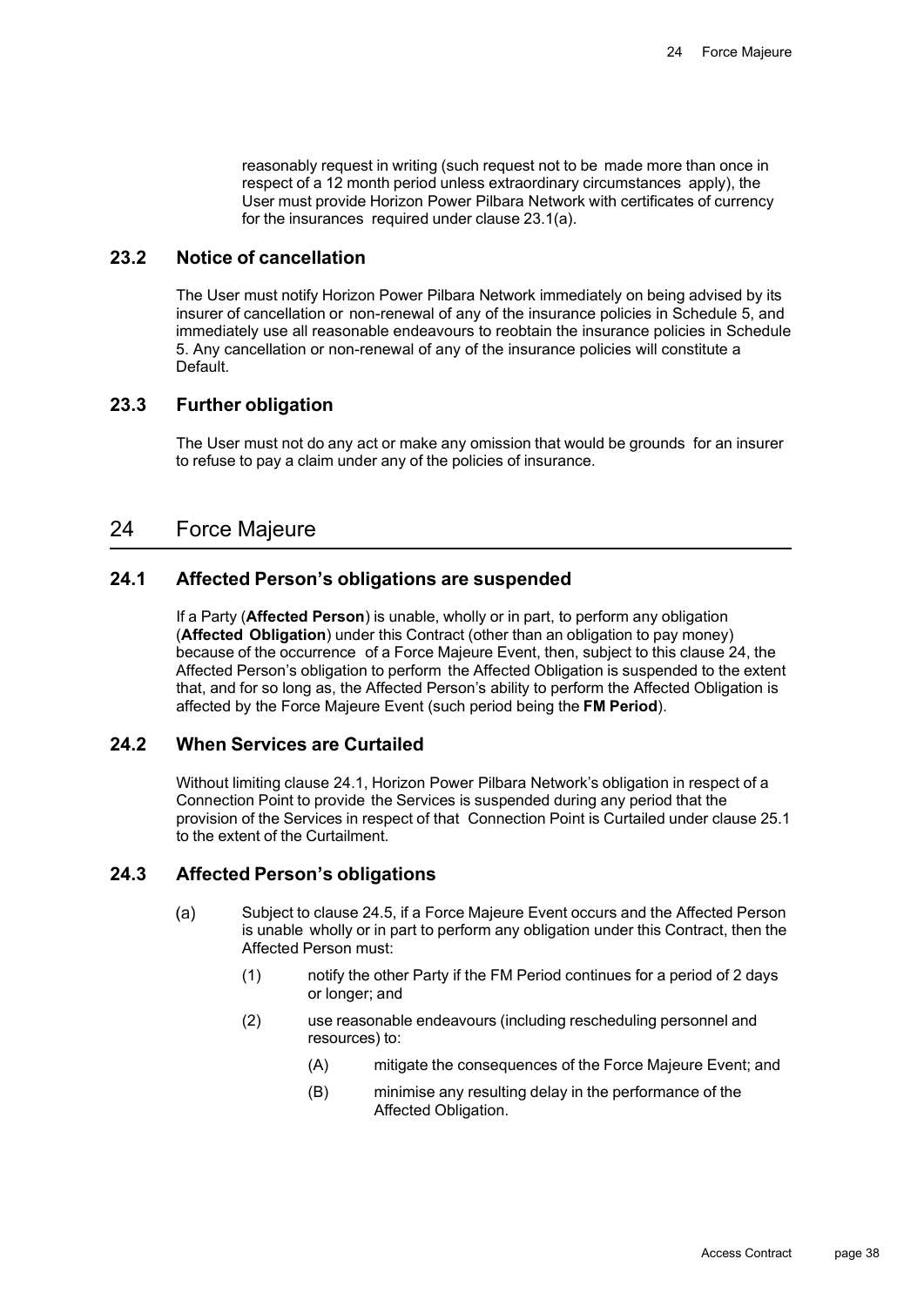reasonably request in writing (such request not to be made more than once in respect of a 12 month period unless extraordinary circumstances apply), the User must provide Horizon Power Pilbara Network with certificates of currency for the insurances required under clause 23.1(a).

### 23.2 Notice of cancellation

The User must notify Horizon Power Pilbara Network immediately on being advised by its insurer of cancellation or non-renewal of any of the insurance policies in Schedule 5, and immediately use all reasonable endeavours to reobtain the insurance policies in Schedule 5. Any cancellation or non-renewal of any of the insurance policies will constitute a Default.

### 23.3 Further obligation

The User must not do any act or make any omission that would be grounds for an insurer to refuse to pay a claim under any of the policies of insurance.

## 24 Force Majeure

### 24.1 Affected Person's obligations are suspended

If a Party (**Affected Person**) is unable, wholly or in part, to perform any obligation (**Affected Obligation**) under this Contract (other than an obligation to pay money) because of the occurrence of a Force Majeure Event, then, subject to this clause 24, the Affected Person's obligation to perform the Affected Obligation is suspended to the extent that, and for so long as, the Affected Person's ability to perform the Affected Obligation is affected by the Force Majeure Event (such period being the **FM Period**).

### 24.2 When Services are Curtailed

Without limiting clause 24.1, Horizon Power Pilbara Network's obligation in respect of a Connection Point to provide the Services is suspended during any period that the provision of the Services in respect of that Connection Point is Curtailed under clause 25.1 to the extent of the Curtailment.

### 24.3 Affected Person's obligations

(a) Subject to clause 24.5, if a Force Majeure Event occurs and the Affected Person is unable wholly or in part to perform any obligation under this Contract, then the Affected Person must:

  (1) notify the other Party if the FM Period continues for a period of 2 days or longer; and

  (2) use reasonable endeavours (including rescheduling personnel and resources) to:

    (A) mitigate the consequences of the Force Majeure Event; and

    (B) minimise any resulting delay in the performance of the Affected Obligation.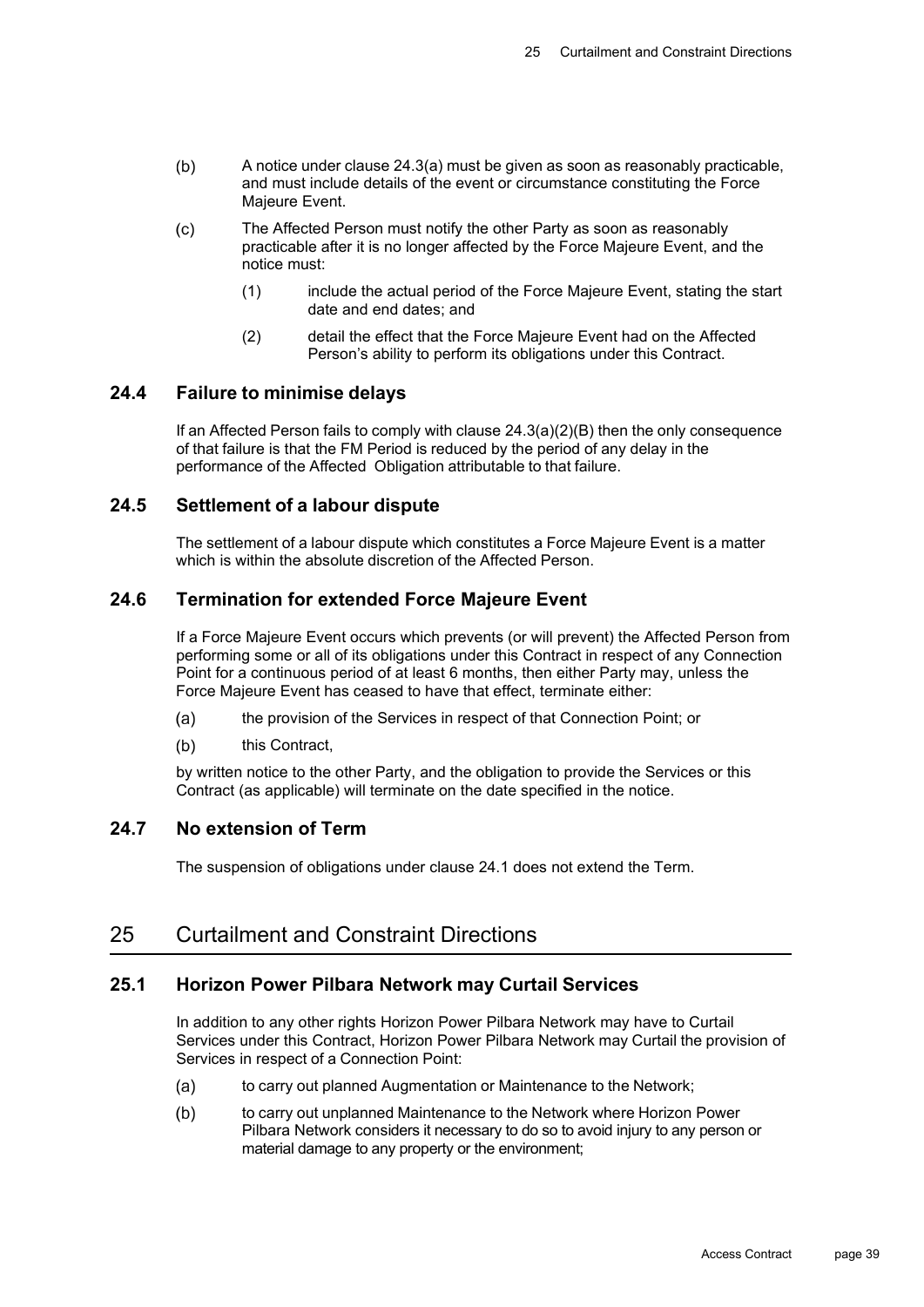(b) A notice under clause 24.3(a) must be given as soon as reasonably practicable, and must include details of the event or circumstance constituting the Force Majeure Event.

(c) The Affected Person must notify the other Party as soon as reasonably practicable after it is no longer affected by the Force Majeure Event, and the notice must:

(1) include the actual period of the Force Majeure Event, stating the start date and end dates; and

(2) detail the effect that the Force Majeure Event had on the Affected Person's ability to perform its obligations under this Contract.

### 24.4 Failure to minimise delays

If an Affected Person fails to comply with clause 24.3(a)(2)(B) then the only consequence of that failure is that the FM Period is reduced by the period of any delay in the performance of the Affected Obligation attributable to that failure.

### 24.5 Settlement of a labour dispute

The settlement of a labour dispute which constitutes a Force Majeure Event is a matter which is within the absolute discretion of the Affected Person.

### 24.6 Termination for extended Force Majeure Event

If a Force Majeure Event occurs which prevents (or will prevent) the Affected Person from performing some or all of its obligations under this Contract in respect of any Connection Point for a continuous period of at least 6 months, then either Party may, unless the Force Majeure Event has ceased to have that effect, terminate either:

(a) the provision of the Services in respect of that Connection Point; or

(b) this Contract,

by written notice to the other Party, and the obligation to provide the Services or this Contract (as applicable) will terminate on the date specified in the notice.

### 24.7 No extension of Term

The suspension of obligations under clause 24.1 does not extend the Term.

## 25 Curtailment and Constraint Directions

### 25.1 Horizon Power Pilbara Network may Curtail Services

In addition to any other rights Horizon Power Pilbara Network may have to Curtail Services under this Contract, Horizon Power Pilbara Network may Curtail the provision of Services in respect of a Connection Point:

(a) to carry out planned Augmentation or Maintenance to the Network;

(b) to carry out unplanned Maintenance to the Network where Horizon Power Pilbara Network considers it necessary to do so to avoid injury to any person or material damage to any property or the environment;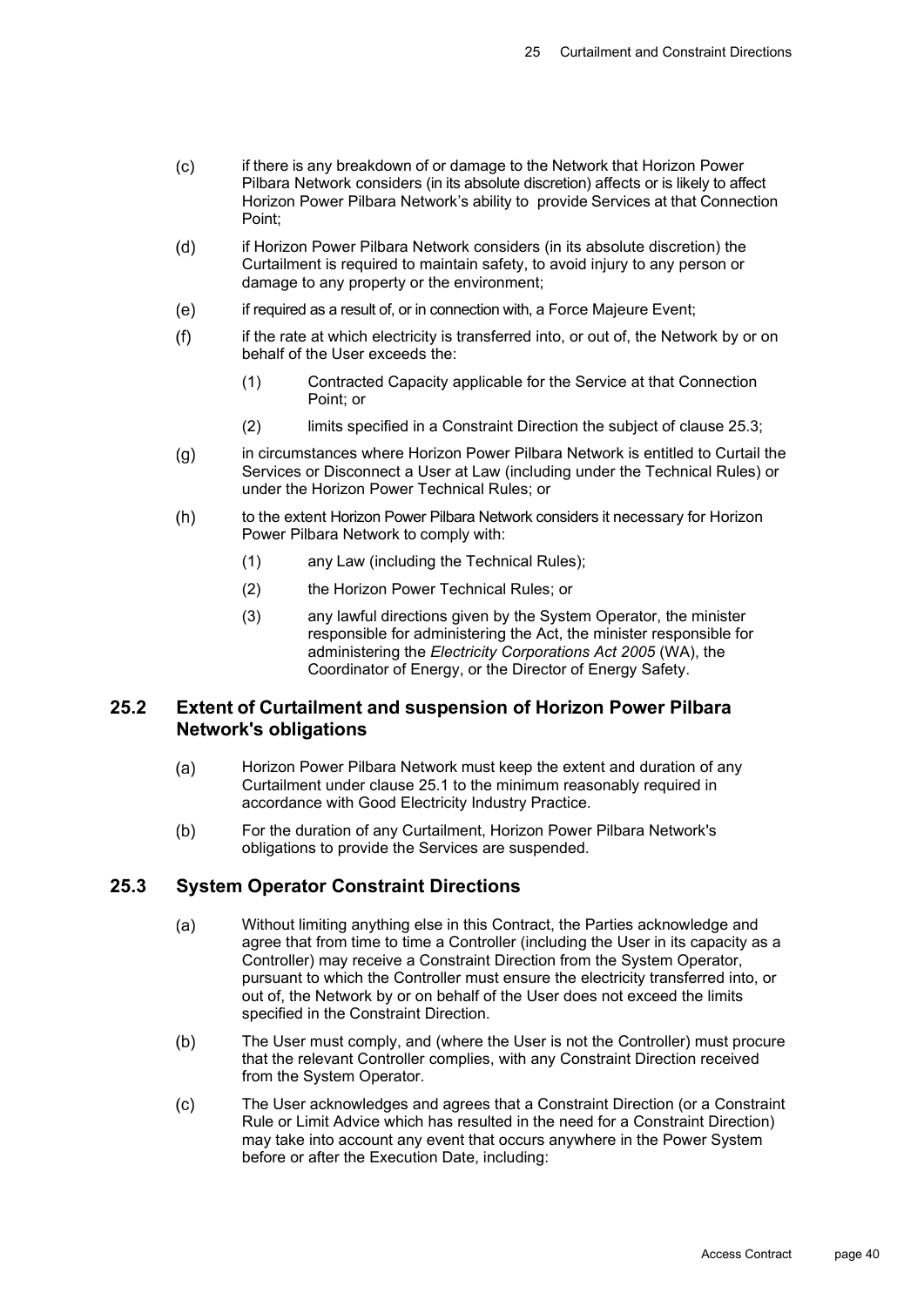(c) if there is any breakdown of or damage to the Network that Horizon Power Pilbara Network considers (in its absolute discretion) affects or is likely to affect Horizon Power Pilbara Network's ability to provide Services at that Connection Point;

(d) if Horizon Power Pilbara Network considers (in its absolute discretion) the Curtailment is required to maintain safety, to avoid injury to any person or damage to any property or the environment;

(e) if required as a result of, or in connection with, a Force Majeure Event;

(f) if the rate at which electricity is transferred into, or out of, the Network by or on behalf of the User exceeds the:

   (1) Contracted Capacity applicable for the Service at that Connection Point; or

   (2) limits specified in a Constraint Direction the subject of clause 25.3;

(g) in circumstances where Horizon Power Pilbara Network is entitled to Curtail the Services or Disconnect a User at Law (including under the Technical Rules) or under the Horizon Power Technical Rules; or

(h) to the extent Horizon Power Pilbara Network considers it necessary for Horizon Power Pilbara Network to comply with:

   (1) any Law (including the Technical Rules);

   (2) the Horizon Power Technical Rules; or

   (3) any lawful directions given by the System Operator, the minister responsible for administering the Act, the minister responsible for administering the *Electricity Corporations Act 2005* (WA), the Coordinator of Energy, or the Director of Energy Safety.

## 25.2 Extent of Curtailment and suspension of Horizon Power Pilbara Network's obligations

(a) Horizon Power Pilbara Network must keep the extent and duration of any Curtailment under clause 25.1 to the minimum reasonably required in accordance with Good Electricity Industry Practice.

(b) For the duration of any Curtailment, Horizon Power Pilbara Network's obligations to provide the Services are suspended.

## 25.3 System Operator Constraint Directions

(a) Without limiting anything else in this Contract, the Parties acknowledge and agree that from time to time a Controller (including the User in its capacity as a Controller) may receive a Constraint Direction from the System Operator, pursuant to which the Controller must ensure the electricity transferred into, or out of, the Network by or on behalf of the User does not exceed the limits specified in the Constraint Direction.

(b) The User must comply, and (where the User is not the Controller) must procure that the relevant Controller complies, with any Constraint Direction received from the System Operator.

(c) The User acknowledges and agrees that a Constraint Direction (or a Constraint Rule or Limit Advice which has resulted in the need for a Constraint Direction) may take into account any event that occurs anywhere in the Power System before or after the Execution Date, including: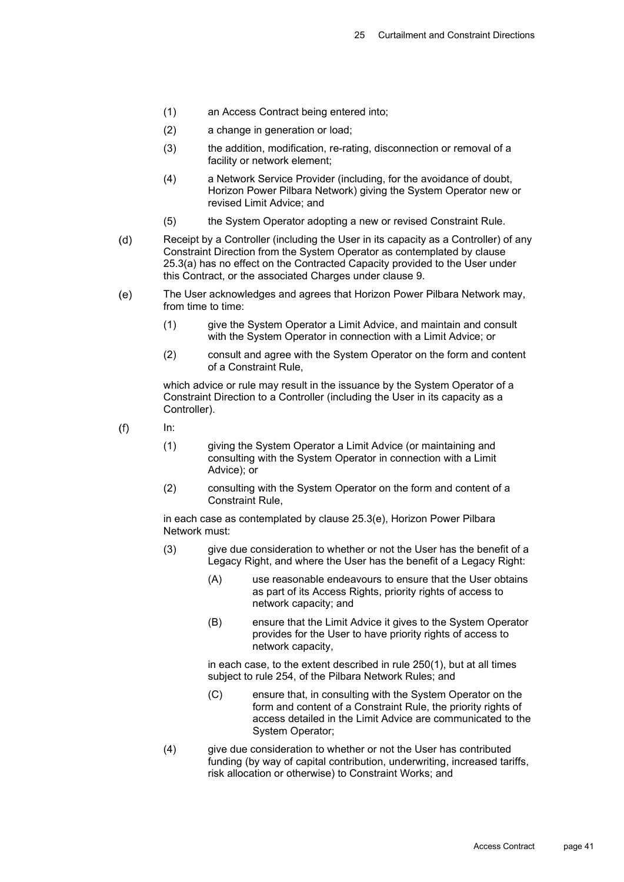(1) an Access Contract being entered into;

(2) a change in generation or load;

(3) the addition, modification, re-rating, disconnection or removal of a facility or network element;

(4) a Network Service Provider (including, for the avoidance of doubt, Horizon Power Pilbara Network) giving the System Operator new or revised Limit Advice; and

(5) the System Operator adopting a new or revised Constraint Rule.

(d) Receipt by a Controller (including the User in its capacity as a Controller) of any Constraint Direction from the System Operator as contemplated by clause 25.3(a) has no effect on the Contracted Capacity provided to the User under this Contract, or the associated Charges under clause 9.

(e) The User acknowledges and agrees that Horizon Power Pilbara Network may, from time to time:

(1) give the System Operator a Limit Advice, and maintain and consult with the System Operator in connection with a Limit Advice; or

(2) consult and agree with the System Operator on the form and content of a Constraint Rule,

which advice or rule may result in the issuance by the System Operator of a Constraint Direction to a Controller (including the User in its capacity as a Controller).

(f) In:

(1) giving the System Operator a Limit Advice (or maintaining and consulting with the System Operator in connection with a Limit Advice); or

(2) consulting with the System Operator on the form and content of a Constraint Rule,

in each case as contemplated by clause 25.3(e), Horizon Power Pilbara Network must:

(3) give due consideration to whether or not the User has the benefit of a Legacy Right, and where the User has the benefit of a Legacy Right:

(A) use reasonable endeavours to ensure that the User obtains as part of its Access Rights, priority rights of access to network capacity; and

(B) ensure that the Limit Advice it gives to the System Operator provides for the User to have priority rights of access to network capacity,

in each case, to the extent described in rule 250(1), but at all times subject to rule 254, of the Pilbara Network Rules; and

(C) ensure that, in consulting with the System Operator on the form and content of a Constraint Rule, the priority rights of access detailed in the Limit Advice are communicated to the System Operator;

(4) give due consideration to whether or not the User has contributed funding (by way of capital contribution, underwriting, increased tariffs, risk allocation or otherwise) to Constraint Works; and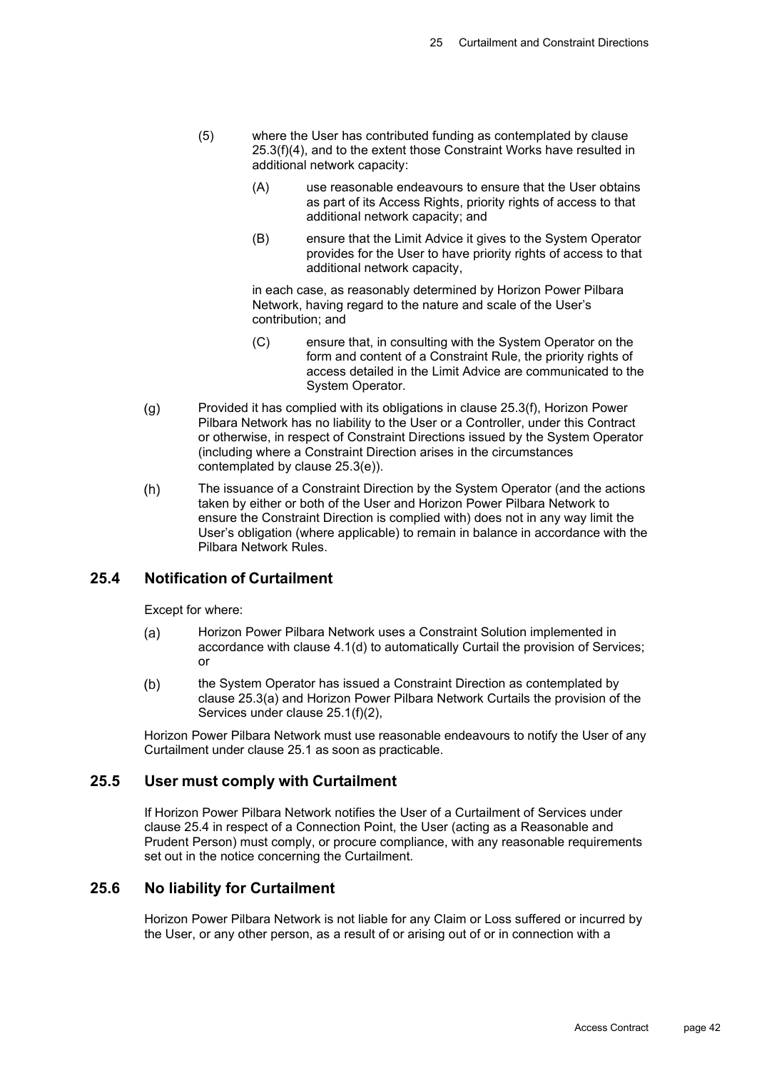(5) where the User has contributed funding as contemplated by clause 25.3(f)(4), and to the extent those Constraint Works have resulted in additional network capacity:

(A) use reasonable endeavours to ensure that the User obtains as part of its Access Rights, priority rights of access to that additional network capacity; and

(B) ensure that the Limit Advice it gives to the System Operator provides for the User to have priority rights of access to that additional network capacity,

in each case, as reasonably determined by Horizon Power Pilbara Network, having regard to the nature and scale of the User's contribution; and

(C) ensure that, in consulting with the System Operator on the form and content of a Constraint Rule, the priority rights of access detailed in the Limit Advice are communicated to the System Operator.

(g) Provided it has complied with its obligations in clause 25.3(f), Horizon Power Pilbara Network has no liability to the User or a Controller, under this Contract or otherwise, in respect of Constraint Directions issued by the System Operator (including where a Constraint Direction arises in the circumstances contemplated by clause 25.3(e)).

(h) The issuance of a Constraint Direction by the System Operator (and the actions taken by either or both of the User and Horizon Power Pilbara Network to ensure the Constraint Direction is complied with) does not in any way limit the User's obligation (where applicable) to remain in balance in accordance with the Pilbara Network Rules.

## 25.4 Notification of Curtailment

Except for where:

(a) Horizon Power Pilbara Network uses a Constraint Solution implemented in accordance with clause 4.1(d) to automatically Curtail the provision of Services; or

(b) the System Operator has issued a Constraint Direction as contemplated by clause 25.3(a) and Horizon Power Pilbara Network Curtails the provision of the Services under clause 25.1(f)(2),

Horizon Power Pilbara Network must use reasonable endeavours to notify the User of any Curtailment under clause 25.1 as soon as practicable.

## 25.5 User must comply with Curtailment

If Horizon Power Pilbara Network notifies the User of a Curtailment of Services under clause 25.4 in respect of a Connection Point, the User (acting as a Reasonable and Prudent Person) must comply, or procure compliance, with any reasonable requirements set out in the notice concerning the Curtailment.

## 25.6 No liability for Curtailment

Horizon Power Pilbara Network is not liable for any Claim or Loss suffered or incurred by the User, or any other person, as a result of or arising out of or in connection with a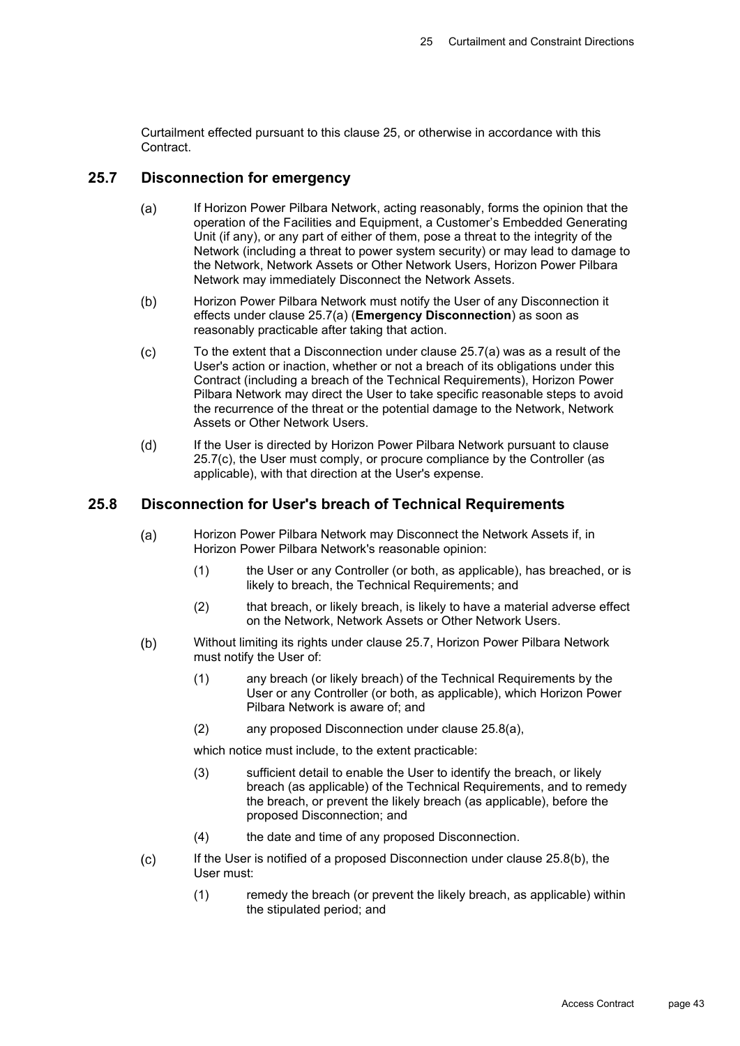Curtailment effected pursuant to this clause 25, or otherwise in accordance with this Contract.

## 25.7 Disconnection for emergency

(a) If Horizon Power Pilbara Network, acting reasonably, forms the opinion that the operation of the Facilities and Equipment, a Customer's Embedded Generating Unit (if any), or any part of either of them, pose a threat to the integrity of the Network (including a threat to power system security) or may lead to damage to the Network, Network Assets or Other Network Users, Horizon Power Pilbara Network may immediately Disconnect the Network Assets.

(b) Horizon Power Pilbara Network must notify the User of any Disconnection it effects under clause 25.7(a) (**Emergency Disconnection**) as soon as reasonably practicable after taking that action.

(c) To the extent that a Disconnection under clause 25.7(a) was as a result of the User's action or inaction, whether or not a breach of its obligations under this Contract (including a breach of the Technical Requirements), Horizon Power Pilbara Network may direct the User to take specific reasonable steps to avoid the recurrence of the threat or the potential damage to the Network, Network Assets or Other Network Users.

(d) If the User is directed by Horizon Power Pilbara Network pursuant to clause 25.7(c), the User must comply, or procure compliance by the Controller (as applicable), with that direction at the User's expense.

## 25.8 Disconnection for User's breach of Technical Requirements

(a) Horizon Power Pilbara Network may Disconnect the Network Assets if, in Horizon Power Pilbara Network's reasonable opinion:

  (1) the User or any Controller (or both, as applicable), has breached, or is likely to breach, the Technical Requirements; and

  (2) that breach, or likely breach, is likely to have a material adverse effect on the Network, Network Assets or Other Network Users.

(b) Without limiting its rights under clause 25.7, Horizon Power Pilbara Network must notify the User of:

  (1) any breach (or likely breach) of the Technical Requirements by the User or any Controller (or both, as applicable), which Horizon Power Pilbara Network is aware of; and

  (2) any proposed Disconnection under clause 25.8(a),

  which notice must include, to the extent practicable:

  (3) sufficient detail to enable the User to identify the breach, or likely breach (as applicable) of the Technical Requirements, and to remedy the breach, or prevent the likely breach (as applicable), before the proposed Disconnection; and

  (4) the date and time of any proposed Disconnection.

(c) If the User is notified of a proposed Disconnection under clause 25.8(b), the User must:

  (1) remedy the breach (or prevent the likely breach, as applicable) within the stipulated period; and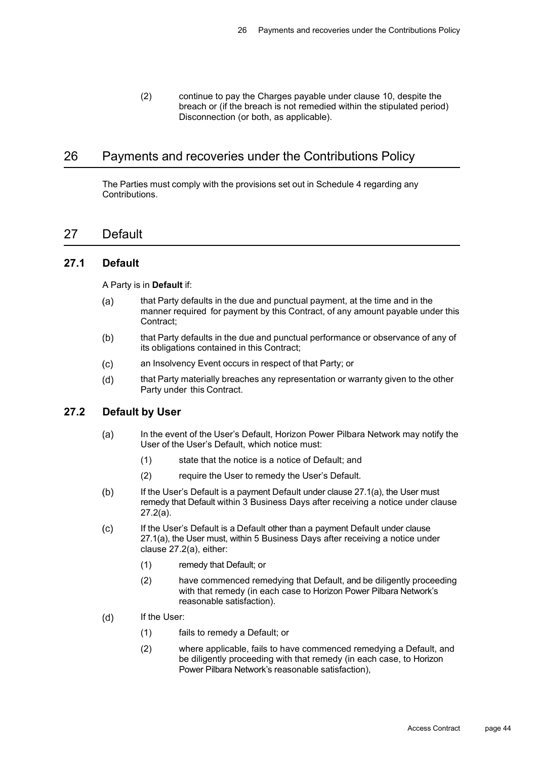(2) continue to pay the Charges payable under clause 10, despite the breach or (if the breach is not remedied within the stipulated period) Disconnection (or both, as applicable).

# 26 Payments and recoveries under the Contributions Policy

The Parties must comply with the provisions set out in Schedule 4 regarding any Contributions.

# 27 Default

## 27.1 Default

A Party is in **Default** if:

(a) that Party defaults in the due and punctual payment, at the time and in the manner required for payment by this Contract, of any amount payable under this Contract;

(b) that Party defaults in the due and punctual performance or observance of any of its obligations contained in this Contract;

(c) an Insolvency Event occurs in respect of that Party; or

(d) that Party materially breaches any representation or warranty given to the other Party under this Contract.

## 27.2 Default by User

(a) In the event of the User's Default, Horizon Power Pilbara Network may notify the User of the User's Default, which notice must:

(1) state that the notice is a notice of Default; and

(2) require the User to remedy the User's Default.

(b) If the User's Default is a payment Default under clause 27.1(a), the User must remedy that Default within 3 Business Days after receiving a notice under clause 27.2(a).

(c) If the User's Default is a Default other than a payment Default under clause 27.1(a), the User must, within 5 Business Days after receiving a notice under clause 27.2(a), either:

(1) remedy that Default; or

(2) have commenced remedying that Default, and be diligently proceeding with that remedy (in each case to Horizon Power Pilbara Network's reasonable satisfaction).

(d) If the User:

(1) fails to remedy a Default; or

(2) where applicable, fails to have commenced remedying a Default, and be diligently proceeding with that remedy (in each case, to Horizon Power Pilbara Network's reasonable satisfaction),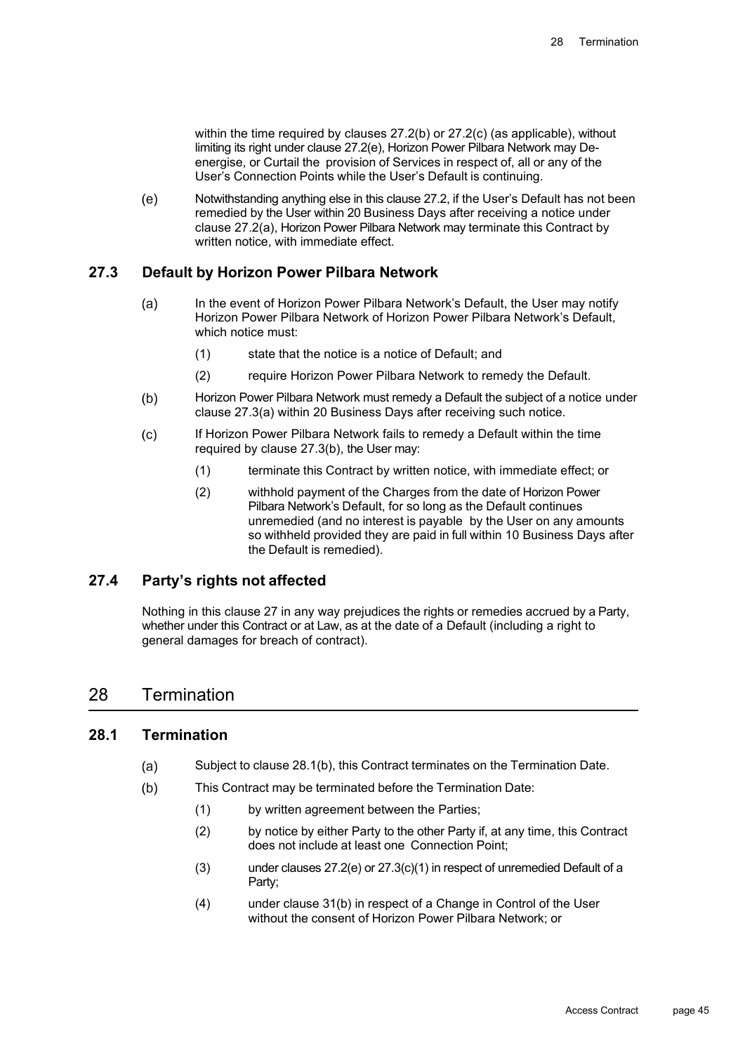within the time required by clauses 27.2(b) or 27.2(c) (as applicable), without limiting its right under clause 27.2(e), Horizon Power Pilbara Network may De-energise, or Curtail the provision of Services in respect of, all or any of the User's Connection Points while the User's Default is continuing.

(e) Notwithstanding anything else in this clause 27.2, if the User's Default has not been remedied by the User within 20 Business Days after receiving a notice under clause 27.2(a), Horizon Power Pilbara Network may terminate this Contract by written notice, with immediate effect.

### 27.3 Default by Horizon Power Pilbara Network

(a) In the event of Horizon Power Pilbara Network's Default, the User may notify Horizon Power Pilbara Network of Horizon Power Pilbara Network's Default, which notice must:

(1) state that the notice is a notice of Default; and

(2) require Horizon Power Pilbara Network to remedy the Default.

(b) Horizon Power Pilbara Network must remedy a Default the subject of a notice under clause 27.3(a) within 20 Business Days after receiving such notice.

(c) If Horizon Power Pilbara Network fails to remedy a Default within the time required by clause 27.3(b), the User may:

(1) terminate this Contract by written notice, with immediate effect; or

(2) withhold payment of the Charges from the date of Horizon Power Pilbara Network's Default, for so long as the Default continues unremedied (and no interest is payable by the User on any amounts so withheld provided they are paid in full within 10 Business Days after the Default is remedied).

### 27.4 Party's rights not affected

Nothing in this clause 27 in any way prejudices the rights or remedies accrued by a Party, whether under this Contract or at Law, as at the date of a Default (including a right to general damages for breach of contract).

## 28 Termination

### 28.1 Termination

(a) Subject to clause 28.1(b), this Contract terminates on the Termination Date.

(b) This Contract may be terminated before the Termination Date:

(1) by written agreement between the Parties;

(2) by notice by either Party to the other Party if, at any time, this Contract does not include at least one Connection Point;

(3) under clauses 27.2(e) or 27.3(c)(1) in respect of unremedied Default of a Party;

(4) under clause 31(b) in respect of a Change in Control of the User without the consent of Horizon Power Pilbara Network; or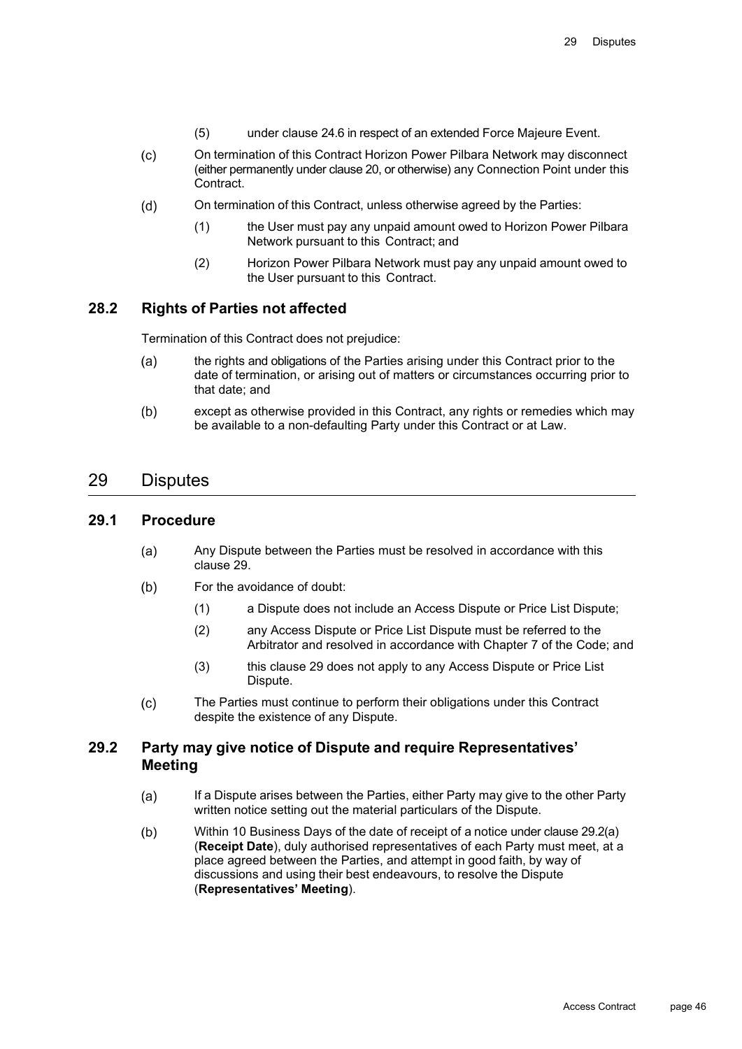(5) under clause 24.6 in respect of an extended Force Majeure Event.

(c) On termination of this Contract Horizon Power Pilbara Network may disconnect (either permanently under clause 20, or otherwise) any Connection Point under this Contract.

(d) On termination of this Contract, unless otherwise agreed by the Parties:

(1) the User must pay any unpaid amount owed to Horizon Power Pilbara Network pursuant to this Contract; and

(2) Horizon Power Pilbara Network must pay any unpaid amount owed to the User pursuant to this Contract.

### 28.2 Rights of Parties not affected

Termination of this Contract does not prejudice:

(a) the rights and obligations of the Parties arising under this Contract prior to the date of termination, or arising out of matters or circumstances occurring prior to that date; and

(b) except as otherwise provided in this Contract, any rights or remedies which may be available to a non-defaulting Party under this Contract or at Law.

## 29 Disputes

### 29.1 Procedure

(a) Any Dispute between the Parties must be resolved in accordance with this clause 29.

(b) For the avoidance of doubt:

(1) a Dispute does not include an Access Dispute or Price List Dispute;

(2) any Access Dispute or Price List Dispute must be referred to the Arbitrator and resolved in accordance with Chapter 7 of the Code; and

(3) this clause 29 does not apply to any Access Dispute or Price List Dispute.

(c) The Parties must continue to perform their obligations under this Contract despite the existence of any Dispute.

### 29.2 Party may give notice of Dispute and require Representatives' Meeting

(a) If a Dispute arises between the Parties, either Party may give to the other Party written notice setting out the material particulars of the Dispute.

(b) Within 10 Business Days of the date of receipt of a notice under clause 29.2(a) (**Receipt Date**), duly authorised representatives of each Party must meet, at a place agreed between the Parties, and attempt in good faith, by way of discussions and using their best endeavours, to resolve the Dispute (**Representatives' Meeting**).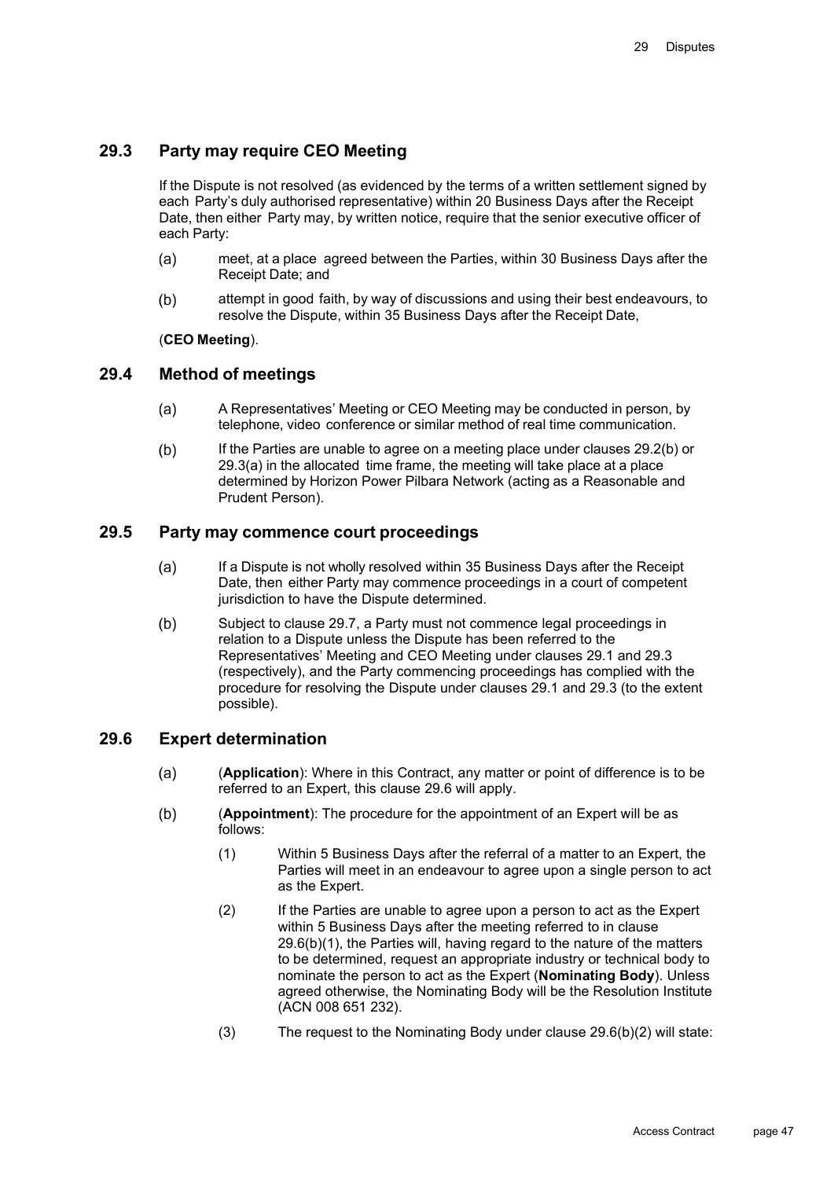## 29.3 Party may require CEO Meeting

If the Dispute is not resolved (as evidenced by the terms of a written settlement signed by each Party's duly authorised representative) within 20 Business Days after the Receipt Date, then either Party may, by written notice, require that the senior executive officer of each Party:

(a) meet, at a place agreed between the Parties, within 30 Business Days after the Receipt Date; and

(b) attempt in good faith, by way of discussions and using their best endeavours, to resolve the Dispute, within 35 Business Days after the Receipt Date,

(**CEO Meeting**).

## 29.4 Method of meetings

(a) A Representatives' Meeting or CEO Meeting may be conducted in person, by telephone, video conference or similar method of real time communication.

(b) If the Parties are unable to agree on a meeting place under clauses 29.2(b) or 29.3(a) in the allocated time frame, the meeting will take place at a place determined by Horizon Power Pilbara Network (acting as a Reasonable and Prudent Person).

## 29.5 Party may commence court proceedings

(a) If a Dispute is not wholly resolved within 35 Business Days after the Receipt Date, then either Party may commence proceedings in a court of competent jurisdiction to have the Dispute determined.

(b) Subject to clause 29.7, a Party must not commence legal proceedings in relation to a Dispute unless the Dispute has been referred to the Representatives' Meeting and CEO Meeting under clauses 29.1 and 29.3 (respectively), and the Party commencing proceedings has complied with the procedure for resolving the Dispute under clauses 29.1 and 29.3 (to the extent possible).

## 29.6 Expert determination

(a) (**Application**): Where in this Contract, any matter or point of difference is to be referred to an Expert, this clause 29.6 will apply.

(b) (**Appointment**): The procedure for the appointment of an Expert will be as follows:

(1) Within 5 Business Days after the referral of a matter to an Expert, the Parties will meet in an endeavour to agree upon a single person to act as the Expert.

(2) If the Parties are unable to agree upon a person to act as the Expert within 5 Business Days after the meeting referred to in clause 29.6(b)(1), the Parties will, having regard to the nature of the matters to be determined, request an appropriate industry or technical body to nominate the person to act as the Expert (**Nominating Body**). Unless agreed otherwise, the Nominating Body will be the Resolution Institute (ACN 008 651 232).

(3) The request to the Nominating Body under clause 29.6(b)(2) will state: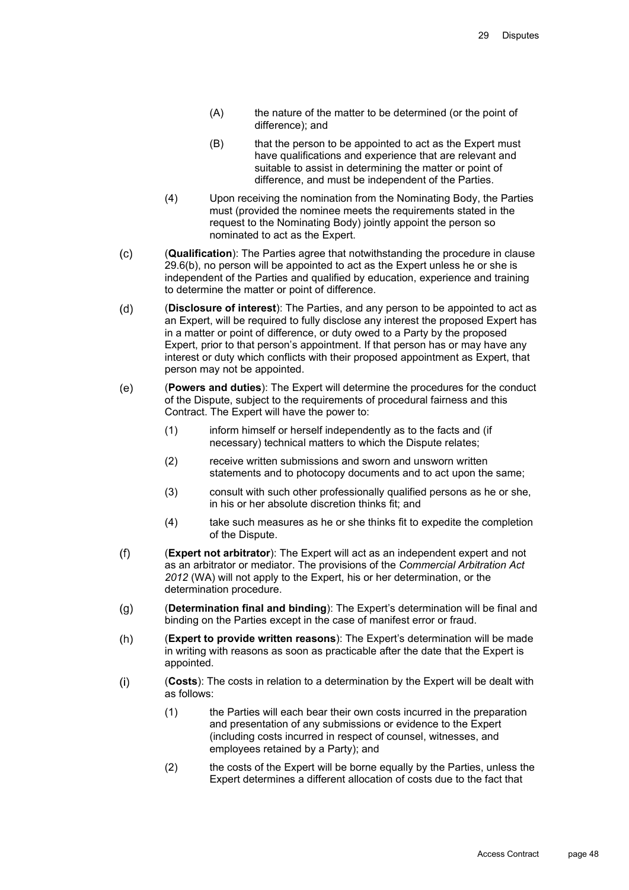(A) the nature of the matter to be determined (or the point of difference); and

(B) that the person to be appointed to act as the Expert must have qualifications and experience that are relevant and suitable to assist in determining the matter or point of difference, and must be independent of the Parties.

(4) Upon receiving the nomination from the Nominating Body, the Parties must (provided the nominee meets the requirements stated in the request to the Nominating Body) jointly appoint the person so nominated to act as the Expert.

(c) (**Qualification**): The Parties agree that notwithstanding the procedure in clause 29.6(b), no person will be appointed to act as the Expert unless he or she is independent of the Parties and qualified by education, experience and training to determine the matter or point of difference.

(d) (**Disclosure of interest**): The Parties, and any person to be appointed to act as an Expert, will be required to fully disclose any interest the proposed Expert has in a matter or point of difference, or duty owed to a Party by the proposed Expert, prior to that person's appointment. If that person has or may have any interest or duty which conflicts with their proposed appointment as Expert, that person may not be appointed.

(e) (**Powers and duties**): The Expert will determine the procedures for the conduct of the Dispute, subject to the requirements of procedural fairness and this Contract. The Expert will have the power to:

(1) inform himself or herself independently as to the facts and (if necessary) technical matters to which the Dispute relates;

(2) receive written submissions and sworn and unsworn written statements and to photocopy documents and to act upon the same;

(3) consult with such other professionally qualified persons as he or she, in his or her absolute discretion thinks fit; and

(4) take such measures as he or she thinks fit to expedite the completion of the Dispute.

(f) (**Expert not arbitrator**): The Expert will act as an independent expert and not as an arbitrator or mediator. The provisions of the *Commercial Arbitration Act 2012* (WA) will not apply to the Expert, his or her determination, or the determination procedure.

(g) (**Determination final and binding**): The Expert's determination will be final and binding on the Parties except in the case of manifest error or fraud.

(h) (**Expert to provide written reasons**): The Expert's determination will be made in writing with reasons as soon as practicable after the date that the Expert is appointed.

(i) (**Costs**): The costs in relation to a determination by the Expert will be dealt with as follows:

(1) the Parties will each bear their own costs incurred in the preparation and presentation of any submissions or evidence to the Expert (including costs incurred in respect of counsel, witnesses, and employees retained by a Party); and

(2) the costs of the Expert will be borne equally by the Parties, unless the Expert determines a different allocation of costs due to the fact that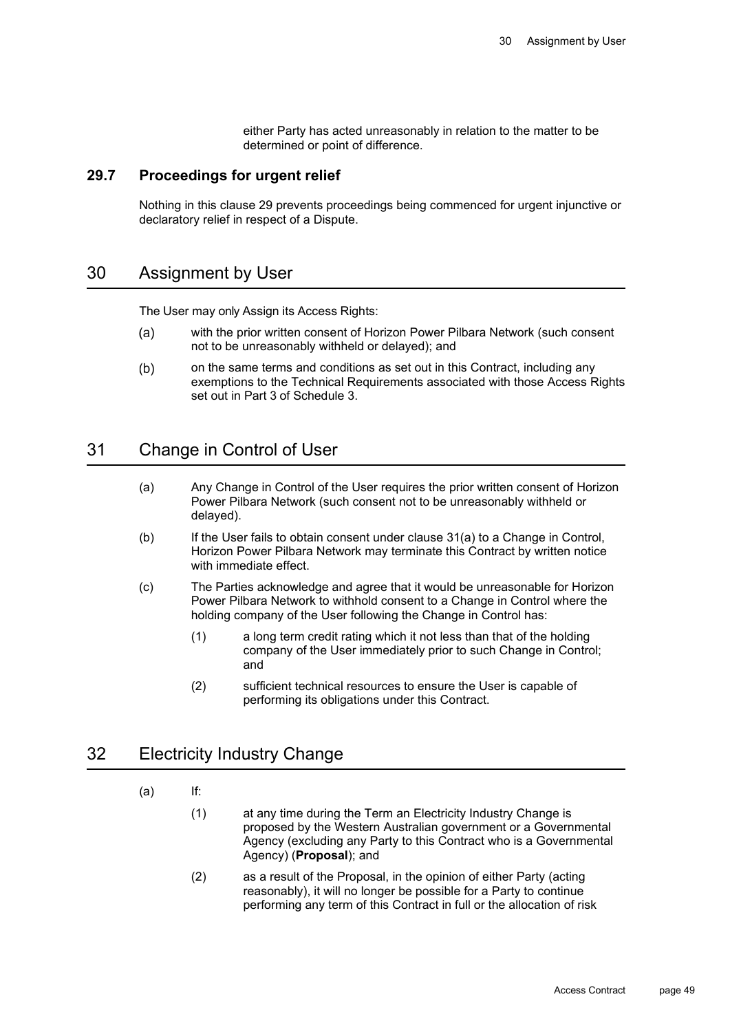either Party has acted unreasonably in relation to the matter to be determined or point of difference.

### 29.7 Proceedings for urgent relief

Nothing in this clause 29 prevents proceedings being commenced for urgent injunctive or declaratory relief in respect of a Dispute.

## 30 Assignment by User

The User may only Assign its Access Rights:

(a) with the prior written consent of Horizon Power Pilbara Network (such consent not to be unreasonably withheld or delayed); and

(b) on the same terms and conditions as set out in this Contract, including any exemptions to the Technical Requirements associated with those Access Rights set out in Part 3 of Schedule 3.

## 31 Change in Control of User

(a) Any Change in Control of the User requires the prior written consent of Horizon Power Pilbara Network (such consent not to be unreasonably withheld or delayed).

(b) If the User fails to obtain consent under clause 31(a) to a Change in Control, Horizon Power Pilbara Network may terminate this Contract by written notice with immediate effect.

(c) The Parties acknowledge and agree that it would be unreasonable for Horizon Power Pilbara Network to withhold consent to a Change in Control where the holding company of the User following the Change in Control has:

(1) a long term credit rating which it not less than that of the holding company of the User immediately prior to such Change in Control; and

(2) sufficient technical resources to ensure the User is capable of performing its obligations under this Contract.

## 32 Electricity Industry Change

(a) If:

(1) at any time during the Term an Electricity Industry Change is proposed by the Western Australian government or a Governmental Agency (excluding any Party to this Contract who is a Governmental Agency) (**Proposal**); and

(2) as a result of the Proposal, in the opinion of either Party (acting reasonably), it will no longer be possible for a Party to continue performing any term of this Contract in full or the allocation of risk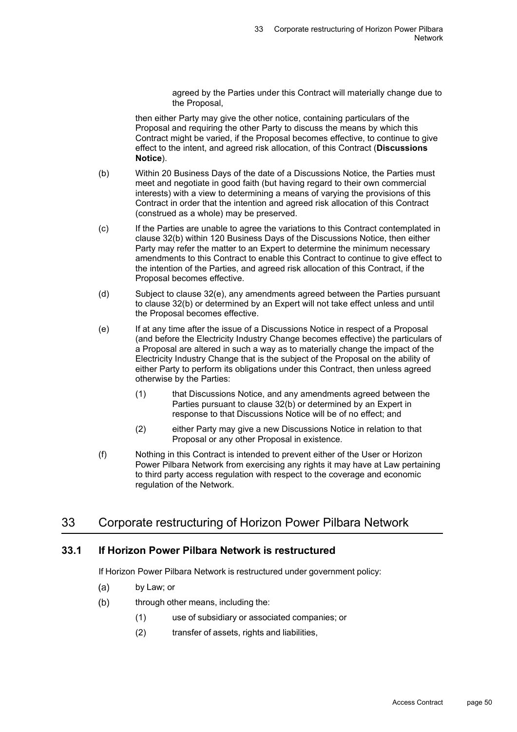agreed by the Parties under this Contract will materially change due to the Proposal,

then either Party may give the other notice, containing particulars of the Proposal and requiring the other Party to discuss the means by which this Contract might be varied, if the Proposal becomes effective, to continue to give effect to the intent, and agreed risk allocation, of this Contract (**Discussions Notice**).

(b) Within 20 Business Days of the date of a Discussions Notice, the Parties must meet and negotiate in good faith (but having regard to their own commercial interests) with a view to determining a means of varying the provisions of this Contract in order that the intention and agreed risk allocation of this Contract (construed as a whole) may be preserved.

(c) If the Parties are unable to agree the variations to this Contract contemplated in clause 32(b) within 120 Business Days of the Discussions Notice, then either Party may refer the matter to an Expert to determine the minimum necessary amendments to this Contract to enable this Contract to continue to give effect to the intention of the Parties, and agreed risk allocation of this Contract, if the Proposal becomes effective.

(d) Subject to clause 32(e), any amendments agreed between the Parties pursuant to clause 32(b) or determined by an Expert will not take effect unless and until the Proposal becomes effective.

(e) If at any time after the issue of a Discussions Notice in respect of a Proposal (and before the Electricity Industry Change becomes effective) the particulars of a Proposal are altered in such a way as to materially change the impact of the Electricity Industry Change that is the subject of the Proposal on the ability of either Party to perform its obligations under this Contract, then unless agreed otherwise by the Parties:

   (1) that Discussions Notice, and any amendments agreed between the Parties pursuant to clause 32(b) or determined by an Expert in response to that Discussions Notice will be of no effect; and

   (2) either Party may give a new Discussions Notice in relation to that Proposal or any other Proposal in existence.

(f) Nothing in this Contract is intended to prevent either of the User or Horizon Power Pilbara Network from exercising any rights it may have at Law pertaining to third party access regulation with respect to the coverage and economic regulation of the Network.

# 33 Corporate restructuring of Horizon Power Pilbara Network

## 33.1 If Horizon Power Pilbara Network is restructured

If Horizon Power Pilbara Network is restructured under government policy:

(a) by Law; or

(b) through other means, including the:

   (1) use of subsidiary or associated companies; or

   (2) transfer of assets, rights and liabilities,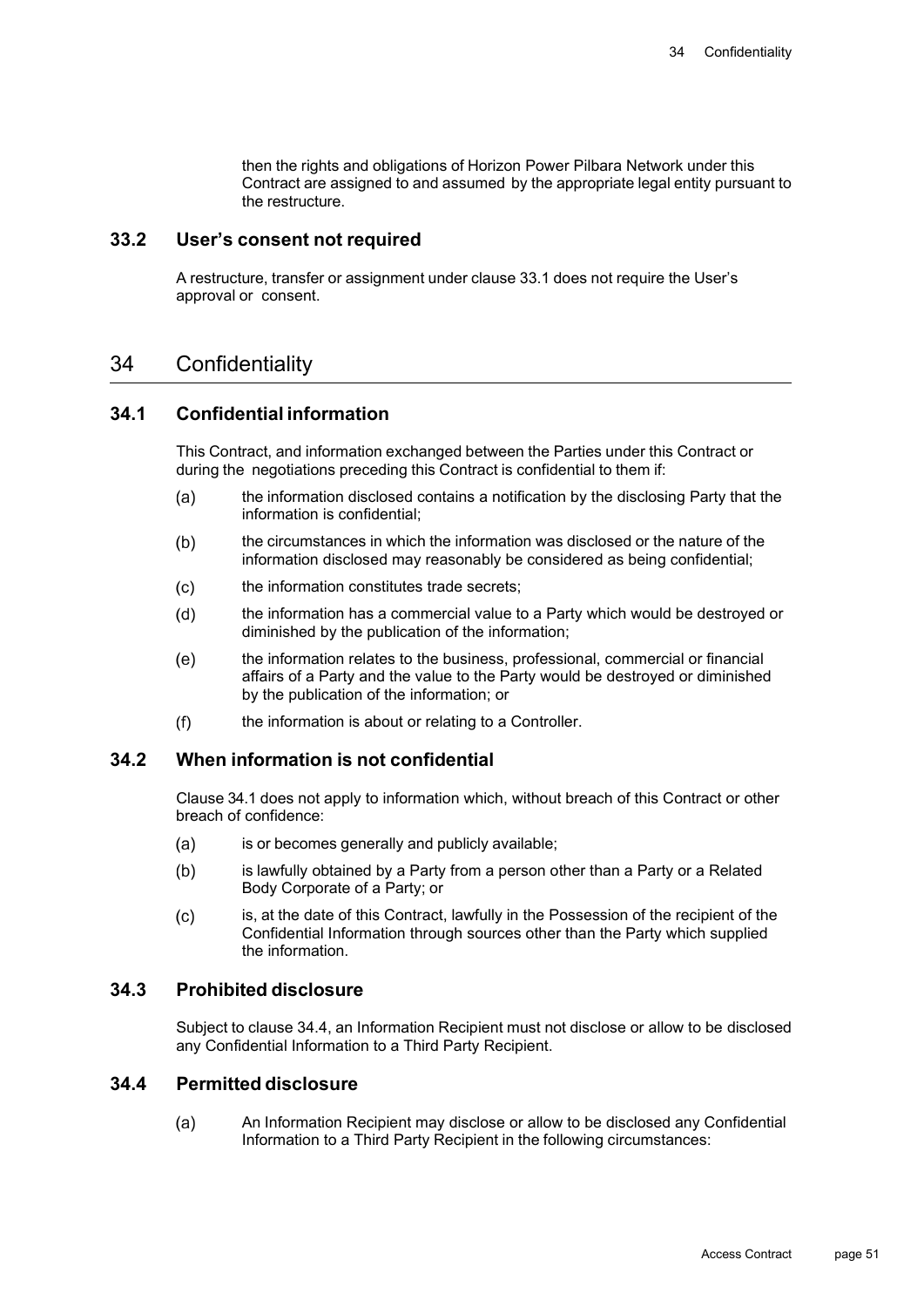then the rights and obligations of Horizon Power Pilbara Network under this Contract are assigned to and assumed by the appropriate legal entity pursuant to the restructure.

### 33.2 User's consent not required

A restructure, transfer or assignment under clause 33.1 does not require the User's approval or consent.

## 34 Confidentiality

### 34.1 Confidential information

This Contract, and information exchanged between the Parties under this Contract or during the negotiations preceding this Contract is confidential to them if:

(a) the information disclosed contains a notification by the disclosing Party that the information is confidential;

(b) the circumstances in which the information was disclosed or the nature of the information disclosed may reasonably be considered as being confidential;

(c) the information constitutes trade secrets;

(d) the information has a commercial value to a Party which would be destroyed or diminished by the publication of the information;

(e) the information relates to the business, professional, commercial or financial affairs of a Party and the value to the Party would be destroyed or diminished by the publication of the information; or

(f) the information is about or relating to a Controller.

### 34.2 When information is not confidential

Clause 34.1 does not apply to information which, without breach of this Contract or other breach of confidence:

(a) is or becomes generally and publicly available;

(b) is lawfully obtained by a Party from a person other than a Party or a Related Body Corporate of a Party; or

(c) is, at the date of this Contract, lawfully in the Possession of the recipient of the Confidential Information through sources other than the Party which supplied the information.

### 34.3 Prohibited disclosure

Subject to clause 34.4, an Information Recipient must not disclose or allow to be disclosed any Confidential Information to a Third Party Recipient.

### 34.4 Permitted disclosure

(a) An Information Recipient may disclose or allow to be disclosed any Confidential Information to a Third Party Recipient in the following circumstances: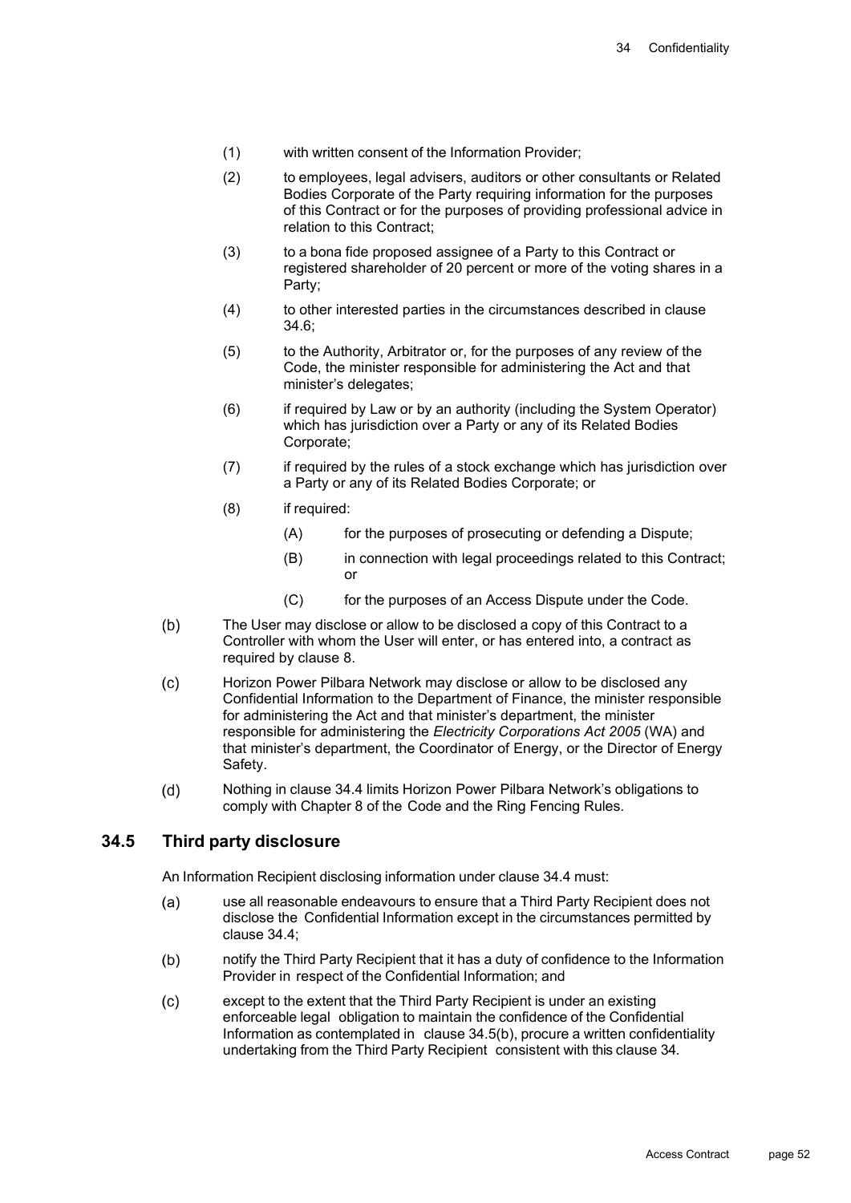(1) with written consent of the Information Provider;

(2) to employees, legal advisers, auditors or other consultants or Related Bodies Corporate of the Party requiring information for the purposes of this Contract or for the purposes of providing professional advice in relation to this Contract;

(3) to a bona fide proposed assignee of a Party to this Contract or registered shareholder of 20 percent or more of the voting shares in a Party;

(4) to other interested parties in the circumstances described in clause 34.6;

(5) to the Authority, Arbitrator or, for the purposes of any review of the Code, the minister responsible for administering the Act and that minister's delegates;

(6) if required by Law or by an authority (including the System Operator) which has jurisdiction over a Party or any of its Related Bodies Corporate;

(7) if required by the rules of a stock exchange which has jurisdiction over a Party or any of its Related Bodies Corporate; or

(8) if required:

   (A) for the purposes of prosecuting or defending a Dispute;

   (B) in connection with legal proceedings related to this Contract; or

   (C) for the purposes of an Access Dispute under the Code.

(b) The User may disclose or allow to be disclosed a copy of this Contract to a Controller with whom the User will enter, or has entered into, a contract as required by clause 8.

(c) Horizon Power Pilbara Network may disclose or allow to be disclosed any Confidential Information to the Department of Finance, the minister responsible for administering the Act and that minister's department, the minister responsible for administering the *Electricity Corporations Act 2005* (WA) and that minister's department, the Coordinator of Energy, or the Director of Energy Safety.

(d) Nothing in clause 34.4 limits Horizon Power Pilbara Network's obligations to comply with Chapter 8 of the Code and the Ring Fencing Rules.

## 34.5 Third party disclosure

An Information Recipient disclosing information under clause 34.4 must:

(a) use all reasonable endeavours to ensure that a Third Party Recipient does not disclose the Confidential Information except in the circumstances permitted by clause 34.4;

(b) notify the Third Party Recipient that it has a duty of confidence to the Information Provider in respect of the Confidential Information; and

(c) except to the extent that the Third Party Recipient is under an existing enforceable legal obligation to maintain the confidence of the Confidential Information as contemplated in clause 34.5(b), procure a written confidentiality undertaking from the Third Party Recipient consistent with this clause 34.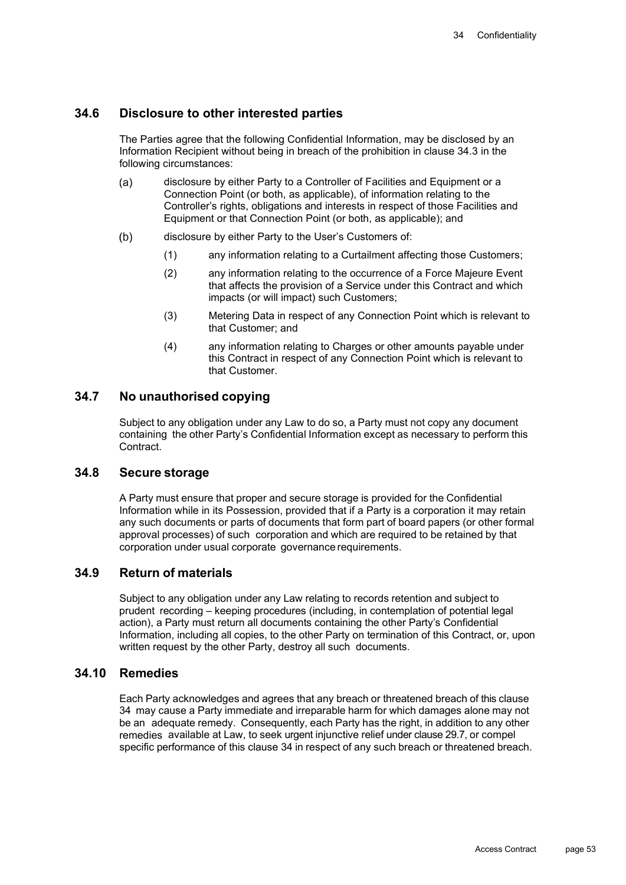## 34.6 Disclosure to other interested parties

The Parties agree that the following Confidential Information, may be disclosed by an Information Recipient without being in breach of the prohibition in clause 34.3 in the following circumstances:

(a) disclosure by either Party to a Controller of Facilities and Equipment or a Connection Point (or both, as applicable), of information relating to the Controller's rights, obligations and interests in respect of those Facilities and Equipment or that Connection Point (or both, as applicable); and

(b) disclosure by either Party to the User's Customers of:

  (1) any information relating to a Curtailment affecting those Customers;

  (2) any information relating to the occurrence of a Force Majeure Event that affects the provision of a Service under this Contract and which impacts (or will impact) such Customers;

  (3) Metering Data in respect of any Connection Point which is relevant to that Customer; and

  (4) any information relating to Charges or other amounts payable under this Contract in respect of any Connection Point which is relevant to that Customer.

## 34.7 No unauthorised copying

Subject to any obligation under any Law to do so, a Party must not copy any document containing the other Party's Confidential Information except as necessary to perform this Contract.

## 34.8 Secure storage

A Party must ensure that proper and secure storage is provided for the Confidential Information while in its Possession, provided that if a Party is a corporation it may retain any such documents or parts of documents that form part of board papers (or other formal approval processes) of such corporation and which are required to be retained by that corporation under usual corporate governance requirements.

## 34.9 Return of materials

Subject to any obligation under any Law relating to records retention and subject to prudent recording – keeping procedures (including, in contemplation of potential legal action), a Party must return all documents containing the other Party's Confidential Information, including all copies, to the other Party on termination of this Contract, or, upon written request by the other Party, destroy all such documents.

## 34.10 Remedies

Each Party acknowledges and agrees that any breach or threatened breach of this clause 34 may cause a Party immediate and irreparable harm for which damages alone may not be an adequate remedy. Consequently, each Party has the right, in addition to any other remedies available at Law, to seek urgent injunctive relief under clause 29.7, or compel specific performance of this clause 34 in respect of any such breach or threatened breach.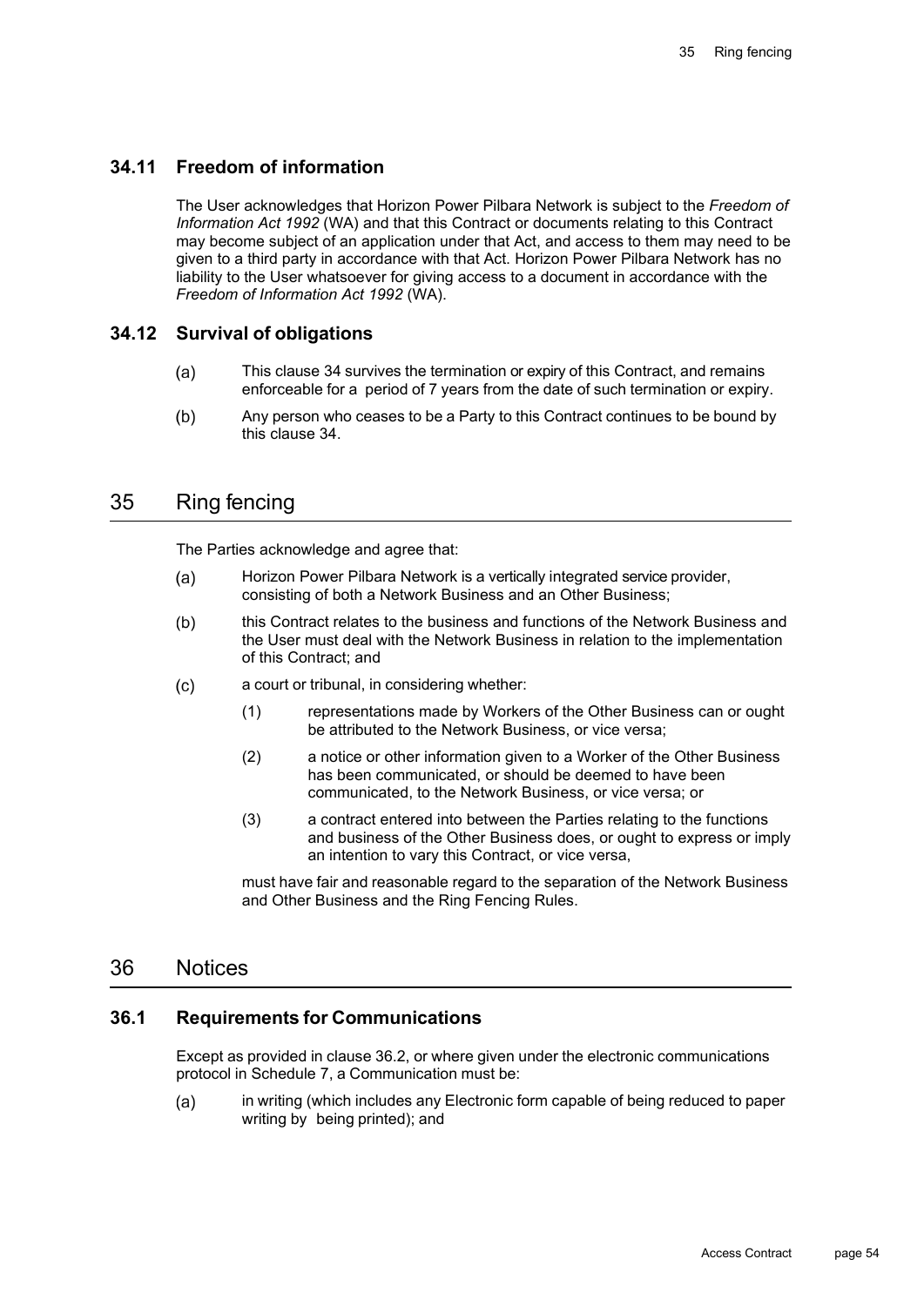### 34.11 Freedom of information

The User acknowledges that Horizon Power Pilbara Network is subject to the *Freedom of Information Act 1992* (WA) and that this Contract or documents relating to this Contract may become subject of an application under that Act, and access to them may need to be given to a third party in accordance with that Act. Horizon Power Pilbara Network has no liability to the User whatsoever for giving access to a document in accordance with the *Freedom of Information Act 1992* (WA).

### 34.12 Survival of obligations

(a) This clause 34 survives the termination or expiry of this Contract, and remains enforceable for a period of 7 years from the date of such termination or expiry.

(b) Any person who ceases to be a Party to this Contract continues to be bound by this clause 34.

## 35 Ring fencing

The Parties acknowledge and agree that:

(a) Horizon Power Pilbara Network is a vertically integrated service provider, consisting of both a Network Business and an Other Business;

(b) this Contract relates to the business and functions of the Network Business and the User must deal with the Network Business in relation to the implementation of this Contract; and

(c) a court or tribunal, in considering whether:

(1) representations made by Workers of the Other Business can or ought be attributed to the Network Business, or vice versa;

(2) a notice or other information given to a Worker of the Other Business has been communicated, or should be deemed to have been communicated, to the Network Business, or vice versa; or

(3) a contract entered into between the Parties relating to the functions and business of the Other Business does, or ought to express or imply an intention to vary this Contract, or vice versa,

must have fair and reasonable regard to the separation of the Network Business and Other Business and the Ring Fencing Rules.

## 36 Notices

### 36.1 Requirements for Communications

Except as provided in clause 36.2, or where given under the electronic communications protocol in Schedule 7, a Communication must be:

(a) in writing (which includes any Electronic form capable of being reduced to paper writing by being printed); and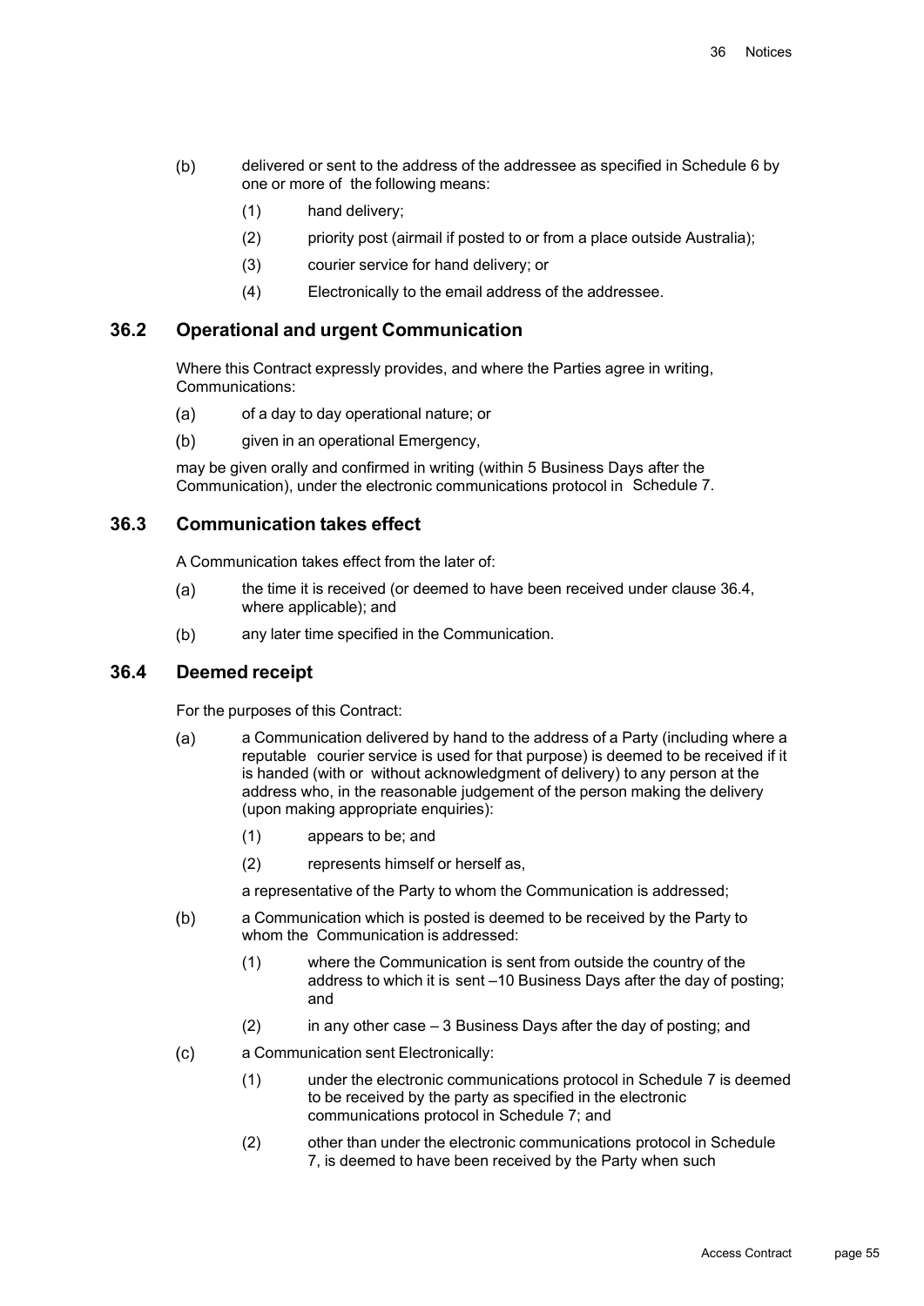(b) delivered or sent to the address of the addressee as specified in Schedule 6 by one or more of the following means:

  (1) hand delivery;

  (2) priority post (airmail if posted to or from a place outside Australia);

  (3) courier service for hand delivery; or

  (4) Electronically to the email address of the addressee.

## 36.2 Operational and urgent Communication

Where this Contract expressly provides, and where the Parties agree in writing, Communications:

(a) of a day to day operational nature; or

(b) given in an operational Emergency,

may be given orally and confirmed in writing (within 5 Business Days after the Communication), under the electronic communications protocol in Schedule 7.

## 36.3 Communication takes effect

A Communication takes effect from the later of:

(a) the time it is received (or deemed to have been received under clause 36.4, where applicable); and

(b) any later time specified in the Communication.

## 36.4 Deemed receipt

For the purposes of this Contract:

(a) a Communication delivered by hand to the address of a Party (including where a reputable courier service is used for that purpose) is deemed to be received if it is handed (with or without acknowledgment of delivery) to any person at the address who, in the reasonable judgement of the person making the delivery (upon making appropriate enquiries):

  (1) appears to be; and

  (2) represents himself or herself as,

  a representative of the Party to whom the Communication is addressed;

(b) a Communication which is posted is deemed to be received by the Party to whom the Communication is addressed:

  (1) where the Communication is sent from outside the country of the address to which it is sent –10 Business Days after the day of posting; and

  (2) in any other case – 3 Business Days after the day of posting; and

(c) a Communication sent Electronically:

  (1) under the electronic communications protocol in Schedule 7 is deemed to be received by the party as specified in the electronic communications protocol in Schedule 7; and

  (2) other than under the electronic communications protocol in Schedule 7, is deemed to have been received by the Party when such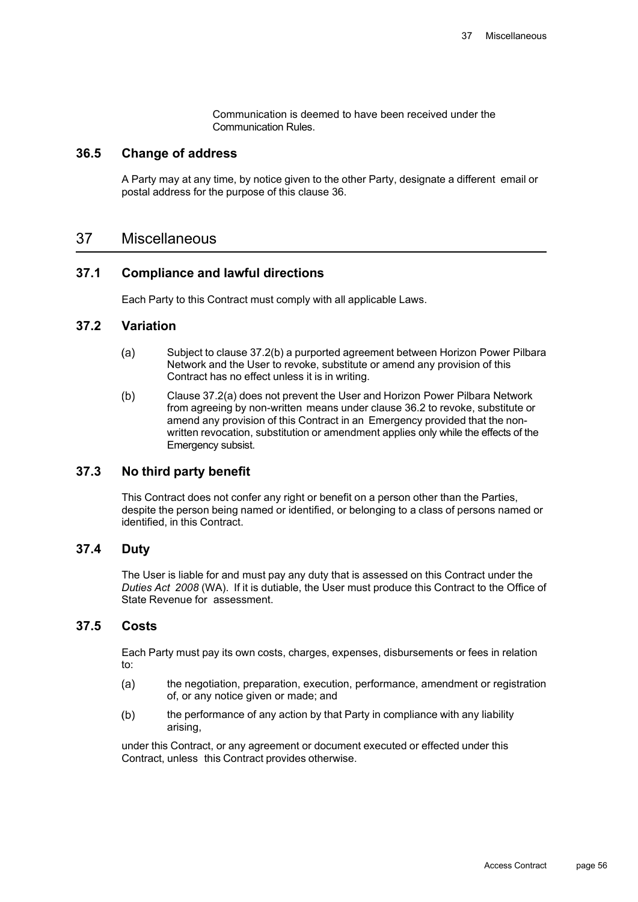Communication is deemed to have been received under the Communication Rules.

### 36.5 Change of address

A Party may at any time, by notice given to the other Party, designate a different email or postal address for the purpose of this clause 36.

## 37 Miscellaneous

### 37.1 Compliance and lawful directions

Each Party to this Contract must comply with all applicable Laws.

### 37.2 Variation

(a) Subject to clause 37.2(b) a purported agreement between Horizon Power Pilbara Network and the User to revoke, substitute or amend any provision of this Contract has no effect unless it is in writing.

(b) Clause 37.2(a) does not prevent the User and Horizon Power Pilbara Network from agreeing by non-written means under clause 36.2 to revoke, substitute or amend any provision of this Contract in an Emergency provided that the non-written revocation, substitution or amendment applies only while the effects of the Emergency subsist.

### 37.3 No third party benefit

This Contract does not confer any right or benefit on a person other than the Parties, despite the person being named or identified, or belonging to a class of persons named or identified, in this Contract.

### 37.4 Duty

The User is liable for and must pay any duty that is assessed on this Contract under the *Duties Act 2008* (WA). If it is dutiable, the User must produce this Contract to the Office of State Revenue for assessment.

### 37.5 Costs

Each Party must pay its own costs, charges, expenses, disbursements or fees in relation to:

(a) the negotiation, preparation, execution, performance, amendment or registration of, or any notice given or made; and

(b) the performance of any action by that Party in compliance with any liability arising,

under this Contract, or any agreement or document executed or effected under this Contract, unless this Contract provides otherwise.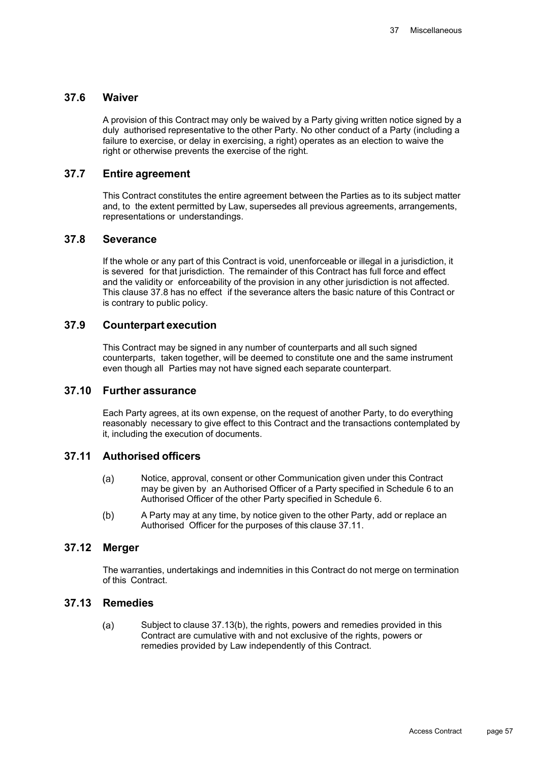## 37.6 Waiver

A provision of this Contract may only be waived by a Party giving written notice signed by a duly authorised representative to the other Party. No other conduct of a Party (including a failure to exercise, or delay in exercising, a right) operates as an election to waive the right or otherwise prevents the exercise of the right.

## 37.7 Entire agreement

This Contract constitutes the entire agreement between the Parties as to its subject matter and, to the extent permitted by Law, supersedes all previous agreements, arrangements, representations or understandings.

## 37.8 Severance

If the whole or any part of this Contract is void, unenforceable or illegal in a jurisdiction, it is severed for that jurisdiction. The remainder of this Contract has full force and effect and the validity or enforceability of the provision in any other jurisdiction is not affected. This clause 37.8 has no effect if the severance alters the basic nature of this Contract or is contrary to public policy.

## 37.9 Counterpart execution

This Contract may be signed in any number of counterparts and all such signed counterparts, taken together, will be deemed to constitute one and the same instrument even though all Parties may not have signed each separate counterpart.

## 37.10 Further assurance

Each Party agrees, at its own expense, on the request of another Party, to do everything reasonably necessary to give effect to this Contract and the transactions contemplated by it, including the execution of documents.

## 37.11 Authorised officers

(a) Notice, approval, consent or other Communication given under this Contract may be given by an Authorised Officer of a Party specified in Schedule 6 to an Authorised Officer of the other Party specified in Schedule 6.

(b) A Party may at any time, by notice given to the other Party, add or replace an Authorised Officer for the purposes of this clause 37.11.

## 37.12 Merger

The warranties, undertakings and indemnities in this Contract do not merge on termination of this Contract.

## 37.13 Remedies

(a) Subject to clause 37.13(b), the rights, powers and remedies provided in this Contract are cumulative with and not exclusive of the rights, powers or remedies provided by Law independently of this Contract.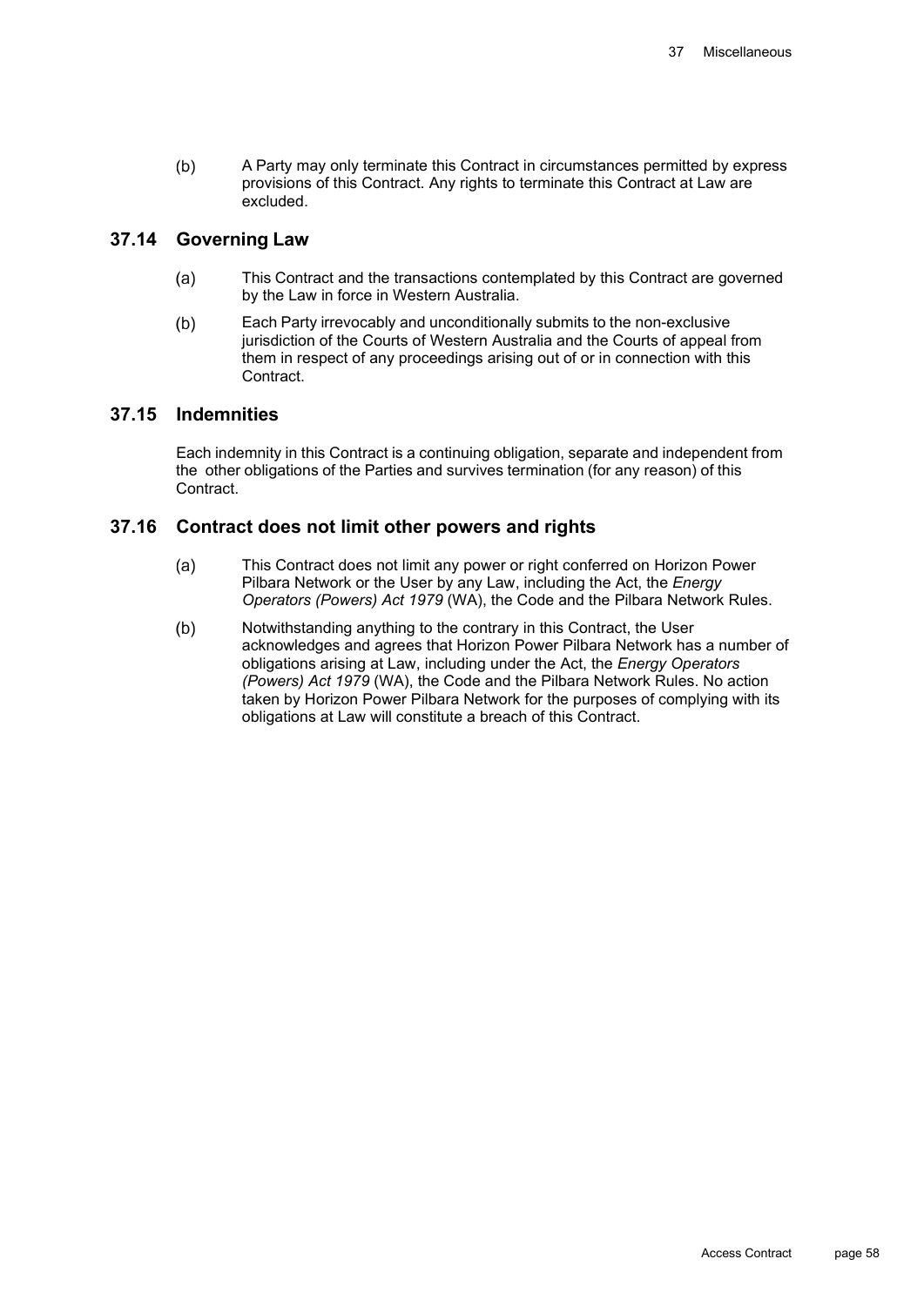(b) A Party may only terminate this Contract in circumstances permitted by express provisions of this Contract. Any rights to terminate this Contract at Law are excluded.

## 37.14 Governing Law

(a) This Contract and the transactions contemplated by this Contract are governed by the Law in force in Western Australia.

(b) Each Party irrevocably and unconditionally submits to the non-exclusive jurisdiction of the Courts of Western Australia and the Courts of appeal from them in respect of any proceedings arising out of or in connection with this Contract.

## 37.15 Indemnities

Each indemnity in this Contract is a continuing obligation, separate and independent from the other obligations of the Parties and survives termination (for any reason) of this Contract.

## 37.16 Contract does not limit other powers and rights

(a) This Contract does not limit any power or right conferred on Horizon Power Pilbara Network or the User by any Law, including the Act, the *Energy Operators (Powers) Act 1979* (WA), the Code and the Pilbara Network Rules.

(b) Notwithstanding anything to the contrary in this Contract, the User acknowledges and agrees that Horizon Power Pilbara Network has a number of obligations arising at Law, including under the Act, the *Energy Operators (Powers) Act 1979* (WA), the Code and the Pilbara Network Rules. No action taken by Horizon Power Pilbara Network for the purposes of complying with its obligations at Law will constitute a breach of this Contract.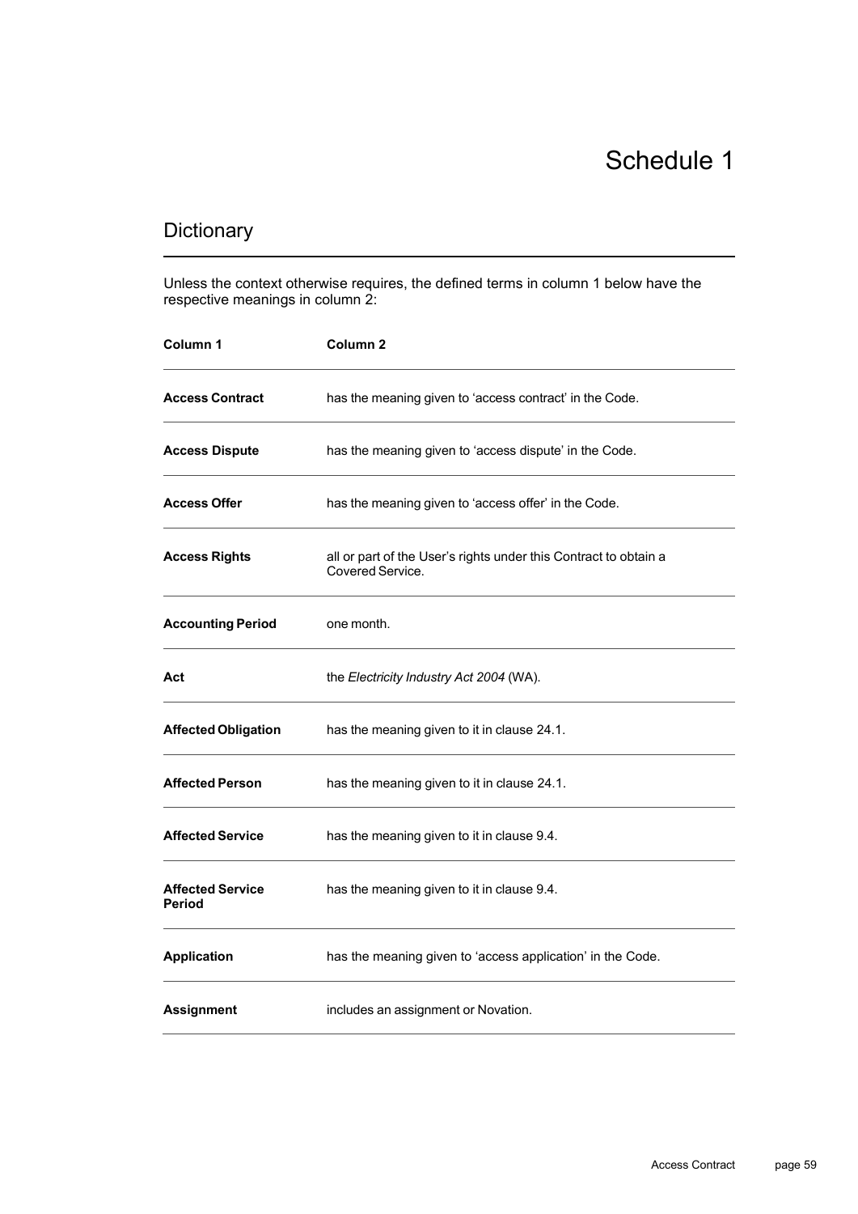# Schedule 1

## Dictionary

Unless the context otherwise requires, the defined terms in column 1 below have the respective meanings in column 2:

| Column 1 | Column 2 |
|---|---|
| **Access Contract** | has the meaning given to 'access contract' in the Code. |
| **Access Dispute** | has the meaning given to 'access dispute' in the Code. |
| **Access Offer** | has the meaning given to 'access offer' in the Code. |
| **Access Rights** | all or part of the User's rights under this Contract to obtain a Covered Service. |
| **Accounting Period** | one month. |
| **Act** | the *Electricity Industry Act 2004* (WA). |
| **Affected Obligation** | has the meaning given to it in clause 24.1. |
| **Affected Person** | has the meaning given to it in clause 24.1. |
| **Affected Service** | has the meaning given to it in clause 9.4. |
| **Affected Service Period** | has the meaning given to it in clause 9.4. |
| **Application** | has the meaning given to 'access application' in the Code. |
| **Assignment** | includes an assignment or Novation. |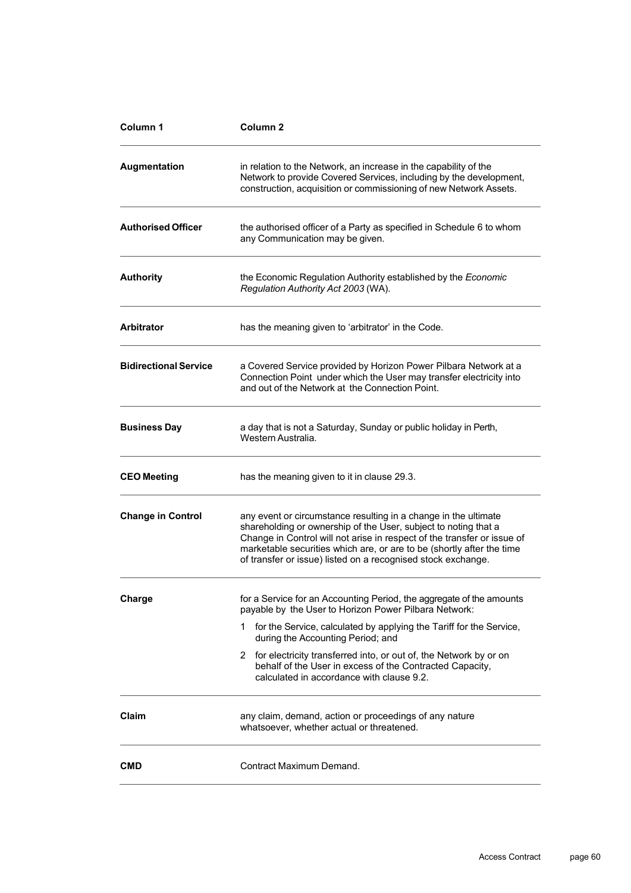| Column 1 | Column 2 |
| --- | --- |
| **Augmentation** | in relation to the Network, an increase in the capability of the Network to provide Covered Services, including by the development, construction, acquisition or commissioning of new Network Assets. |
| **Authorised Officer** | the authorised officer of a Party as specified in Schedule 6 to whom any Communication may be given. |
| **Authority** | the Economic Regulation Authority established by the *Economic Regulation Authority Act 2003* (WA). |
| **Arbitrator** | has the meaning given to 'arbitrator' in the Code. |
| **Bidirectional Service** | a Covered Service provided by Horizon Power Pilbara Network at a Connection Point under which the User may transfer electricity into and out of the Network at the Connection Point. |
| **Business Day** | a day that is not a Saturday, Sunday or public holiday in Perth, Western Australia. |
| **CEO Meeting** | has the meaning given to it in clause 29.3. |
| **Change in Control** | any event or circumstance resulting in a change in the ultimate shareholding or ownership of the User, subject to noting that a Change in Control will not arise in respect of the transfer or issue of marketable securities which are, or are to be (shortly after the time of transfer or issue) listed on a recognised stock exchange. |
| **Charge** | for a Service for an Accounting Period, the aggregate of the amounts payable by the User to Horizon Power Pilbara Network:<br>1 for the Service, calculated by applying the Tariff for the Service, during the Accounting Period; and<br>2 for electricity transferred into, or out of, the Network by or on behalf of the User in excess of the Contracted Capacity, calculated in accordance with clause 9.2. |
| **Claim** | any claim, demand, action or proceedings of any nature whatsoever, whether actual or threatened. |
| **CMD** | Contract Maximum Demand. |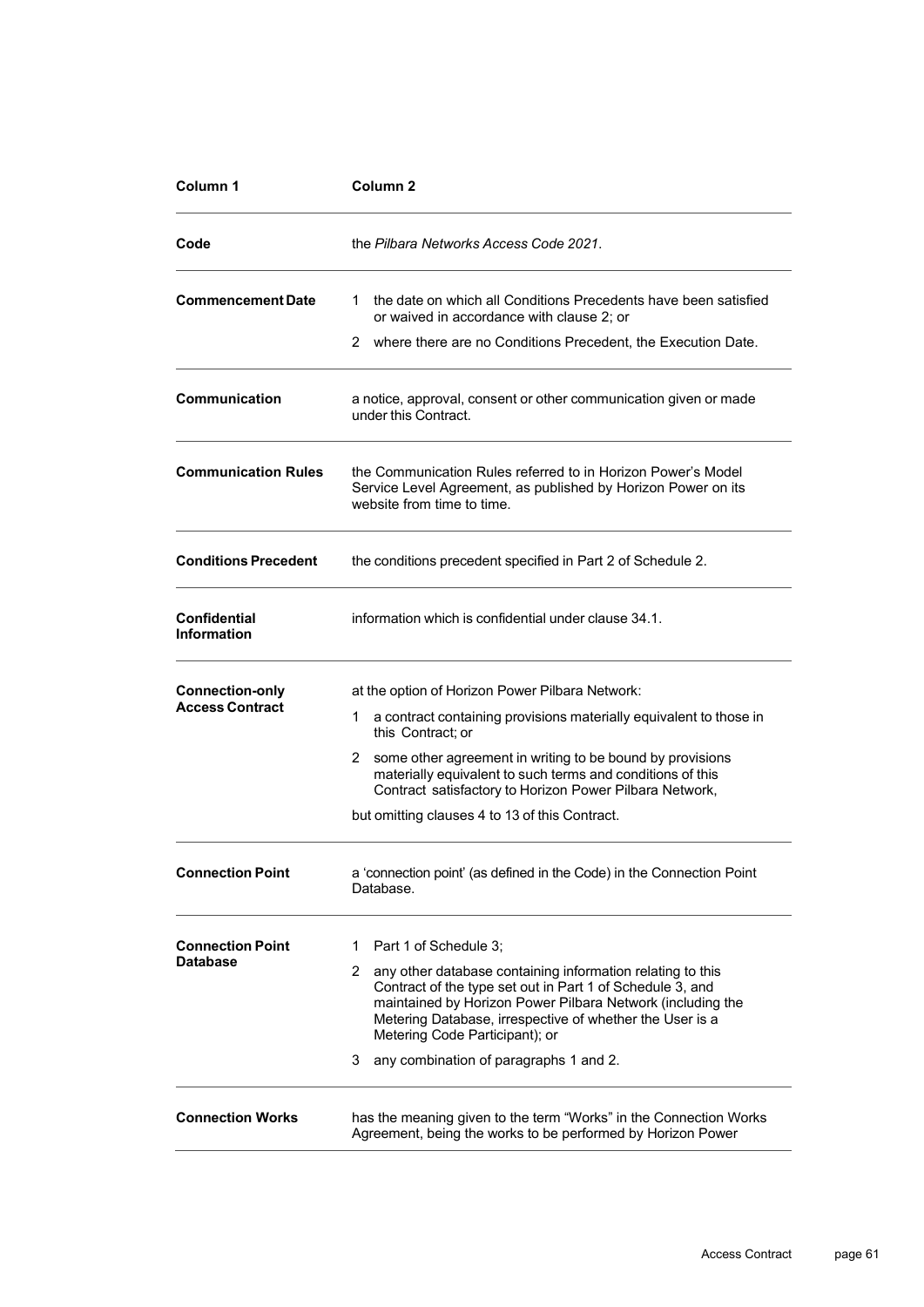| Column 1 | Column 2 |
|---|---|
| **Code** | the *Pilbara Networks Access Code 2021*. |
| **Commencement Date** | 1 the date on which all Conditions Precedents have been satisfied or waived in accordance with clause 2; or<br>2 where there are no Conditions Precedent, the Execution Date. |
| **Communication** | a notice, approval, consent or other communication given or made under this Contract. |
| **Communication Rules** | the Communication Rules referred to in Horizon Power's Model Service Level Agreement, as published by Horizon Power on its website from time to time. |
| **Conditions Precedent** | the conditions precedent specified in Part 2 of Schedule 2. |
| **Confidential Information** | information which is confidential under clause 34.1. |
| **Connection-only Access Contract** | at the option of Horizon Power Pilbara Network:<br>1 a contract containing provisions materially equivalent to those in this Contract; or<br>2 some other agreement in writing to be bound by provisions materially equivalent to such terms and conditions of this Contract satisfactory to Horizon Power Pilbara Network,<br>but omitting clauses 4 to 13 of this Contract. |
| **Connection Point** | a 'connection point' (as defined in the Code) in the Connection Point Database. |
| **Connection Point Database** | 1 Part 1 of Schedule 3;<br>2 any other database containing information relating to this Contract of the type set out in Part 1 of Schedule 3, and maintained by Horizon Power Pilbara Network (including the Metering Database, irrespective of whether the User is a Metering Code Participant); or<br>3 any combination of paragraphs 1 and 2. |
| **Connection Works** | has the meaning given to the term "Works" in the Connection Works Agreement, being the works to be performed by Horizon Power |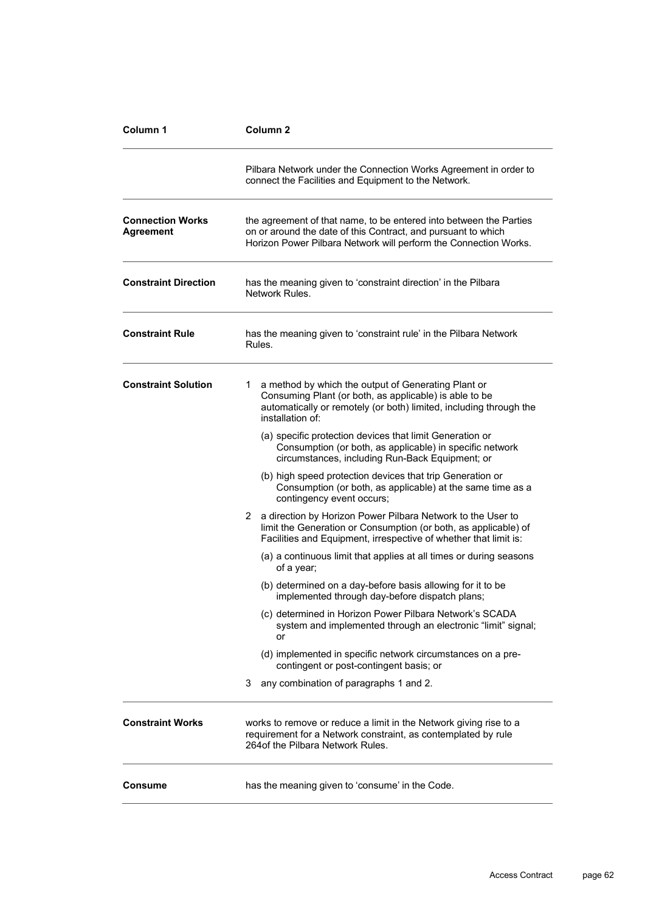| Column 1 | Column 2 |
|---|---|
| | Pilbara Network under the Connection Works Agreement in order to connect the Facilities and Equipment to the Network. |
| **Connection Works Agreement** | the agreement of that name, to be entered into between the Parties on or around the date of this Contract, and pursuant to which Horizon Power Pilbara Network will perform the Connection Works. |
| **Constraint Direction** | has the meaning given to 'constraint direction' in the Pilbara Network Rules. |
| **Constraint Rule** | has the meaning given to 'constraint rule' in the Pilbara Network Rules. |
| **Constraint Solution** | 1 a method by which the output of Generating Plant or Consuming Plant (or both, as applicable) is able to be automatically or remotely (or both) limited, including through the installation of:<br>(a) specific protection devices that limit Generation or Consumption (or both, as applicable) in specific network circumstances, including Run-Back Equipment; or<br>(b) high speed protection devices that trip Generation or Consumption (or both, as applicable) at the same time as a contingency event occurs;<br>2 a direction by Horizon Power Pilbara Network to the User to limit the Generation or Consumption (or both, as applicable) of Facilities and Equipment, irrespective of whether that limit is:<br>(a) a continuous limit that applies at all times or during seasons of a year;<br>(b) determined on a day-before basis allowing for it to be implemented through day-before dispatch plans;<br>(c) determined in Horizon Power Pilbara Network's SCADA system and implemented through an electronic "limit" signal; or<br>(d) implemented in specific network circumstances on a pre-contingent or post-contingent basis; or<br>3 any combination of paragraphs 1 and 2. |
| **Constraint Works** | works to remove or reduce a limit in the Network giving rise to a requirement for a Network constraint, as contemplated by rule 264of the Pilbara Network Rules. |
| **Consume** | has the meaning given to 'consume' in the Code. |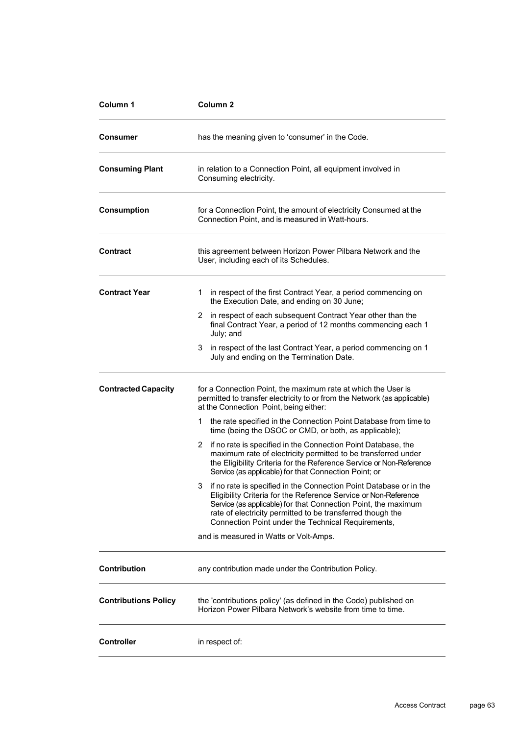| Column 1 | Column 2 |
|---|---|
| **Consumer** | has the meaning given to 'consumer' in the Code. |
| **Consuming Plant** | in relation to a Connection Point, all equipment involved in Consuming electricity. |
| **Consumption** | for a Connection Point, the amount of electricity Consumed at the Connection Point, and is measured in Watt-hours. |
| **Contract** | this agreement between Horizon Power Pilbara Network and the User, including each of its Schedules. |
| **Contract Year** | 1 in respect of the first Contract Year, a period commencing on the Execution Date, and ending on 30 June;<br>2 in respect of each subsequent Contract Year other than the final Contract Year, a period of 12 months commencing each 1 July; and<br>3 in respect of the last Contract Year, a period commencing on 1 July and ending on the Termination Date. |
| **Contracted Capacity** | for a Connection Point, the maximum rate at which the User is permitted to transfer electricity to or from the Network (as applicable) at the Connection Point, being either:<br>1 the rate specified in the Connection Point Database from time to time (being the DSOC or CMD, or both, as applicable);<br>2 if no rate is specified in the Connection Point Database, the maximum rate of electricity permitted to be transferred under the Eligibility Criteria for the Reference Service or Non-Reference Service (as applicable) for that Connection Point; or<br>3 if no rate is specified in the Connection Point Database or in the Eligibility Criteria for the Reference Service or Non-Reference Service (as applicable) for that Connection Point, the maximum rate of electricity permitted to be transferred though the Connection Point under the Technical Requirements,<br>and is measured in Watts or Volt-Amps. |
| **Contribution** | any contribution made under the Contribution Policy. |
| **Contributions Policy** | the 'contributions policy' (as defined in the Code) published on Horizon Power Pilbara Network's website from time to time. |
| **Controller** | in respect of: |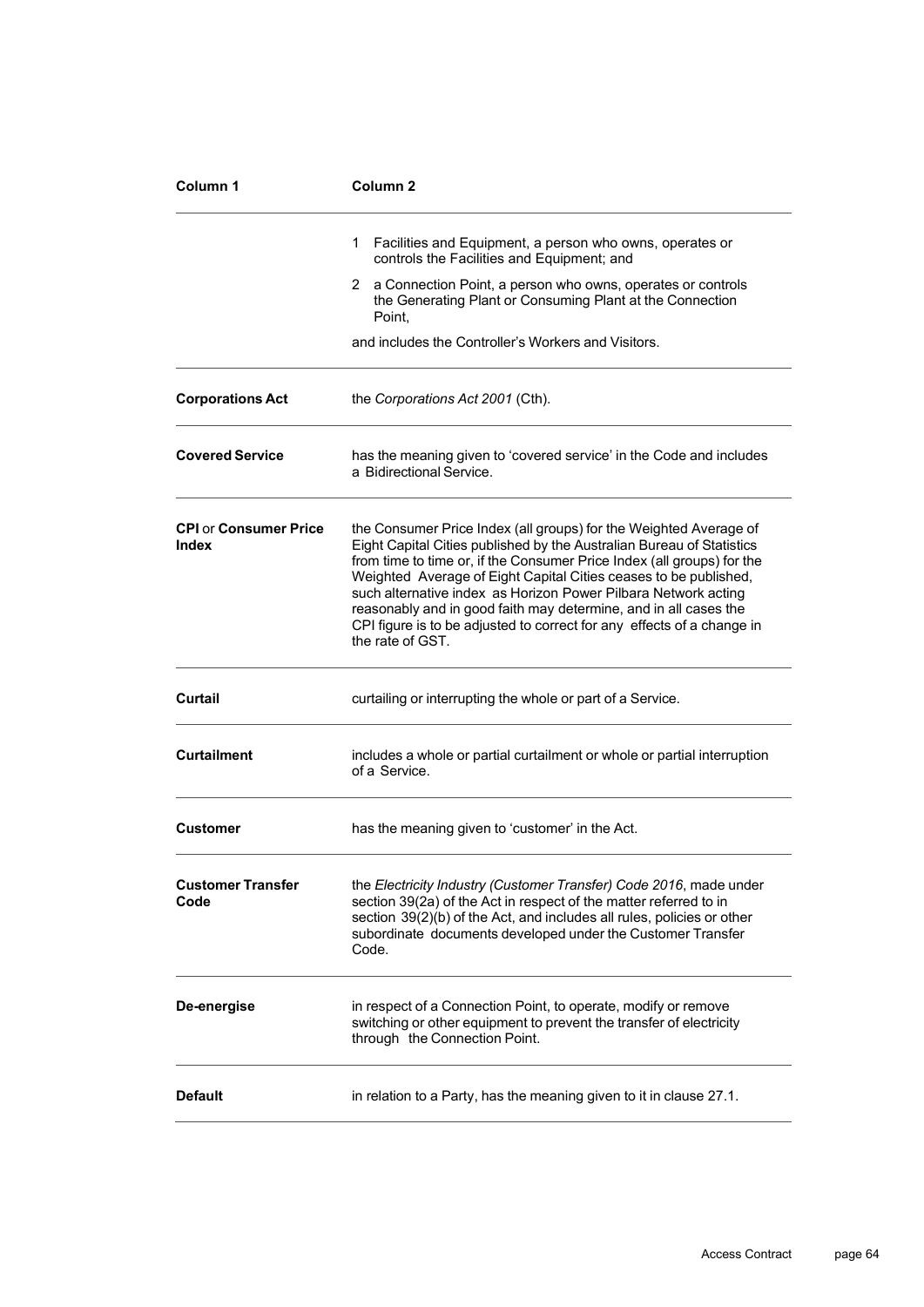| Column 1 | Column 2 |
|---|---|
| | 1 Facilities and Equipment, a person who owns, operates or controls the Facilities and Equipment; and<br>2 a Connection Point, a person who owns, operates or controls the Generating Plant or Consuming Plant at the Connection Point,<br>and includes the Controller's Workers and Visitors. |
| **Corporations Act** | the *Corporations Act 2001* (Cth). |
| **Covered Service** | has the meaning given to 'covered service' in the Code and includes a Bidirectional Service. |
| **CPI** or **Consumer Price Index** | the Consumer Price Index (all groups) for the Weighted Average of Eight Capital Cities published by the Australian Bureau of Statistics from time to time or, if the Consumer Price Index (all groups) for the Weighted Average of Eight Capital Cities ceases to be published, such alternative index as Horizon Power Pilbara Network acting reasonably and in good faith may determine, and in all cases the CPI figure is to be adjusted to correct for any effects of a change in the rate of GST. |
| **Curtail** | curtailing or interrupting the whole or part of a Service. |
| **Curtailment** | includes a whole or partial curtailment or whole or partial interruption of a Service. |
| **Customer** | has the meaning given to 'customer' in the Act. |
| **Customer Transfer Code** | the *Electricity Industry (Customer Transfer) Code 2016*, made under section 39(2a) of the Act in respect of the matter referred to in section 39(2)(b) of the Act, and includes all rules, policies or other subordinate documents developed under the Customer Transfer Code. |
| **De-energise** | in respect of a Connection Point, to operate, modify or remove switching or other equipment to prevent the transfer of electricity through the Connection Point. |
| **Default** | in relation to a Party, has the meaning given to it in clause 27.1. |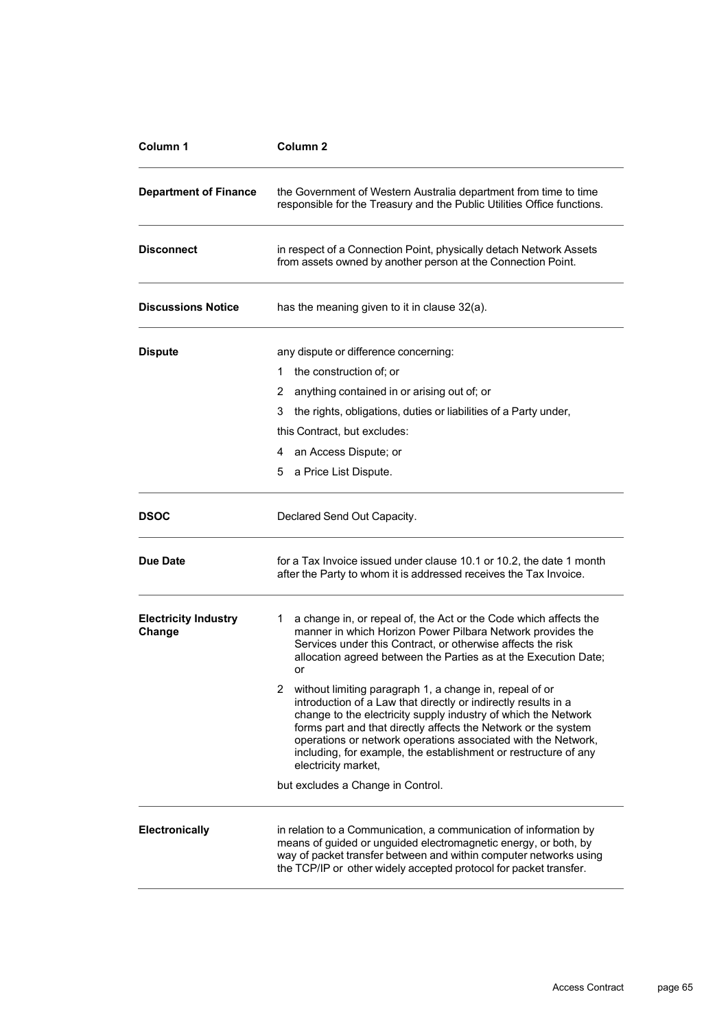| Column 1 | Column 2 |
|---|---|
| **Department of Finance** | the Government of Western Australia department from time to time responsible for the Treasury and the Public Utilities Office functions. |
| **Disconnect** | in respect of a Connection Point, physically detach Network Assets from assets owned by another person at the Connection Point. |
| **Discussions Notice** | has the meaning given to it in clause 32(a). |
| **Dispute** | any dispute or difference concerning:<br>1 the construction of; or<br>2 anything contained in or arising out of; or<br>3 the rights, obligations, duties or liabilities of a Party under,<br>this Contract, but excludes:<br>4 an Access Dispute; or<br>5 a Price List Dispute. |
| **DSOC** | Declared Send Out Capacity. |
| **Due Date** | for a Tax Invoice issued under clause 10.1 or 10.2, the date 1 month after the Party to whom it is addressed receives the Tax Invoice. |
| **Electricity Industry Change** | 1 a change in, or repeal of, the Act or the Code which affects the manner in which Horizon Power Pilbara Network provides the Services under this Contract, or otherwise affects the risk allocation agreed between the Parties as at the Execution Date; or<br>2 without limiting paragraph 1, a change in, repeal of or introduction of a Law that directly or indirectly results in a change to the electricity supply industry of which the Network forms part and that directly affects the Network or the system operations or network operations associated with the Network, including, for example, the establishment or restructure of any electricity market,<br>but excludes a Change in Control. |
| **Electronically** | in relation to a Communication, a communication of information by means of guided or unguided electromagnetic energy, or both, by way of packet transfer between and within computer networks using the TCP/IP or other widely accepted protocol for packet transfer. |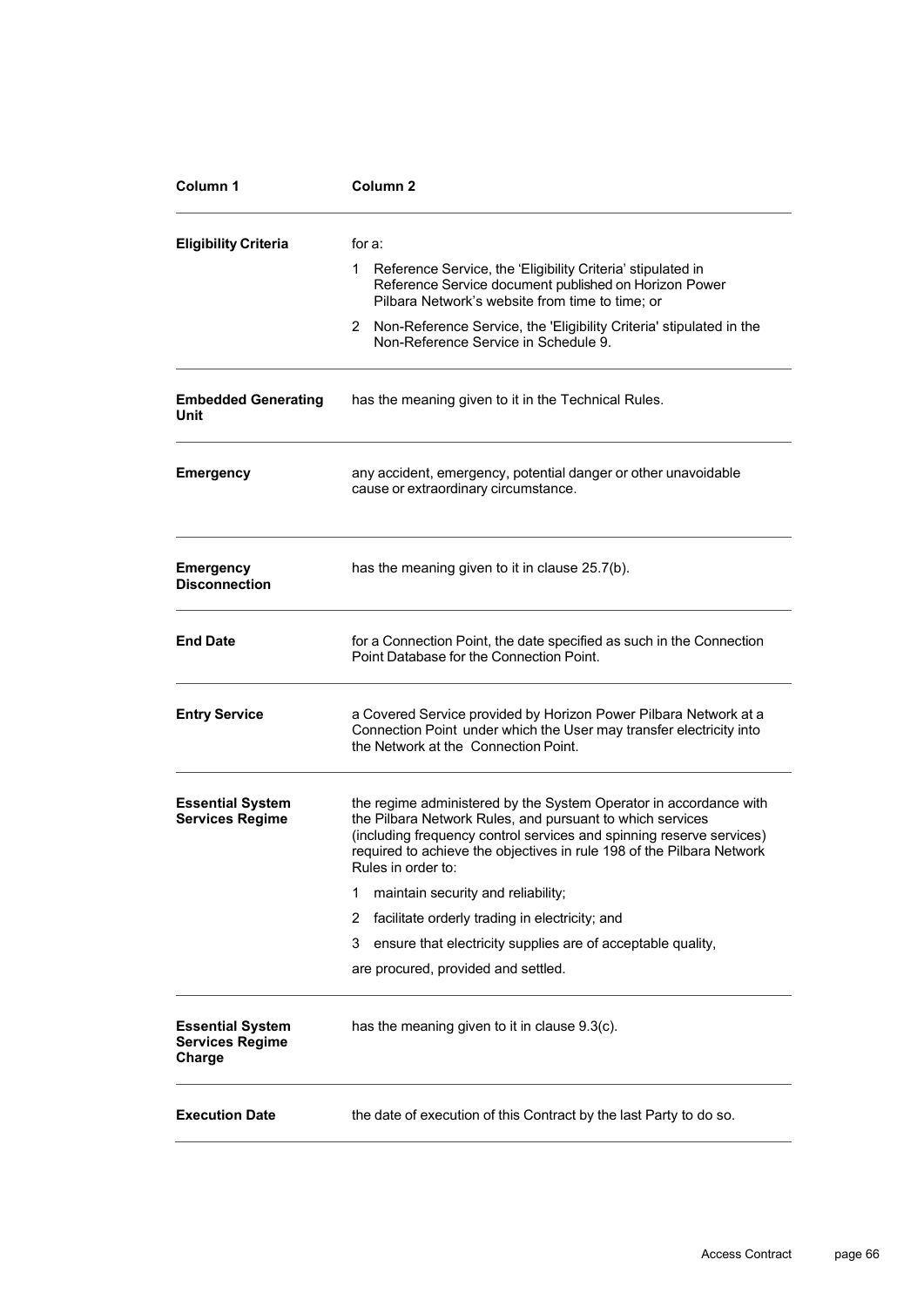| Column 1 | Column 2 |
|---|---|
| **Eligibility Criteria** | for a:<br>1 Reference Service, the 'Eligibility Criteria' stipulated in Reference Service document published on Horizon Power Pilbara Network's website from time to time; or<br>2 Non-Reference Service, the 'Eligibility Criteria' stipulated in the Non-Reference Service in Schedule 9. |
| **Embedded Generating Unit** | has the meaning given to it in the Technical Rules. |
| **Emergency** | any accident, emergency, potential danger or other unavoidable cause or extraordinary circumstance. |
| **Emergency Disconnection** | has the meaning given to it in clause 25.7(b). |
| **End Date** | for a Connection Point, the date specified as such in the Connection Point Database for the Connection Point. |
| **Entry Service** | a Covered Service provided by Horizon Power Pilbara Network at a Connection Point under which the User may transfer electricity into the Network at the Connection Point. |
| **Essential System Services Regime** | the regime administered by the System Operator in accordance with the Pilbara Network Rules, and pursuant to which services (including frequency control services and spinning reserve services) required to achieve the objectives in rule 198 of the Pilbara Network Rules in order to:<br>1 maintain security and reliability;<br>2 facilitate orderly trading in electricity; and<br>3 ensure that electricity supplies are of acceptable quality,<br>are procured, provided and settled. |
| **Essential System Services Regime Charge** | has the meaning given to it in clause 9.3(c). |
| **Execution Date** | the date of execution of this Contract by the last Party to do so. |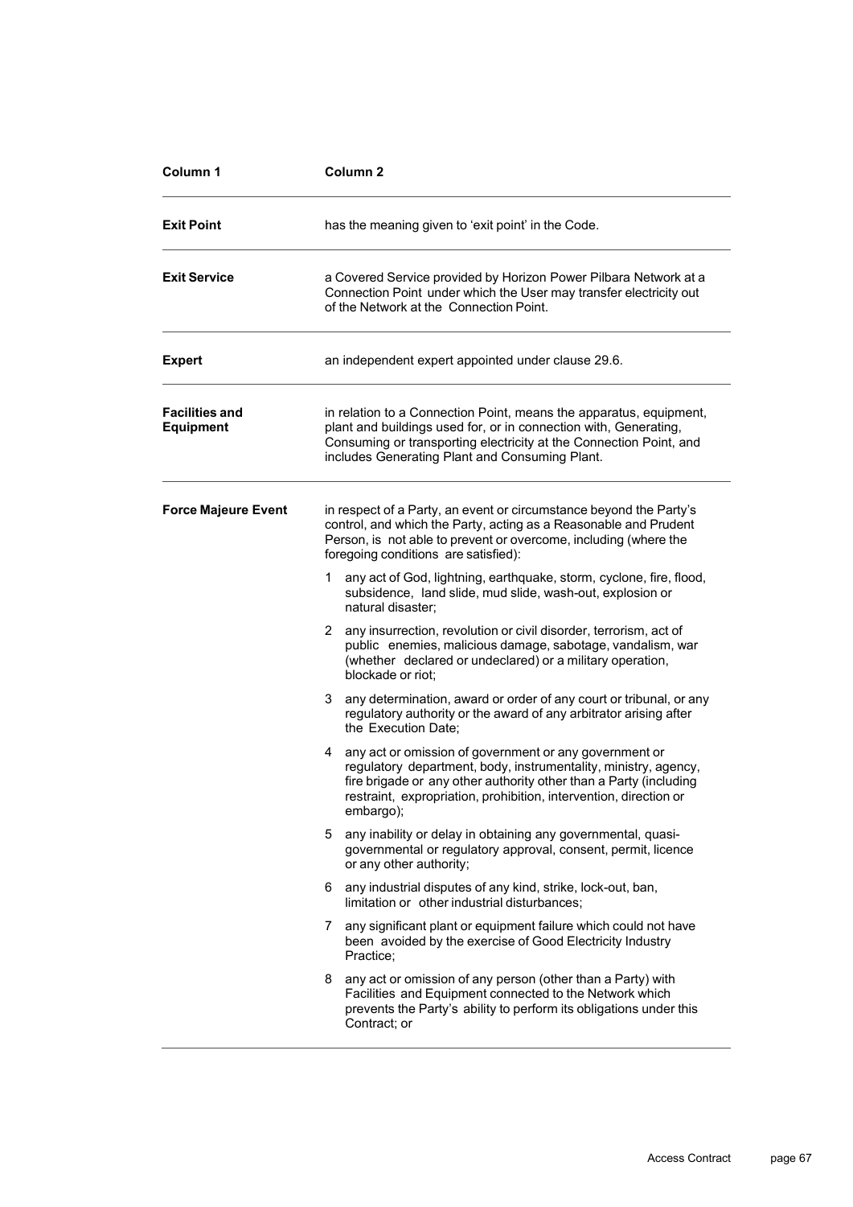| Column 1 | Column 2 |
| --- | --- |
| **Exit Point** | has the meaning given to 'exit point' in the Code. |
| **Exit Service** | a Covered Service provided by Horizon Power Pilbara Network at a Connection Point under which the User may transfer electricity out of the Network at the Connection Point. |
| **Expert** | an independent expert appointed under clause 29.6. |
| **Facilities and Equipment** | in relation to a Connection Point, means the apparatus, equipment, plant and buildings used for, or in connection with, Generating, Consuming or transporting electricity at the Connection Point, and includes Generating Plant and Consuming Plant. |
| **Force Majeure Event** | in respect of a Party, an event or circumstance beyond the Party's control, and which the Party, acting as a Reasonable and Prudent Person, is not able to prevent or overcome, including (where the foregoing conditions are satisfied):<br><br>1 any act of God, lightning, earthquake, storm, cyclone, fire, flood, subsidence, land slide, mud slide, wash-out, explosion or natural disaster;<br><br>2 any insurrection, revolution or civil disorder, terrorism, act of public enemies, malicious damage, sabotage, vandalism, war (whether declared or undeclared) or a military operation, blockade or riot;<br><br>3 any determination, award or order of any court or tribunal, or any regulatory authority or the award of any arbitrator arising after the Execution Date;<br><br>4 any act or omission of government or any government or regulatory department, body, instrumentality, ministry, agency, fire brigade or any other authority other than a Party (including restraint, expropriation, prohibition, intervention, direction or embargo);<br><br>5 any inability or delay in obtaining any governmental, quasi-governmental or regulatory approval, consent, permit, licence or any other authority;<br><br>6 any industrial disputes of any kind, strike, lock-out, ban, limitation or other industrial disturbances;<br><br>7 any significant plant or equipment failure which could not have been avoided by the exercise of Good Electricity Industry Practice;<br><br>8 any act or omission of any person (other than a Party) with Facilities and Equipment connected to the Network which prevents the Party's ability to perform its obligations under this Contract; or |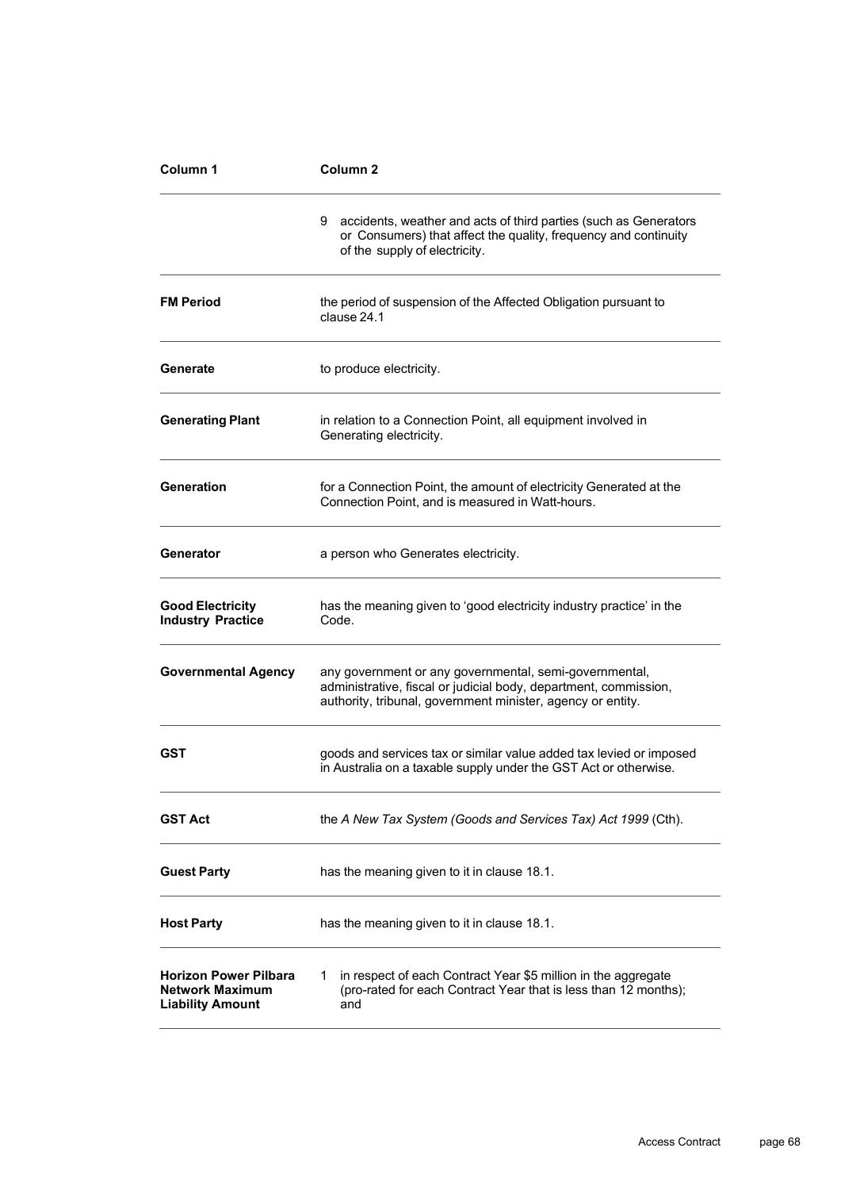| Column 1 | Column 2 |
| --- | --- |
| | 9 accidents, weather and acts of third parties (such as Generators or Consumers) that affect the quality, frequency and continuity of the supply of electricity. |
| **FM Period** | the period of suspension of the Affected Obligation pursuant to clause 24.1 |
| **Generate** | to produce electricity. |
| **Generating Plant** | in relation to a Connection Point, all equipment involved in Generating electricity. |
| **Generation** | for a Connection Point, the amount of electricity Generated at the Connection Point, and is measured in Watt-hours. |
| **Generator** | a person who Generates electricity. |
| **Good Electricity Industry Practice** | has the meaning given to 'good electricity industry practice' in the Code. |
| **Governmental Agency** | any government or any governmental, semi-governmental, administrative, fiscal or judicial body, department, commission, authority, tribunal, government minister, agency or entity. |
| **GST** | goods and services tax or similar value added tax levied or imposed in Australia on a taxable supply under the GST Act or otherwise. |
| **GST Act** | the *A New Tax System (Goods and Services Tax) Act 1999* (Cth). |
| **Guest Party** | has the meaning given to it in clause 18.1. |
| **Host Party** | has the meaning given to it in clause 18.1. |
| **Horizon Power Pilbara Network Maximum Liability Amount** | 1 in respect of each Contract Year $5 million in the aggregate (pro-rated for each Contract Year that is less than 12 months); and |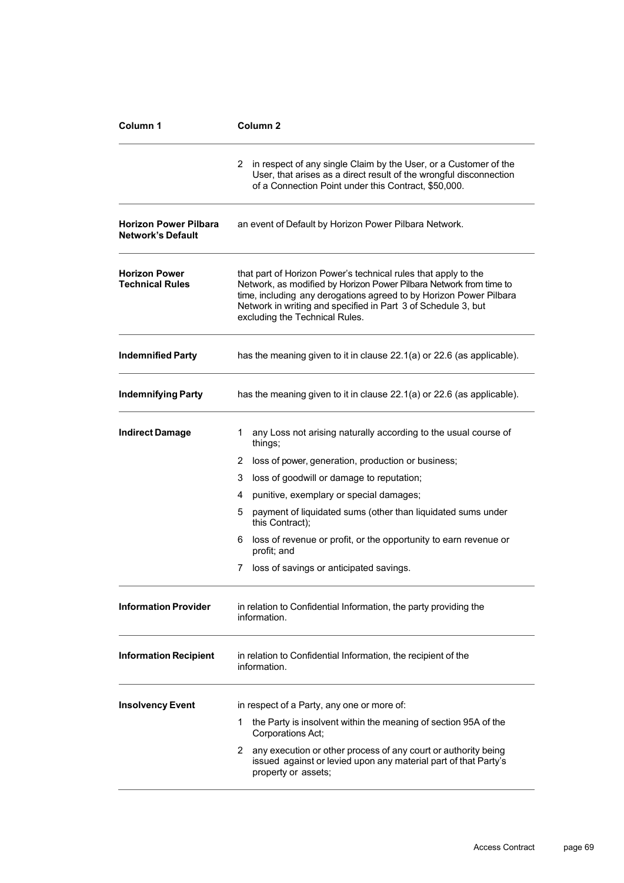| Column 1 | Column 2 |
|---|---|
| | 2 in respect of any single Claim by the User, or a Customer of the User, that arises as a direct result of the wrongful disconnection of a Connection Point under this Contract, $50,000. |
| **Horizon Power Pilbara Network's Default** | an event of Default by Horizon Power Pilbara Network. |
| **Horizon Power Technical Rules** | that part of Horizon Power's technical rules that apply to the Network, as modified by Horizon Power Pilbara Network from time to time, including any derogations agreed to by Horizon Power Pilbara Network in writing and specified in Part 3 of Schedule 3, but excluding the Technical Rules. |
| **Indemnified Party** | has the meaning given to it in clause 22.1(a) or 22.6 (as applicable). |
| **Indemnifying Party** | has the meaning given to it in clause 22.1(a) or 22.6 (as applicable). |
| **Indirect Damage** | 1 any Loss not arising naturally according to the usual course of things;<br>2 loss of power, generation, production or business;<br>3 loss of goodwill or damage to reputation;<br>4 punitive, exemplary or special damages;<br>5 payment of liquidated sums (other than liquidated sums under this Contract);<br>6 loss of revenue or profit, or the opportunity to earn revenue or profit; and<br>7 loss of savings or anticipated savings. |
| **Information Provider** | in relation to Confidential Information, the party providing the information. |
| **Information Recipient** | in relation to Confidential Information, the recipient of the information. |
| **Insolvency Event** | in respect of a Party, any one or more of:<br>1 the Party is insolvent within the meaning of section 95A of the Corporations Act;<br>2 any execution or other process of any court or authority being issued against or levied upon any material part of that Party's property or assets; |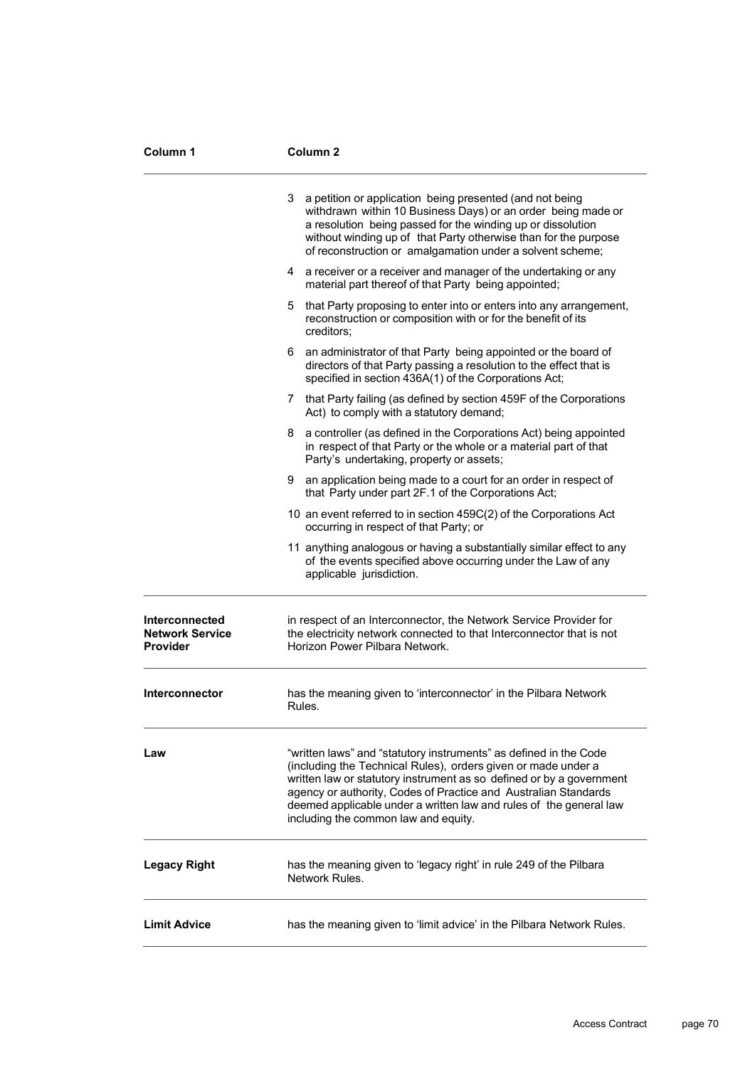| Column 1 | Column 2 |
|---|---|
| | 3 a petition or application being presented (and not being withdrawn within 10 Business Days) or an order being made or a resolution being passed for the winding up or dissolution without winding up of that Party otherwise than for the purpose of reconstruction or amalgamation under a solvent scheme;<br><br>4 a receiver or a receiver and manager of the undertaking or any material part thereof of that Party being appointed;<br><br>5 that Party proposing to enter into or enters into any arrangement, reconstruction or composition with or for the benefit of its creditors;<br><br>6 an administrator of that Party being appointed or the board of directors of that Party passing a resolution to the effect that is specified in section 436A(1) of the Corporations Act;<br><br>7 that Party failing (as defined by section 459F of the Corporations Act) to comply with a statutory demand;<br><br>8 a controller (as defined in the Corporations Act) being appointed in respect of that Party or the whole or a material part of that Party's undertaking, property or assets;<br><br>9 an application being made to a court for an order in respect of that Party under part 2F.1 of the Corporations Act;<br><br>10 an event referred to in section 459C(2) of the Corporations Act occurring in respect of that Party; or<br><br>11 anything analogous or having a substantially similar effect to any of the events specified above occurring under the Law of any applicable jurisdiction. |
| **Interconnected Network Service Provider** | in respect of an Interconnector, the Network Service Provider for the electricity network connected to that Interconnector that is not Horizon Power Pilbara Network. |
| **Interconnector** | has the meaning given to 'interconnector' in the Pilbara Network Rules. |
| **Law** | "written laws" and "statutory instruments" as defined in the Code (including the Technical Rules), orders given or made under a written law or statutory instrument as so defined or by a government agency or authority, Codes of Practice and Australian Standards deemed applicable under a written law and rules of the general law including the common law and equity. |
| **Legacy Right** | has the meaning given to 'legacy right' in rule 249 of the Pilbara Network Rules. |
| **Limit Advice** | has the meaning given to 'limit advice' in the Pilbara Network Rules. |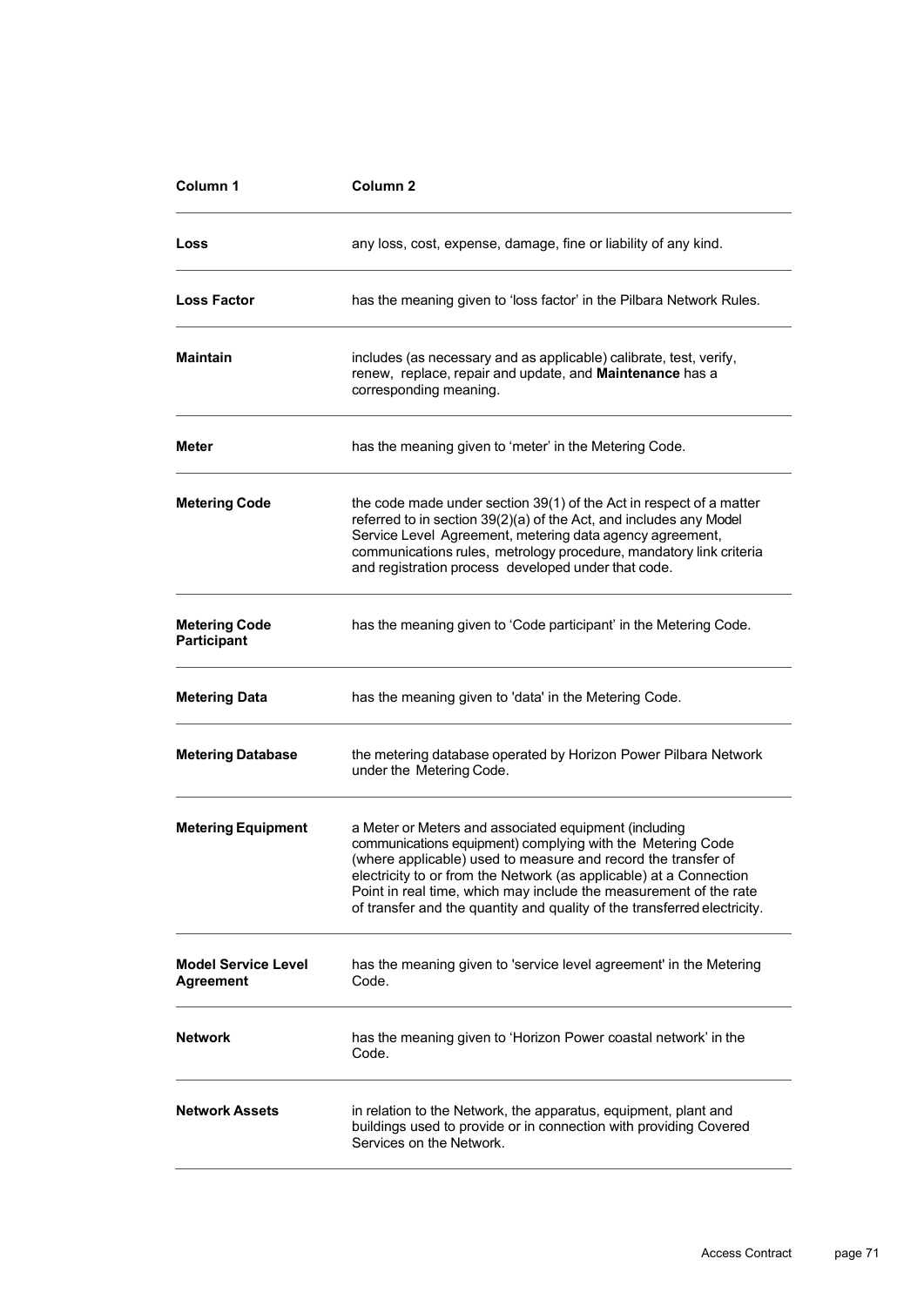| Column 1 | Column 2 |
|---|---|
| **Loss** | any loss, cost, expense, damage, fine or liability of any kind. |
| **Loss Factor** | has the meaning given to 'loss factor' in the Pilbara Network Rules. |
| **Maintain** | includes (as necessary and as applicable) calibrate, test, verify, renew, replace, repair and update, and **Maintenance** has a corresponding meaning. |
| **Meter** | has the meaning given to 'meter' in the Metering Code. |
| **Metering Code** | the code made under section 39(1) of the Act in respect of a matter referred to in section 39(2)(a) of the Act, and includes any Model Service Level Agreement, metering data agency agreement, communications rules, metrology procedure, mandatory link criteria and registration process developed under that code. |
| **Metering Code Participant** | has the meaning given to 'Code participant' in the Metering Code. |
| **Metering Data** | has the meaning given to 'data' in the Metering Code. |
| **Metering Database** | the metering database operated by Horizon Power Pilbara Network under the Metering Code. |
| **Metering Equipment** | a Meter or Meters and associated equipment (including communications equipment) complying with the Metering Code (where applicable) used to measure and record the transfer of electricity to or from the Network (as applicable) at a Connection Point in real time, which may include the measurement of the rate of transfer and the quantity and quality of the transferred electricity. |
| **Model Service Level Agreement** | has the meaning given to 'service level agreement' in the Metering Code. |
| **Network** | has the meaning given to 'Horizon Power coastal network' in the Code. |
| **Network Assets** | in relation to the Network, the apparatus, equipment, plant and buildings used to provide or in connection with providing Covered Services on the Network. |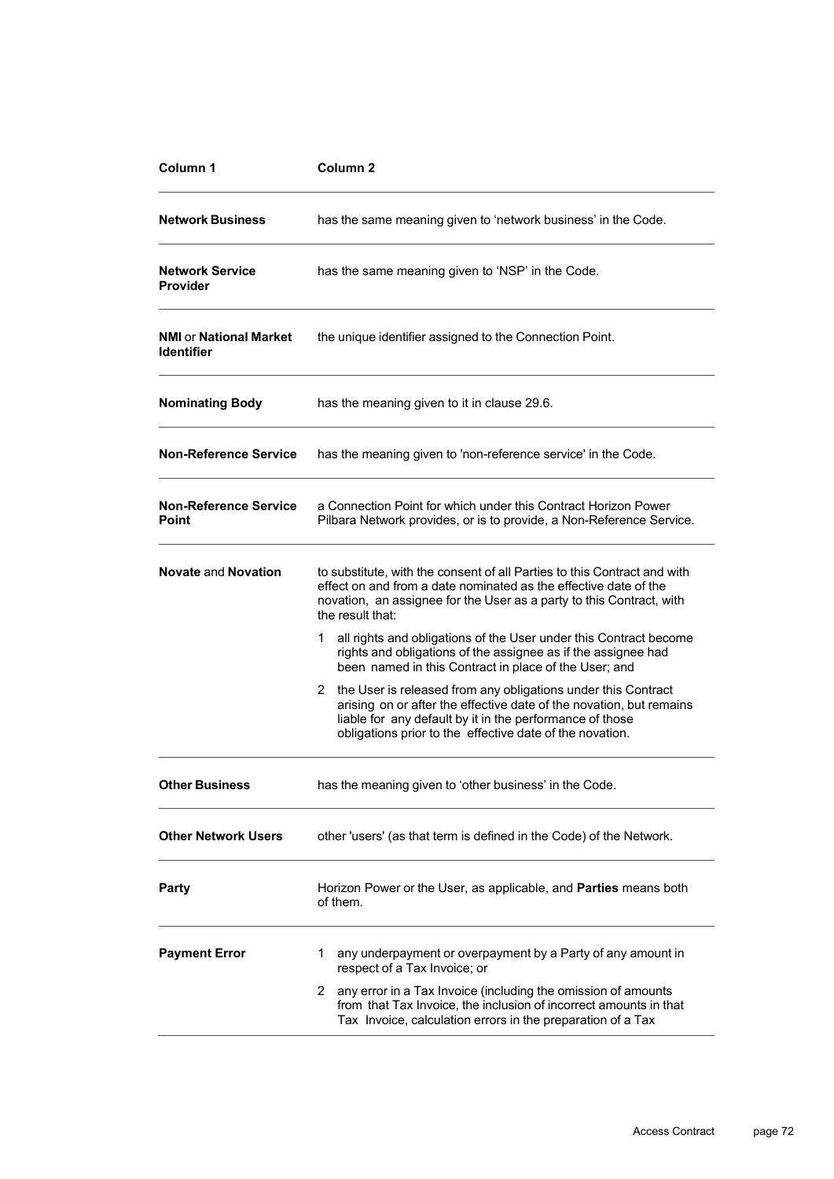| Column 1 | Column 2 |
|---|---|
| **Network Business** | has the same meaning given to 'network business' in the Code. |
| **Network Service Provider** | has the same meaning given to 'NSP' in the Code. |
| **NMI** or **National Market Identifier** | the unique identifier assigned to the Connection Point. |
| **Nominating Body** | has the meaning given to it in clause 29.6. |
| **Non-Reference Service** | has the meaning given to 'non-reference service' in the Code. |
| **Non-Reference Service Point** | a Connection Point for which under this Contract Horizon Power Pilbara Network provides, or is to provide, a Non-Reference Service. |
| **Novate** and **Novation** | to substitute, with the consent of all Parties to this Contract and with effect on and from a date nominated as the effective date of the novation, an assignee for the User as a party to this Contract, with the result that:<br>1 all rights and obligations of the User under this Contract become rights and obligations of the assignee as if the assignee had been named in this Contract in place of the User; and<br>2 the User is released from any obligations under this Contract arising on or after the effective date of the novation, but remains liable for any default by it in the performance of those obligations prior to the effective date of the novation. |
| **Other Business** | has the meaning given to 'other business' in the Code. |
| **Other Network Users** | other 'users' (as that term is defined in the Code) of the Network. |
| **Party** | Horizon Power or the User, as applicable, and **Parties** means both of them. |
| **Payment Error** | 1 any underpayment or overpayment by a Party of any amount in respect of a Tax Invoice; or<br>2 any error in a Tax Invoice (including the omission of amounts from that Tax Invoice, the inclusion of incorrect amounts in that Tax Invoice, calculation errors in the preparation of a Tax |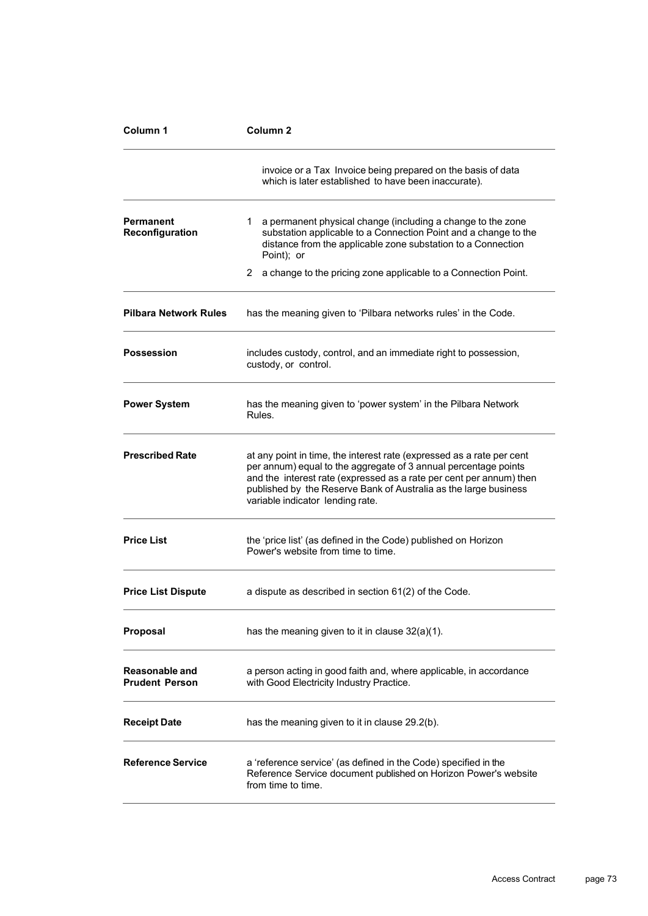| Column 1 | Column 2 |
|---|---|
| | invoice or a Tax Invoice being prepared on the basis of data which is later established to have been inaccurate). |
| **Permanent Reconfiguration** | 1 a permanent physical change (including a change to the zone substation applicable to a Connection Point and a change to the distance from the applicable zone substation to a Connection Point); or<br>2 a change to the pricing zone applicable to a Connection Point. |
| **Pilbara Network Rules** | has the meaning given to 'Pilbara networks rules' in the Code. |
| **Possession** | includes custody, control, and an immediate right to possession, custody, or control. |
| **Power System** | has the meaning given to 'power system' in the Pilbara Network Rules. |
| **Prescribed Rate** | at any point in time, the interest rate (expressed as a rate per cent per annum) equal to the aggregate of 3 annual percentage points and the interest rate (expressed as a rate per cent per annum) then published by the Reserve Bank of Australia as the large business variable indicator lending rate. |
| **Price List** | the 'price list' (as defined in the Code) published on Horizon Power's website from time to time. |
| **Price List Dispute** | a dispute as described in section 61(2) of the Code. |
| **Proposal** | has the meaning given to it in clause 32(a)(1). |
| **Reasonable and Prudent Person** | a person acting in good faith and, where applicable, in accordance with Good Electricity Industry Practice. |
| **Receipt Date** | has the meaning given to it in clause 29.2(b). |
| **Reference Service** | a 'reference service' (as defined in the Code) specified in the Reference Service document published on Horizon Power's website from time to time. |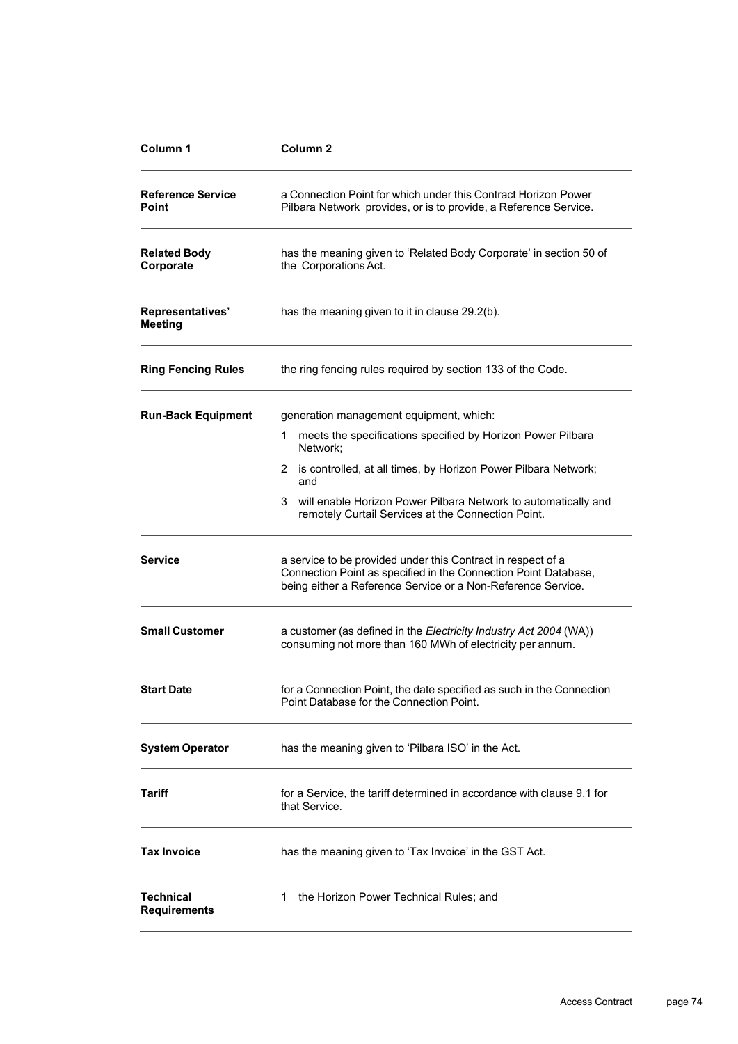| Column 1 | Column 2 |
|---|---|
| **Reference Service Point** | a Connection Point for which under this Contract Horizon Power Pilbara Network provides, or is to provide, a Reference Service. |
| **Related Body Corporate** | has the meaning given to 'Related Body Corporate' in section 50 of the Corporations Act. |
| **Representatives' Meeting** | has the meaning given to it in clause 29.2(b). |
| **Ring Fencing Rules** | the ring fencing rules required by section 133 of the Code. |
| **Run-Back Equipment** | generation management equipment, which:<br>1 meets the specifications specified by Horizon Power Pilbara Network;<br>2 is controlled, at all times, by Horizon Power Pilbara Network; and<br>3 will enable Horizon Power Pilbara Network to automatically and remotely Curtail Services at the Connection Point. |
| **Service** | a service to be provided under this Contract in respect of a Connection Point as specified in the Connection Point Database, being either a Reference Service or a Non-Reference Service. |
| **Small Customer** | a customer (as defined in the *Electricity Industry Act 2004* (WA)) consuming not more than 160 MWh of electricity per annum. |
| **Start Date** | for a Connection Point, the date specified as such in the Connection Point Database for the Connection Point. |
| **System Operator** | has the meaning given to 'Pilbara ISO' in the Act. |
| **Tariff** | for a Service, the tariff determined in accordance with clause 9.1 for that Service. |
| **Tax Invoice** | has the meaning given to 'Tax Invoice' in the GST Act. |
| **Technical Requirements** | 1 the Horizon Power Technical Rules; and |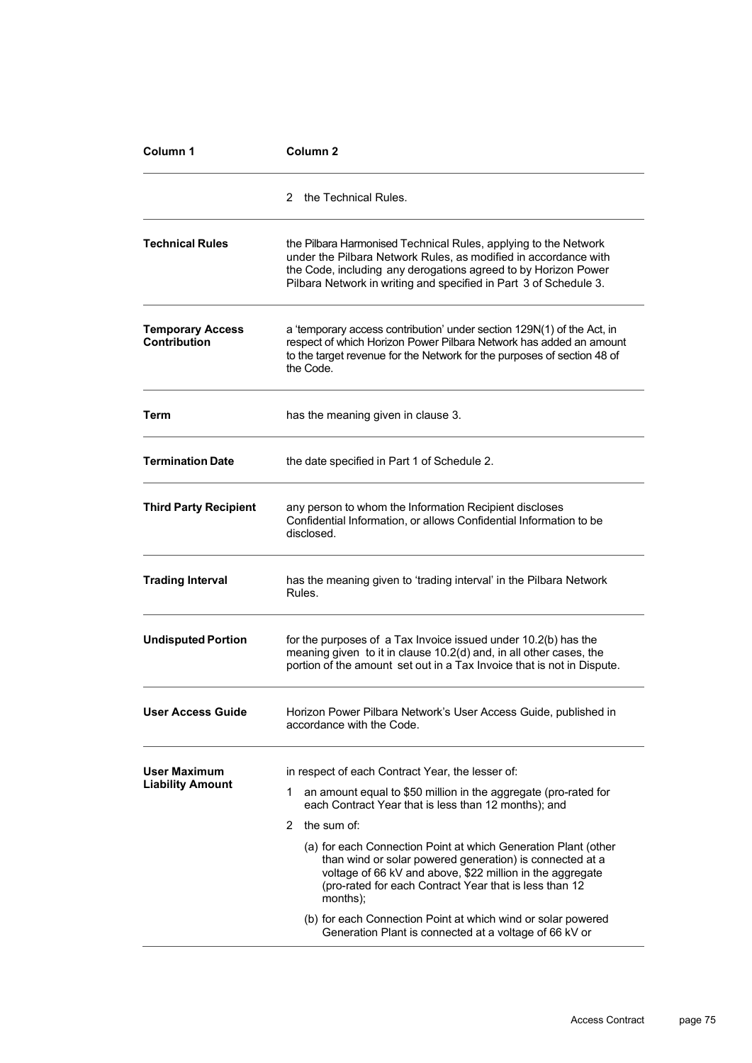| Column 1 | Column 2 |
|---|---|
| | 2 the Technical Rules. |
| **Technical Rules** | the Pilbara Harmonised Technical Rules, applying to the Network under the Pilbara Network Rules, as modified in accordance with the Code, including any derogations agreed to by Horizon Power Pilbara Network in writing and specified in Part 3 of Schedule 3. |
| **Temporary Access Contribution** | a 'temporary access contribution' under section 129N(1) of the Act, in respect of which Horizon Power Pilbara Network has added an amount to the target revenue for the Network for the purposes of section 48 of the Code. |
| **Term** | has the meaning given in clause 3. |
| **Termination Date** | the date specified in Part 1 of Schedule 2. |
| **Third Party Recipient** | any person to whom the Information Recipient discloses Confidential Information, or allows Confidential Information to be disclosed. |
| **Trading Interval** | has the meaning given to 'trading interval' in the Pilbara Network Rules. |
| **Undisputed Portion** | for the purposes of a Tax Invoice issued under 10.2(b) has the meaning given to it in clause 10.2(d) and, in all other cases, the portion of the amount set out in a Tax Invoice that is not in Dispute. |
| **User Access Guide** | Horizon Power Pilbara Network's User Access Guide, published in accordance with the Code. |
| **User Maximum Liability Amount** | in respect of each Contract Year, the lesser of:<br>1 an amount equal to $50 million in the aggregate (pro-rated for each Contract Year that is less than 12 months); and<br>2 the sum of:<br>(a) for each Connection Point at which Generation Plant (other than wind or solar powered generation) is connected at a voltage of 66 kV and above, $22 million in the aggregate (pro-rated for each Contract Year that is less than 12 months);<br>(b) for each Connection Point at which wind or solar powered Generation Plant is connected at a voltage of 66 kV or |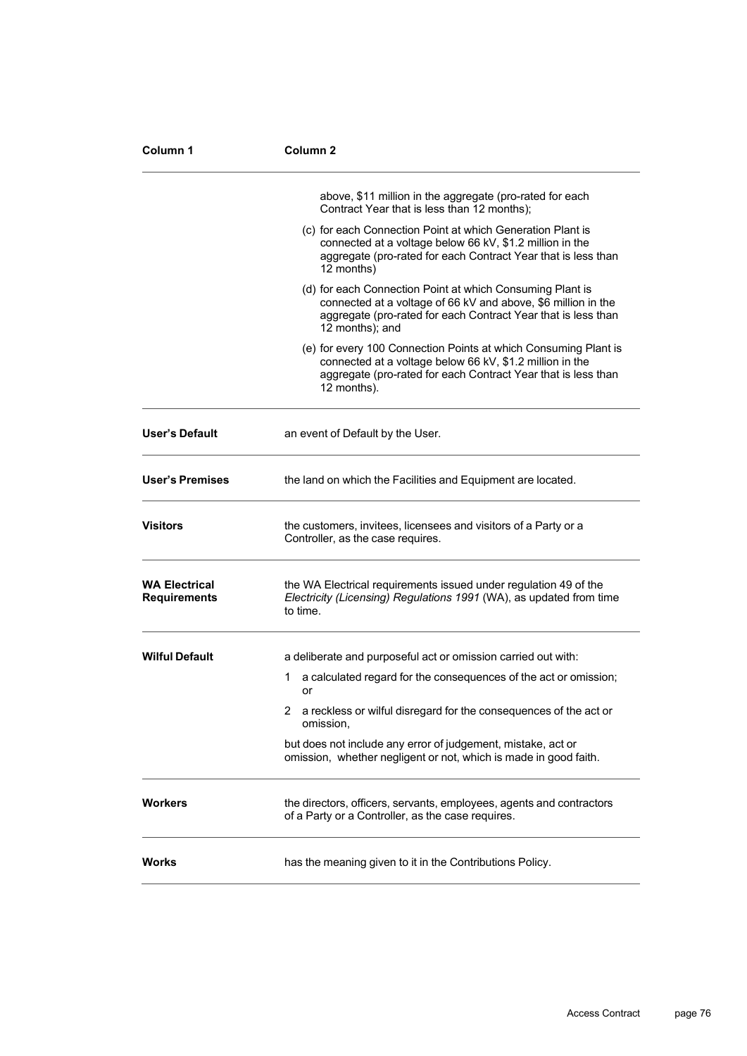| Column 1 | Column 2 |
|---|---|
| | above, $11 million in the aggregate (pro-rated for each Contract Year that is less than 12 months);<br>(c) for each Connection Point at which Generation Plant is connected at a voltage below 66 kV, $1.2 million in the aggregate (pro-rated for each Contract Year that is less than 12 months)<br>(d) for each Connection Point at which Consuming Plant is connected at a voltage of 66 kV and above, $6 million in the aggregate (pro-rated for each Contract Year that is less than 12 months); and<br>(e) for every 100 Connection Points at which Consuming Plant is connected at a voltage below 66 kV, $1.2 million in the aggregate (pro-rated for each Contract Year that is less than 12 months). |
| **User's Default** | an event of Default by the User. |
| **User's Premises** | the land on which the Facilities and Equipment are located. |
| **Visitors** | the customers, invitees, licensees and visitors of a Party or a Controller, as the case requires. |
| **WA Electrical Requirements** | the WA Electrical requirements issued under regulation 49 of the *Electricity (Licensing) Regulations 1991* (WA), as updated from time to time. |
| **Wilful Default** | a deliberate and purposeful act or omission carried out with:<br>1 a calculated regard for the consequences of the act or omission; or<br>2 a reckless or wilful disregard for the consequences of the act or omission,<br>but does not include any error of judgement, mistake, act or omission, whether negligent or not, which is made in good faith. |
| **Workers** | the directors, officers, servants, employees, agents and contractors of a Party or a Controller, as the case requires. |
| **Works** | has the meaning given to it in the Contributions Policy. |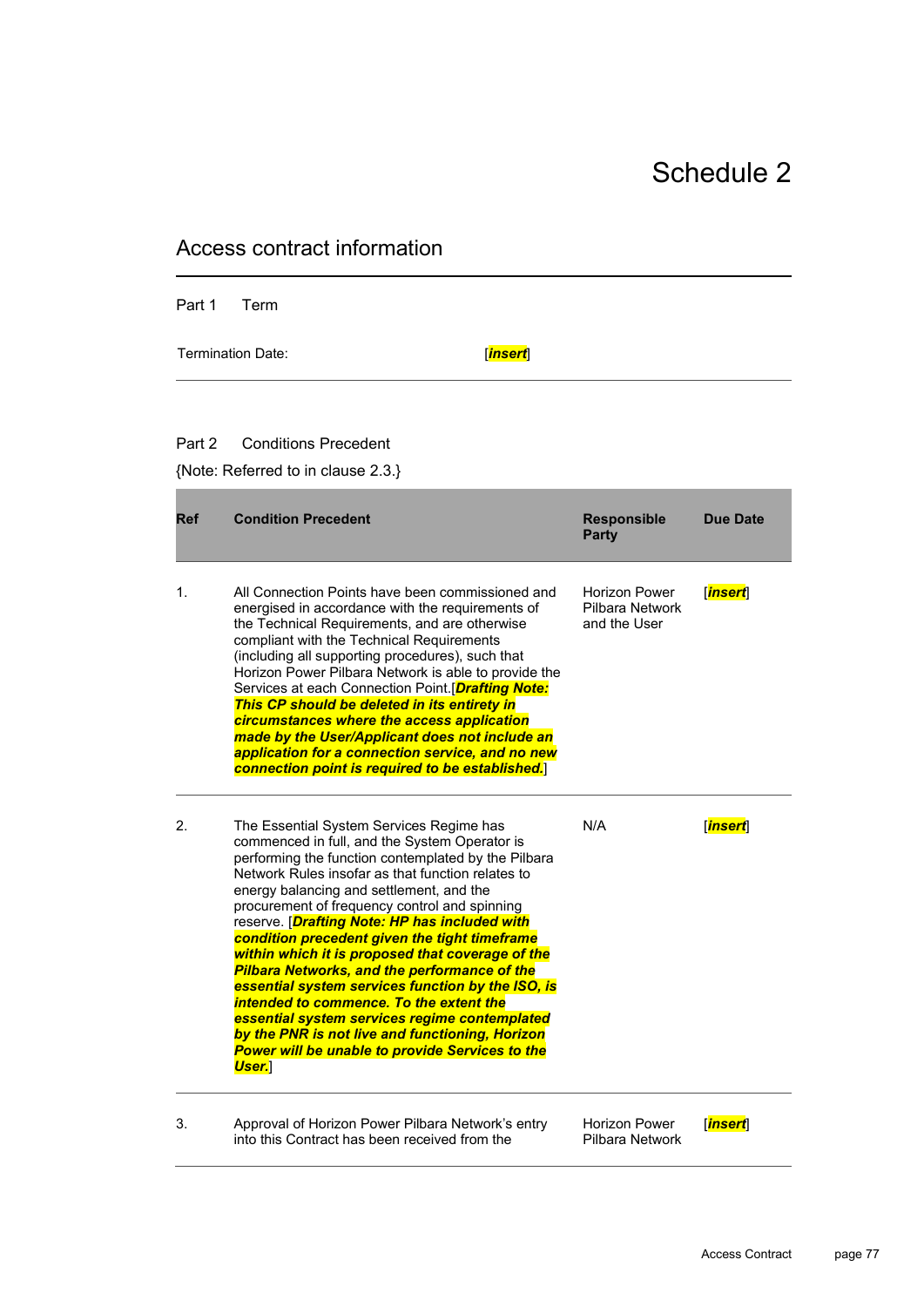# Schedule 2

## Access contract information

### Part 1 Term

Termination Date: [***insert***]

### Part 2 Conditions Precedent

{Note: Referred to in clause 2.3.}

| Ref | Condition Precedent | Responsible Party | Due Date |
|---|---|---|---|
| 1. | All Connection Points have been commissioned and energised in accordance with the requirements of the Technical Requirements, and are otherwise compliant with the Technical Requirements (including all supporting procedures), such that Horizon Power Pilbara Network is able to provide the Services at each Connection Point.[***Drafting Note: This CP should be deleted in its entirety in circumstances where the access application made by the User/Applicant does not include an application for a connection service, and no new connection point is required to be established.***] | Horizon Power Pilbara Network and the User | [***insert***] |
| 2. | The Essential System Services Regime has commenced in full, and the System Operator is performing the function contemplated by the Pilbara Network Rules insofar as that function relates to energy balancing and settlement, and the procurement of frequency control and spinning reserve. [***Drafting Note: HP has included with condition precedent given the tight timeframe within which it is proposed that coverage of the Pilbara Networks, and the performance of the essential system services function by the ISO, is intended to commence. To the extent the essential system services regime contemplated by the PNR is not live and functioning, Horizon Power will be unable to provide Services to the User.***] | N/A | [***insert***] |
| 3. | Approval of Horizon Power Pilbara Network's entry into this Contract has been received from the | Horizon Power Pilbara Network | [***insert***] |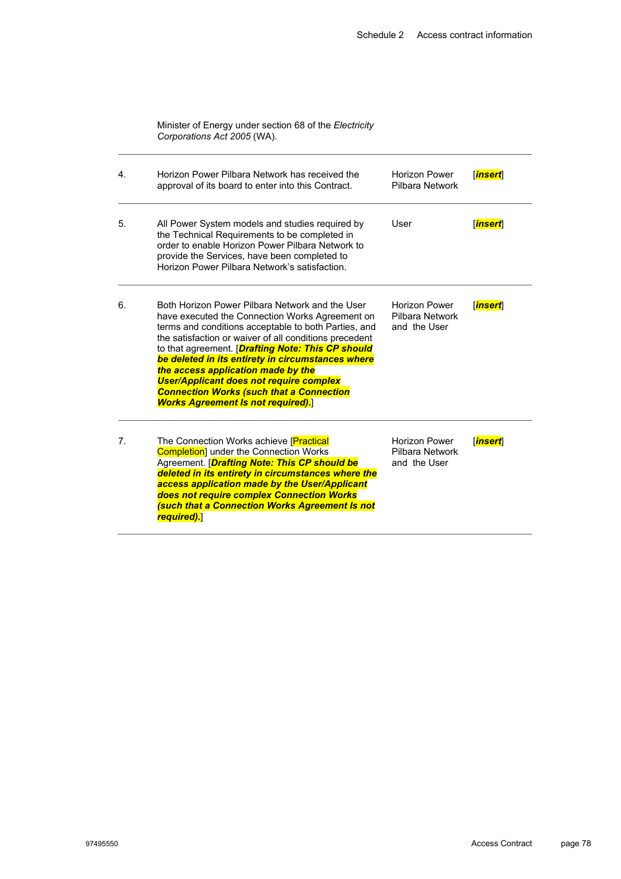Minister of Energy under section 68 of the *Electricity Corporations Act 2005* (WA).

| | | | |
|---|---|---|---|
| 4. | Horizon Power Pilbara Network has received the approval of its board to enter into this Contract. | Horizon Power Pilbara Network | [***insert***] |
| 5. | All Power System models and studies required by the Technical Requirements to be completed in order to enable Horizon Power Pilbara Network to provide the Services, have been completed to Horizon Power Pilbara Network's satisfaction. | User | [***insert***] |
| 6. | Both Horizon Power Pilbara Network and the User have executed the Connection Works Agreement on terms and conditions acceptable to both Parties, and the satisfaction or waiver of all conditions precedent to that agreement. [***Drafting Note: This CP should be deleted in its entirety in circumstances where the access application made by the User/Applicant does not require complex Connection Works (such that a Connection Works Agreement Is not required).***] | Horizon Power Pilbara Network and the User | [***insert***] |
| 7. | The Connection Works achieve [Practical Completion] under the Connection Works Agreement. [***Drafting Note: This CP should be deleted in its entirety in circumstances where the access application made by the User/Applicant does not require complex Connection Works (such that a Connection Works Agreement Is not required).***] | Horizon Power Pilbara Network and the User | [***insert***] |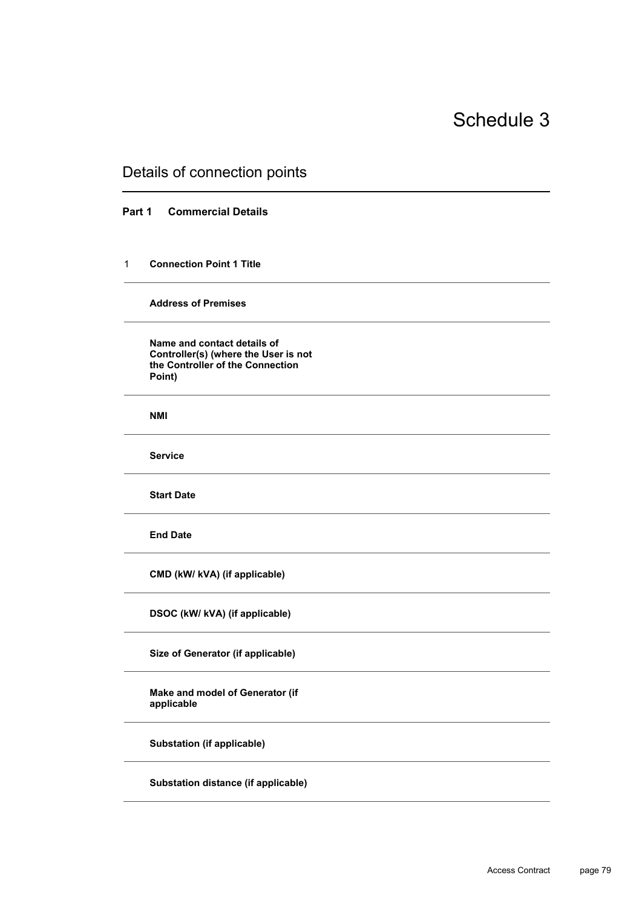# Schedule 3

## Details of connection points

### Part 1 Commercial Details

| | | |
|---|---|---|
| 1 | **Connection Point 1 Title** | |
| | **Address of Premises** | |
| | **Name and contact details of Controller(s) (where the User is not the Controller of the Connection Point)** | |
| | **NMI** | |
| | **Service** | |
| | **Start Date** | |
| | **End Date** | |
| | **CMD (kW/ kVA) (if applicable)** | |
| | **DSOC (kW/ kVA) (if applicable)** | |
| | **Size of Generator (if applicable)** | |
| | **Make and model of Generator (if applicable** | |
| | **Substation (if applicable)** | |
| | **Substation distance (if applicable)** | |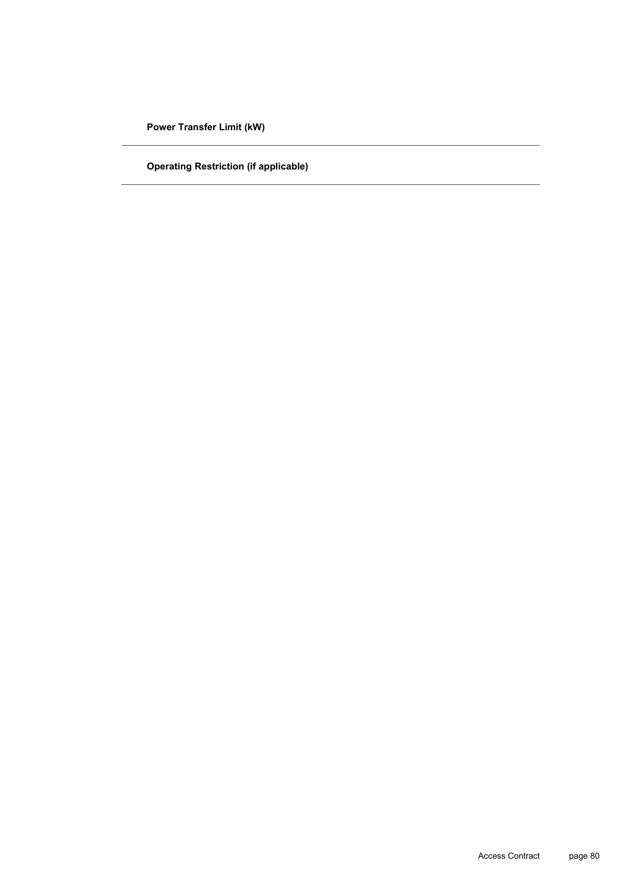**Power Transfer Limit (kW)**

---

**Operating Restriction (if applicable)**

---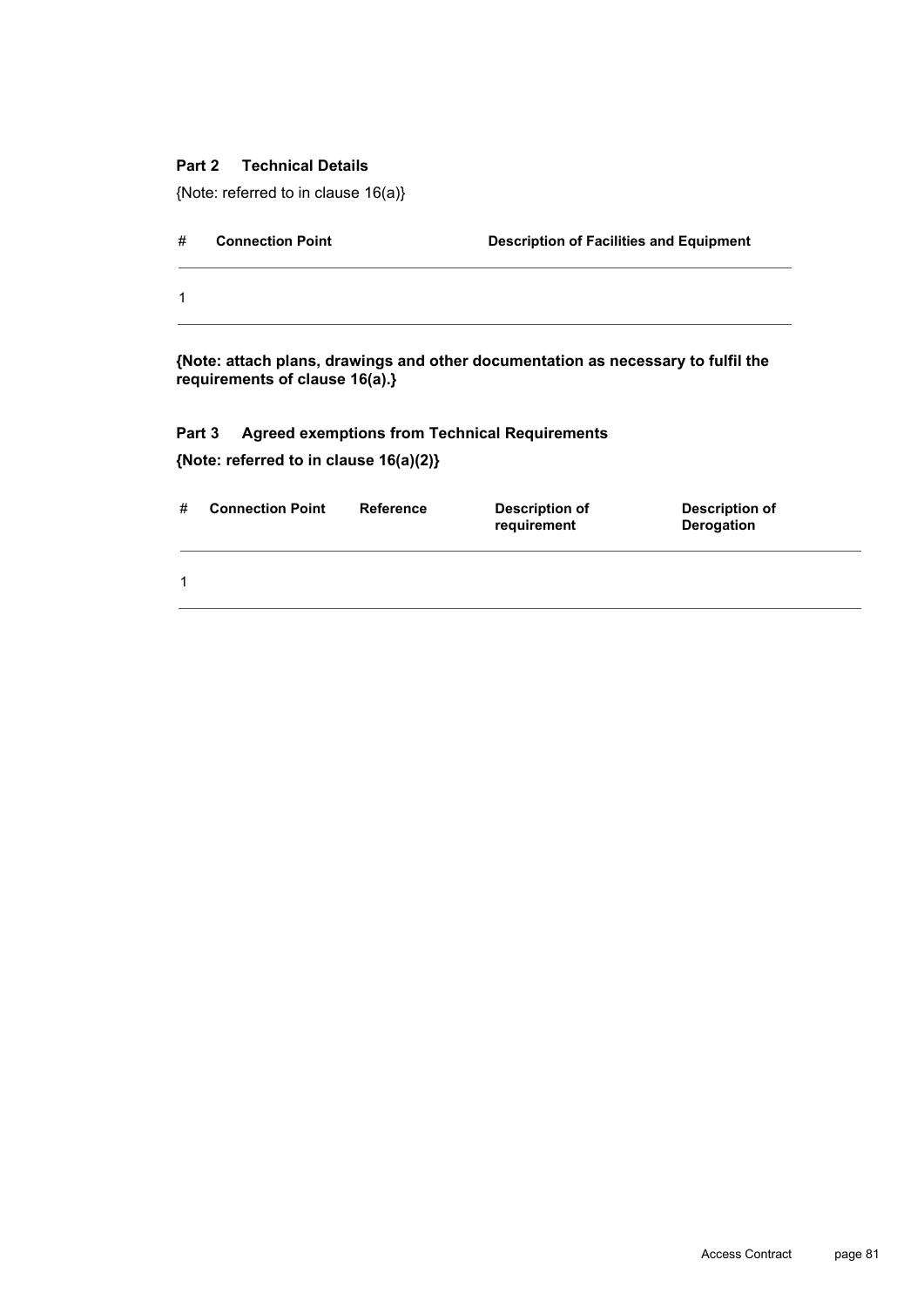### Part 2 Technical Details

{Note: referred to in clause 16(a)}

| # | Connection Point | Description of Facilities and Equipment |
|---|---|---|
| 1 | | |

**{Note: attach plans, drawings and other documentation as necessary to fulfil the requirements of clause 16(a).}**

### Part 3 Agreed exemptions from Technical Requirements

**{Note: referred to in clause 16(a)(2)}**

| # | Connection Point | Reference | Description of requirement | Description of Derogation |
|---|---|---|---|---|
| 1 | | | | |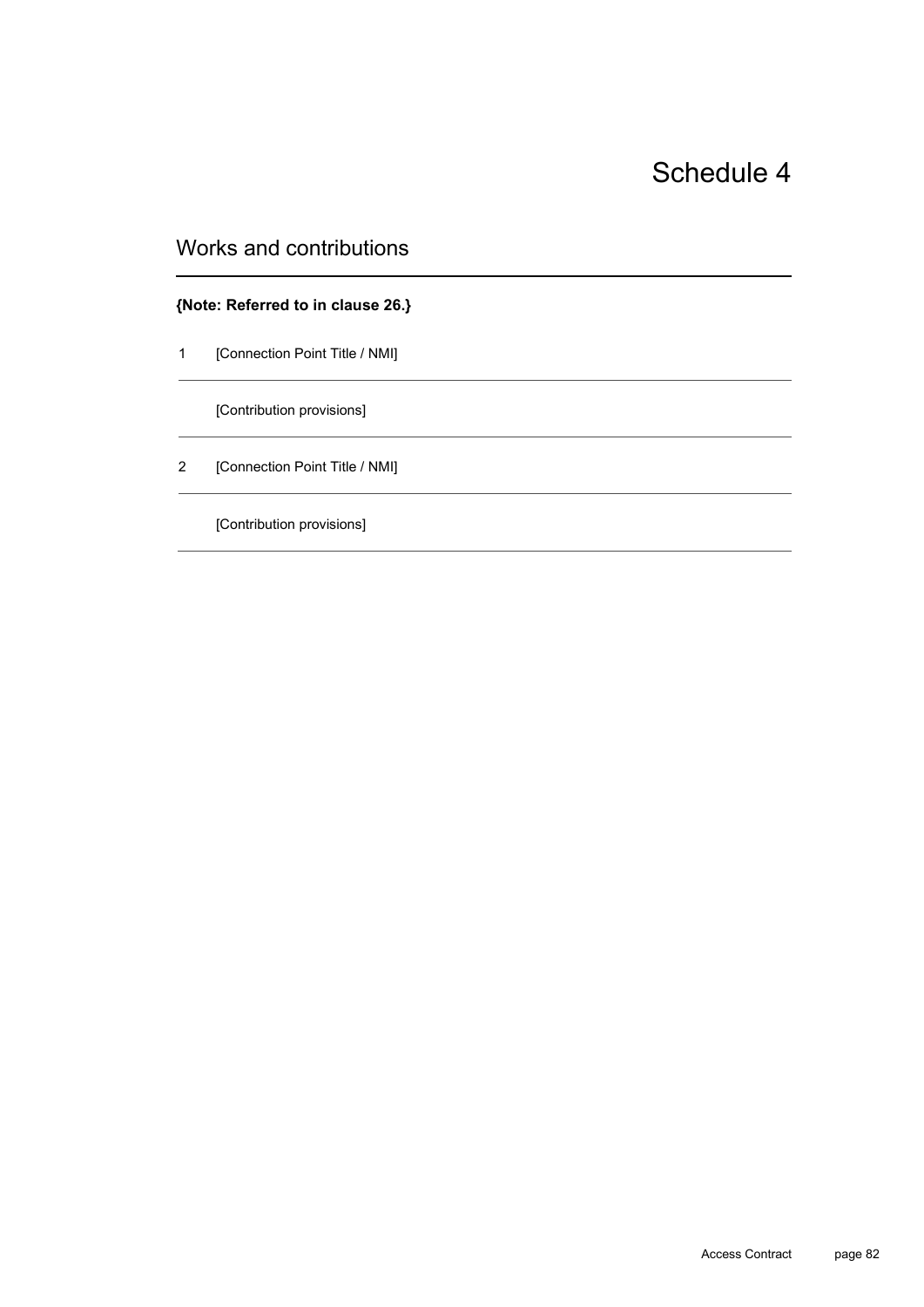# Schedule 4

## Works and contributions

**{Note: Referred to in clause 26.}**

1 [Connection Point Title / NMI]

[Contribution provisions]

2 [Connection Point Title / NMI]

[Contribution provisions]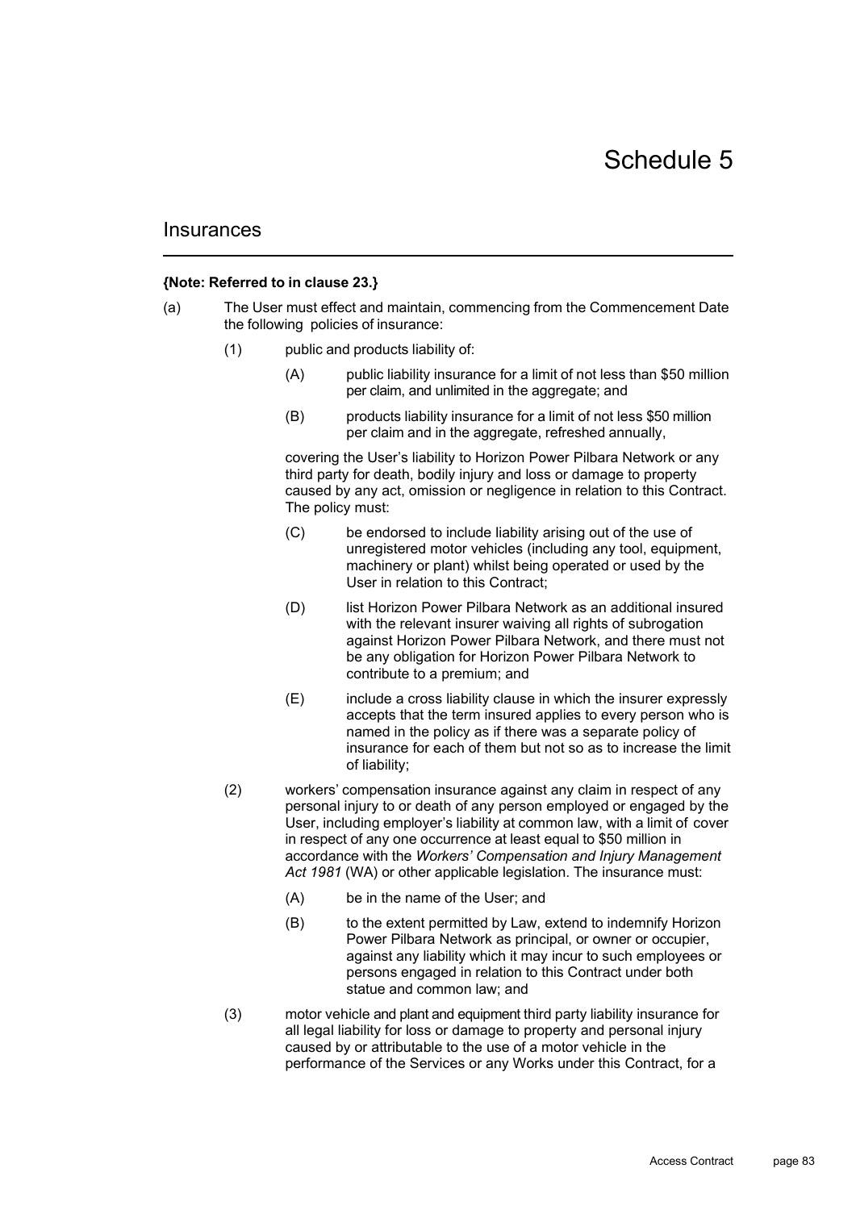# Schedule 5

## Insurances

**{Note: Referred to in clause 23.}**

(a) The User must effect and maintain, commencing from the Commencement Date the following policies of insurance:

(1) public and products liability of:

(A) public liability insurance for a limit of not less than $50 million per claim, and unlimited in the aggregate; and

(B) products liability insurance for a limit of not less $50 million per claim and in the aggregate, refreshed annually,

covering the User's liability to Horizon Power Pilbara Network or any third party for death, bodily injury and loss or damage to property caused by any act, omission or negligence in relation to this Contract. The policy must:

(C) be endorsed to include liability arising out of the use of unregistered motor vehicles (including any tool, equipment, machinery or plant) whilst being operated or used by the User in relation to this Contract;

(D) list Horizon Power Pilbara Network as an additional insured with the relevant insurer waiving all rights of subrogation against Horizon Power Pilbara Network, and there must not be any obligation for Horizon Power Pilbara Network to contribute to a premium; and

(E) include a cross liability clause in which the insurer expressly accepts that the term insured applies to every person who is named in the policy as if there was a separate policy of insurance for each of them but not so as to increase the limit of liability;

(2) workers' compensation insurance against any claim in respect of any personal injury to or death of any person employed or engaged by the User, including employer's liability at common law, with a limit of cover in respect of any one occurrence at least equal to $50 million in accordance with the *Workers' Compensation and Injury Management Act 1981* (WA) or other applicable legislation. The insurance must:

(A) be in the name of the User; and

(B) to the extent permitted by Law, extend to indemnify Horizon Power Pilbara Network as principal, or owner or occupier, against any liability which it may incur to such employees or persons engaged in relation to this Contract under both statue and common law; and

(3) motor vehicle and plant and equipment third party liability insurance for all legal liability for loss or damage to property and personal injury caused by or attributable to the use of a motor vehicle in the performance of the Services or any Works under this Contract, for a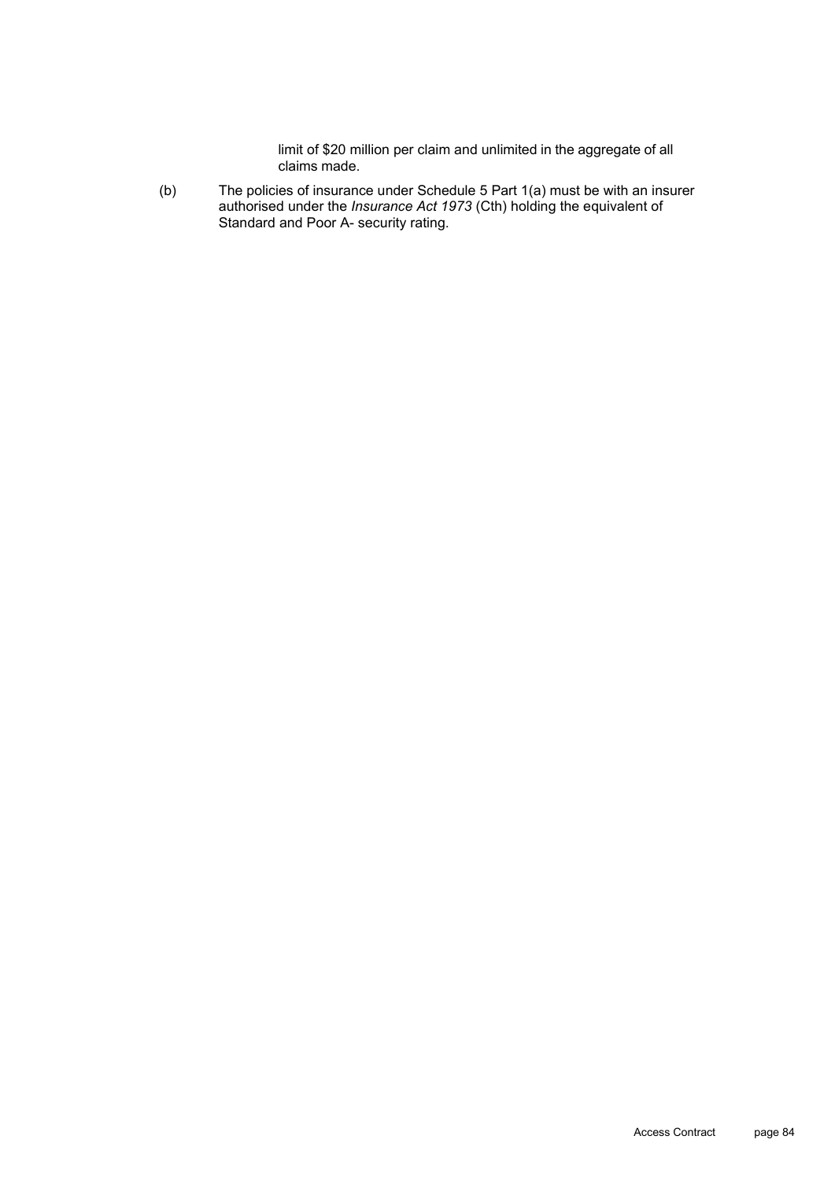limit of $20 million per claim and unlimited in the aggregate of all claims made.

(b) The policies of insurance under Schedule 5 Part 1(a) must be with an insurer authorised under the *Insurance Act 1973* (Cth) holding the equivalent of Standard and Poor A- security rating.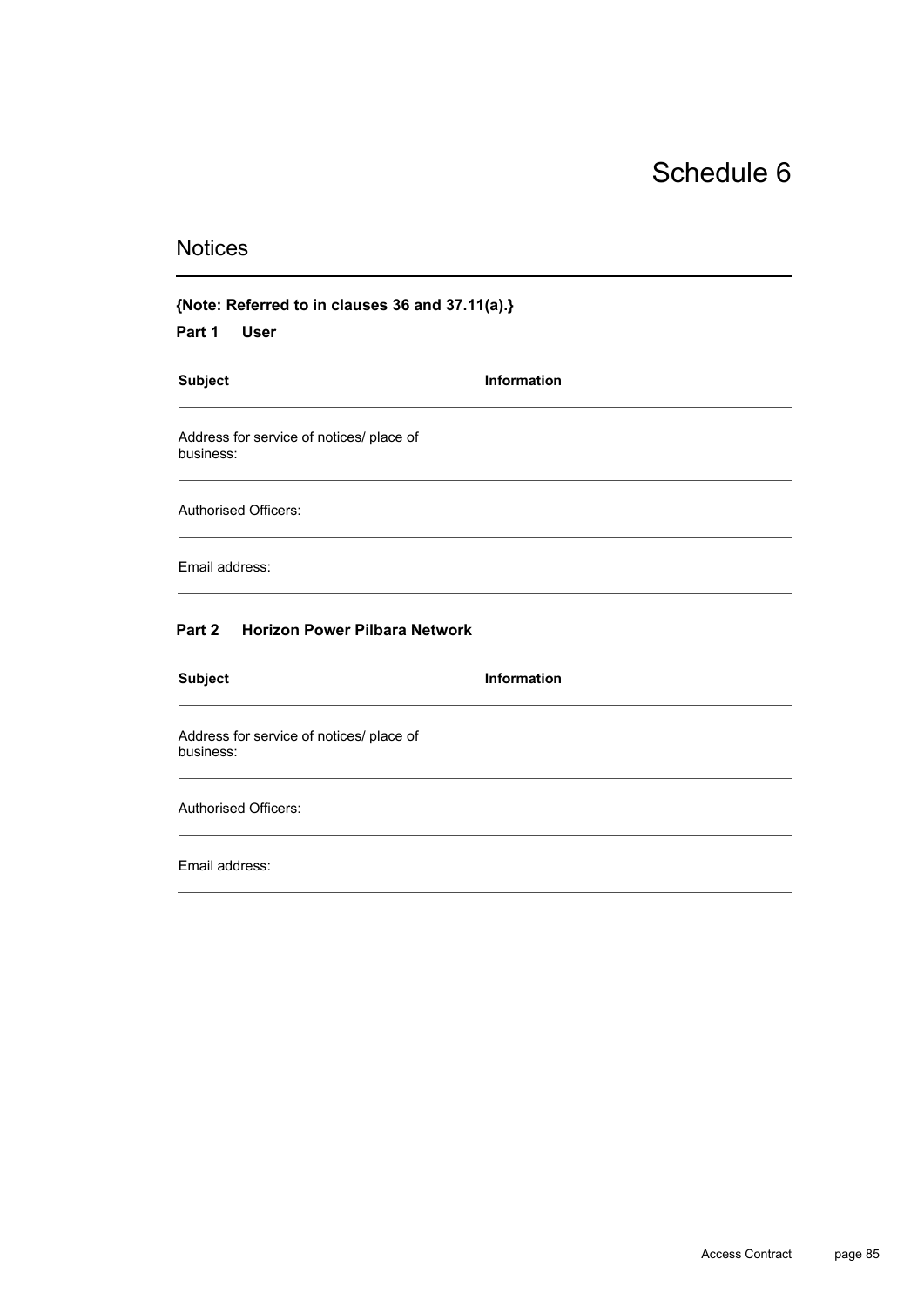# Schedule 6

## Notices

**{Note: Referred to in clauses 36 and 37.11(a).}**

### Part 1 User

| Subject | Information |
| --- | --- |
| Address for service of notices/ place of business: | |
| Authorised Officers: | |
| Email address: | |

### Part 2 Horizon Power Pilbara Network

| Subject | Information |
| --- | --- |
| Address for service of notices/ place of business: | |
| Authorised Officers: | |
| Email address: | |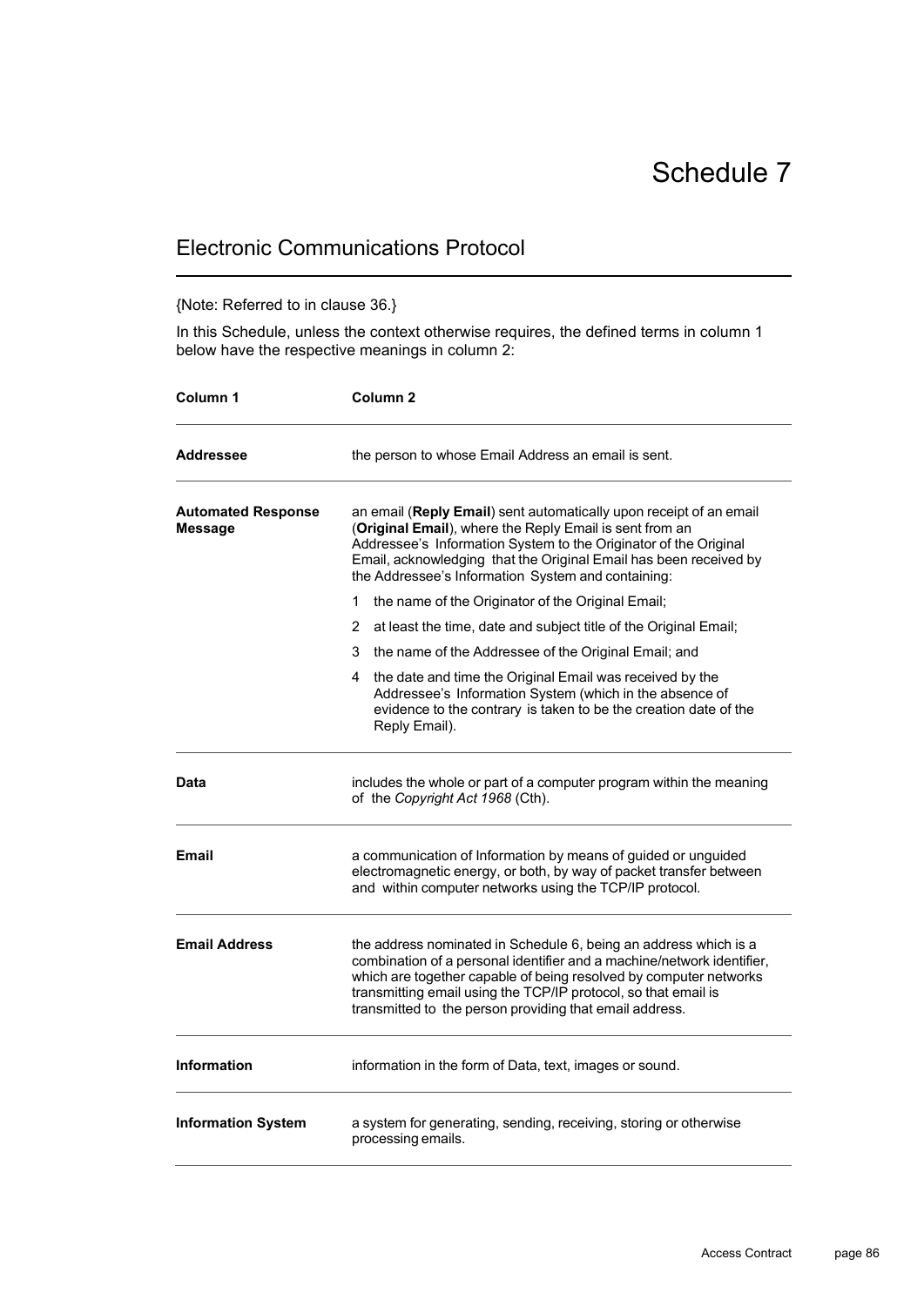# Schedule 7

## Electronic Communications Protocol

{Note: Referred to in clause 36.}

In this Schedule, unless the context otherwise requires, the defined terms in column 1 below have the respective meanings in column 2:

| Column 1 | Column 2 |
|---|---|
| **Addressee** | the person to whose Email Address an email is sent. |
| **Automated Response Message** | an email (**Reply Email**) sent automatically upon receipt of an email (**Original Email**), where the Reply Email is sent from an Addressee's Information System to the Originator of the Original Email, acknowledging that the Original Email has been received by the Addressee's Information System and containing:<br>1 the name of the Originator of the Original Email;<br>2 at least the time, date and subject title of the Original Email;<br>3 the name of the Addressee of the Original Email; and<br>4 the date and time the Original Email was received by the Addressee's Information System (which in the absence of evidence to the contrary is taken to be the creation date of the Reply Email). |
| **Data** | includes the whole or part of a computer program within the meaning of the *Copyright Act 1968* (Cth). |
| **Email** | a communication of Information by means of guided or unguided electromagnetic energy, or both, by way of packet transfer between and within computer networks using the TCP/IP protocol. |
| **Email Address** | the address nominated in Schedule 6, being an address which is a combination of a personal identifier and a machine/network identifier, which are together capable of being resolved by computer networks transmitting email using the TCP/IP protocol, so that email is transmitted to the person providing that email address. |
| **Information** | information in the form of Data, text, images or sound. |
| **Information System** | a system for generating, sending, receiving, storing or otherwise processing emails. |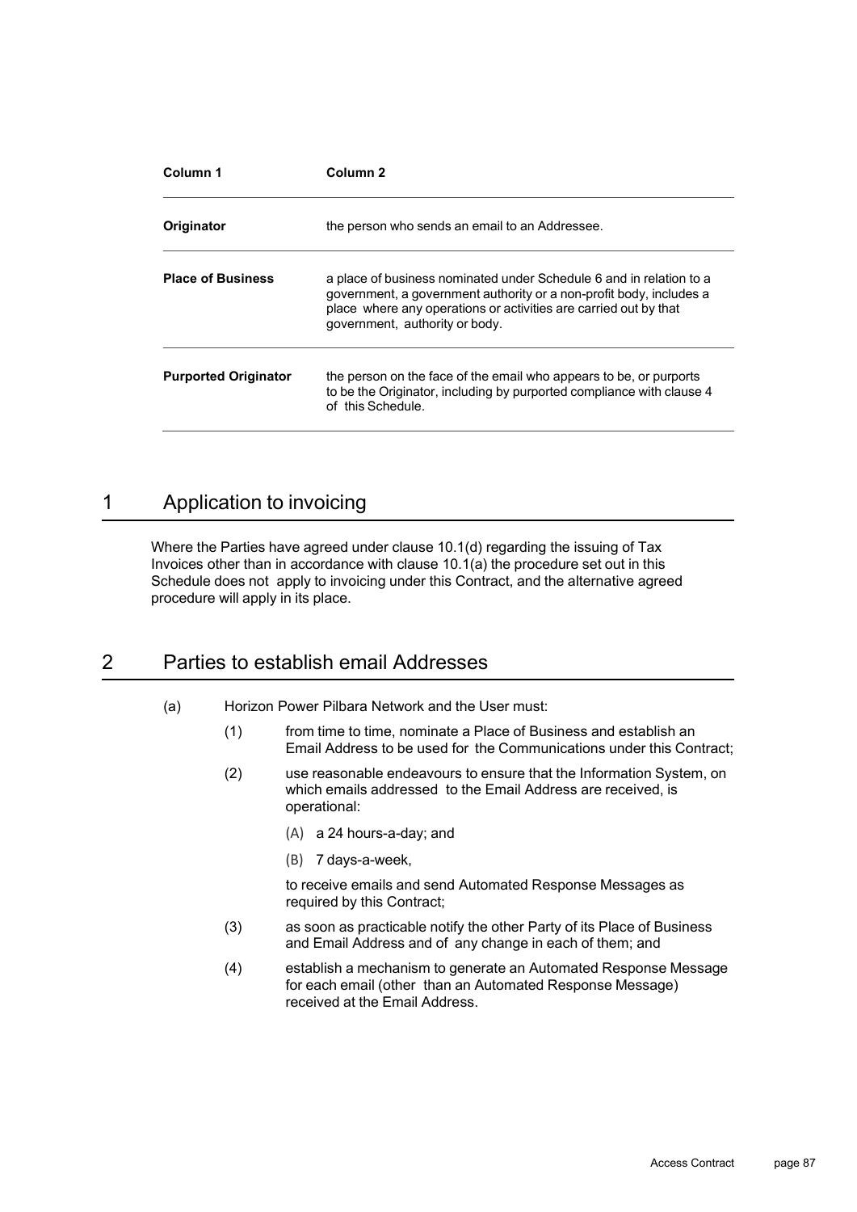| Column 1 | Column 2 |
| --- | --- |
| **Originator** | the person who sends an email to an Addressee. |
| **Place of Business** | a place of business nominated under Schedule 6 and in relation to a government, a government authority or a non-profit body, includes a place where any operations or activities are carried out by that government, authority or body. |
| **Purported Originator** | the person on the face of the email who appears to be, or purports to be the Originator, including by purported compliance with clause 4 of this Schedule. |

# 1 Application to invoicing

Where the Parties have agreed under clause 10.1(d) regarding the issuing of Tax Invoices other than in accordance with clause 10.1(a) the procedure set out in this Schedule does not apply to invoicing under this Contract, and the alternative agreed procedure will apply in its place.

# 2 Parties to establish email Addresses

(a) Horizon Power Pilbara Network and the User must:

(1) from time to time, nominate a Place of Business and establish an Email Address to be used for the Communications under this Contract;

(2) use reasonable endeavours to ensure that the Information System, on which emails addressed to the Email Address are received, is operational:

(A) a 24 hours-a-day; and

(B) 7 days-a-week,

to receive emails and send Automated Response Messages as required by this Contract;

(3) as soon as practicable notify the other Party of its Place of Business and Email Address and of any change in each of them; and

(4) establish a mechanism to generate an Automated Response Message for each email (other than an Automated Response Message) received at the Email Address.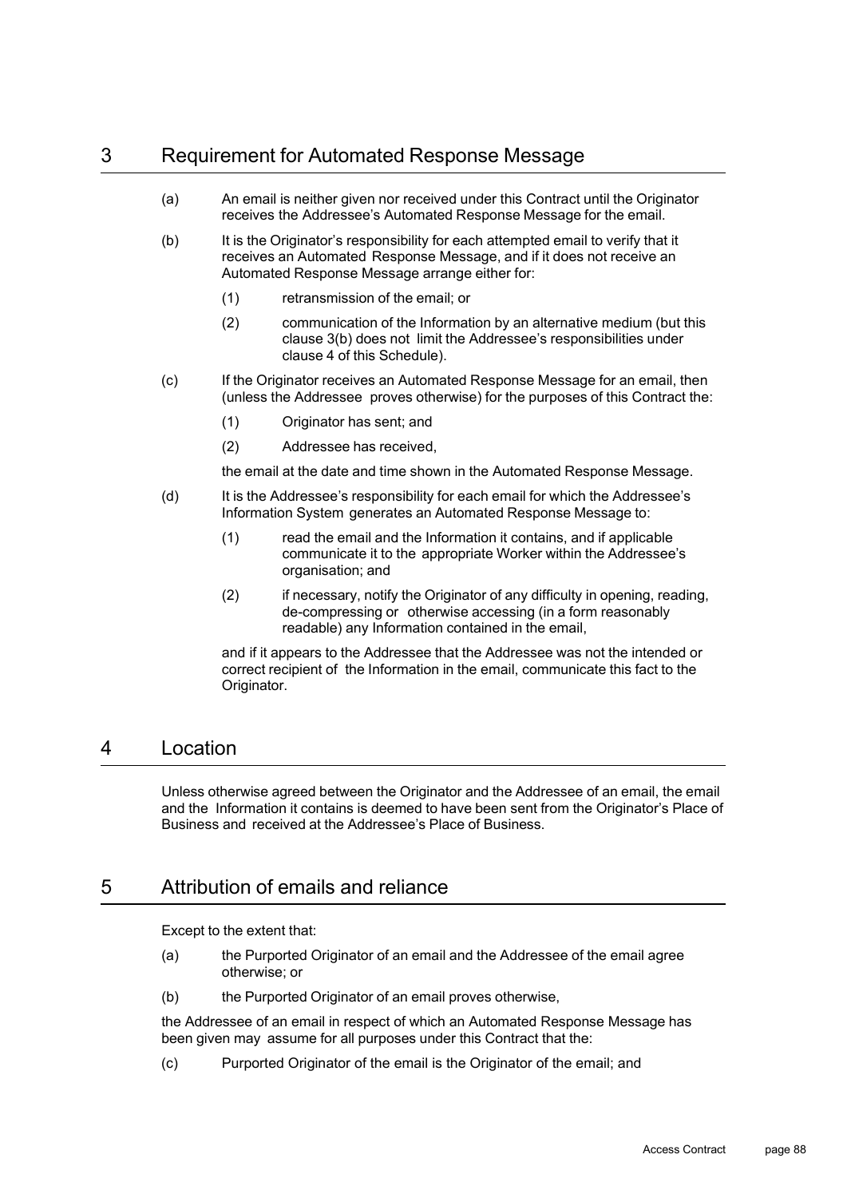## 3 Requirement for Automated Response Message

(a) An email is neither given nor received under this Contract until the Originator receives the Addressee's Automated Response Message for the email.

(b) It is the Originator's responsibility for each attempted email to verify that it receives an Automated Response Message, and if it does not receive an Automated Response Message arrange either for:

(1) retransmission of the email; or

(2) communication of the Information by an alternative medium (but this clause 3(b) does not limit the Addressee's responsibilities under clause 4 of this Schedule).

(c) If the Originator receives an Automated Response Message for an email, then (unless the Addressee proves otherwise) for the purposes of this Contract the:

(1) Originator has sent; and

(2) Addressee has received,

the email at the date and time shown in the Automated Response Message.

(d) It is the Addressee's responsibility for each email for which the Addressee's Information System generates an Automated Response Message to:

(1) read the email and the Information it contains, and if applicable communicate it to the appropriate Worker within the Addressee's organisation; and

(2) if necessary, notify the Originator of any difficulty in opening, reading, de-compressing or otherwise accessing (in a form reasonably readable) any Information contained in the email,

and if it appears to the Addressee that the Addressee was not the intended or correct recipient of the Information in the email, communicate this fact to the Originator.

## 4 Location

Unless otherwise agreed between the Originator and the Addressee of an email, the email and the Information it contains is deemed to have been sent from the Originator's Place of Business and received at the Addressee's Place of Business.

## 5 Attribution of emails and reliance

Except to the extent that:

(a) the Purported Originator of an email and the Addressee of the email agree otherwise; or

(b) the Purported Originator of an email proves otherwise,

the Addressee of an email in respect of which an Automated Response Message has been given may assume for all purposes under this Contract that the:

(c) Purported Originator of the email is the Originator of the email; and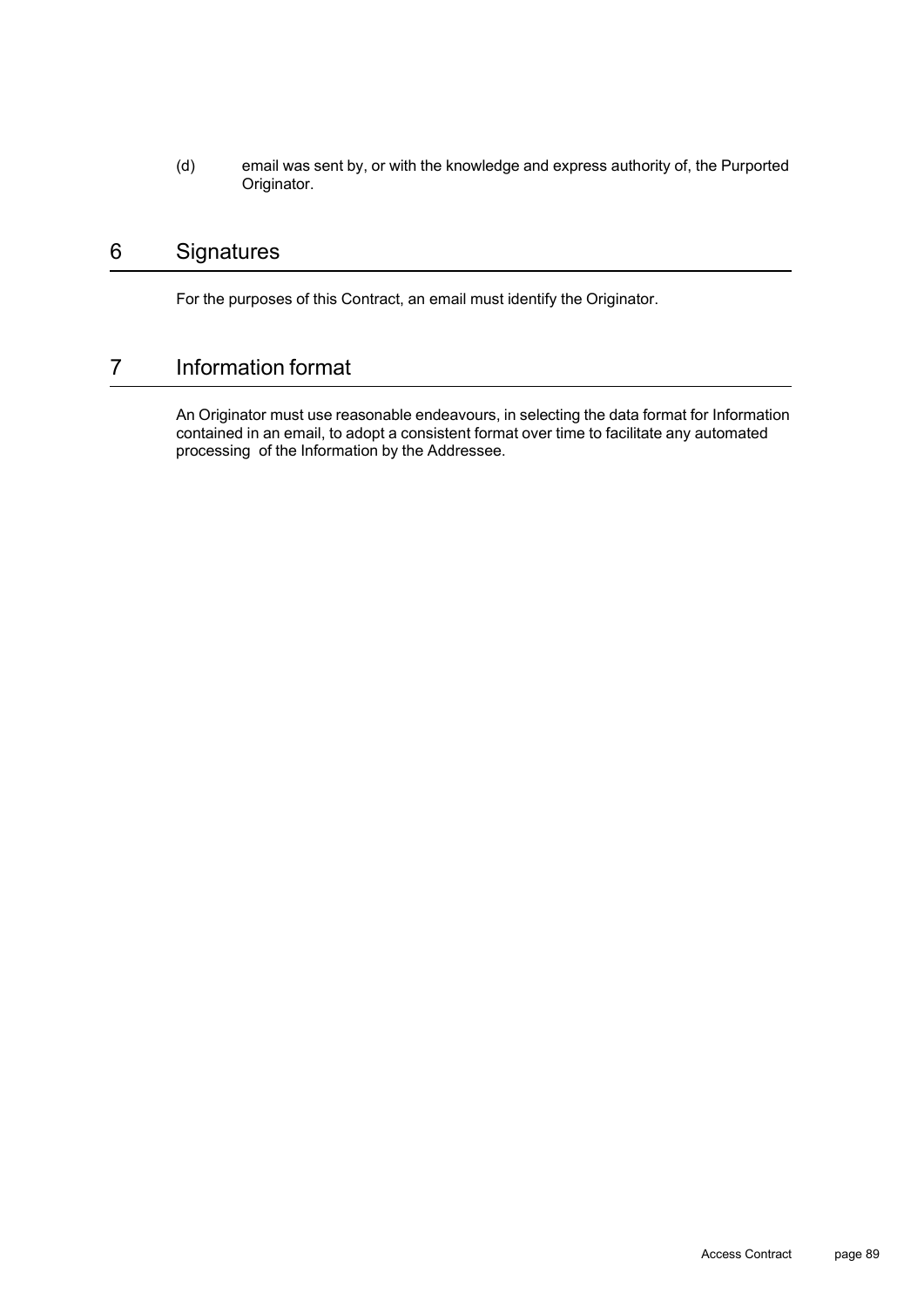(d) email was sent by, or with the knowledge and express authority of, the Purported Originator.

## 6 Signatures

For the purposes of this Contract, an email must identify the Originator.

## 7 Information format

An Originator must use reasonable endeavours, in selecting the data format for Information contained in an email, to adopt a consistent format over time to facilitate any automated processing of the Information by the Addressee.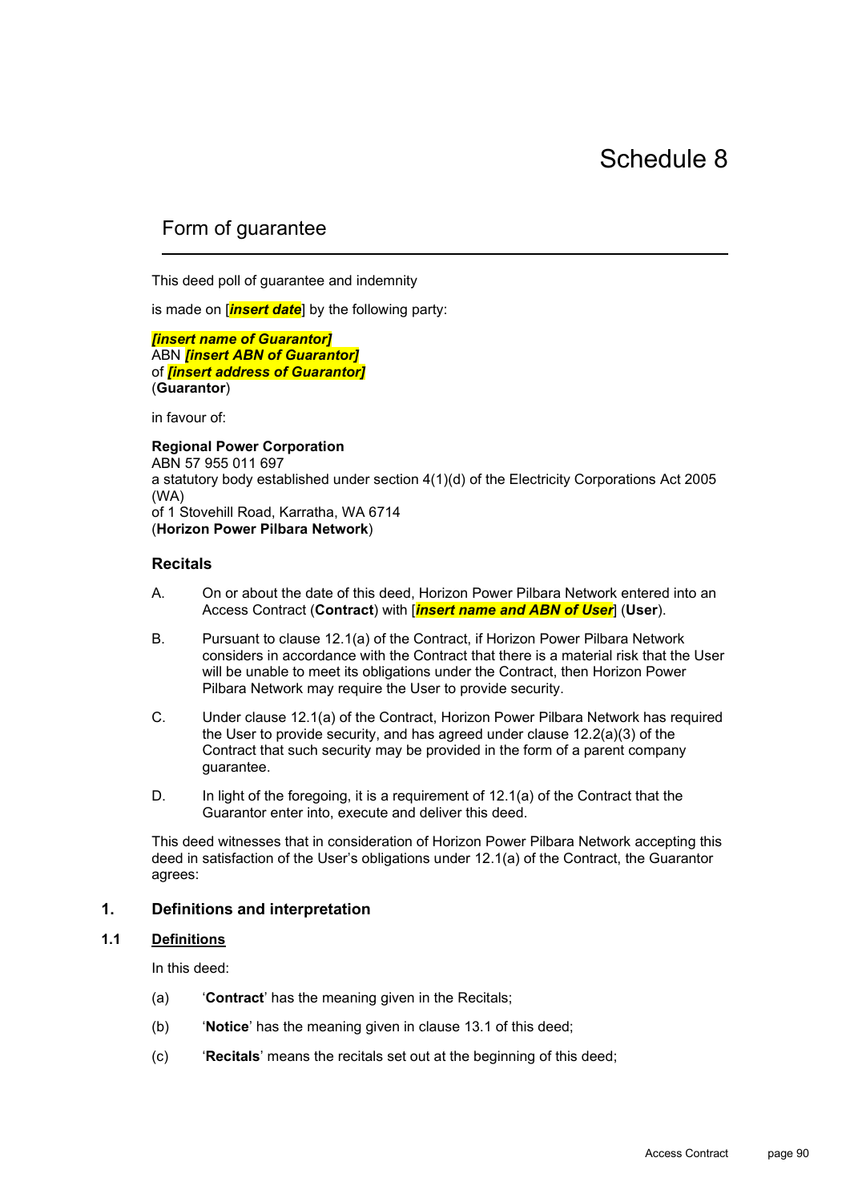# Schedule 8

## Form of guarantee

This deed poll of guarantee and indemnity

is made on [***insert date***] by the following party:

***[insert name of Guarantor]***
ABN ***[insert ABN of Guarantor]***
of ***[insert address of Guarantor]***
(**Guarantor**)

in favour of:

**Regional Power Corporation**
ABN 57 955 011 697
a statutory body established under section 4(1)(d) of the Electricity Corporations Act 2005 (WA)
of 1 Stovehill Road, Karratha, WA 6714
(**Horizon Power Pilbara Network**)

### Recitals

A. On or about the date of this deed, Horizon Power Pilbara Network entered into an Access Contract (**Contract**) with [***insert name and ABN of User***] (**User**).

B. Pursuant to clause 12.1(a) of the Contract, if Horizon Power Pilbara Network considers in accordance with the Contract that there is a material risk that the User will be unable to meet its obligations under the Contract, then Horizon Power Pilbara Network may require the User to provide security.

C. Under clause 12.1(a) of the Contract, Horizon Power Pilbara Network has required the User to provide security, and has agreed under clause 12.2(a)(3) of the Contract that such security may be provided in the form of a parent company guarantee.

D. In light of the foregoing, it is a requirement of 12.1(a) of the Contract that the Guarantor enter into, execute and deliver this deed.

This deed witnesses that in consideration of Horizon Power Pilbara Network accepting this deed in satisfaction of the User's obligations under 12.1(a) of the Contract, the Guarantor agrees:

### 1. Definitions and interpretation

#### 1.1 Definitions

In this deed:

(a) '**Contract**' has the meaning given in the Recitals;

(b) '**Notice**' has the meaning given in clause 13.1 of this deed;

(c) '**Recitals**' means the recitals set out at the beginning of this deed;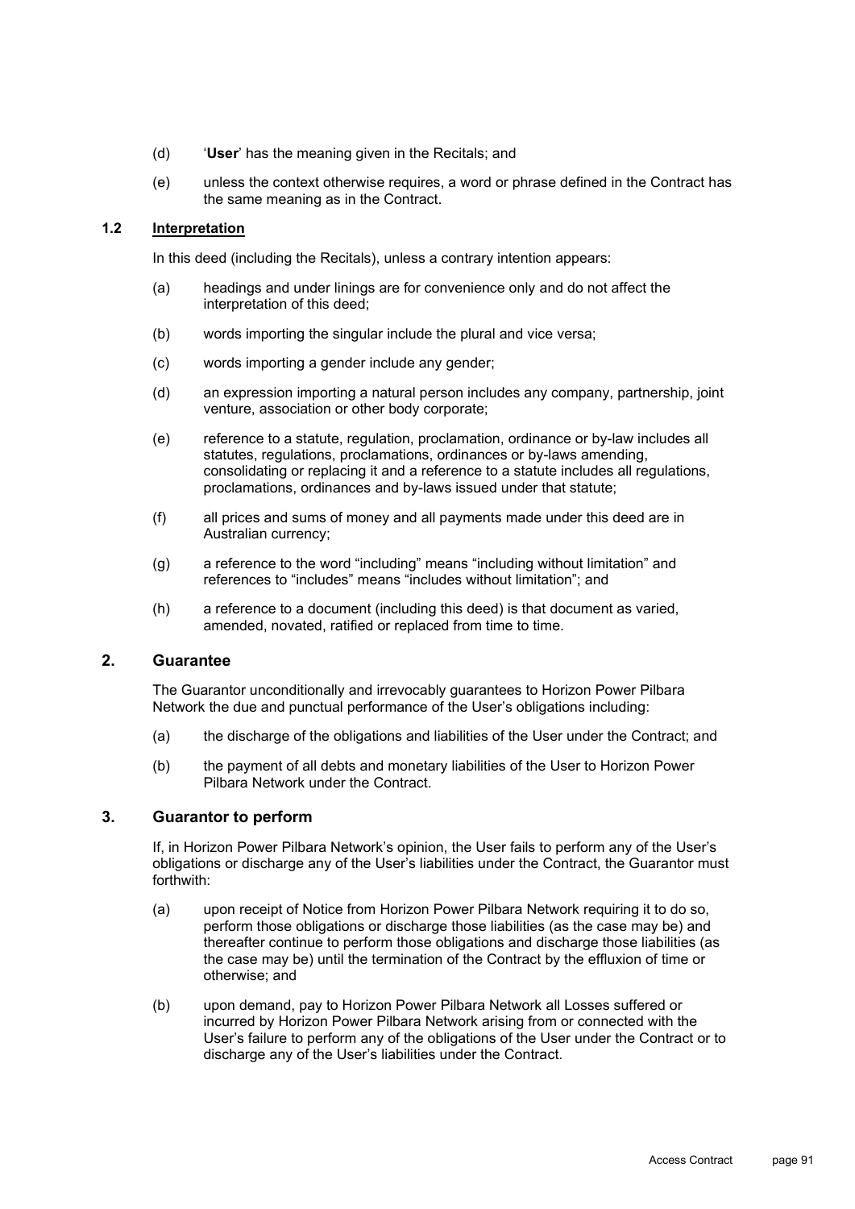(d) '**User**' has the meaning given in the Recitals; and

(e) unless the context otherwise requires, a word or phrase defined in the Contract has the same meaning as in the Contract.

### 1.2 Interpretation

In this deed (including the Recitals), unless a contrary intention appears:

(a) headings and under linings are for convenience only and do not affect the interpretation of this deed;

(b) words importing the singular include the plural and vice versa;

(c) words importing a gender include any gender;

(d) an expression importing a natural person includes any company, partnership, joint venture, association or other body corporate;

(e) reference to a statute, regulation, proclamation, ordinance or by-law includes all statutes, regulations, proclamations, ordinances or by-laws amending, consolidating or replacing it and a reference to a statute includes all regulations, proclamations, ordinances and by-laws issued under that statute;

(f) all prices and sums of money and all payments made under this deed are in Australian currency;

(g) a reference to the word "including" means "including without limitation" and references to "includes" means "includes without limitation"; and

(h) a reference to a document (including this deed) is that document as varied, amended, novated, ratified or replaced from time to time.

## 2. Guarantee

The Guarantor unconditionally and irrevocably guarantees to Horizon Power Pilbara Network the due and punctual performance of the User's obligations including:

(a) the discharge of the obligations and liabilities of the User under the Contract; and

(b) the payment of all debts and monetary liabilities of the User to Horizon Power Pilbara Network under the Contract.

## 3. Guarantor to perform

If, in Horizon Power Pilbara Network's opinion, the User fails to perform any of the User's obligations or discharge any of the User's liabilities under the Contract, the Guarantor must forthwith:

(a) upon receipt of Notice from Horizon Power Pilbara Network requiring it to do so, perform those obligations or discharge those liabilities (as the case may be) and thereafter continue to perform those obligations and discharge those liabilities (as the case may be) until the termination of the Contract by the effluxion of time or otherwise; and

(b) upon demand, pay to Horizon Power Pilbara Network all Losses suffered or incurred by Horizon Power Pilbara Network arising from or connected with the User's failure to perform any of the obligations of the User under the Contract or to discharge any of the User's liabilities under the Contract.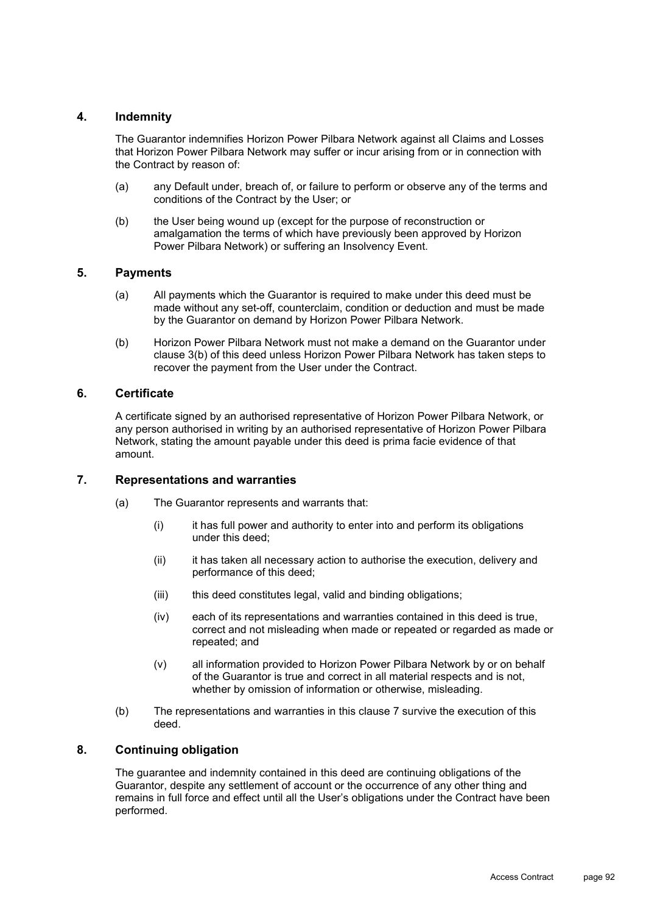## 4. Indemnity

The Guarantor indemnifies Horizon Power Pilbara Network against all Claims and Losses that Horizon Power Pilbara Network may suffer or incur arising from or in connection with the Contract by reason of:

(a) any Default under, breach of, or failure to perform or observe any of the terms and conditions of the Contract by the User; or

(b) the User being wound up (except for the purpose of reconstruction or amalgamation the terms of which have previously been approved by Horizon Power Pilbara Network) or suffering an Insolvency Event.

## 5. Payments

(a) All payments which the Guarantor is required to make under this deed must be made without any set-off, counterclaim, condition or deduction and must be made by the Guarantor on demand by Horizon Power Pilbara Network.

(b) Horizon Power Pilbara Network must not make a demand on the Guarantor under clause 3(b) of this deed unless Horizon Power Pilbara Network has taken steps to recover the payment from the User under the Contract.

## 6. Certificate

A certificate signed by an authorised representative of Horizon Power Pilbara Network, or any person authorised in writing by an authorised representative of Horizon Power Pilbara Network, stating the amount payable under this deed is prima facie evidence of that amount.

## 7. Representations and warranties

(a) The Guarantor represents and warrants that:

(i) it has full power and authority to enter into and perform its obligations under this deed;

(ii) it has taken all necessary action to authorise the execution, delivery and performance of this deed;

(iii) this deed constitutes legal, valid and binding obligations;

(iv) each of its representations and warranties contained in this deed is true, correct and not misleading when made or repeated or regarded as made or repeated; and

(v) all information provided to Horizon Power Pilbara Network by or on behalf of the Guarantor is true and correct in all material respects and is not, whether by omission of information or otherwise, misleading.

(b) The representations and warranties in this clause 7 survive the execution of this deed.

## 8. Continuing obligation

The guarantee and indemnity contained in this deed are continuing obligations of the Guarantor, despite any settlement of account or the occurrence of any other thing and remains in full force and effect until all the User's obligations under the Contract have been performed.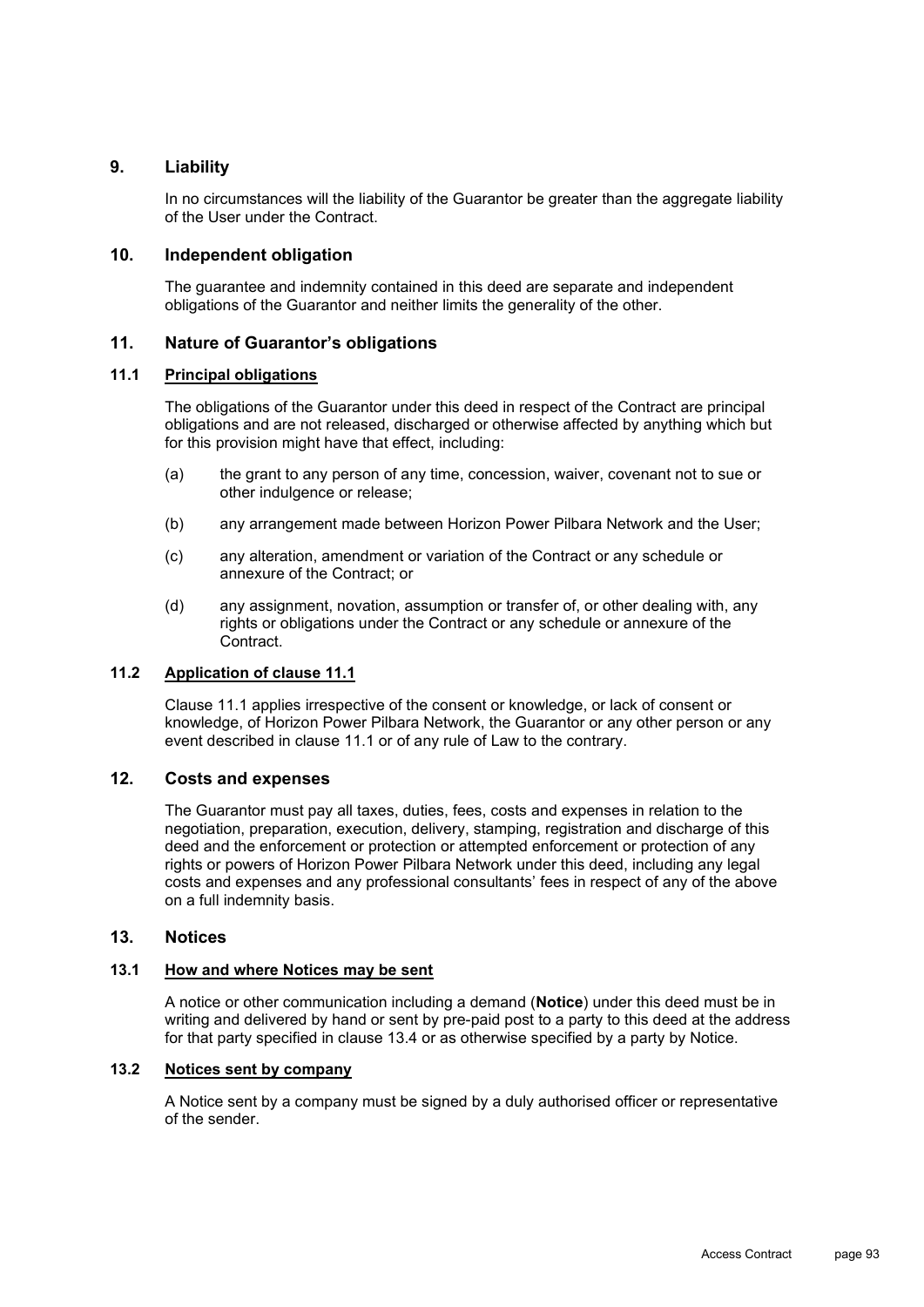## 9. Liability

In no circumstances will the liability of the Guarantor be greater than the aggregate liability of the User under the Contract.

## 10. Independent obligation

The guarantee and indemnity contained in this deed are separate and independent obligations of the Guarantor and neither limits the generality of the other.

## 11. Nature of Guarantor's obligations

### 11.1 Principal obligations

The obligations of the Guarantor under this deed in respect of the Contract are principal obligations and are not released, discharged or otherwise affected by anything which but for this provision might have that effect, including:

(a) the grant to any person of any time, concession, waiver, covenant not to sue or other indulgence or release;

(b) any arrangement made between Horizon Power Pilbara Network and the User;

(c) any alteration, amendment or variation of the Contract or any schedule or annexure of the Contract; or

(d) any assignment, novation, assumption or transfer of, or other dealing with, any rights or obligations under the Contract or any schedule or annexure of the Contract.

### 11.2 Application of clause 11.1

Clause 11.1 applies irrespective of the consent or knowledge, or lack of consent or knowledge, of Horizon Power Pilbara Network, the Guarantor or any other person or any event described in clause 11.1 or of any rule of Law to the contrary.

## 12. Costs and expenses

The Guarantor must pay all taxes, duties, fees, costs and expenses in relation to the negotiation, preparation, execution, delivery, stamping, registration and discharge of this deed and the enforcement or protection or attempted enforcement or protection of any rights or powers of Horizon Power Pilbara Network under this deed, including any legal costs and expenses and any professional consultants' fees in respect of any of the above on a full indemnity basis.

## 13. Notices

### 13.1 How and where Notices may be sent

A notice or other communication including a demand (**Notice**) under this deed must be in writing and delivered by hand or sent by pre-paid post to a party to this deed at the address for that party specified in clause 13.4 or as otherwise specified by a party by Notice.

### 13.2 Notices sent by company

A Notice sent by a company must be signed by a duly authorised officer or representative of the sender.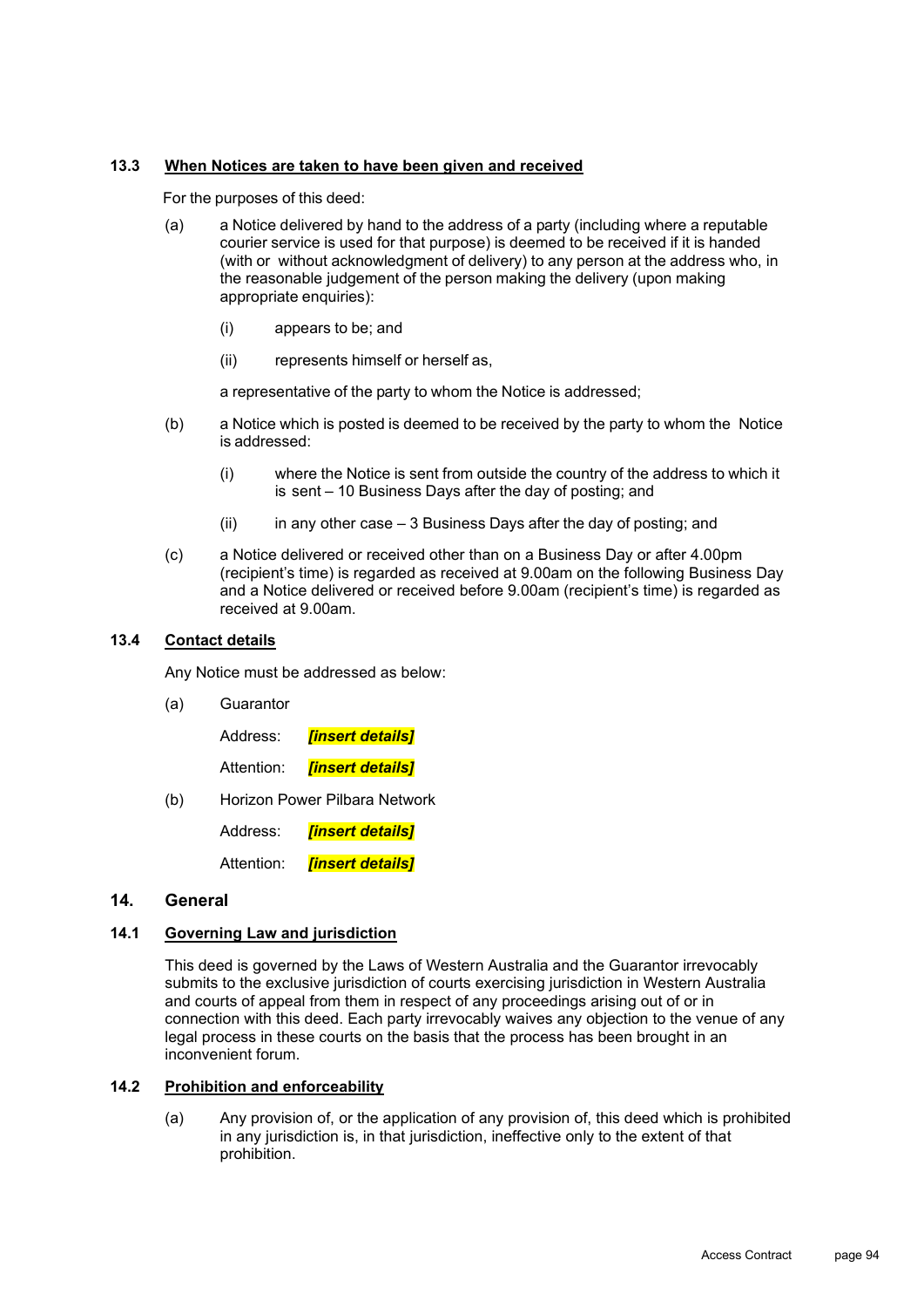### 13.3 When Notices are taken to have been given and received

For the purposes of this deed:

(a) a Notice delivered by hand to the address of a party (including where a reputable courier service is used for that purpose) is deemed to be received if it is handed (with or without acknowledgment of delivery) to any person at the address who, in the reasonable judgement of the person making the delivery (upon making appropriate enquiries):

  (i) appears to be; and

  (ii) represents himself or herself as,

  a representative of the party to whom the Notice is addressed;

(b) a Notice which is posted is deemed to be received by the party to whom the Notice is addressed:

  (i) where the Notice is sent from outside the country of the address to which it is sent – 10 Business Days after the day of posting; and

  (ii) in any other case – 3 Business Days after the day of posting; and

(c) a Notice delivered or received other than on a Business Day or after 4.00pm (recipient's time) is regarded as received at 9.00am on the following Business Day and a Notice delivered or received before 9.00am (recipient's time) is regarded as received at 9.00am.

### 13.4 Contact details

Any Notice must be addressed as below:

(a) Guarantor

  Address: ***[insert details]***

  Attention: ***[insert details]***

(b) Horizon Power Pilbara Network

  Address: ***[insert details]***

  Attention: ***[insert details]***

## 14. General

### 14.1 Governing Law and jurisdiction

This deed is governed by the Laws of Western Australia and the Guarantor irrevocably submits to the exclusive jurisdiction of courts exercising jurisdiction in Western Australia and courts of appeal from them in respect of any proceedings arising out of or in connection with this deed. Each party irrevocably waives any objection to the venue of any legal process in these courts on the basis that the process has been brought in an inconvenient forum.

### 14.2 Prohibition and enforceability

(a) Any provision of, or the application of any provision of, this deed which is prohibited in any jurisdiction is, in that jurisdiction, ineffective only to the extent of that prohibition.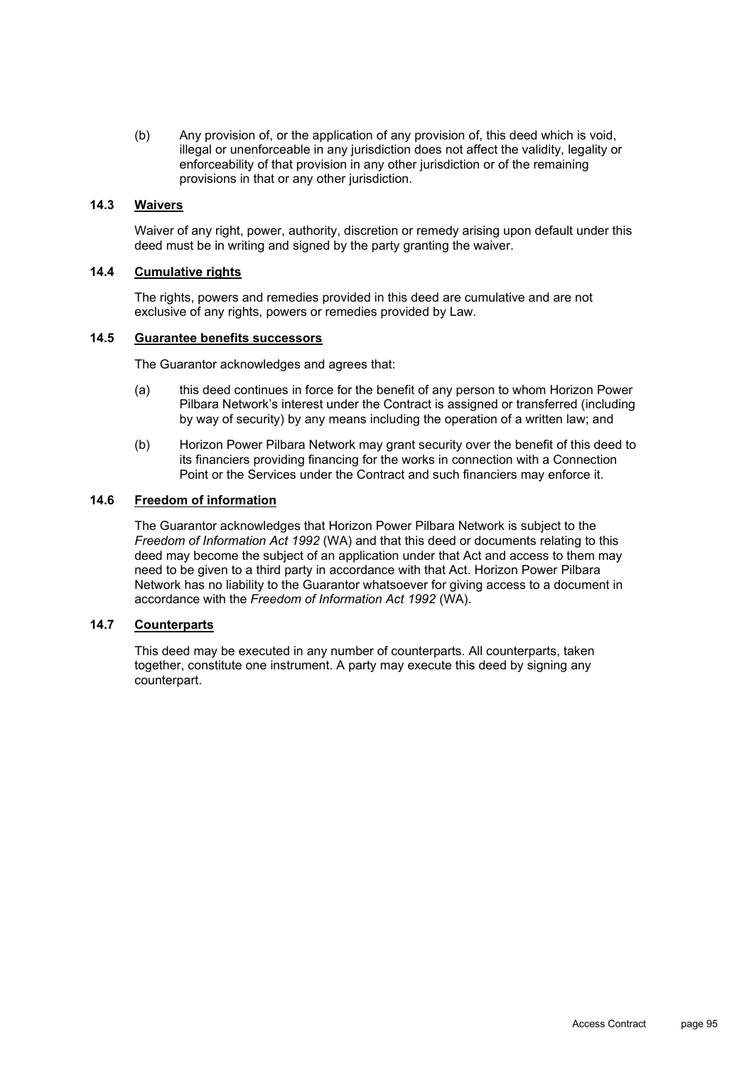(b) Any provision of, or the application of any provision of, this deed which is void, illegal or unenforceable in any jurisdiction does not affect the validity, legality or enforceability of that provision in any other jurisdiction or of the remaining provisions in that or any other jurisdiction.

### 14.3 Waivers

Waiver of any right, power, authority, discretion or remedy arising upon default under this deed must be in writing and signed by the party granting the waiver.

### 14.4 Cumulative rights

The rights, powers and remedies provided in this deed are cumulative and are not exclusive of any rights, powers or remedies provided by Law.

### 14.5 Guarantee benefits successors

The Guarantor acknowledges and agrees that:

(a) this deed continues in force for the benefit of any person to whom Horizon Power Pilbara Network's interest under the Contract is assigned or transferred (including by way of security) by any means including the operation of a written law; and

(b) Horizon Power Pilbara Network may grant security over the benefit of this deed to its financiers providing financing for the works in connection with a Connection Point or the Services under the Contract and such financiers may enforce it.

### 14.6 Freedom of information

The Guarantor acknowledges that Horizon Power Pilbara Network is subject to the *Freedom of Information Act 1992* (WA) and that this deed or documents relating to this deed may become the subject of an application under that Act and access to them may need to be given to a third party in accordance with that Act. Horizon Power Pilbara Network has no liability to the Guarantor whatsoever for giving access to a document in accordance with the *Freedom of Information Act 1992* (WA).

### 14.7 Counterparts

This deed may be executed in any number of counterparts. All counterparts, taken together, constitute one instrument. A party may execute this deed by signing any counterpart.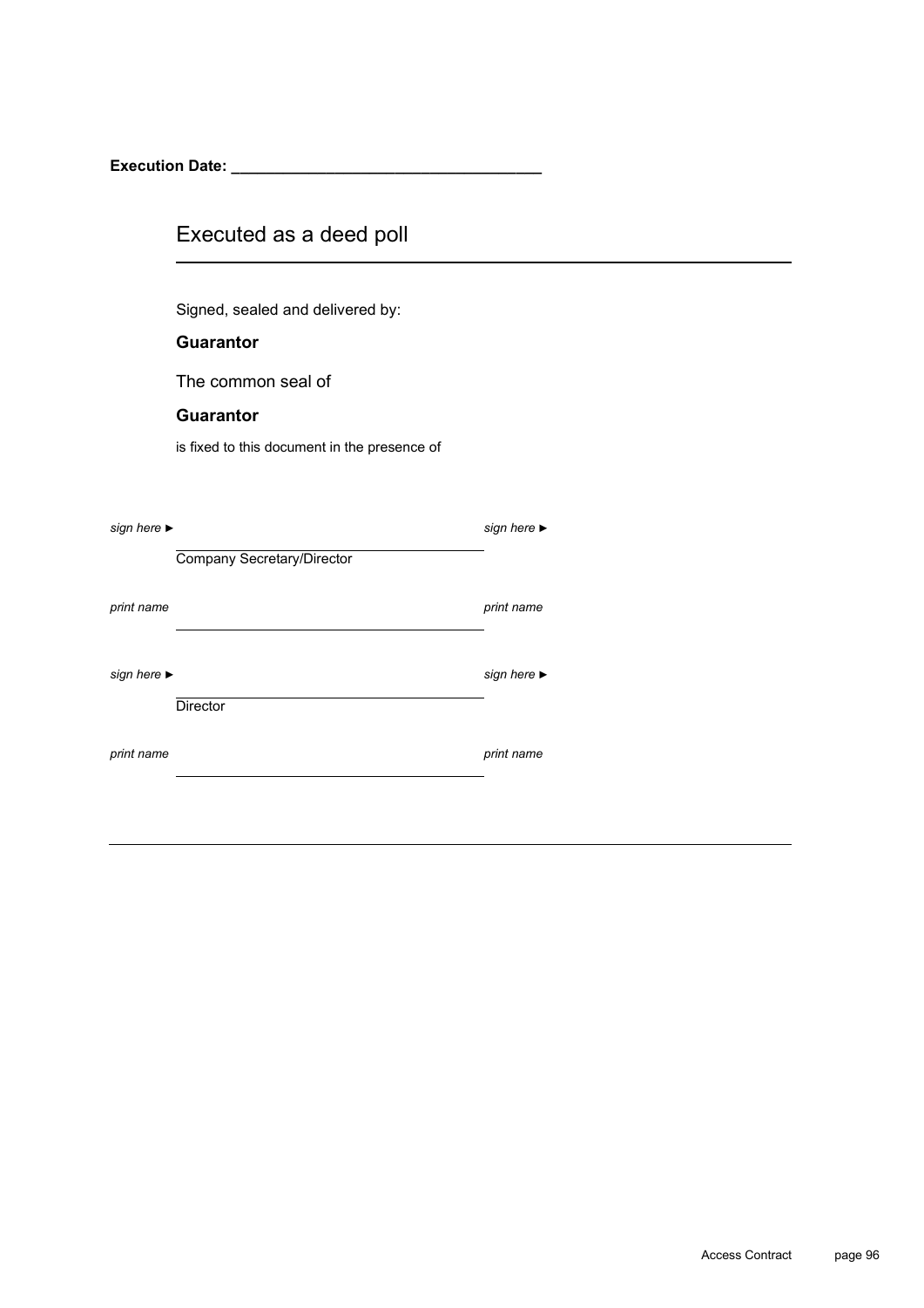**Execution Date:** ___________________________________

## Executed as a deed poll

Signed, sealed and delivered by:

**Guarantor**

The common seal of

**Guarantor**

is fixed to this document in the presence of

| | | | |
|---|---|---|---|
| *sign here ►* | ______________________________ Company Secretary/Director | *sign here ►* | |
| *print name* | ______________________________ | *print name* | |
| *sign here ►* | ______________________________ Director | *sign here ►* | |
| *print name* | ______________________________ | *print name* | |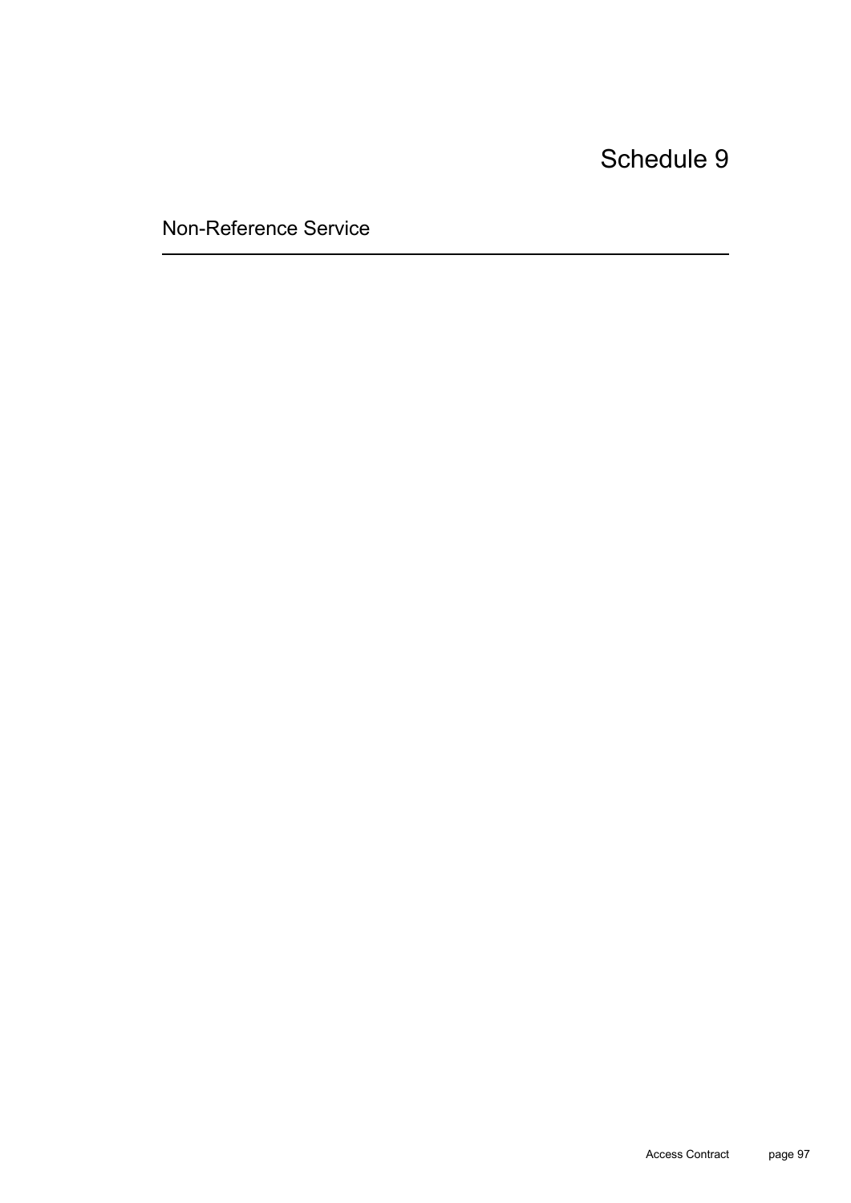# Schedule 9

## Non-Reference Service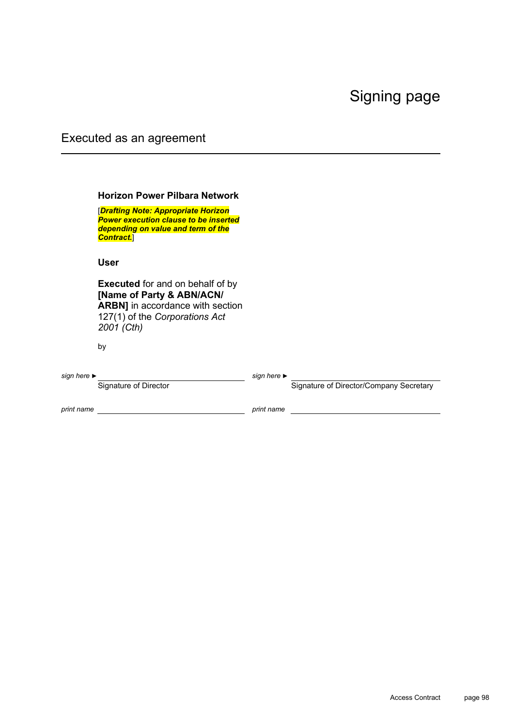# Signing page

## Executed as an agreement

**Horizon Power Pilbara Network**

[***Drafting Note: Appropriate Horizon Power execution clause to be inserted depending on value and term of the Contract.***]

**User**

**Executed** for and on behalf of by **[Name of Party & ABN/ACN/ ARBN]** in accordance with section 127(1) of the *Corporations Act 2001 (Cth)*

by

| | | | |
|---|---|---|---|
| *sign here* ► | ______________________ Signature of Director | *sign here* ► | ______________________ Signature of Director/Company Secretary |
| *print name* | ______________________ | *print name* | ______________________ |